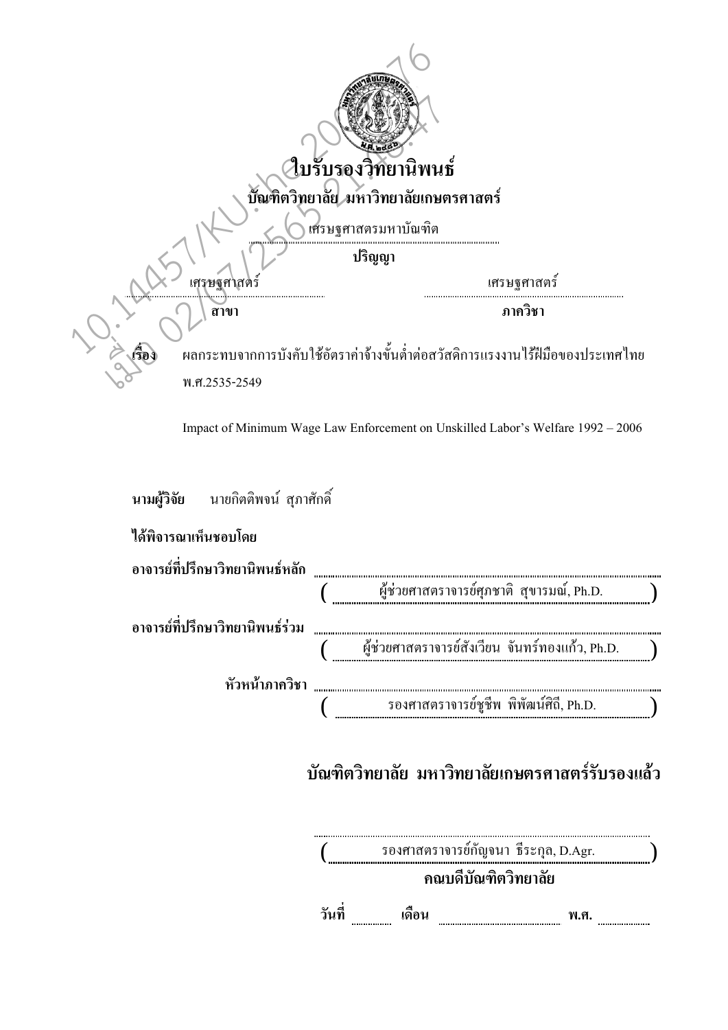# ใบรับรองวิทยานิพนธ์

## บัณฑิตวิทยาลัย มหาวิทยาลัยเกษตรศาสตร์

เศรษฐศาสตรมหาบัณฑิต

**ปริญญา**

| เศรษฐศาสตร์ | เศรษฐศาสตร์ |
|---|---|
| **สาขา** | **ภาควิชา** |

**เรื่อง** ผลกระทบจากการบังคับใช้อัตราค่าจ้างขั้นต่ำต่อสวัสดิการแรงงานไร้ฝีมือของประเทศไทย พ.ศ.2535-2549

Impact of Minimum Wage Law Enforcement on Unskilled Labor's Welfare 1992 – 2006

**นามผู้วิจัย** นายกิตติพจน์ สุภาศักดิ์

**ได้พิจารณาเห็นชอบโดย**

**อาจารย์ที่ปรึกษาวิทยานิพนธ์หลัก** ..........................................

( ผู้ช่วยศาสตราจารย์ศุภชาติ สุขารมณ์, Ph.D. )

**อาจารย์ที่ปรึกษาวิทยานิพนธ์ร่วม** ..........................................

( ผู้ช่วยศาสตราจารย์สังเวียน จันทร์ทองแก้ว, Ph.D. )

**หัวหน้าภาควิชา** ..........................................

( รองศาสตราจารย์ชูชีพ พิพัฒน์ศิถี, Ph.D. )

## บัณฑิตวิทยาลัย มหาวิทยาลัยเกษตรศาสตร์รับรองแล้ว

..........................................

( รองศาสตราจารย์กัญจนา ธีระกุล, D.Agr. )

**คณบดีบัณฑิตวิทยาลัย**

**วันที่** .......... **เดือน** .................... **พ.ศ.** ..........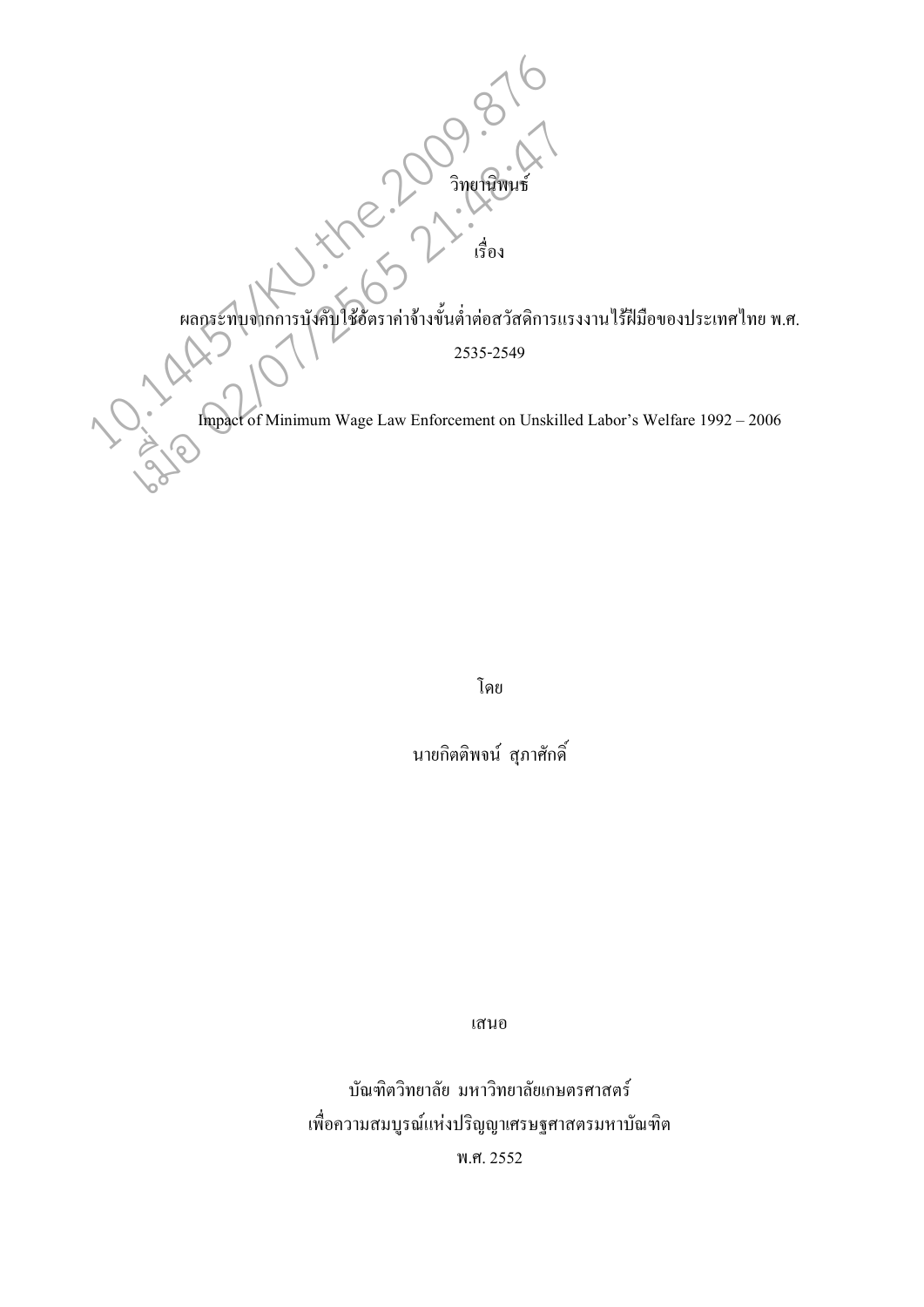วิทยานิพนธ์

เรื่อง

ผลกระทบจากการบังคับใช้อัตราค่าจ้างขั้นต่ำต่อสวัสดิการแรงงานไร้ฝีมือของประเทศไทย พ.ศ. 2535-2549

Impact of Minimum Wage Law Enforcement on Unskilled Labor's Welfare 1992 – 2006

โดย

นายกิตติพจน์ สุภาศักดิ์

เสนอ

บัณฑิตวิทยาลัย มหาวิทยาลัยเกษตรศาสตร์
เพื่อความสมบูรณ์แห่งปริญญาเศรษฐศาสตรมหาบัณฑิต
พ.ศ. 2552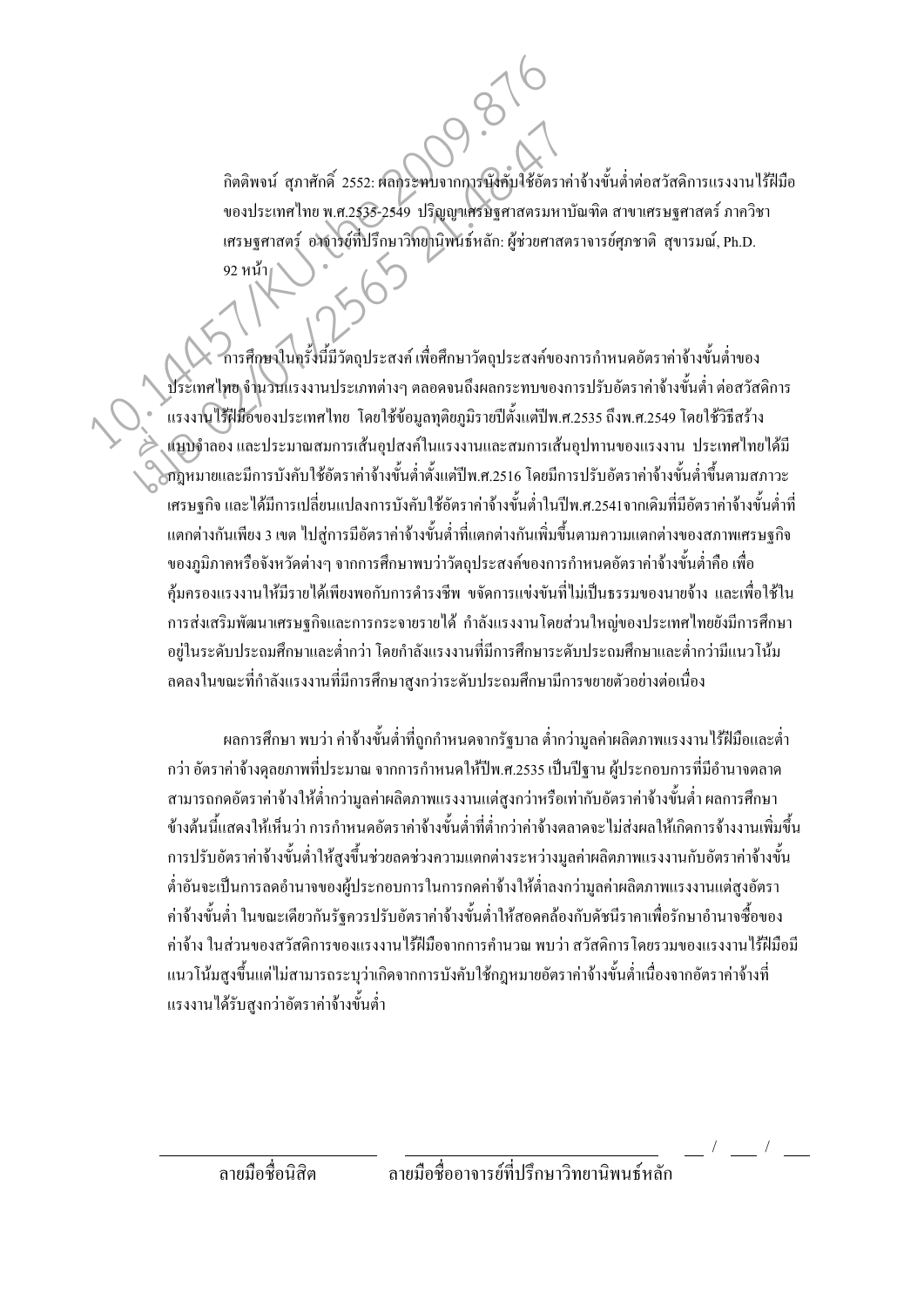กิตติพจน์ สุภาศักดิ์ 2552: ผลกระทบจากการบังคับใช้อัตราค่าจ้างขั้นต่ำต่อสวัสดิการแรงงานไร้ฝีมือของประเทศไทย พ.ศ.2535-2549 ปริญญาเศรษฐศาสตรมหาบัณฑิต สาขาเศรษฐศาสตร์ ภาควิชาเศรษฐศาสตร์ อาจารย์ที่ปรึกษาวิทยานิพนธ์หลัก: ผู้ช่วยศาสตราจารย์ศุภชาติ สุขารมณ์, Ph.D. 92 หน้า

การศึกษาในครั้งนี้มีวัตถุประสงค์ เพื่อศึกษาวัตถุประสงค์ของการกำหนดอัตราค่าจ้างขั้นต่ำของประเทศไทย จำนวนแรงงานประเภทต่างๆ ตลอดจนถึงผลกระทบของการปรับอัตราค่าจ้างขั้นต่ำ ต่อสวัสดิการแรงงานไร้ฝีมือของประเทศไทย โดยใช้ข้อมูลทุติยภูมิรายปีตั้งแต่ปีพ.ศ.2535 ถึงพ.ศ.2549 โดยใช้วิธีสร้างแบบจำลอง และประมาณสมการเส้นอุปสงค์ในแรงงานและสมการเส้นอุปทานของแรงงาน ประเทศไทยได้มีกฎหมายและมีการบังคับใช้อัตราค่าจ้างขั้นต่ำตั้งแต่ปีพ.ศ.2516 โดยมีการปรับอัตราค่าจ้างขั้นต่ำขึ้นตามสภาวะเศรษฐกิจ และได้มีการเปลี่ยนแปลงการบังคับใช้อัตราค่าจ้างขั้นต่ำในปีพ.ศ.2541จากเดิมที่มีอัตราค่าจ้างขั้นต่ำที่แตกต่างกันเพียง 3 เขต ไปสู่การมีอัตราค่าจ้างขั้นต่ำที่แตกต่างกันเพิ่มขึ้นตามความแตกต่างของสภาพเศรษฐกิจของภูมิภาคหรือจังหวัดต่างๆ จากการศึกษาพบว่าวัตถุประสงค์ของการกำหนดอัตราค่าจ้างขั้นต่ำคือ เพื่อคุ้มครองแรงงานให้มีรายได้เพียงพอกับการดำรงชีพ ขจัดการแข่งขันที่ไม่เป็นธรรมของนายจ้าง และเพื่อใช้ในการส่งเสริมพัฒนาเศรษฐกิจและการกระจายรายได้ กำลังแรงงานโดยส่วนใหญ่ของประเทศไทยยังมีการศึกษาอยู่ในระดับประถมศึกษาและต่ำกว่า โดยกำลังแรงงานที่มีการศึกษาระดับประถมศึกษาและต่ำกว่ามีแนวโน้มลดลงในขณะที่กำลังแรงงานที่มีการศึกษาสูงกว่าระดับประถมศึกษามีการขยายตัวอย่างต่อเนื่อง

ผลการศึกษา พบว่า ค่าจ้างขั้นต่ำที่ถูกกำหนดจากรัฐบาล ต่ำกว่ามูลค่าผลิตภาพแรงงานไร้ฝีมือและต่ำกว่า อัตราค่าจ้างดุลยภาพที่ประมาณ จากการกำหนดให้ปีพ.ศ.2535 เป็นปีฐาน ผู้ประกอบการที่มีอำนาจตลาดสามารถกดอัตราค่าจ้างให้ต่ำกว่ามูลค่าผลิตภาพแรงงานแต่สูงกว่าหรือเท่ากับอัตราค่าจ้างขั้นต่ำ ผลการศึกษาข้างต้นนี้แสดงให้เห็นว่า การกำหนดอัตราค่าจ้างขั้นต่ำที่ต่ำกว่าค่าจ้างตลาดจะไม่ส่งผลให้เกิดการจ้างงานเพิ่มขึ้น การปรับอัตราค่าจ้างขั้นต่ำให้สูงขึ้นช่วยลดช่วงความแตกต่างระหว่างมูลค่าผลิตภาพแรงงานกับอัตราค่าจ้างขั้นต่ำอันจะเป็นการลดอำนาจของผู้ประกอบการในการกดค่าจ้างให้ต่ำลงกว่ามูลค่าผลิตภาพแรงงานแต่สูงอัตราค่าจ้างขั้นต่ำ ในขณะเดียวกันรัฐควรปรับอัตราค่าจ้างขั้นต่ำให้สอดคล้องกับดัชนีราคาเพื่อรักษาอำนาจซื้อของค่าจ้าง ในส่วนของสวัสดิการของแรงงานไร้ฝีมือจากการคำนวณ พบว่า สวัสดิการโดยรวมของแรงงานไร้ฝีมือมีแนวโน้มสูงขึ้นแต่ไม่สามารถระบุว่าเกิดจากการบังคับใช้กฎหมายอัตราค่าจ้างขั้นต่ำเนื่องจากอัตราค่าจ้างที่แรงงานได้รับสูงกว่าอัตราค่าจ้างขั้นต่ำ

| ลายมือชื่อนิสิต | ลายมือชื่ออาจารย์ที่ปรึกษาวิทยานิพนธ์หลัก | ___ / ___ / ___ |
| --- | --- | --- |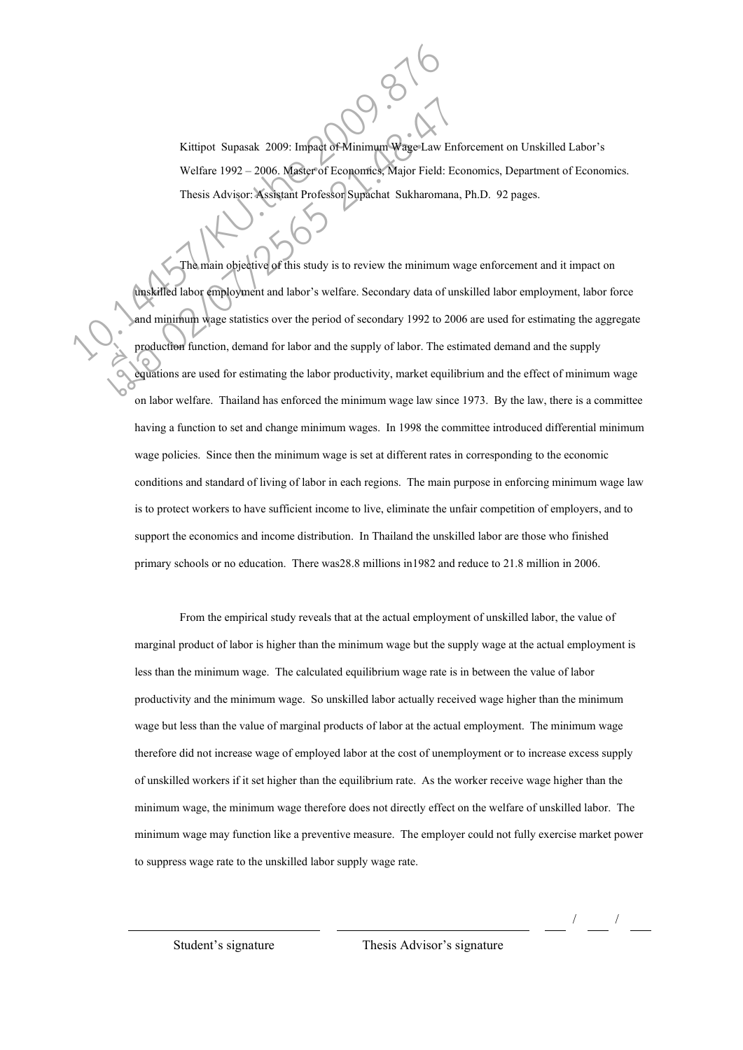Kittipot Supasak 2009: Impact of Minimum Wage Law Enforcement on Unskilled Labor's Welfare 1992 – 2006. Master of Economics, Major Field: Economics, Department of Economics. Thesis Advisor: Assistant Professor Supachat Sukharomana, Ph.D. 92 pages.

The main objective of this study is to review the minimum wage enforcement and it impact on unskilled labor employment and labor's welfare. Secondary data of unskilled labor employment, labor force and minimum wage statistics over the period of secondary 1992 to 2006 are used for estimating the aggregate production function, demand for labor and the supply of labor. The estimated demand and the supply equations are used for estimating the labor productivity, market equilibrium and the effect of minimum wage on labor welfare. Thailand has enforced the minimum wage law since 1973. By the law, there is a committee having a function to set and change minimum wages. In 1998 the committee introduced differential minimum wage policies. Since then the minimum wage is set at different rates in corresponding to the economic conditions and standard of living of labor in each regions. The main purpose in enforcing minimum wage law is to protect workers to have sufficient income to live, eliminate the unfair competition of employers, and to support the economics and income distribution. In Thailand the unskilled labor are those who finished primary schools or no education. There was28.8 millions in1982 and reduce to 21.8 million in 2006.

From the empirical study reveals that at the actual employment of unskilled labor, the value of marginal product of labor is higher than the minimum wage but the supply wage at the actual employment is less than the minimum wage. The calculated equilibrium wage rate is in between the value of labor productivity and the minimum wage. So unskilled labor actually received wage higher than the minimum wage but less than the value of marginal products of labor at the actual employment. The minimum wage therefore did not increase wage of employed labor at the cost of unemployment or to increase excess supply of unskilled workers if it set higher than the equilibrium rate. As the worker receive wage higher than the minimum wage, the minimum wage therefore does not directly effect on the welfare of unskilled labor. The minimum wage may function like a preventive measure. The employer could not fully exercise market power to suppress wage rate to the unskilled labor supply wage rate.

| Student's signature | Thesis Advisor's signature | ___ / ___ / ___ |
|---|---|---|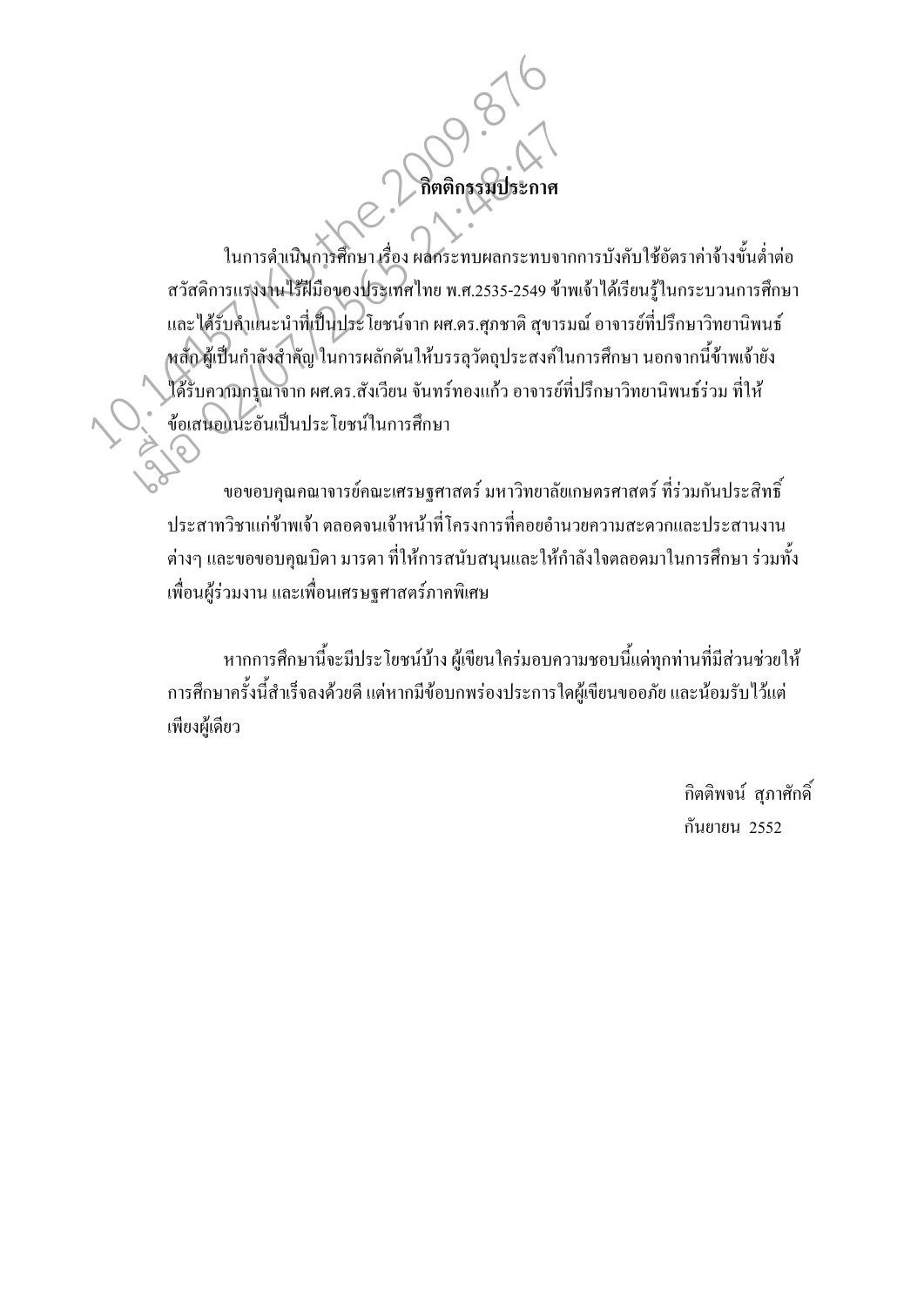## กิตติกรรมประกาศ

ในการดำเนินการศึกษา เรื่อง ผลกระทบผลกระทบจากการบังคับใช้อัตราค่าจ้างขั้นต่ำต่อสวัสดิการแรงงานไร้ฝีมือของประเทศไทย พ.ศ.2535-2549 ข้าพเจ้าได้เรียนรู้ในกระบวนการศึกษา และได้รับคำแนะนำที่เป็นประโยชน์จาก ผศ.ดร.ศุภชาติ สุขารมณ์ อาจารย์ที่ปรึกษาวิทยานิพนธ์หลัก ผู้เป็นกำลังสำคัญ ในการผลักดันให้บรรลุวัตถุประสงค์ในการศึกษา นอกจากนี้ข้าพเจ้ายังได้รับความกรุณาจาก ผศ.ดร.สังเวียน จันทร์ทองแก้ว อาจารย์ที่ปรึกษาวิทยานิพนธ์ร่วม ที่ให้ข้อเสนอแนะอันเป็นประโยชน์ในการศึกษา

ขอขอบคุณคณาจารย์คณะเศรษฐศาสตร์ มหาวิทยาลัยเกษตรศาสตร์ ที่ร่วมกันประสิทธิ์ประสาทวิชาแก่ข้าพเจ้า ตลอดจนเจ้าหน้าที่โครงการที่คอยอำนวยความสะดวกและประสานงานต่างๆ และขอขอบคุณบิดา มารดา ที่ให้การสนับสนุนและให้กำลังใจตลอดมาในการศึกษา ร่วมทั้งเพื่อนผู้ร่วมงาน และเพื่อนเศรษฐศาสตร์ภาคพิเศษ

หากการศึกษานี้จะมีประโยชน์บ้าง ผู้เขียนใคร่มอบความชอบนี้แด่ทุกท่านที่มีส่วนช่วยให้การศึกษาครั้งนี้สำเร็จลงด้วยดี แต่หากมีข้อบกพร่องประการใดผู้เขียนขออภัย และน้อมรับไว้แต่เพียงผู้เดียว

กิตติพจน์ สุภาศักดิ์
กันยายน 2552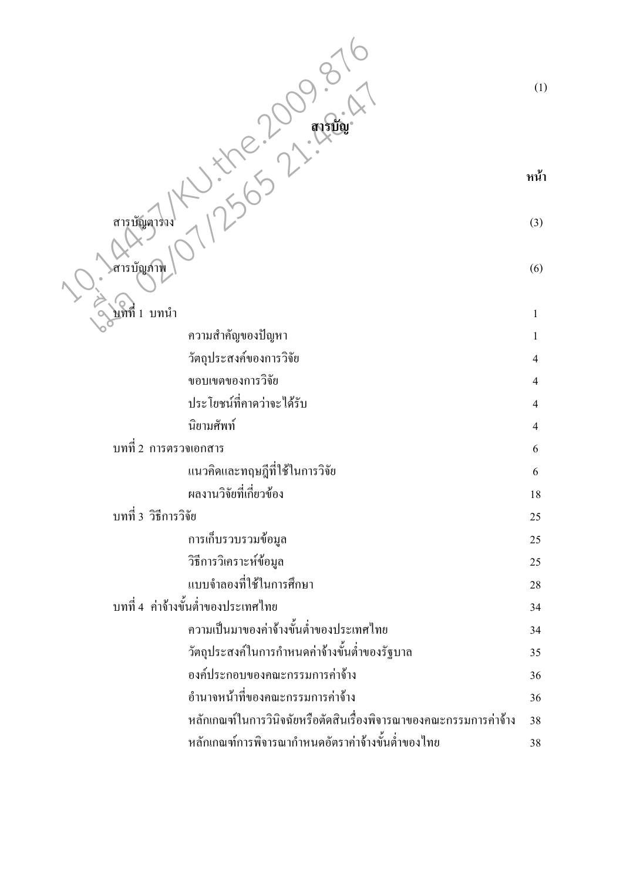# สารบัญ

| | หน้า |
|---|---|
| สารบัญตาราง | (3) |
| สารบัญภาพ | (6) |
| บทที่ 1 บทนำ | 1 |
| ความสำคัญของปัญหา | 1 |
| วัตถุประสงค์ของการวิจัย | 4 |
| ขอบเขตของการวิจัย | 4 |
| ประโยชน์ที่คาดว่าจะได้รับ | 4 |
| นิยามศัพท์ | 4 |
| บทที่ 2 การตรวจเอกสาร | 6 |
| แนวคิดและทฤษฎีที่ใช้ในการวิจัย | 6 |
| ผลงานวิจัยที่เกี่ยวข้อง | 18 |
| บทที่ 3 วิธีการวิจัย | 25 |
| การเก็บรวบรวมข้อมูล | 25 |
| วิธีการวิเคราะห์ข้อมูล | 25 |
| แบบจำลองที่ใช้ในการศึกษา | 28 |
| บทที่ 4 ค่าจ้างขั้นต่ำของประเทศไทย | 34 |
| ความเป็นมาของค่าจ้างขั้นต่ำของประเทศไทย | 34 |
| วัตถุประสงค์ในการกำหนดค่าจ้างขั้นต่ำของรัฐบาล | 35 |
| องค์ประกอบของคณะกรรมการค่าจ้าง | 36 |
| อำนาจหน้าที่ของคณะกรรมการค่าจ้าง | 36 |
| หลักเกณฑ์ในการวินิจฉัยหรือตัดสินเรื่องพิจารณาของคณะกรรมการค่าจ้าง | 38 |
| หลักเกณฑ์การพิจารณากำหนดอัตราค่าจ้างขั้นต่ำของไทย | 38 |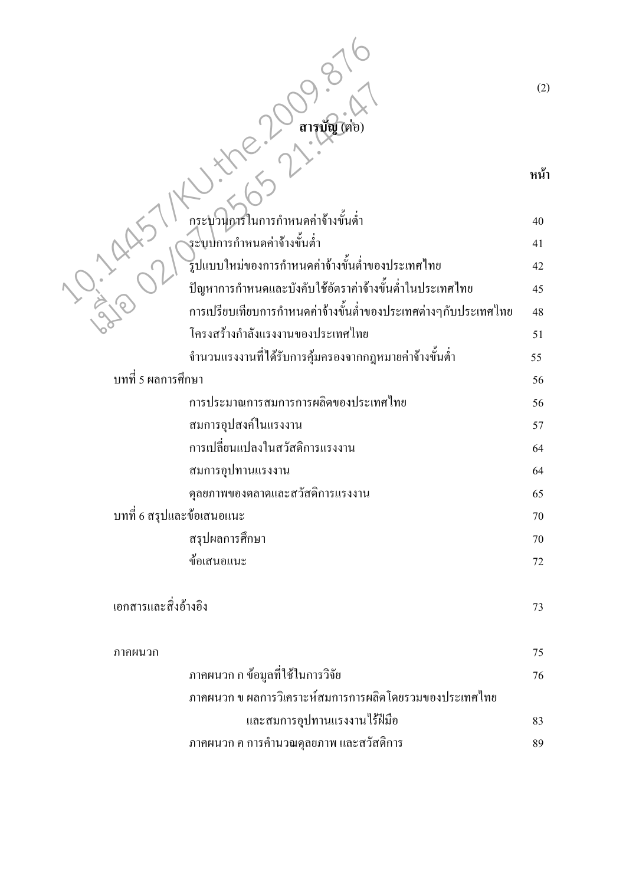**สารบัญ (ต่อ)**

| | หน้า |
|---|---|
| กระบวนการในการกำหนดค่าจ้างขั้นต่ำ | 40 |
| ระบบการกำหนดค่าจ้างขั้นต่ำ | 41 |
| รูปแบบใหม่ของการกำหนดค่าจ้างขั้นต่ำของประเทศไทย | 42 |
| ปัญหาการกำหนดและบังคับใช้อัตราค่าจ้างขั้นต่ำในประเทศไทย | 45 |
| การเปรียบเทียบการกำหนดค่าจ้างขั้นต่ำของประเทศต่างๆกับประเทศไทย | 48 |
| โครงสร้างกำลังแรงงานของประเทศไทย | 51 |
| จำนวนแรงงานที่ได้รับการคุ้มครองจากกฎหมายค่าจ้างขั้นต่ำ | 55 |
| บทที่ 5 ผลการศึกษา | 56 |
| การประมาณการสมการการผลิตของประเทศไทย | 56 |
| สมการอุปสงค์ในแรงงาน | 57 |
| การเปลี่ยนแปลงในสวัสดิการแรงงาน | 64 |
| สมการอุปทานแรงงาน | 64 |
| ดุลยภาพของตลาดและสวัสดิการแรงงาน | 65 |
| บทที่ 6 สรุปและข้อเสนอแนะ | 70 |
| สรุปผลการศึกษา | 70 |
| ข้อเสนอแนะ | 72 |
| เอกสารและสิ่งอ้างอิง | 73 |
| ภาคผนวก | 75 |
| ภาคผนวก ก ข้อมูลที่ใช้ในการวิจัย | 76 |
| ภาคผนวก ข ผลการวิเคราะห์สมการการผลิตโดยรวมของประเทศไทย และสมการอุปทานแรงงานไร้ฝีมือ | 83 |
| ภาคผนวก ค การคำนวณดุลยภาพ และสวัสดิการ | 89 |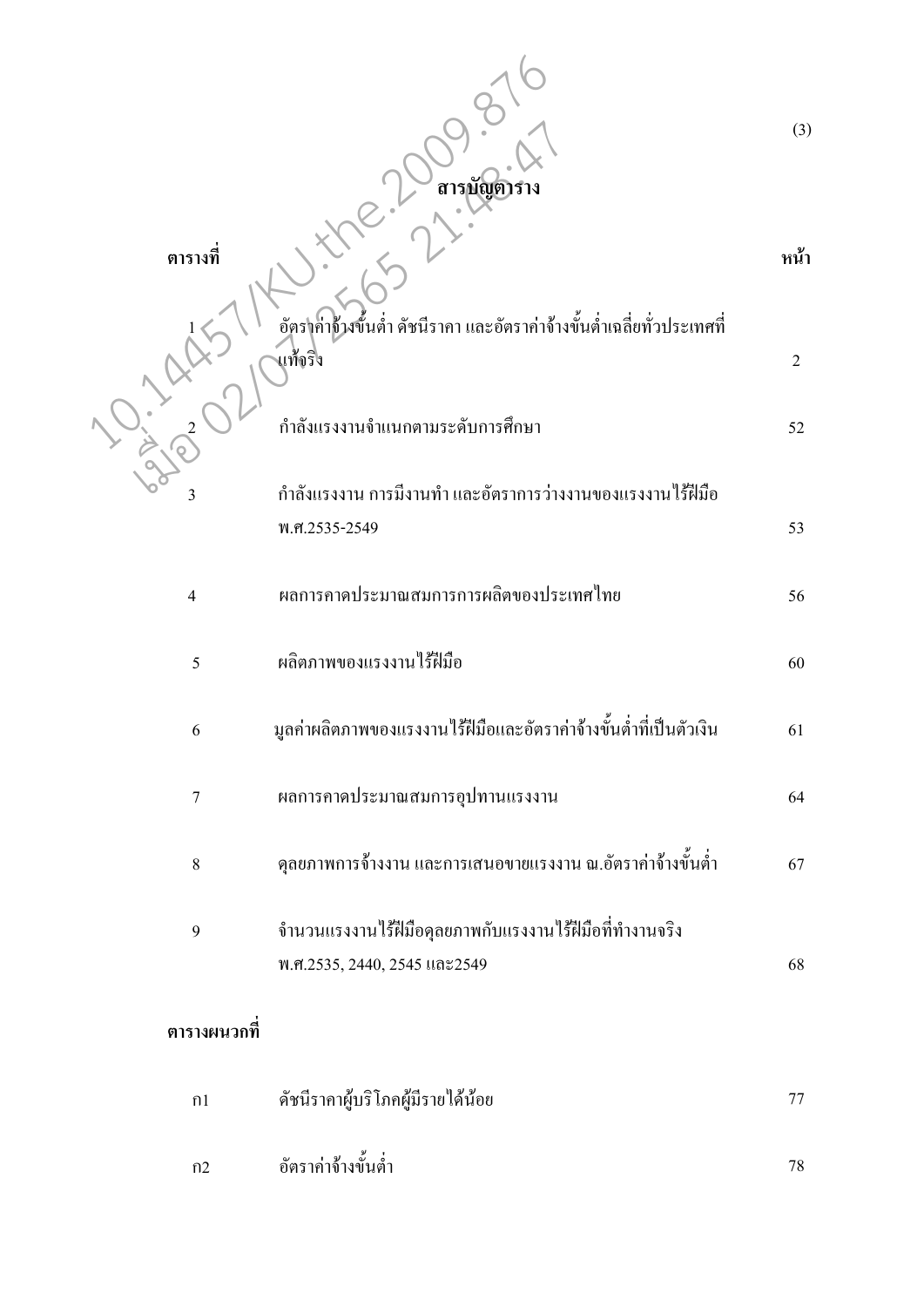# สารบัญตาราง

| ตารางที่ | | หน้า |
|---|---|---|
| 1 | อัตราค่าจ้างขั้นต่ำ ดัชนีราคา และอัตราค่าจ้างขั้นต่ำเฉลี่ยทั่วประเทศที่แท้จริง | 2 |
| 2 | กำลังแรงงานจำแนกตามระดับการศึกษา | 52 |
| 3 | กำลังแรงงาน การมีงานทำ และอัตราการว่างงานของแรงงานไร้ฝีมือ พ.ศ.2535-2549 | 53 |
| 4 | ผลการคาดประมาณสมการการผลิตของประเทศไทย | 56 |
| 5 | ผลิตภาพของแรงงานไร้ฝีมือ | 60 |
| 6 | มูลค่าผลิตภาพของแรงงานไร้ฝีมือและอัตราค่าจ้างขั้นต่ำที่เป็นตัวเงิน | 61 |
| 7 | ผลการคาดประมาณสมการอุปทานแรงงาน | 64 |
| 8 | ดุลยภาพการจ้างงาน และการเสนอขายแรงงาน ณ.อัตราค่าจ้างขั้นต่ำ | 67 |
| 9 | จำนวนแรงงานไร้ฝีมือดุลยภาพกับแรงงานไร้ฝีมือที่ทำงานจริง พ.ศ.2535, 2440, 2545 และ2549 | 68 |

| ตารางผนวกที่ | | |
|---|---|---|
| ก1 | ดัชนีราคาผู้บริโภคผู้มีรายได้น้อย | 77 |
| ก2 | อัตราค่าจ้างขั้นต่ำ | 78 |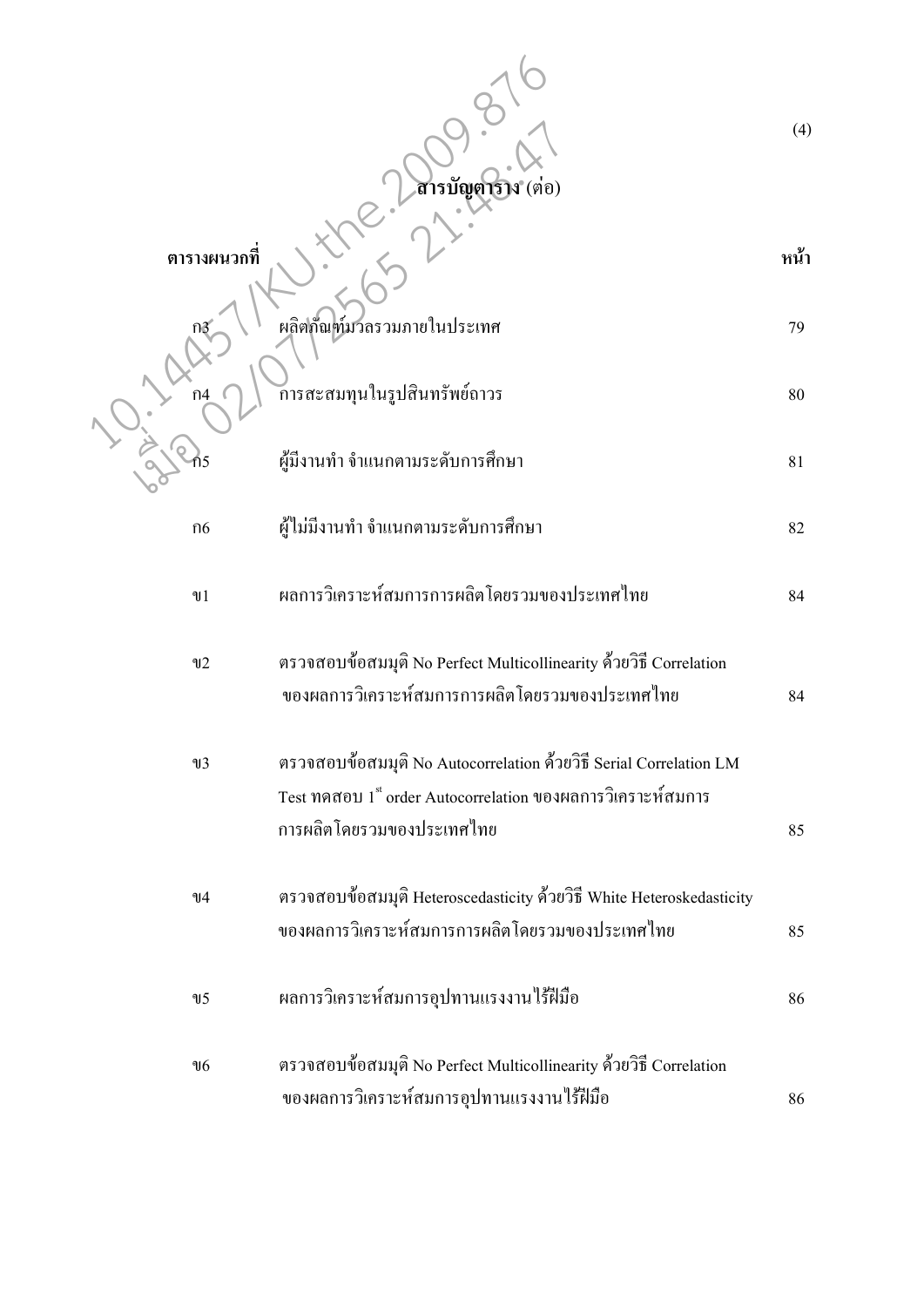## สารบัญตาราง (ต่อ)

| ตารางผนวกที่ | | หน้า |
|---|---|---|
| ก3 | ผลิตภัณฑ์มวลรวมภายในประเทศ | 79 |
| ก4 | การสะสมทุนในรูปสินทรัพย์ถาวร | 80 |
| ก5 | ผู้มีงานทำ จำแนกตามระดับการศึกษา | 81 |
| ก6 | ผู้ไม่มีงานทำ จำแนกตามระดับการศึกษา | 82 |
| ข1 | ผลการวิเคราะห์สมการการผลิตโดยรวมของประเทศไทย | 84 |
| ข2 | ตรวจสอบข้อสมมุติ No Perfect Multicollinearity ด้วยวิธี Correlation ของผลการวิเคราะห์สมการการผลิตโดยรวมของประเทศไทย | 84 |
| ข3 | ตรวจสอบข้อสมมุติ No Autocorrelation ด้วยวิธี Serial Correlation LM Test ทดสอบ 1st order Autocorrelation ของผลการวิเคราะห์สมการการผลิตโดยรวมของประเทศไทย | 85 |
| ข4 | ตรวจสอบข้อสมมุติ Heteroscedasticity ด้วยวิธี White Heteroskedasticity ของผลการวิเคราะห์สมการการผลิตโดยรวมของประเทศไทย | 85 |
| ข5 | ผลการวิเคราะห์สมการอุปทานแรงงานไร้ฝีมือ | 86 |
| ข6 | ตรวจสอบข้อสมมุติ No Perfect Multicollinearity ด้วยวิธี Correlation ของผลการวิเคราะห์สมการอุปทานแรงงานไร้ฝีมือ | 86 |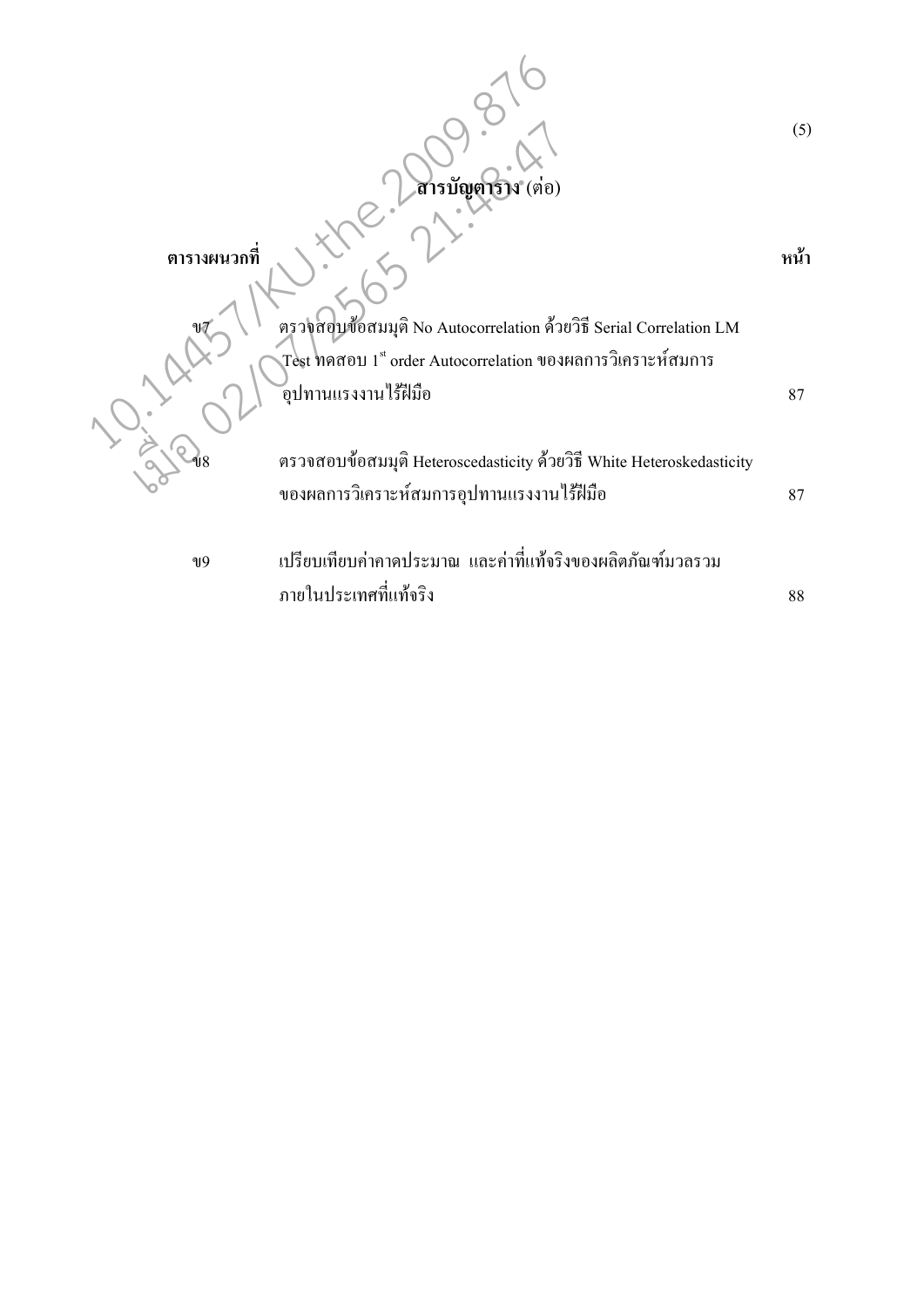# สารบัญตาราง (ต่อ)

| ตารางผนวกที่ | | หน้า |
|---|---|---|
| ข7 | ตรวจสอบข้อสมมุติ No Autocorrelation ด้วยวิธี Serial Correlation LM Test ทดสอบ 1st order Autocorrelation ของผลการวิเคราะห์สมการอุปทานแรงงานไร้ฝีมือ | 87 |
| ข8 | ตรวจสอบข้อสมมุติ Heteroscedasticity ด้วยวิธี White Heteroskedasticity ของผลการวิเคราะห์สมการอุปทานแรงงานไร้ฝีมือ | 87 |
| ข9 | เปรียบเทียบค่าคาดประมาณ และค่าที่แท้จริงของผลิตภัณฑ์มวลรวมภายในประเทศที่แท้จริง | 88 |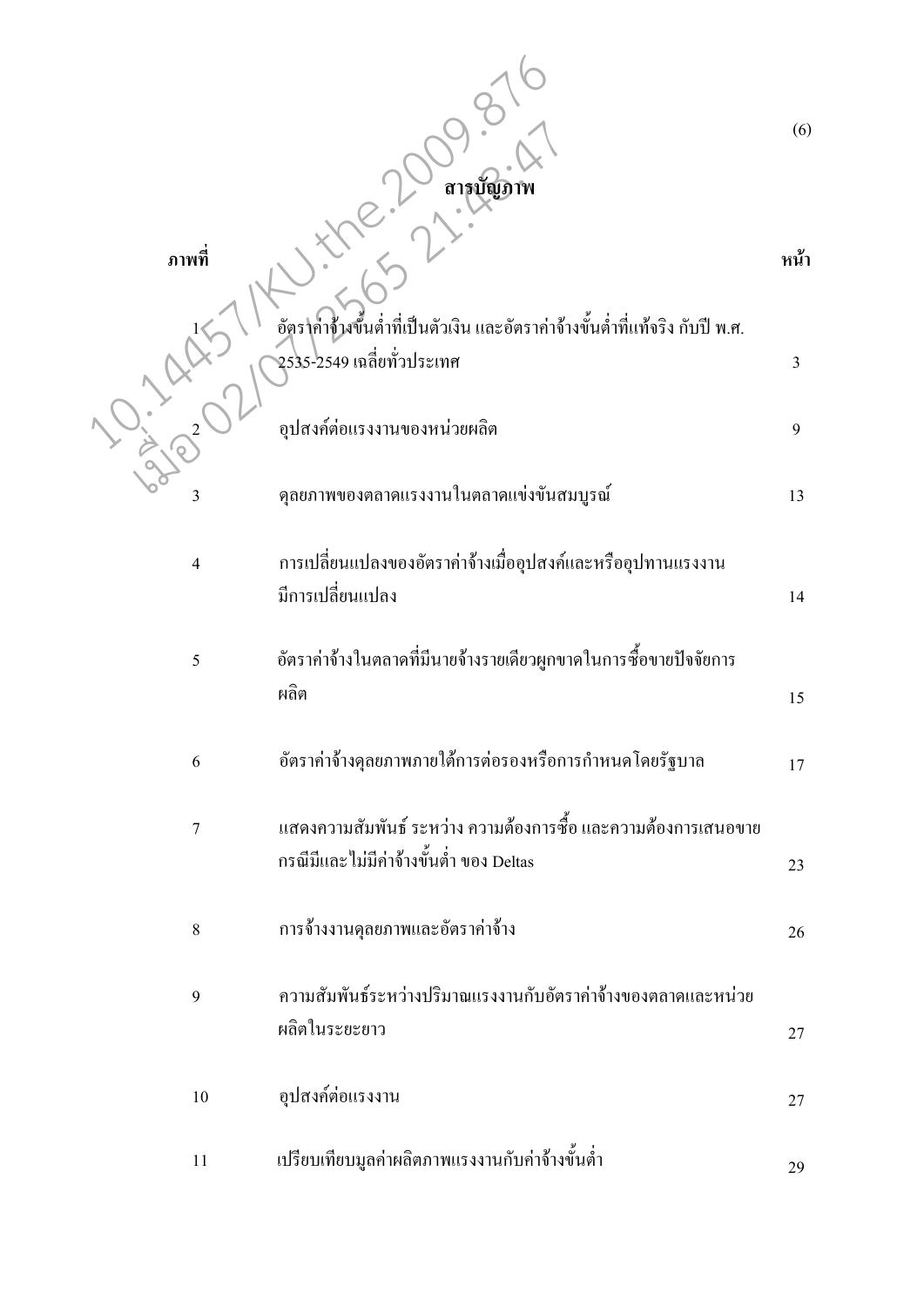# สารบัญภาพ

| ภาพที่ | | หน้า |
|---|---|---|
| 1 | อัตราค่าจ้างขั้นต่ำที่เป็นตัวเงิน และอัตราค่าจ้างขั้นต่ำที่แท้จริง กับปี พ.ศ. 2535-2549 เฉลี่ยทั่วประเทศ | 3 |
| 2 | อุปสงค์ต่อแรงงานของหน่วยผลิต | 9 |
| 3 | ดุลยภาพของตลาดแรงงานในตลาดแข่งขันสมบูรณ์ | 13 |
| 4 | การเปลี่ยนแปลงของอัตราค่าจ้างเมื่ออุปสงค์และหรืออุปทานแรงงานมีการเปลี่ยนแปลง | 14 |
| 5 | อัตราค่าจ้างในตลาดที่มีนายจ้างรายเดียวผูกขาดในการซื้อขายปัจจัยการผลิต | 15 |
| 6 | อัตราค่าจ้างดุลยภาพภายใต้การต่อรองหรือการกำหนดโดยรัฐบาล | 17 |
| 7 | แสดงความสัมพันธ์ ระหว่าง ความต้องการซื้อ และความต้องการเสนอขาย กรณีมีและไม่มีค่าจ้างขั้นต่ำ ของ Deltas | 23 |
| 8 | การจ้างงานดุลยภาพและอัตราค่าจ้าง | 26 |
| 9 | ความสัมพันธ์ระหว่างปริมาณแรงงานกับอัตราค่าจ้างของตลาดและหน่วยผลิตในระยะยาว | 27 |
| 10 | อุปสงค์ต่อแรงงาน | 27 |
| 11 | เปรียบเทียบมูลค่าผลิตภาพแรงงานกับค่าจ้างขั้นต่ำ | 29 |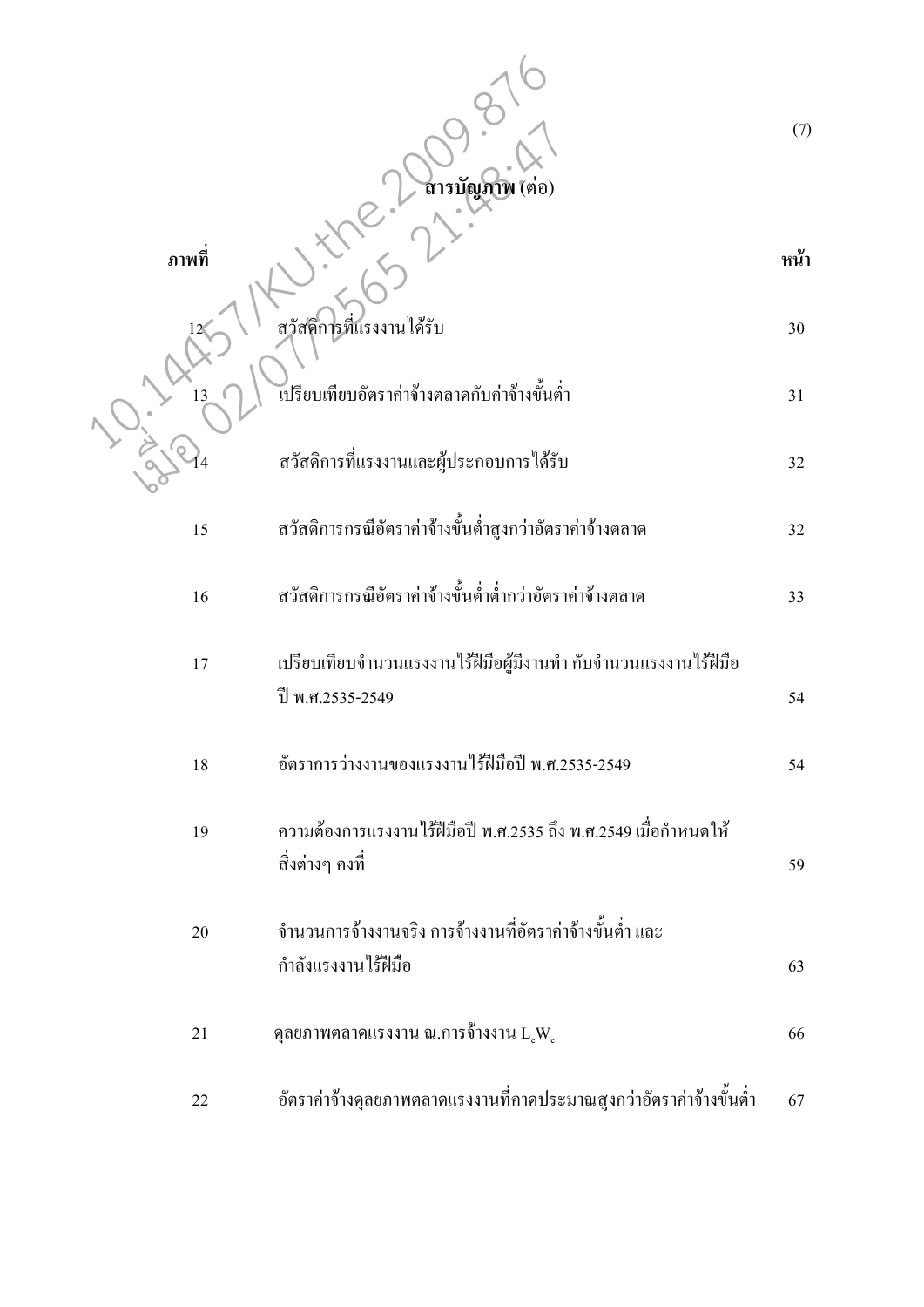## สารบัญภาพ (ต่อ)

| ภาพที่ | | หน้า |
|---|---|---|
| 12 | สวัสดิการที่แรงงานได้รับ | 30 |
| 13 | เปรียบเทียบอัตราค่าจ้างตลาดกับค่าจ้างขั้นต่ำ | 31 |
| 14 | สวัสดิการที่แรงงานและผู้ประกอบการได้รับ | 32 |
| 15 | สวัสดิการกรณีอัตราค่าจ้างขั้นต่ำสูงกว่าอัตราค่าจ้างตลาด | 32 |
| 16 | สวัสดิการกรณีอัตราค่าจ้างขั้นต่ำต่ำกว่าอัตราค่าจ้างตลาด | 33 |
| 17 | เปรียบเทียบจำนวนแรงงานไร้ฝีมือผู้มีงานทำ กับจำนวนแรงงานไร้ฝีมือ ปี พ.ศ.2535-2549 | 54 |
| 18 | อัตราการว่างงานของแรงงานไร้ฝีมือปี พ.ศ.2535-2549 | 54 |
| 19 | ความต้องการแรงงานไร้ฝีมือปี พ.ศ.2535 ถึง พ.ศ.2549 เมื่อกำหนดให้สิ่งต่างๆ คงที่ | 59 |
| 20 | จำนวนการจ้างงานจริง การจ้างงานที่อัตราค่าจ้างขั้นต่ำ และกำลังแรงงานไร้ฝีมือ | 63 |
| 21 | ดุลยภาพตลาดแรงงาน ณ.การจ้างงาน $L_eW_e$ | 66 |
| 22 | อัตราค่าจ้างดุลยภาพตลาดแรงงานที่คาดประมาณสูงกว่าอัตราค่าจ้างขั้นต่ำ | 67 |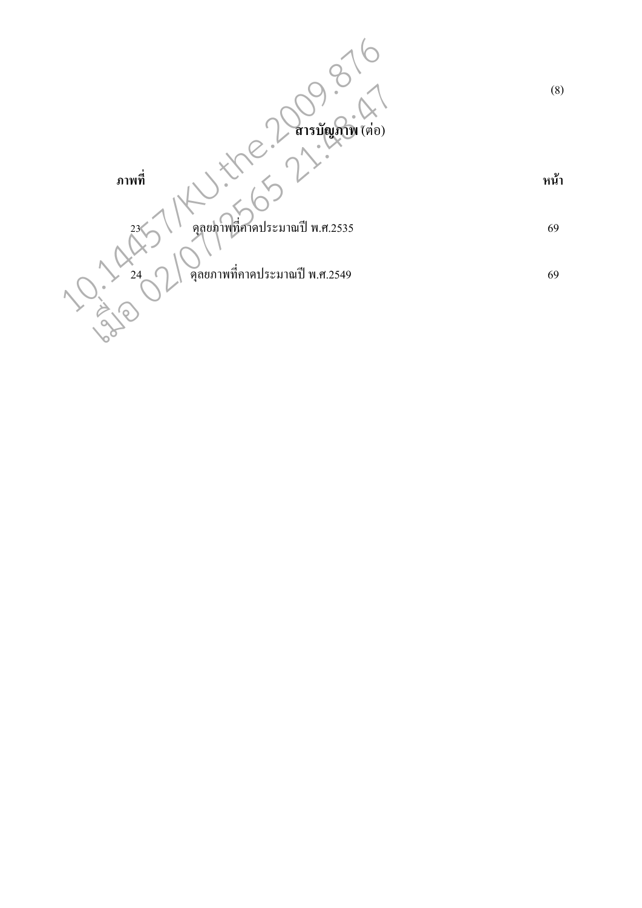## สารบัญภาพ (ต่อ)

| ภาพที่ | | หน้า |
|---|---|---|
| 23 | ดุลยภาพที่คาดประมาณปี พ.ศ.2535 | 69 |
| 24 | ดุลยภาพที่คาดประมาณปี พ.ศ.2549 | 69 |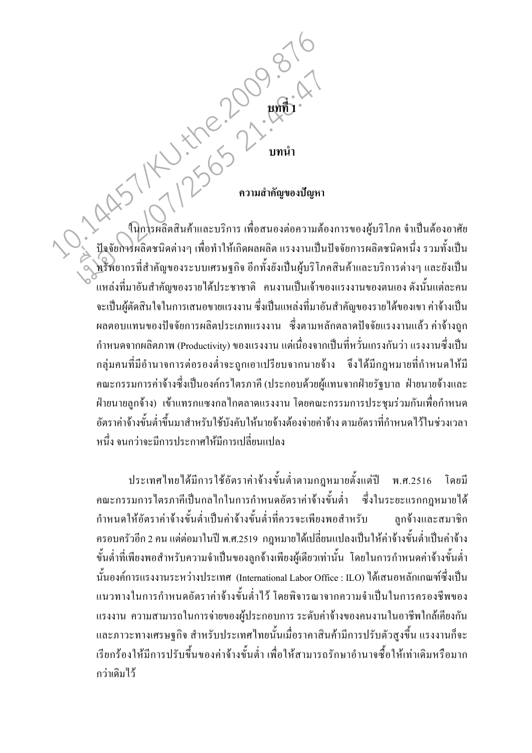# บทที่ 1

# บทนำ

## ความสำคัญของปัญหา

ในการผลิตสินค้าและบริการ เพื่อสนองต่อความต้องการของผู้บริโภค จำเป็นต้องอาศัยปัจจัยการผลิตชนิดต่างๆ เพื่อทำให้เกิดผลผลิต แรงงานเป็นปัจจัยการผลิตชนิดหนึ่ง รวมทั้งเป็นทรัพยากรที่สำคัญของระบบเศรษฐกิจ อีกทั้งยังเป็นผู้บริโภคสินค้าและบริการต่างๆ และยังเป็นแหล่งที่มาอันสำคัญของรายได้ประชาชาติ คนงานเป็นเจ้าของแรงงานของตนเอง ดังนั้นแต่ละคนจะเป็นผู้ตัดสินใจในการเสนอขายแรงงาน ซึ่งเป็นแหล่งที่มาอันสำคัญของรายได้ของเขา ค่าจ้างเป็นผลตอบแทนของปัจจัยการผลิตประเภทแรงงาน ซึ่งตามหลักตลาดปัจจัยแรงงานแล้ว ค่าจ้างถูกกำหนดจากผลิตภาพ (Productivity) ของแรงงาน แต่เนื่องจากเป็นที่หวั่นเกรงกันว่า แรงงานซึ่งเป็นกลุ่มคนที่มีอำนาจการต่อรองต่ำจะถูกเอาเปรียบจากนายจ้าง จึงได้มีกฎหมายที่กำหนดให้มีคณะกรรมการค่าจ้างซึ่งเป็นองค์กรไตรภาคี (ประกอบด้วยผู้แทนจากฝ่ายรัฐบาล ฝ่ายนายจ้างและฝ่ายนายลูกจ้าง) เข้าแทรกแซงกลไกตลาดแรงงาน โดยคณะกรรมการประชุมร่วมกันเพื่อกำหนดอัตราค่าจ้างขั้นต่ำขึ้นมาสำหรับใช้บังคับให้นายจ้างต้องจ่ายค่าจ้าง ตามอัตราที่กำหนดไว้ในช่วงเวลาหนึ่ง จนกว่าจะมีการประกาศให้มีการเปลี่ยนแปลง

ประเทศไทยได้มีการใช้อัตราค่าจ้างขั้นต่ำตามกฎหมายตั้งแต่ปี พ.ศ.2516 โดยมีคณะกรรมการไตรภาคีเป็นกลไกในการกำหนดอัตราค่าจ้างขั้นต่ำ ซึ่งในระยะแรกกฎหมายได้กำหนดให้อัตราค่าจ้างขั้นต่ำเป็นค่าจ้างขั้นต่ำที่ควรจะเพียงพอสำหรับ ลูกจ้างและสมาชิกครอบครัวอีก 2 คน แต่ต่อมาในปี พ.ศ.2519 กฎหมายได้เปลี่ยนแปลงเป็นให้ค่าจ้างขั้นต่ำเป็นค่าจ้างขั้นต่ำที่เพียงพอสำหรับความจำเป็นของลูกจ้างเพียงผู้เดียวเท่านั้น โดยในการกำหนดค่าจ้างขั้นต่ำนั้นองค์การแรงงานระหว่างประเทศ (International Labor Office : ILO) ได้เสนอหลักเกณฑ์ซึ่งเป็นแนวทางในการกำหนดอัตราค่าจ้างขั้นต่ำไว้ โดยพิจารณาจากความจำเป็นในการครองชีพของแรงงาน ความสามารถในการจ่ายของผู้ประกอบการ ระดับค่าจ้างของคนงานในอาชีพใกล้เคียงกัน และภาวะทางเศรษฐกิจ สำหรับประเทศไทยนั้นเมื่อราคาสินค้ามีการปรับตัวสูงขึ้น แรงงานก็จะเรียกร้องให้มีการปรับขึ้นของค่าจ้างขั้นต่ำ เพื่อให้สามารถรักษาอำนาจซื้อให้เท่าเดิมหรือมากกว่าเดิมไว้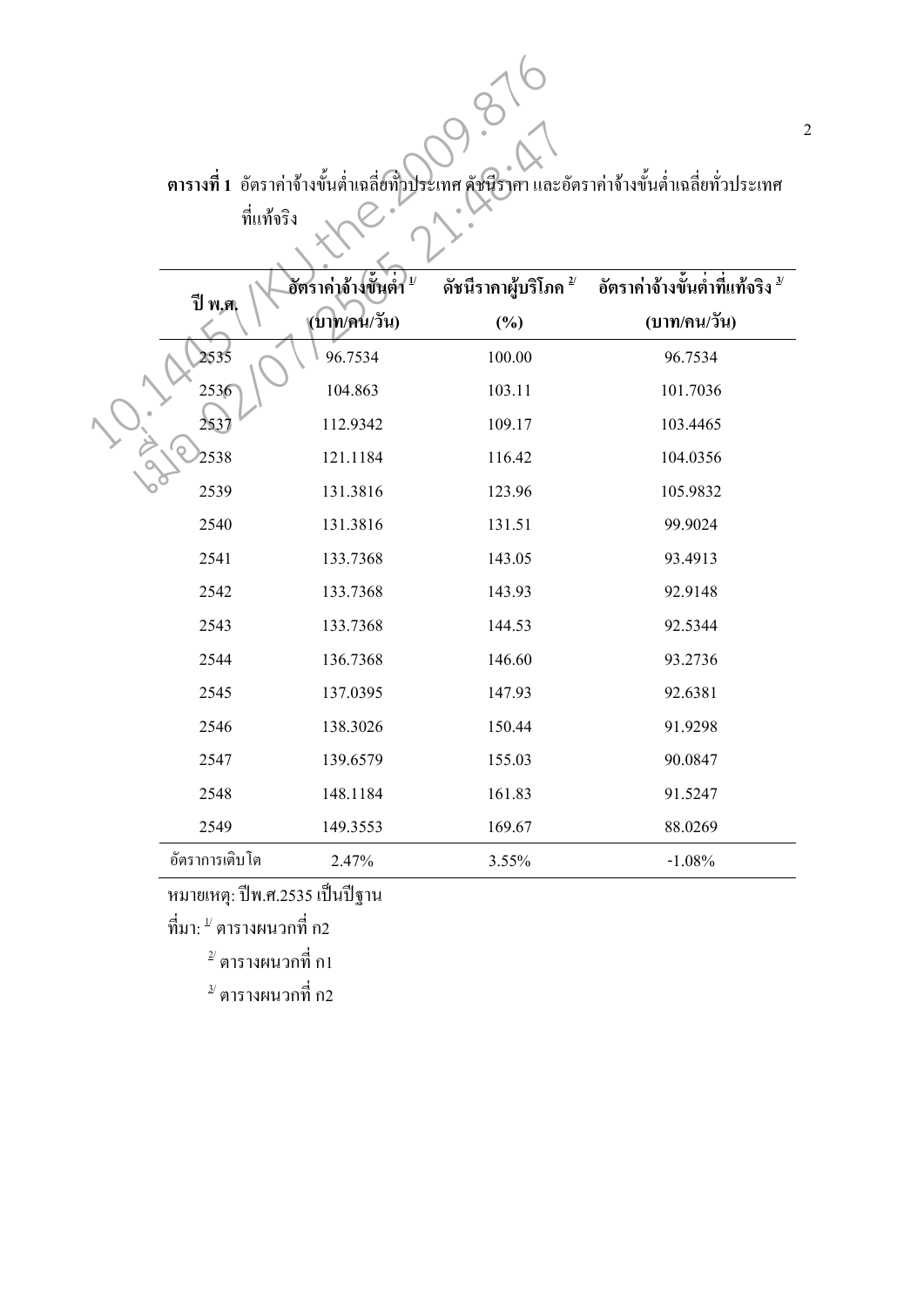**ตารางที่ 1** อัตราค่าจ้างขั้นต่ำเฉลี่ยทั่วประเทศ ดัชนีราคา และอัตราค่าจ้างขั้นต่ำเฉลี่ยทั่วประเทศที่แท้จริง

| ปี พ.ศ. | อัตราค่าจ้างขั้นต่ำ [1/] (บาท/คน/วัน) | ดัชนีราคาผู้บริโภค [2/] (%) | อัตราค่าจ้างขั้นต่ำที่แท้จริง [3/] (บาท/คน/วัน) |
|---|---|---|---|
| 2535 | 96.7534 | 100.00 | 96.7534 |
| 2536 | 104.863 | 103.11 | 101.7036 |
| 2537 | 112.9342 | 109.17 | 103.4465 |
| 2538 | 121.1184 | 116.42 | 104.0356 |
| 2539 | 131.3816 | 123.96 | 105.9832 |
| 2540 | 131.3816 | 131.51 | 99.9024 |
| 2541 | 133.7368 | 143.05 | 93.4913 |
| 2542 | 133.7368 | 143.93 | 92.9148 |
| 2543 | 133.7368 | 144.53 | 92.5344 |
| 2544 | 136.7368 | 146.60 | 93.2736 |
| 2545 | 137.0395 | 147.93 | 92.6381 |
| 2546 | 138.3026 | 150.44 | 91.9298 |
| 2547 | 139.6579 | 155.03 | 90.0847 |
| 2548 | 148.1184 | 161.83 | 91.5247 |
| 2549 | 149.3553 | 169.67 | 88.0269 |
| อัตราการเติบโต | 2.47% | 3.55% | -1.08% |

หมายเหตุ: ปีพ.ศ.2535 เป็นปีฐาน

ที่มา: [1/] ตารางผนวกที่ ก2

[2/] ตารางผนวกที่ ก1

[3/] ตารางผนวกที่ ก2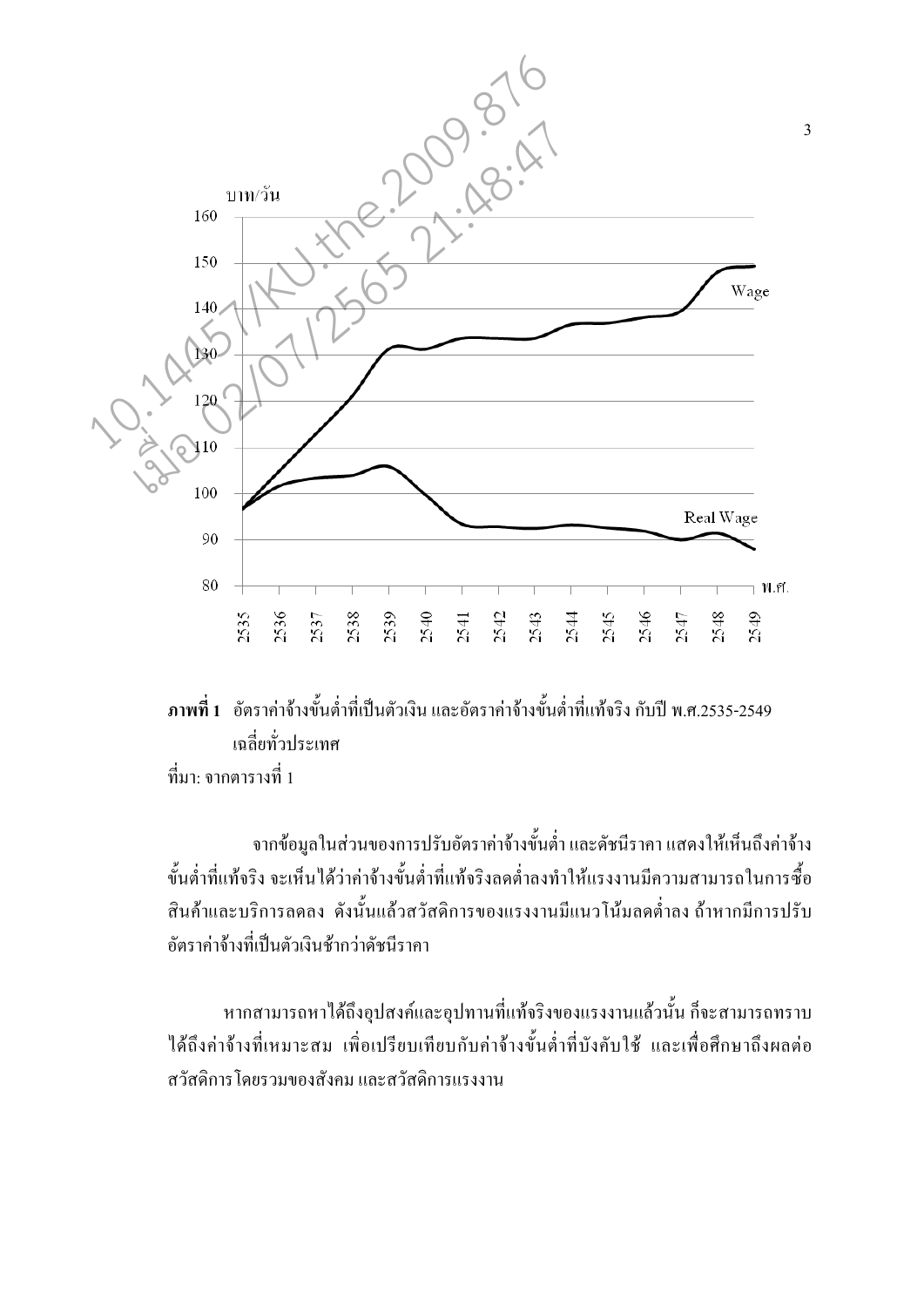**ภาพที่ 1** อัตราค่าจ้างขั้นต่ำที่เป็นตัวเงิน และอัตราค่าจ้างขั้นต่ำที่แท้จริง กับปี พ.ศ.2535-2549 เฉลี่ยทั่วประเทศ

ที่มา: จากตารางที่ 1

จากข้อมูลในส่วนของการปรับอัตราค่าจ้างขั้นต่ำ และดัชนีราคา แสดงให้เห็นถึงค่าจ้างขั้นต่ำที่แท้จริง จะเห็นได้ว่าค่าจ้างขั้นต่ำที่แท้จริงลดต่ำลงทำให้แรงงานมีความสามารถในการซื้อสินค้าและบริการลดลง ดังนั้นแล้วสวัสดิการของแรงงานมีแนวโน้มลดต่ำลง ถ้าหากมีการปรับอัตราค่าจ้างที่เป็นตัวเงินช้ากว่าดัชนีราคา

หากสามารถหาได้ถึงอุปสงค์และอุปทานที่แท้จริงของแรงงานแล้วนั้น ก็จะสามารถทราบได้ถึงค่าจ้างที่เหมาะสม เพื่อเปรียบเทียบกับค่าจ้างขั้นต่ำที่บังคับใช้ และเพื่อศึกษาถึงผลต่อสวัสดิการโดยรวมของสังคม และสวัสดิการแรงงาน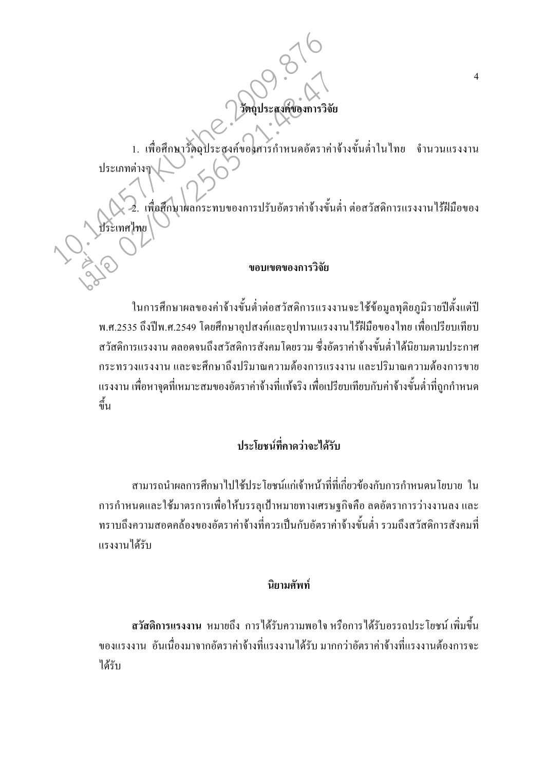## วัตถุประสงค์ของการวิจัย

1. เพื่อศึกษาวัตถุประสงค์ของการกำหนดอัตราค่าจ้างขั้นต่ำในไทย จำนวนแรงงานประเภทต่างๆ

2. เพื่อศึกษาผลกระทบของการปรับอัตราค่าจ้างขั้นต่ำ ต่อสวัสดิการแรงงานไร้ฝีมือของประเทศไทย

## ขอบเขตของการวิจัย

ในการศึกษาผลของค่าจ้างขั้นต่ำต่อสวัสดิการแรงงานจะใช้ข้อมูลทุติยภูมิรายปีตั้งแต่ปี พ.ศ.2535 ถึงปีพ.ศ.2549 โดยศึกษาอุปสงค์และอุปทานแรงงานไร้ฝีมือของไทย เพื่อเปรียบเทียบสวัสดิการแรงงาน ตลอดจนถึงสวัสดิการสังคมโดยรวม ซึ่งอัตราค่าจ้างขั้นต่ำได้นิยามตามประกาศกระทรวงแรงงาน และจะศึกษาถึงปริมาณความต้องการแรงงาน และปริมาณความต้องการขายแรงงาน เพื่อหาจุดที่เหมาะสมของอัตราค่าจ้างที่แท้จริง เพื่อเปรียบเทียบกับค่าจ้างขั้นต่ำที่ถูกกำหนดขึ้น

## ประโยชน์ที่คาดว่าจะได้รับ

สามารถนำผลการศึกษาไปใช้ประโยชน์แก่เจ้าหน้าที่ที่เกี่ยวข้องกับการกำหนดนโยบาย ในการกำหนดและใช้มาตรการเพื่อให้บรรลุเป้าหมายทางเศรษฐกิจคือ ลดอัตราการว่างงานลง และทราบถึงความสอดคล้องของอัตราค่าจ้างที่ควรเป็นกับอัตราค่าจ้างขั้นต่ำ รวมถึงสวัสดิการสังคมที่แรงงานได้รับ

## นิยามศัพท์

**สวัสดิการแรงงาน** หมายถึง การได้รับความพอใจ หรือการได้รับอรรถประโยชน์ เพิ่มขึ้นของแรงงาน อันเนื่องมาจากอัตราค่าจ้างที่แรงงานได้รับ มากกว่าอัตราค่าจ้างที่แรงงานต้องการจะได้รับ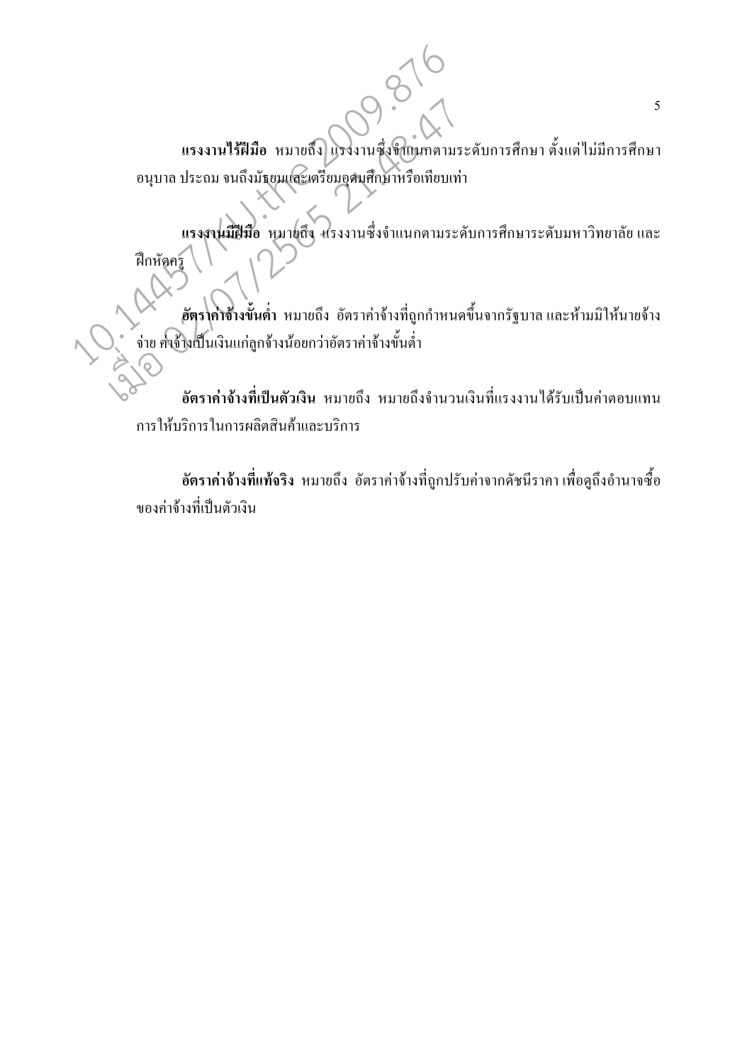**แรงงานไร้ฝีมือ** หมายถึง แรงงานซึ่งจำแนกตามระดับการศึกษา ตั้งแต่ไม่มีการศึกษา อนุบาล ประถม จนถึงมัธยมและเตรียมอุดมศึกษาหรือเทียบเท่า

**แรงงานมีฝีมือ** หมายถึง แรงงานซึ่งจำแนกตามระดับการศึกษาระดับมหาวิทยาลัย และฝึกหัดครู

**อัตราค่าจ้างขั้นต่ำ** หมายถึง อัตราค่าจ้างที่ถูกกำหนดขึ้นจากรัฐบาล และห้ามมิให้นายจ้างจ่าย ค่าจ้างเป็นเงินแก่ลูกจ้างน้อยกว่าอัตราค่าจ้างขั้นต่ำ

**อัตราค่าจ้างที่เป็นตัวเงิน** หมายถึง หมายถึงจำนวนเงินที่แรงงานได้รับเป็นค่าตอบแทนการให้บริการในการผลิตสินค้าและบริการ

**อัตราค่าจ้างที่แท้จริง** หมายถึง อัตราค่าจ้างที่ถูกปรับค่าจากดัชนีราคา เพื่อดูถึงอำนาจซื้อของค่าจ้างที่เป็นตัวเงิน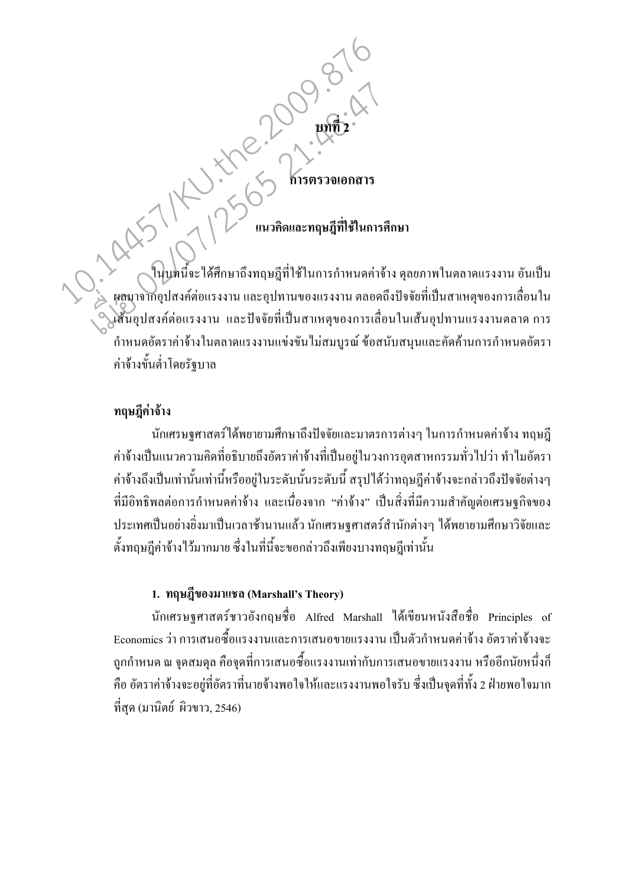# บทที่ 2

# การตรวจเอกสาร

## แนวคิดและทฤษฎีที่ใช้ในการศึกษา

ในบทนี้จะได้ศึกษาถึงทฤษฎีที่ใช้ในการกำหนดค่าจ้าง ดุลยภาพในตลาดแรงงาน อันเป็นผลมาจากอุปสงค์ต่อแรงงาน และอุปทานของแรงงาน ตลอดถึงปัจจัยที่เป็นสาเหตุของการเลื่อนในเส้นอุปสงค์ต่อแรงงาน และปัจจัยที่เป็นสาเหตุของการเลื่อนในเส้นอุปทานแรงงานตลาด การกำหนดอัตราค่าจ้างในตลาดแรงงานแข่งขันไม่สมบูรณ์ ข้อสนับสนุนและคัดค้านการกำหนดอัตราค่าจ้างขั้นต่ำโดยรัฐบาล

### ทฤษฎีค่าจ้าง

นักเศรษฐศาสตร์ได้พยายามศึกษาถึงปัจจัยและมาตรการต่างๆ ในการกำหนดค่าจ้าง ทฤษฎีค่าจ้างเป็นแนวความคิดที่อธิบายถึงอัตราค่าจ้างที่เป็นอยู่ในวงการอุตสาหกรรมทั่วไปว่า ทำไมอัตราค่าจ้างถึงเป็นเท่านั้นเท่านี้หรืออยู่ในระดับนั้นระดับนี้ สรุปได้ว่าทฤษฎีค่าจ้างจะกล่าวถึงปัจจัยต่างๆ ที่มีอิทธิพลต่อการกำหนดค่าจ้าง และเนื่องจาก "ค่าจ้าง" เป็นสิ่งที่มีความสำคัญต่อเศรษฐกิจของประเทศเป็นอย่างยิ่งมาเป็นเวลาช้านานแล้ว นักเศรษฐศาสตร์สำนักต่างๆ ได้พยายามศึกษาวิจัยและตั้งทฤษฎีค่าจ้างไว้มากมาย ซึ่งในที่นี้จะขอกล่าวถึงเพียงบางทฤษฎีเท่านั้น

#### 1. ทฤษฎีของมาแชล (Marshall's Theory)

นักเศรษฐศาสตร์ชาวอังกฤษชื่อ Alfred Marshall ได้เขียนหนังสือชื่อ Principles of Economics ว่า การเสนอซื้อแรงงานและการเสนอขายแรงงาน เป็นตัวกำหนดค่าจ้าง อัตราค่าจ้างจะถูกกำหนด ณ จุดสมดุล คือจุดที่การเสนอซื้อแรงงานเท่ากับการเสนอขายแรงงาน หรืออีกนัยหนึ่งก็คือ อัตราค่าจ้างจะอยู่ที่อัตราที่นายจ้างพอใจให้และแรงงานพอใจรับ ซึ่งเป็นจุดที่ทั้ง 2 ฝ่ายพอใจมากที่สุด (มานิตย์ ผิวขาว, 2546)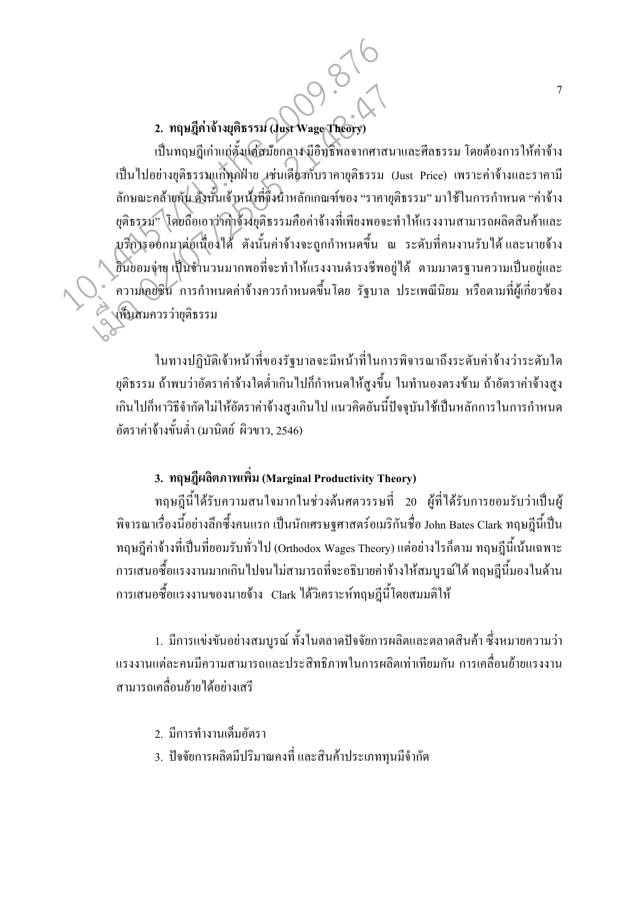### 2. ทฤษฎีค่าจ้างยุติธรรม (Just Wage Theory)

เป็นทฤษฎีเก่าแก่ตั้งแต่สมัยกลาง มีอิทธิพลจากศาสนาและศีลธรรม โดยต้องการให้ค่าจ้างเป็นไปอย่างยุติธรรมแก่ทุกฝ่าย เช่นเดียวกับราคายุติธรรม (Just Price) เพราะค่าจ้างและราคามีลักษณะคล้ายกัน ดังนั้นเจ้าหน้าที่จึงนำหลักเกณฑ์ของ "ราคายุติธรรม" มาใช้ในการกำหนด "ค่าจ้างยุติธรรม" โดยถือเอาว่าค่าจ้างยุติธรรมคือค่าจ้างที่เพียงพอจะทำให้แรงงานสามารถผลิตสินค้าและบริการออกมาต่อเนื่องได้ ดังนั้นค่าจ้างจะถูกกำหนดขึ้น ณ ระดับที่คนงานรับได้ และนายจ้างยินยอมจ่าย เป็นจำนวนมากพอที่จะทำให้แรงงานดำรงชีพอยู่ได้ ตามมาตรฐานความเป็นอยู่และความเคยชิน การกำหนดค่าจ้างควรกำหนดขึ้นโดย รัฐบาล ประเพณีนิยม หรือตามที่ผู้เกี่ยวข้องเห็นสมควรว่ายุติธรรม

ในทางปฏิบัติเจ้าหน้าที่ของรัฐบาลจะมีหน้าที่ในการพิจารณาถึงระดับค่าจ้างว่าระดับใดยุติธรรม ถ้าพบว่าอัตราค่าจ้างใดต่ำเกินไปก็กำหนดให้สูงขึ้น ในทำนองตรงข้าม ถ้าอัตราค่าจ้างสูงเกินไปก็หาวิธีจำกัดไม่ให้อัตราค่าจ้างสูงเกินไป แนวคิดอันนี้ปัจจุบันใช้เป็นหลักการในการกำหนดอัตราค่าจ้างขั้นต่ำ (มานิตย์ ผิวขาว, 2546)

### 3. ทฤษฎีผลิตภาพเพิ่ม (Marginal Productivity Theory)

ทฤษฎีนี้ได้รับความสนใจมากในช่วงต้นศตวรรษที่ 20 ผู้ที่ได้รับการยอมรับว่าเป็นผู้พิจารณาเรื่องนี้อย่างลึกซึ้งคนแรก เป็นนักเศรษฐศาสตร์อเมริกันชื่อ John Bates Clark ทฤษฎีนี้เป็นทฤษฎีค่าจ้างที่เป็นที่ยอมรับทั่วไป (Orthodox Wages Theory) แต่อย่างไรก็ตาม ทฤษฎีนี้เน้นเฉพาะการเสนอซื้อแรงงานมากเกินไปจนไม่สามารถที่จะอธิบายค่าจ้างให้สมบูรณ์ได้ ทฤษฎีนี้มองในด้านการเสนอซื้อแรงงานของนายจ้าง Clark ได้วิเคราะห์ทฤษฎีนี้โดยสมมติให้

1. มีการแข่งขันอย่างสมบูรณ์ ทั้งในตลาดปัจจัยการผลิตและตลาดสินค้า ซึ่งหมายความว่าแรงงานแต่ละคนมีความสามารถและประสิทธิภาพในการผลิตเท่าเทียมกัน การเคลื่อนย้ายแรงงานสามารถเคลื่อนย้ายได้อย่างเสรี

2. มีการทำงานเต็มอัตรา
3. ปัจจัยการผลิตมีปริมาณคงที่ และสินค้าประเภททุนมีจำกัด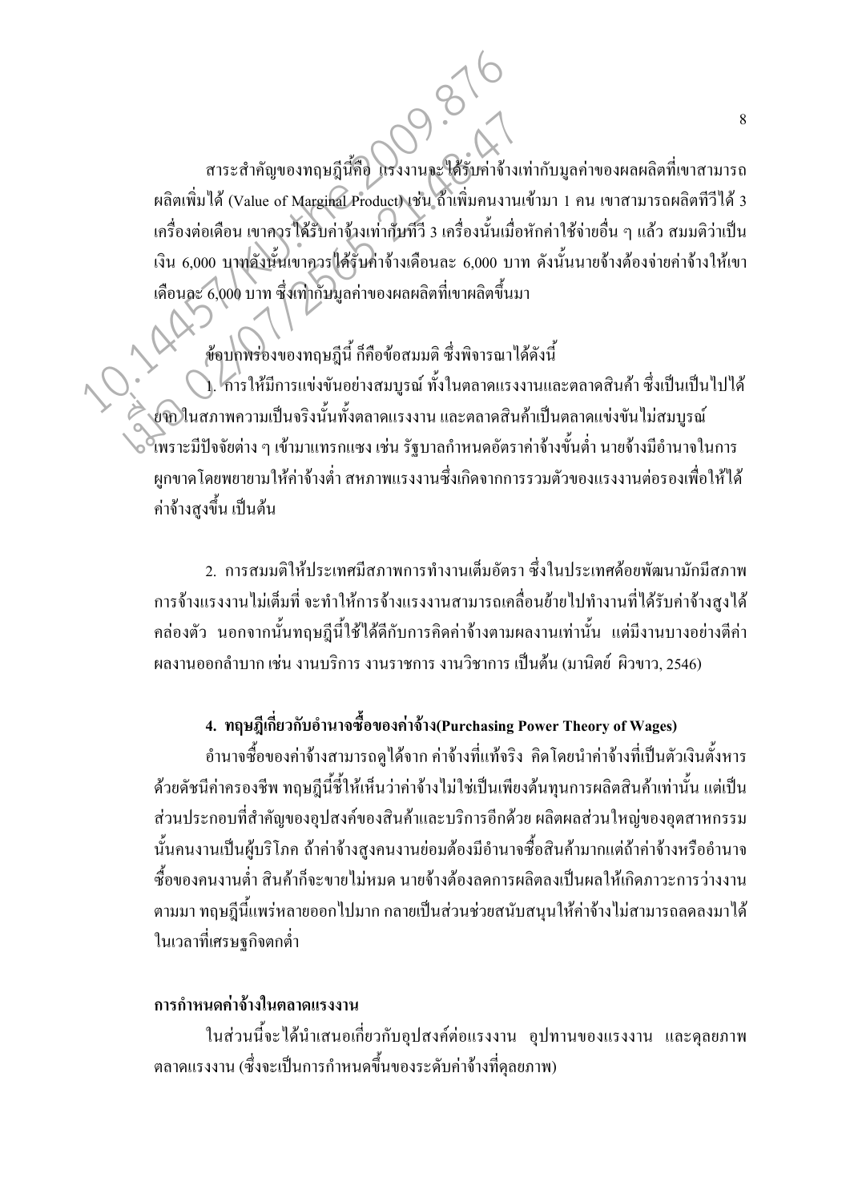สาระสำคัญของทฤษฎีนี้คือ แรงงานจะได้รับค่าจ้างเท่ากับมูลค่าของผลผลิตที่เขาสามารถผลิตเพิ่มได้ (Value of Marginal Product) เช่น ถ้าเพิ่มคนงานเข้ามา 1 คน เขาสามารถผลิตทีวีได้ 3 เครื่องต่อเดือน เขาควรได้รับค่าจ้างเท่ากับทีวี 3 เครื่องนั้นเมื่อหักค่าใช้จ่ายอื่น ๆ แล้ว สมมติว่าเป็นเงิน 6,000 บาท ดังนั้นเขาควรได้รับค่าจ้างเดือนละ 6,000 บาท ดังนั้นนายจ้างต้องจ่ายค่าจ้างให้เขาเดือนละ 6,000 บาท ซึ่งเท่ากับมูลค่าของผลผลิตที่เขาผลิตขึ้นมา

ข้อบกพร่องของทฤษฎีนี้ ก็คือข้อสมมติ ซึ่งพิจารณาได้ดังนี้

1. การให้มีการแข่งขันอย่างสมบูรณ์ ทั้งในตลาดแรงงานและตลาดสินค้า ซึ่งเป็นเป็นไปได้ยาก ในสภาพความเป็นจริงนั้นทั้งตลาดแรงงาน และตลาดสินค้าเป็นตลาดแข่งขันไม่สมบูรณ์ เพราะมีปัจจัยต่าง ๆ เข้ามาแทรกแซง เช่น รัฐบาลกำหนดอัตราค่าจ้างขั้นต่ำ นายจ้างมีอำนาจในการผูกขาดโดยพยายามให้ค่าจ้างต่ำ สหภาพแรงงานซึ่งเกิดจากการรวมตัวของแรงงานต่อรองเพื่อให้ได้ค่าจ้างสูงขึ้น เป็นต้น

2. การสมมติให้ประเทศมีสภาพการทำงานเต็มอัตรา ซึ่งในประเทศด้อยพัฒนามักมีสภาพการจ้างแรงงานไม่เต็มที่ จะทำให้การจ้างแรงงานสามารถเคลื่อนย้ายไปทำงานที่ได้รับค่าจ้างสูงได้คล่องตัว นอกจากนั้นทฤษฎีนี้ใช้ได้ดีกับการคิดค่าจ้างตามผลงานเท่านั้น แต่มีงานบางอย่างตีค่าผลงานออกลำบาก เช่น งานบริการ งานราชการ งานวิชาการ เป็นต้น (มานิตย์ ผิวขาว, 2546)

### 4. ทฤษฎีเกี่ยวกับอำนาจซื้อของค่าจ้าง(Purchasing Power Theory of Wages)

อำนาจซื้อของค่าจ้างสามารถดูได้จาก ค่าจ้างที่แท้จริง คิดโดยนำค่าจ้างที่เป็นตัวเงินตั้งหารด้วยดัชนีค่าครองชีพ ทฤษฎีนี้ชี้ให้เห็นว่าค่าจ้างไม่ใช่เป็นเพียงต้นทุนการผลิตสินค้าเท่านั้น แต่เป็นส่วนประกอบที่สำคัญของอุปสงค์ของสินค้าและบริการอีกด้วย ผลิตผลส่วนใหญ่ของอุตสาหกรรมนั้นคนงานเป็นผู้บริโภค ถ้าค่าจ้างสูงคนงานย่อมต้องมีอำนาจซื้อสินค้ามากแต่ถ้าค่าจ้างหรืออำนาจซื้อของคนงานต่ำ สินค้าก็จะขายไม่หมด นายจ้างต้องลดการผลิตลงเป็นผลให้เกิดภาวะการว่างงานตามมา ทฤษฎีนี้แพร่หลายออกไปมาก กลายเป็นส่วนช่วยสนับสนุนให้ค่าจ้างไม่สามารถลดลงมาได้ในเวลาที่เศรษฐกิจตกต่ำ

### การกำหนดค่าจ้างในตลาดแรงงาน

ในส่วนนี้จะได้นำเสนอเกี่ยวกับอุปสงค์ต่อแรงงาน อุปทานของแรงงาน และดุลยภาพตลาดแรงงาน (ซึ่งจะเป็นการกำหนดขึ้นของระดับค่าจ้างที่ดุลยภาพ)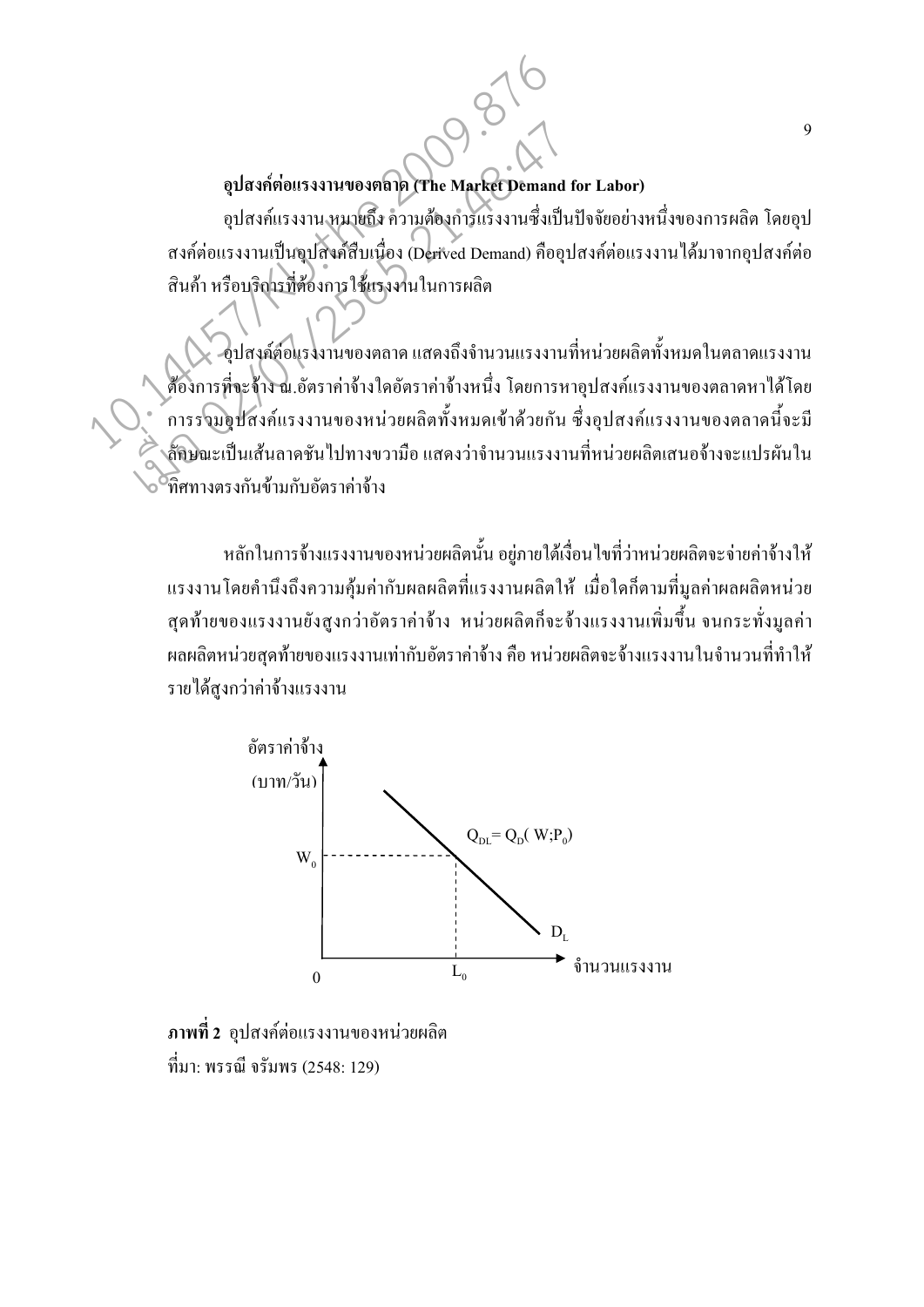**อุปสงค์ต่อแรงงานของตลาด (The Market Demand for Labor)**

อุปสงค์แรงงาน หมายถึง ความต้องการแรงงานซึ่งเป็นปัจจัยอย่างหนึ่งของการผลิต โดยอุปสงค์ต่อแรงงานเป็นอุปสงค์สืบเนื่อง (Derived Demand) คืออุปสงค์ต่อแรงงานได้มาจากอุปสงค์ต่อสินค้า หรือบริการที่ต้องการใช้แรงงานในการผลิต

อุปสงค์ต่อแรงงานของตลาด แสดงถึงจำนวนแรงงานที่หน่วยผลิตทั้งหมดในตลาดแรงงานต้องการที่จะจ้าง ณ.อัตราค่าจ้างใดอัตราค่าจ้างหนึ่ง โดยการหาอุปสงค์แรงงานของตลาดหาได้โดยการรวมอุปสงค์แรงงานของหน่วยผลิตทั้งหมดเข้าด้วยกัน ซึ่งอุปสงค์แรงงานของตลาดนี้จะมีลักษณะเป็นเส้นลาดชันไปทางขวามือ แสดงว่าจำนวนแรงงานที่หน่วยผลิตเสนอจ้างจะแปรผันในทิศทางตรงกันข้ามกับอัตราค่าจ้าง

หลักในการจ้างแรงงานของหน่วยผลิตนั้น อยู่ภายใต้เงื่อนไขที่ว่าหน่วยผลิตจะจ่ายค่าจ้างให้แรงงานโดยคำนึงถึงความคุ้มค่ากับผลผลิตที่แรงงานผลิตให้ เมื่อใดก็ตามที่มูลค่าผลผลิตหน่วยสุดท้ายของแรงงานยังสูงกว่าอัตราค่าจ้าง หน่วยผลิตก็จะจ้างแรงงานเพิ่มขึ้น จนกระทั่งมูลค่าผลผลิตหน่วยสุดท้ายของแรงงานเท่ากับอัตราค่าจ้าง คือ หน่วยผลิตจะจ้างแรงงานในจำนวนที่ทำให้รายได้สูงกว่าค่าจ้างแรงงาน

อัตราค่าจ้าง (บาท/วัน)

$Q_{DL} = Q_D(W;P_0)$

$W_0$ $D_L$ $0$ $L_0$ จำนวนแรงงาน

**ภาพที่ 2** อุปสงค์ต่อแรงงานของหน่วยผลิต

ที่มา: พรรณี จรัมพร (2548: 129)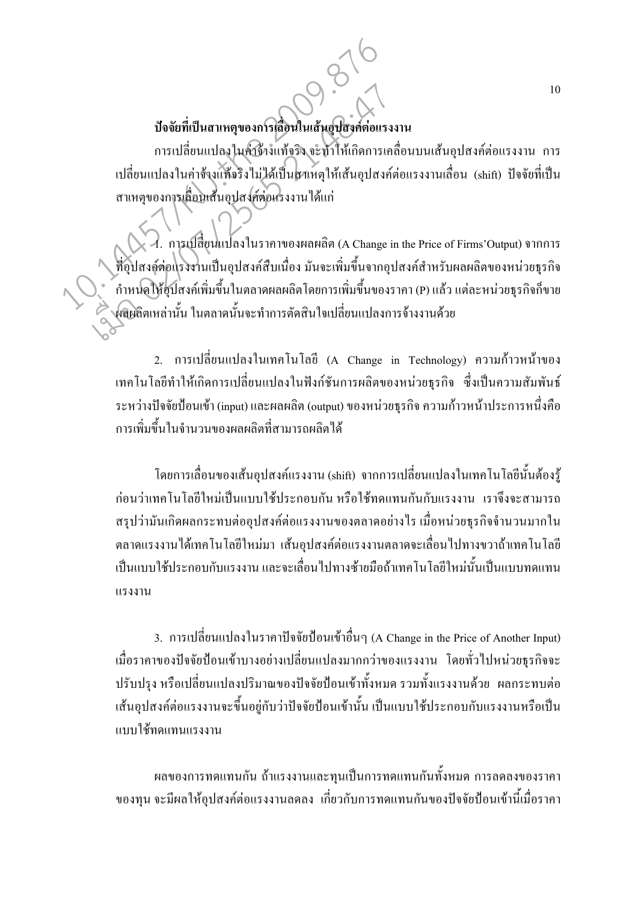**ปัจจัยที่เป็นสาเหตุของการเลื่อนในเส้นอุปสงค์ต่อแรงงาน**

การเปลี่ยนแปลงในค่าจ้างแท้จริง จะทำให้เกิดการเคลื่อนบนเส้นอุปสงค์ต่อแรงงาน การเปลี่ยนแปลงในค่าจ้างแท้จริงไม่ได้เป็นสาเหตุให้เส้นอุปสงค์ต่อแรงงานเลื่อน (shift) ปัจจัยที่เป็นสาเหตุของการเลื่อนเส้นอุปสงค์ต่อแรงงานได้แก่

1. การเปลี่ยนแปลงในราคาของผลผลิต (A Change in the Price of Firms'Output) จากการที่อุปสงค์ต่อแรงงานเป็นอุปสงค์สืบเนื่อง มันจะเพิ่มขึ้นจากอุปสงค์สำหรับผลผลิตของหน่วยธุรกิจ กำหนดให้อุปสงค์เพิ่มขึ้นในตลาดผลผลิตโดยการเพิ่มขึ้นของราคา (P) แล้ว แต่ละหน่วยธุรกิจก็ขายผลผลิตเหล่านั้น ในตลาดนั้นจะทำการตัดสินใจเปลี่ยนแปลงการจ้างงานด้วย

2. การเปลี่ยนแปลงในเทคโนโลยี (A Change in Technology) ความก้าวหน้าของเทคโนโลยีทำให้เกิดการเปลี่ยนแปลงในฟังก์ชันการผลิตของหน่วยธุรกิจ ซึ่งเป็นความสัมพันธ์ระหว่างปัจจัยป้อนเข้า (input) และผลผลิต (output) ของหน่วยธุรกิจ ความก้าวหน้าประการหนึ่งคือการเพิ่มขึ้นในจำนวนของผลผลิตที่สามารถผลิตได้

โดยการเลื่อนของเส้นอุปสงค์แรงงาน (shift) จากการเปลี่ยนแปลงในเทคโนโลยีนั้นต้องรู้ก่อนว่าเทคโนโลยีใหม่เป็นแบบใช้ประกอบกัน หรือใช้ทดแทนกันกับแรงงาน เราจึงจะสามารถสรุปว่ามันเกิดผลกระทบต่ออุปสงค์ต่อแรงงานของตลาดอย่างไร เมื่อหน่วยธุรกิจจำนวนมากในตลาดแรงงานได้เทคโนโลยีใหม่มา เส้นอุปสงค์ต่อแรงงานตลาดจะเลื่อนไปทางขวาถ้าเทคโนโลยีเป็นแบบใช้ประกอบกับแรงงาน และจะเลื่อนไปทางซ้ายมือถ้าเทคโนโลยีใหม่นั้นเป็นแบบทดแทนแรงงาน

3. การเปลี่ยนแปลงในราคาปัจจัยป้อนเข้าอื่นๆ (A Change in the Price of Another Input) เมื่อราคาของปัจจัยป้อนเข้าบางอย่างเปลี่ยนแปลงมากกว่าของแรงงาน โดยทั่วไปหน่วยธุรกิจจะปรับปรุง หรือเปลี่ยนแปลงปริมาณของปัจจัยป้อนเข้าทั้งหมด รวมทั้งแรงงานด้วย ผลกระทบต่อเส้นอุปสงค์ต่อแรงงานจะขึ้นอยู่กับว่าปัจจัยป้อนเข้านั้น เป็นแบบใช้ประกอบกับแรงงานหรือเป็นแบบใช้ทดแทนแรงงาน

ผลของการทดแทนกัน ถ้าแรงงานและทุนเป็นการทดแทนกันทั้งหมด การลดลงของราคาของทุน จะมีผลให้อุปสงค์ต่อแรงงานลดลง เกี่ยวกับการทดแทนกันของปัจจัยป้อนเข้านี้เมื่อราคา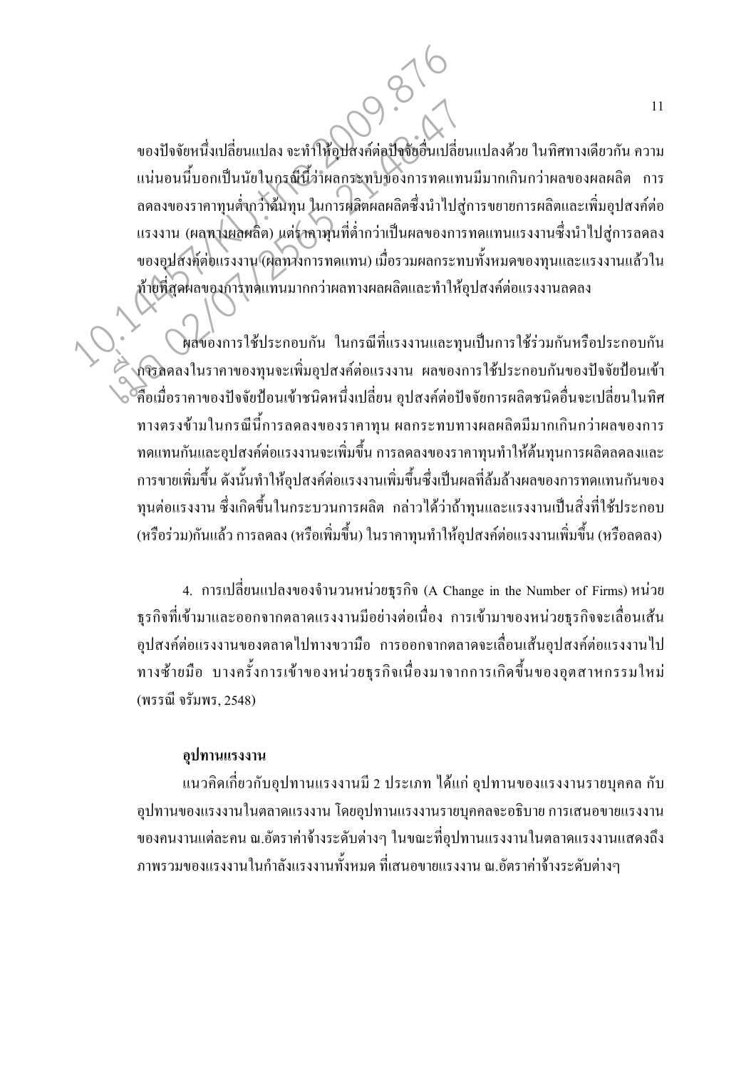ของปัจจัยหนึ่งเปลี่ยนแปลง จะทำให้อุปสงค์ต่อปัจจัยอื่นเปลี่ยนแปลงด้วย ในทิศทางเดียวกัน ความแน่นอนนี้บอกเป็นนัยในกรณีนี้ว่าผลกระทบของการทดแทนมีมากเกินกว่าผลของผลผลิต การลดลงของราคาทุนต่ำกว่าต้นทุน ในการผลิตผลผลิตซึ่งนำไปสู่การขยายการผลิตและเพิ่มอุปสงค์ต่อแรงงาน (ผลทางผลผลิต) แต่ราคาทุนที่ต่ำกว่าเป็นผลของการทดแทนแรงงานซึ่งนำไปสู่การลดลงของอุปสงค์ต่อแรงงาน (ผลทางการทดแทน) เมื่อรวมผลกระทบทั้งหมดของทุนและแรงงานแล้วในท้ายที่สุดผลของการทดแทนมากกว่าผลทางผลผลิตและทำให้อุปสงค์ต่อแรงงานลดลง

ผลของการใช้ประกอบกัน ในกรณีที่แรงงานและทุนเป็นการใช้ร่วมกันหรือประกอบกัน การลดลงในราคาของทุนจะเพิ่มอุปสงค์ต่อแรงงาน ผลของการใช้ประกอบกันของปัจจัยป้อนเข้า คือเมื่อราคาของปัจจัยป้อนเข้าชนิดหนึ่งเปลี่ยน อุปสงค์ต่อปัจจัยการผลิตชนิดอื่นจะเปลี่ยนในทิศทางตรงข้ามในกรณีนี้การลดลงของราคาทุน ผลกระทบทางผลผลิตมีมากเกินกว่าผลของการทดแทนกันและอุปสงค์ต่อแรงงานจะเพิ่มขึ้น การลดลงของราคาทุนทำให้ต้นทุนการผลิตลดลงและการขายเพิ่มขึ้น ดังนั้นทำให้อุปสงค์ต่อแรงงานเพิ่มขึ้นซึ่งเป็นผลที่ล้มล้างผลของการทดแทนกันของทุนต่อแรงงาน ซึ่งเกิดขึ้นในกระบวนการผลิต กล่าวได้ว่าถ้าทุนและแรงงานเป็นสิ่งที่ใช้ประกอบ (หรือร่วม)กันแล้ว การลดลง (หรือเพิ่มขึ้น) ในราคาทุนทำให้อุปสงค์ต่อแรงงานเพิ่มขึ้น (หรือลดลง)

4. การเปลี่ยนแปลงของจำนวนหน่วยธุรกิจ (A Change in the Number of Firms) หน่วยธุรกิจที่เข้ามาและออกจากตลาดแรงงานมีอย่างต่อเนื่อง การเข้ามาของหน่วยธุรกิจจะเลื่อนเส้นอุปสงค์ต่อแรงงานของตลาดไปทางขวามือ การออกจากตลาดจะเลื่อนเส้นอุปสงค์ต่อแรงงานไปทางซ้ายมือ บางครั้งการเข้าของหน่วยธุรกิจเนื่องมาจากการเกิดขึ้นของอุตสาหกรรมใหม่ (พรรณี จรัมพร, 2548)

**อุปทานแรงงาน**

แนวคิดเกี่ยวกับอุปทานแรงงานมี 2 ประเภท ได้แก่ อุปทานของแรงงานรายบุคคล กับอุปทานของแรงงานในตลาดแรงงาน โดยอุปทานแรงงานรายบุคคลจะอธิบาย การเสนอขายแรงงานของคนงานแต่ละคน ณ.อัตราค่าจ้างระดับต่างๆ ในขณะที่อุปทานแรงงานในตลาดแรงงานแสดงถึงภาพรวมของแรงงานในกำลังแรงงานทั้งหมด ที่เสนอขายแรงงาน ณ.อัตราค่าจ้างระดับต่างๆ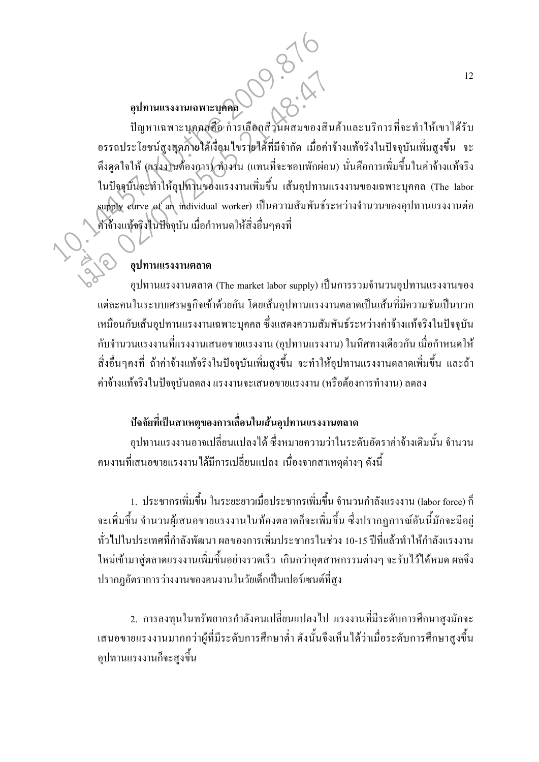### อุปทานแรงงานเฉพาะบุคคล

ปัญหาเฉพาะบุคคลคือ การเลือกส่วนผสมของสินค้าและบริการที่จะทำให้เขาได้รับอรรถประโยชน์สูงสุดภายใต้เงื่อนไขรายได้ที่มีจำกัด เมื่อค่าจ้างแท้จริงในปัจจุบันเพิ่มสูงขึ้น จะดึงดูดใจให้ (แรงงานต้องการ) ทำงาน (แทนที่จะชอบพักผ่อน) นั่นคือการเพิ่มขึ้นในค่าจ้างแท้จริงในปัจจุบันจะทำให้อุปทานของแรงงานเพิ่มขึ้น เส้นอุปทานแรงงานของเฉพาะบุคคล (The labor supply curve of an individual worker) เป็นความสัมพันธ์ระหว่างจำนวนของอุปทานแรงงานต่อค่าจ้างแท้จริงในปัจจุบัน เมื่อกำหนดให้สิ่งอื่นๆคงที่

### อุปทานแรงงานตลาด

อุปทานแรงงานตลาด (The market labor supply) เป็นการรวมจำนวนอุปทานแรงงานของแต่ละคนในระบบเศรษฐกิจเข้าด้วยกัน โดยเส้นอุปทานแรงงานตลาดเป็นเส้นที่มีความชันเป็นบวกเหมือนกับเส้นอุปทานแรงงานเฉพาะบุคคล ซึ่งแสดงความสัมพันธ์ระหว่างค่าจ้างแท้จริงในปัจจุบันกับจำนวนแรงงานที่แรงงานเสนอขายแรงงาน (อุปทานแรงงาน) ในทิศทางเดียวกัน เมื่อกำหนดให้สิ่งอื่นๆคงที่ ถ้าค่าจ้างแท้จริงในปัจจุบันเพิ่มสูงขึ้น จะทำให้อุปทานแรงงานตลาดเพิ่มขึ้น และถ้าค่าจ้างแท้จริงในปัจจุบันลดลง แรงงานจะเสนอขายแรงงาน (หรือต้องการทำงาน) ลดลง

### ปัจจัยที่เป็นสาเหตุของการเลื่อนในเส้นอุปทานแรงงานตลาด

อุปทานแรงงานอาจเปลี่ยนแปลงได้ ซึ่งหมายความว่าในระดับอัตราค่าจ้างเดิมนั้น จำนวนคนงานที่เสนอขายแรงงานได้มีการเปลี่ยนแปลง เนื่องจากสาเหตุต่างๆ ดังนี้

1. ประชากรเพิ่มขึ้น ในระยะยาวเมื่อประชากรเพิ่มขึ้น จำนวนกำลังแรงงาน (labor force) ก็จะเพิ่มขึ้น จำนวนผู้เสนอขายแรงงานในท้องตลาดก็จะเพิ่มขึ้น ซึ่งปรากฏการณ์อันนี้มักจะมีอยู่ทั่วไปในประเทศที่กำลังพัฒนา ผลของการเพิ่มประชากรในช่วง 10-15 ปีที่แล้วทำให้กำลังแรงงานใหม่เข้ามาสู่ตลาดแรงงานเพิ่มขึ้นอย่างรวดเร็ว เกินกว่าอุตสาหกรรมต่างๆ จะรับไว้ได้หมด ผลจึงปรากฏอัตราการว่างงานของคนงานในวัยเด็กเป็นเปอร์เซนต์ที่สูง

2. การลงทุนในทรัพยากรกำลังคนเปลี่ยนแปลงไป แรงงานที่มีระดับการศึกษาสูงมักจะเสนอขายแรงงานมากกว่าผู้ที่มีระดับการศึกษาต่ำ ดังนั้นจึงเห็นได้ว่าเมื่อระดับการศึกษาสูงขึ้นอุปทานแรงงานก็จะสูงขึ้น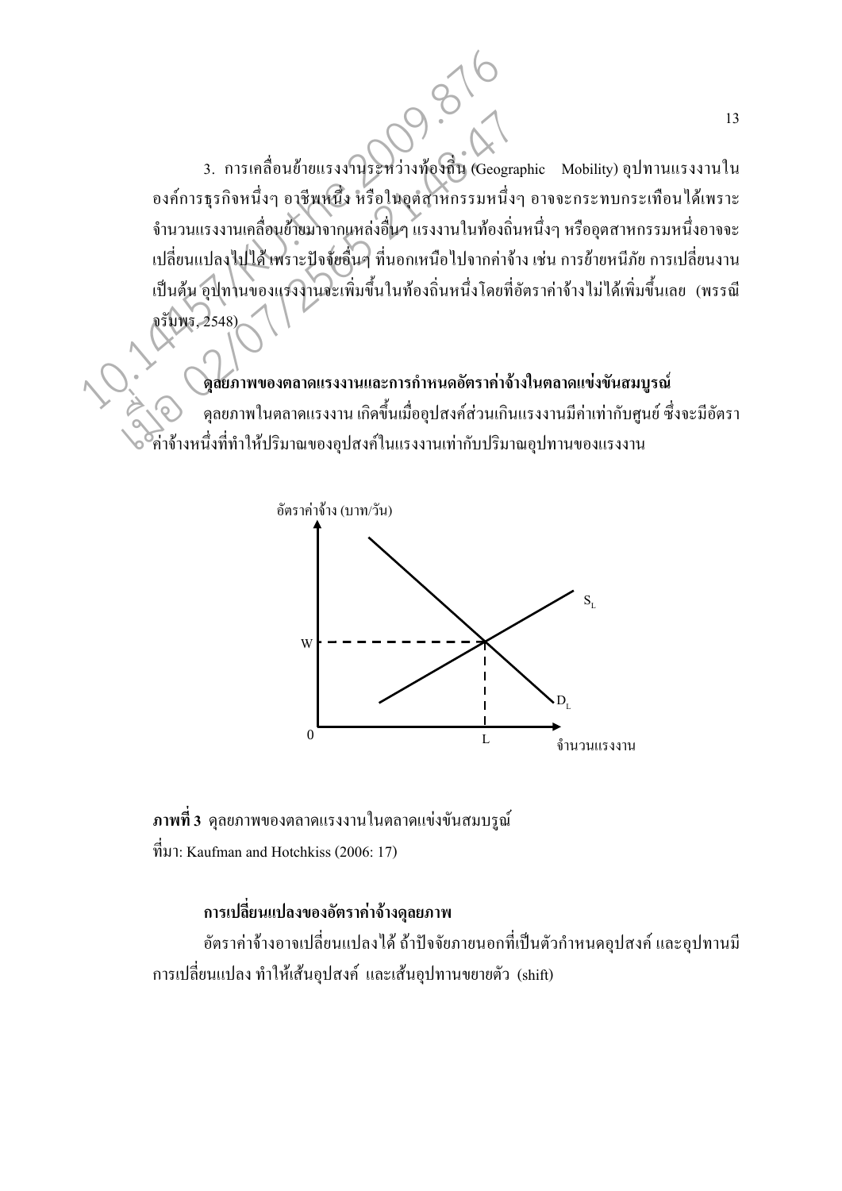3. การเคลื่อนย้ายแรงงานระหว่างท้องถิ่น (Geographic Mobility) อุปทานแรงงานในองค์การธุรกิจหนึ่งๆ อาชีพหนึ่ง หรือในอุตสาหกรรมหนึ่งๆ อาจจะกระทบกระเทือนได้เพราะจำนวนแรงงานเคลื่อนย้ายมาจากแหล่งอื่นๆ แรงงานในท้องถิ่นหนึ่งๆ หรืออุตสาหกรรมหนึ่งอาจจะเปลี่ยนแปลงไปได้เพราะปัจจัยอื่นๆ ที่นอกเหนือไปจากค่าจ้าง เช่น การย้ายหนีภัย การเปลี่ยนงาน เป็นต้น อุปทานของแรงงานจะเพิ่มขึ้นในท้องถิ่นหนึ่งโดยที่อัตราค่าจ้างไม่ได้เพิ่มขึ้นเลย (พรรณี จรัมพร, 2548)

**ดุลยภาพของตลาดแรงงานและการกำหนดอัตราค่าจ้างในตลาดแข่งขันสมบูรณ์**

ดุลยภาพในตลาดแรงงาน เกิดขึ้นเมื่ออุปสงค์ส่วนเกินแรงงานมีค่าเท่ากับศูนย์ ซึ่งจะมีอัตราค่าจ้างหนึ่งที่ทำให้ปริมาณของอุปสงค์ในแรงงานเท่ากับปริมาณอุปทานของแรงงาน

**ภาพที่ 3** ดุลยภาพของตลาดแรงงานในตลาดแข่งขันสมบูรณ์

ที่มา: Kaufman and Hotchkiss (2006: 17)

**การเปลี่ยนแปลงของอัตราค่าจ้างดุลยภาพ**

อัตราค่าจ้างอาจเปลี่ยนแปลงได้ ถ้าปัจจัยภายนอกที่เป็นตัวกำหนดอุปสงค์ และอุปทานมีการเปลี่ยนแปลง ทำให้เส้นอุปสงค์ และเส้นอุปทานขยายตัว (shift)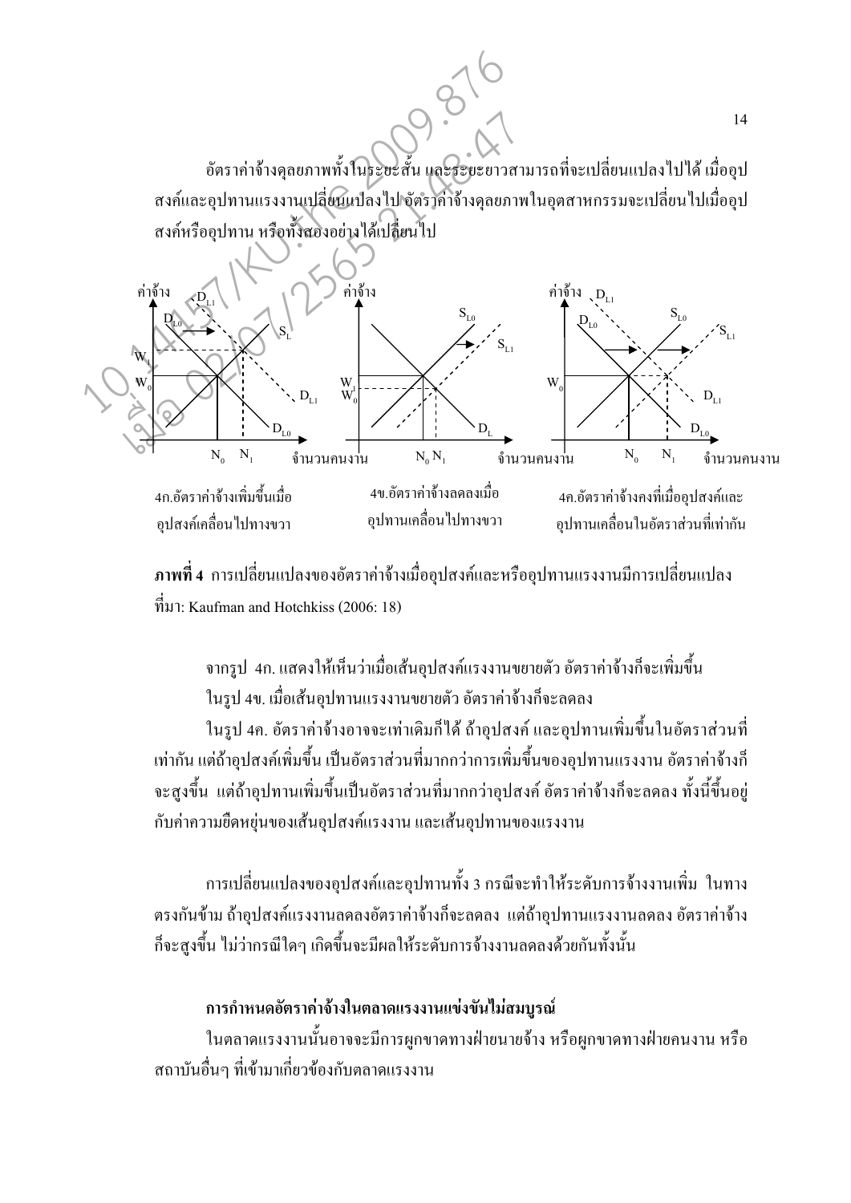อัตราค่าจ้างดุลยภาพทั้งในระยะสั้น และระยะยาวสามารถที่จะเปลี่ยนแปลงไปได้ เมื่ออุปสงค์และอุปทานแรงงานเปลี่ยนแปลงไป อัตราค่าจ้างดุลยภาพในอุตสาหกรรมจะเปลี่ยนไปเมื่ออุปสงค์หรืออุปทาน หรือทั้งสองอย่างได้เปลี่ยนไป

4ก.อัตราค่าจ้างเพิ่มขึ้นเมื่ออุปสงค์เคลื่อนไปทางขวา

4ข.อัตราค่าจ้างลดลงเมื่ออุปทานเคลื่อนไปทางขวา

4ค.อัตราค่าจ้างคงที่เมื่ออุปสงค์และอุปทานเคลื่อนในอัตราส่วนที่เท่ากัน

**ภาพที่ 4** การเปลี่ยนแปลงของอัตราค่าจ้างเมื่ออุปสงค์และหรืออุปทานแรงงานมีการเปลี่ยนแปลง
ที่มา: Kaufman and Hotchkiss (2006: 18)

จากรูป 4ก. แสดงให้เห็นว่าเมื่อเส้นอุปสงค์แรงงานขยายตัว อัตราค่าจ้างก็จะเพิ่มขึ้น

ในรูป 4ข. เมื่อเส้นอุปทานแรงงานขยายตัว อัตราค่าจ้างก็จะลดลง

ในรูป 4ค. อัตราค่าจ้างอาจจะเท่าเดิมก็ได้ ถ้าอุปสงค์ และอุปทานเพิ่มขึ้นในอัตราส่วนที่เท่ากัน แต่ถ้าอุปสงค์เพิ่มขึ้น เป็นอัตราส่วนที่มากกว่าการเพิ่มขึ้นของอุปทานแรงงาน อัตราค่าจ้างก็จะสูงขึ้น แต่ถ้าอุปทานเพิ่มขึ้นเป็นอัตราส่วนที่มากกว่าอุปสงค์ อัตราค่าจ้างก็จะลดลง ทั้งนี้ขึ้นอยู่กับค่าความยืดหยุ่นของเส้นอุปสงค์แรงงาน และเส้นอุปทานของแรงงาน

การเปลี่ยนแปลงของอุปสงค์และอุปทานทั้ง 3 กรณีจะทำให้ระดับการจ้างงานเพิ่ม ในทางตรงกันข้าม ถ้าอุปสงค์แรงงานลดลงอัตราค่าจ้างก็จะลดลง แต่ถ้าอุปทานแรงงานลดลง อัตราค่าจ้างก็จะสูงขึ้น ไม่ว่ากรณีใดๆ เกิดขึ้นจะมีผลให้ระดับการจ้างงานลดลงด้วยกันทั้งนั้น

**การกำหนดอัตราค่าจ้างในตลาดแรงงานแข่งขันไม่สมบูรณ์**

ในตลาดแรงงานนั้นอาจจะมีการผูกขาดทางฝ่ายนายจ้าง หรือผูกขาดทางฝ่ายคนงาน หรือสถาบันอื่นๆ ที่เข้ามาเกี่ยวข้องกับตลาดแรงงาน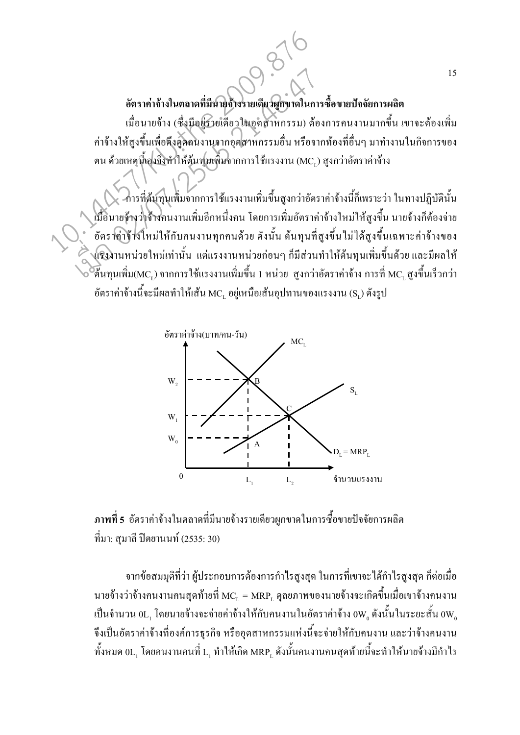### อัตราค่าจ้างในตลาดที่มีนายจ้างรายเดียวผูกขาดในการซื้อขายปัจจัยการผลิต

เมื่อนายจ้าง (ซึ่งมีอยู่รายเดียวในอุตสาหกรรม) ต้องการคนงานมากขึ้น เขาจะต้องเพิ่มค่าจ้างให้สูงขึ้นเพื่อดึงดูดคนงานจากอุตสาหกรรมอื่น หรือจากท้องที่อื่นๆ มาทำงานในกิจการของตน ด้วยเหตุนี้เองจึงทำให้ต้นทุนเพิ่มจากการใช้แรงงาน ($MC_L$) สูงกว่าอัตราค่าจ้าง

การที่ต้นทุนเพิ่มจากการใช้แรงงานเพิ่มขึ้นสูงกว่าอัตราค่าจ้างนี้ก็เพราะว่า ในทางปฏิบัตินั้น เมื่อนายจ้างว่าจ้างคนงานเพิ่มอีกหนึ่งคน โดยการเพิ่มอัตราค่าจ้างใหม่ให้สูงขึ้น นายจ้างก็ต้องจ่ายอัตราค่าจ้างใหม่ให้กับคนงานทุกคนด้วย ดังนั้น ต้นทุนที่สูงขึ้นไม่ได้สูงขึ้นเฉพาะค่าจ้างของแรงงานหน่วยใหม่เท่านั้น แต่แรงงานหน่วยก่อนๆ ก็มีส่วนทำให้ต้นทุนเพิ่มขึ้นด้วย และมีผลให้ต้นทุนเพิ่ม($MC_L$) จากการใช้แรงงานเพิ่มขึ้น 1 หน่วย สูงกว่าอัตราค่าจ้าง การที่ $MC_L$ สูงขึ้นเร็วกว่าอัตราค่าจ้างนี้จะมีผลทำให้เส้น $MC_L$ อยู่เหนือเส้นอุปทานของแรงงาน ($S_L$) ดังรูป

**ภาพที่ 5** อัตราค่าจ้างในตลาดที่มีนายจ้างรายเดียวผูกขาดในการซื้อขายปัจจัยการผลิต
ที่มา: สุมาลี ปิตยานนท์ (2535: 30)

จากข้อสมมุติที่ว่า ผู้ประกอบการต้องการกำไรสูงสุด ในการที่เขาจะได้กำไรสูงสุด ก็ต่อเมื่อนายจ้างว่าจ้างคนงานคนสุดท้ายที่ $MC_L = MRP_L$ ดุลยภาพของนายจ้างจะเกิดขึ้นเมื่อเขาจ้างคนงานเป็นจำนวน $0L_1$ โดยนายจ้างจะจ่ายค่าจ้างให้กับคนงานในอัตราค่าจ้าง $0W_0$ ดังนั้นในระยะสั้น $0W_0$ จึงเป็นอัตราค่าจ้างที่องค์การธุรกิจ หรืออุตสาหกรรมแห่งนี้จะจ่ายให้กับคนงาน และว่าจ้างคนงานทั้งหมด $0L_1$ โดยคนงานคนที่ $L_1$ ทำให้เกิด $MRP_L$ ดังนั้นคนงานคนสุดท้ายนี้จะทำให้นายจ้างมีกำไร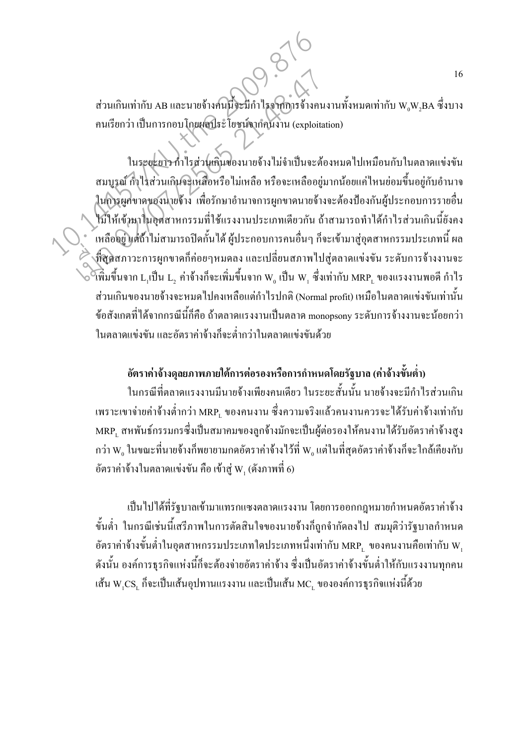ส่วนเกินเท่ากับ AB และนายจ้างคนนี้จะมีกำไรจากการจ้างคนงานทั้งหมดเท่ากับ $W_0W_2BA$ ซึ่งบางคนเรียกว่า เป็นการกอบโกยผลประโยชน์จากคนงาน (exploitation)

ในระยะยาว กำไรส่วนเกินของนายจ้างไม่จำเป็นจะต้องหมดไปเหมือนกับในตลาดแข่งขันสมบูรณ์ กำไรส่วนเกินจะเหลือหรือไม่เหลือ หรือจะเหลืออยู่มากน้อยแค่ไหนย่อมขึ้นอยู่กับอำนาจในการผูกขาดของนายจ้าง เพื่อรักษาอำนาจการผูกขาดนายจ้างจะต้องป้องกันผู้ประกอบการรายอื่นไม่ให้เข้ามาในอุตสาหกรรมที่ใช้แรงงานประเภทเดียวกัน ถ้าสามารถทำได้กำไรส่วนเกินนี้ยังคงเหลืออยู่ แต่ถ้าไม่สามารถปิดกั้นได้ ผู้ประกอบการคนอื่นๆ ก็จะเข้ามาสู่อุตสาหกรรมประเภทนี้ ผลที่สุดสภาวะการผูกขาดก็ค่อยๆหมดลง และเปลี่ยนสภาพไปสู่ตลาดแข่งขัน ระดับการจ้างงานจะเพิ่มขึ้นจาก $L_1$ เป็น $L_2$ ค่าจ้างก็จะเพิ่มขึ้นจาก $W_0$ เป็น $W_1$ ซึ่งเท่ากับ $MRP_L$ ของแรงงานพอดี กำไรส่วนเกินของนายจ้างจะหมดไปคงเหลือแต่กำไรปกติ (Normal profit) เหมือนในตลาดแข่งขันเท่านั้น ข้อสังเกตที่ได้จากกรณีนี้ก็คือ ถ้าตลาดแรงงานเป็นตลาด monopsony ระดับการจ้างงานจะน้อยกว่าในตลาดแข่งขัน และอัตราค่าจ้างก็จะต่ำกว่าในตลาดแข่งขันด้วย

**อัตราค่าจ้างดุลยภาพภายใต้การต่อรองหรือการกำหนดโดยรัฐบาล (ค่าจ้างขั้นต่ำ)**

ในกรณีที่ตลาดแรงงานมีนายจ้างเพียงคนเดียว ในระยะสั้นนั้น นายจ้างจะมีกำไรส่วนเกินเพราะเขาจ่ายค่าจ้างต่ำกว่า $MRP_L$ ของคนงาน ซึ่งความจริงแล้วคนงานควรจะได้รับค่าจ้างเท่ากับ $MRP_L$ สหพันธ์กรรมกรซึ่งเป็นสมาคมของลูกจ้างมักจะเป็นผู้ต่อรองให้คนงานได้รับอัตราค่าจ้างสูงกว่า $W_0$ ในขณะที่นายจ้างก็พยายามกดอัตราค่าจ้างไว้ที่ $W_0$ แต่ในที่สุดอัตราค่าจ้างก็จะใกล้เคียงกับอัตราค่าจ้างในตลาดแข่งขัน คือ เข้าสู่ $W_1$ (ดังภาพที่ 6)

เป็นไปได้ที่รัฐบาลเข้ามาแทรกแซงตลาดแรงงาน โดยการออกกฎหมายกำหนดอัตราค่าจ้างขั้นต่ำ ในกรณีเช่นนี้เสรีภาพในการตัดสินใจของนายจ้างก็ถูกจำกัดลงไป สมมุติว่ารัฐบาลกำหนดอัตราค่าจ้างขั้นต่ำในอุตสาหกรรมประเภทใดประเภทหนึ่งเท่ากับ $MRP_L$ ของคนงานคือเท่ากับ $W_1$ ดังนั้น องค์การธุรกิจแห่งนี้ก็จะต้องจ่ายอัตราค่าจ้าง ซึ่งเป็นอัตราค่าจ้างขั้นต่ำให้กับแรงงานทุกคน เส้น $W_1CS_L$ ก็จะเป็นเส้นอุปทานแรงงาน และเป็นเส้น $MC_L$ ขององค์การธุรกิจแห่งนี้ด้วย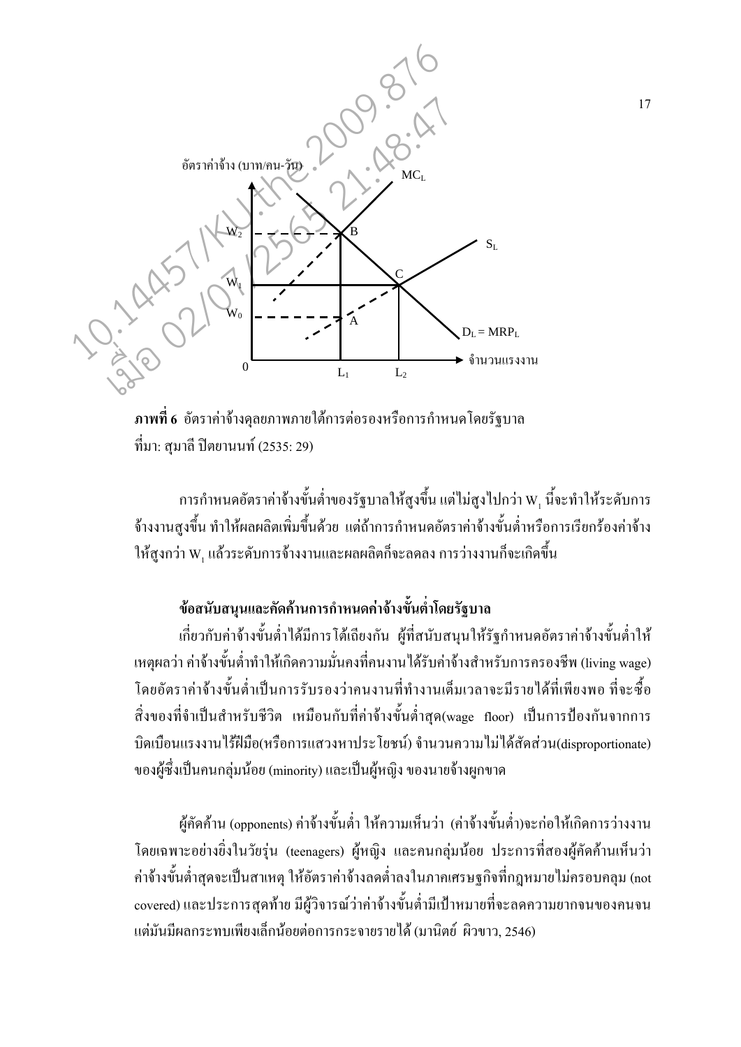**ภาพที่ 6** อัตราค่าจ้างดุลยภาพภายใต้การต่อรองหรือการกำหนดโดยรัฐบาล
ที่มา: สุมาลี ปิตยานนท์ (2535: 29)

การกำหนดอัตราค่าจ้างขั้นต่ำของรัฐบาลให้สูงขึ้น แต่ไม่สูงไปกว่า $W_1$ นี้จะทำให้ระดับการจ้างงานสูงขึ้น ทำให้ผลผลิตเพิ่มขึ้นด้วย แต่ถ้าการกำหนดอัตราค่าจ้างขั้นต่ำหรือการเรียกร้องค่าจ้างให้สูงกว่า $W_1$ แล้วระดับการจ้างงานและผลผลิตก็จะลดลง การว่างงานก็จะเกิดขึ้น

### ข้อสนับสนุนและคัดค้านการกำหนดค่าจ้างขั้นต่ำโดยรัฐบาล

เกี่ยวกับค่าจ้างขั้นต่ำได้มีการโต้เถียงกัน ผู้ที่สนับสนุนให้รัฐกำหนดอัตราค่าจ้างขั้นต่ำให้เหตุผลว่า ค่าจ้างขั้นต่ำทำให้เกิดความมั่นคงที่คนงานได้รับค่าจ้างสำหรับการครองชีพ (living wage) โดยอัตราค่าจ้างขั้นต่ำเป็นการรับรองว่าคนงานที่ทำงานเต็มเวลาจะมีรายได้ที่เพียงพอ ที่จะซื้อสิ่งของที่จำเป็นสำหรับชีวิต เหมือนกับที่ค่าจ้างขั้นต่ำสุด(wage floor) เป็นการป้องกันจากการบิดเบือนแรงงานไร้ฝีมือ(หรือการแสวงหาประโยชน์) จำนวนความไม่ได้สัดส่วน(disproportionate) ของผู้ซึ่งเป็นคนกลุ่มน้อย (minority) และเป็นผู้หญิง ของนายจ้างผูกขาด

ผู้คัดค้าน (opponents) ค่าจ้างขั้นต่ำ ให้ความเห็นว่า (ค่าจ้างขั้นต่ำ)จะก่อให้เกิดการว่างงาน โดยเฉพาะอย่างยิ่งในวัยรุ่น (teenagers) ผู้หญิง และคนกลุ่มน้อย ประการที่สองผู้คัดค้านเห็นว่า ค่าจ้างขั้นต่ำสุดจะเป็นสาเหตุ ให้อัตราค่าจ้างลดต่ำลงในภาคเศรษฐกิจที่กฎหมายไม่ครอบคลุม (not covered) และประการสุดท้าย มีผู้วิจารณ์ว่าค่าจ้างขั้นต่ำมีเป้าหมายที่จะลดความยากจนของคนจน แต่มันมีผลกระทบเพียงเล็กน้อยต่อการกระจายรายได้ (มานิตย์ ผิวขาว, 2546)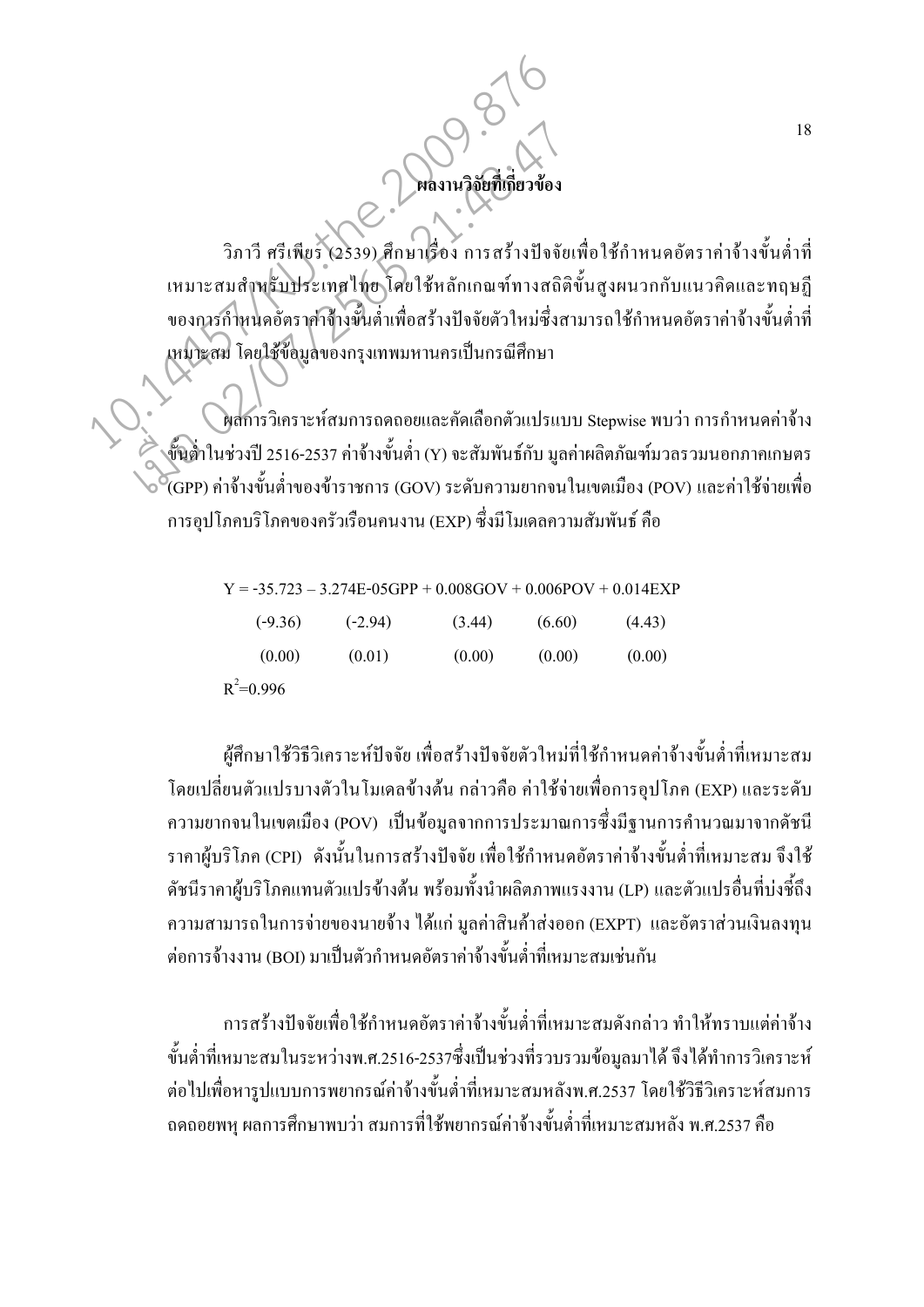## ผลงานวิจัยที่เกี่ยวข้อง

วิภาวี ศรีเพียร (2539) ศึกษาเรื่อง การสร้างปัจจัยเพื่อใช้กำหนดอัตราค่าจ้างขั้นต่ำที่เหมาะสมสำหรับประเทศไทย โดยใช้หลักเกณฑ์ทางสถิติขั้นสูงผนวกกับแนวคิดและทฤษฎีของการกำหนดอัตราค่าจ้างขั้นต่ำเพื่อสร้างปัจจัยตัวใหม่ซึ่งสามารถใช้กำหนดอัตราค่าจ้างขั้นต่ำที่เหมาะสม โดยใช้ข้อมูลของกรุงเทพมหานครเป็นกรณีศึกษา

ผลการวิเคราะห์สมการถดถอยและคัดเลือกตัวแปรแบบ Stepwise พบว่า การกำหนดค่าจ้างขั้นต่ำในช่วงปี 2516-2537 ค่าจ้างขั้นต่ำ (Y) จะสัมพันธ์กับ มูลค่าผลิตภัณฑ์มวลรวมนอกภาคเกษตร (GPP) ค่าจ้างขั้นต่ำของข้าราชการ (GOV) ระดับความยากจนในเขตเมือง (POV) และค่าใช้จ่ายเพื่อการอุปโภคบริโภคของครัวเรือนคนงาน (EXP) ซึ่งมีโมเดลความสัมพันธ์ คือ

$$Y = -35.723 - 3.274E\text{-}05GPP + 0.008GOV + 0.006POV + 0.014EXP$$

| | | | | |
|---|---|---|---|---|
| (-9.36) | (-2.94) | (3.44) | (6.60) | (4.43) |
| (0.00) | (0.01) | (0.00) | (0.00) | (0.00) |

$R^2 = 0.996$

ผู้ศึกษาใช้วิธีวิเคราะห์ปัจจัย เพื่อสร้างปัจจัยตัวใหม่ที่ใช้กำหนดค่าจ้างขั้นต่ำที่เหมาะสม โดยเปลี่ยนตัวแปรบางตัวในโมเดลข้างต้น กล่าวคือ ค่าใช้จ่ายเพื่อการอุปโภค (EXP) และระดับความยากจนในเขตเมือง (POV) เป็นข้อมูลจากการประมาณการซึ่งมีฐานการคำนวณมาจากดัชนีราคาผู้บริโภค (CPI) ดังนั้นในการสร้างปัจจัย เพื่อใช้กำหนดอัตราค่าจ้างขั้นต่ำที่เหมาะสม จึงใช้ดัชนีราคาผู้บริโภคแทนตัวแปรข้างต้น พร้อมทั้งนำผลิตภาพแรงงาน (LP) และตัวแปรอื่นที่บ่งชี้ถึงความสามารถในการจ่ายของนายจ้าง ได้แก่ มูลค่าสินค้าส่งออก (EXPT) และอัตราส่วนเงินลงทุนต่อการจ้างงาน (BOI) มาเป็นตัวกำหนดอัตราค่าจ้างขั้นต่ำที่เหมาะสมเช่นกัน

การสร้างปัจจัยเพื่อใช้กำหนดอัตราค่าจ้างขั้นต่ำที่เหมาะสมดังกล่าว ทำให้ทราบแต่ค่าจ้างขั้นต่ำที่เหมาะสมในระหว่างพ.ศ.2516-2537ซึ่งเป็นช่วงที่รวบรวมข้อมูลมาได้ จึงได้ทำการวิเคราะห์ต่อไปเพื่อหารูปแบบการพยากรณ์ค่าจ้างขั้นต่ำที่เหมาะสมหลังพ.ศ.2537 โดยใช้วิธีวิเคราะห์สมการถดถอยพหุ ผลการศึกษาพบว่า สมการที่ใช้พยากรณ์ค่าจ้างขั้นต่ำที่เหมาะสมหลัง พ.ศ.2537 คือ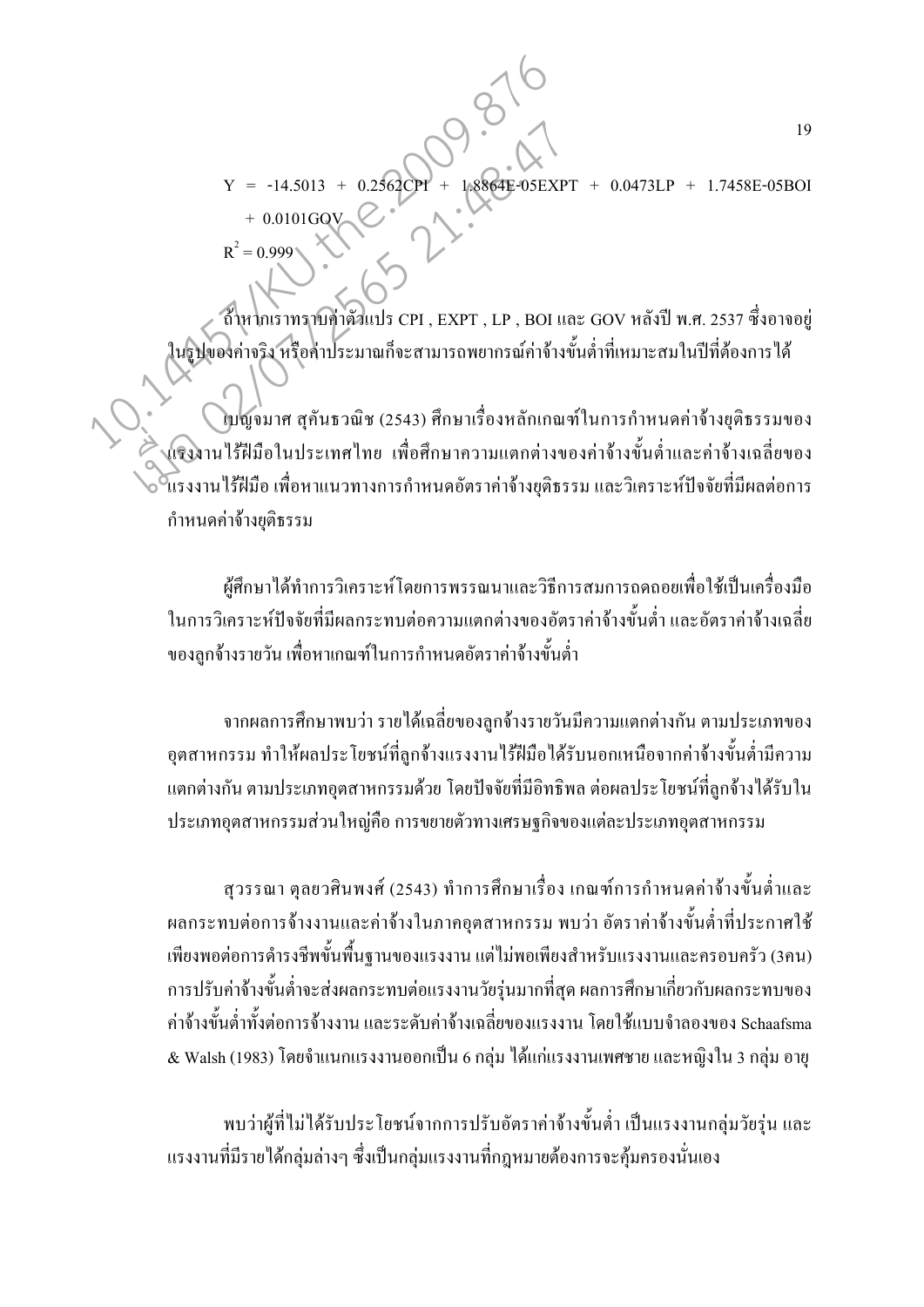$$Y = -14.5013 + 0.2562CPI + 1.8864E\text{-}05EXPT + 0.0473LP + 1.7458E\text{-}05BOI + 0.0101GOV$$

$$R^2 = 0.999$$

ถ้าหากเราทราบค่าตัวแปร CPI , EXPT , LP , BOI และ GOV หลังปี พ.ศ. 2537 ซึ่งอาจอยู่ในรูปของค่าจริง หรือค่าประมาณก็จะสามารถพยากรณ์ค่าจ้างขั้นต่ำที่เหมาะสมในปีที่ต้องการได้

เบญจมาศ สุคันธวณิช (2543) ศึกษาเรื่องหลักเกณฑ์ในการกำหนดค่าจ้างยุติธรรมของแรงงานไร้ฝีมือในประเทศไทย เพื่อศึกษาความแตกต่างของค่าจ้างขั้นต่ำและค่าจ้างเฉลี่ยของแรงงานไร้ฝีมือ เพื่อหาแนวทางการกำหนดอัตราค่าจ้างยุติธรรม และวิเคราะห์ปัจจัยที่มีผลต่อการกำหนดค่าจ้างยุติธรรม

ผู้ศึกษาได้ทำการวิเคราะห์โดยการพรรณนาและวิธีการสมการถดถอยเพื่อใช้เป็นเครื่องมือในการวิเคราะห์ปัจจัยที่มีผลกระทบต่อความแตกต่างของอัตราค่าจ้างขั้นต่ำ และอัตราค่าจ้างเฉลี่ยของลูกจ้างรายวัน เพื่อหาเกณฑ์ในการกำหนดอัตราค่าจ้างขั้นต่ำ

จากผลการศึกษาพบว่า รายได้เฉลี่ยของลูกจ้างรายวันมีความแตกต่างกัน ตามประเภทของอุตสาหกรรม ทำให้ผลประโยชน์ที่ลูกจ้างแรงงานไร้ฝีมือได้รับนอกเหนือจากค่าจ้างขั้นต่ำมีความแตกต่างกัน ตามประเภทอุตสาหกรรมด้วย โดยปัจจัยที่มีอิทธิพล ต่อผลประโยชน์ที่ลูกจ้างได้รับในประเภทอุตสาหกรรมส่วนใหญ่คือ การขยายตัวทางเศรษฐกิจของแต่ละประเภทอุตสาหกรรม

สุวรรณา ตุลยวศินพงศ์ (2543) ทำการศึกษาเรื่อง เกณฑ์การกำหนดค่าจ้างขั้นต่ำและผลกระทบต่อการจ้างงานและค่าจ้างในภาคอุตสาหกรรม พบว่า อัตราค่าจ้างขั้นต่ำที่ประกาศใช้เพียงพอต่อการดำรงชีพขั้นพื้นฐานของแรงงาน แต่ไม่พอเพียงสำหรับแรงงานและครอบครัว (3คน) การปรับค่าจ้างขั้นต่ำจะส่งผลกระทบต่อแรงงานวัยรุ่นมากที่สุด ผลการศึกษาเกี่ยวกับผลกระทบของค่าจ้างขั้นต่ำทั้งต่อการจ้างงาน และระดับค่าจ้างเฉลี่ยของแรงงาน โดยใช้แบบจำลองของ Schaafsma & Walsh (1983) โดยจำแนกแรงงานออกเป็น 6 กลุ่ม ได้แก่แรงงานเพศชาย และหญิงใน 3 กลุ่ม อายุ

พบว่าผู้ที่ไม่ได้รับประโยชน์จากการปรับอัตราค่าจ้างขั้นต่ำ เป็นแรงงานกลุ่มวัยรุ่น และแรงงานที่มีรายได้กลุ่มล่างๆ ซึ่งเป็นกลุ่มแรงงานที่กฎหมายต้องการจะคุ้มครองนั่นเอง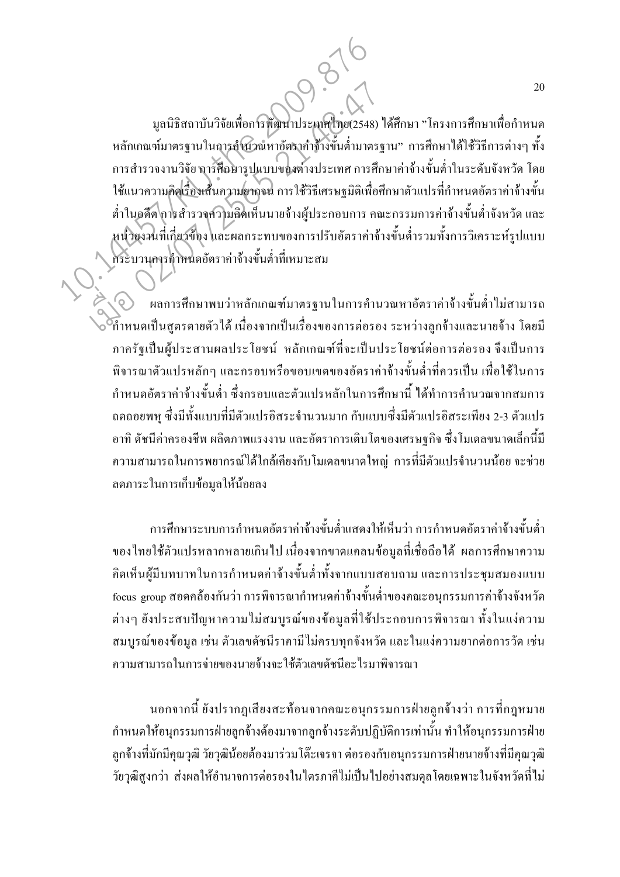มูลนิธิสถาบันวิจัยเพื่อการพัฒนาประเทศไทย(2548) ได้ศึกษา "โครงการศึกษาเพื่อกำหนดหลักเกณฑ์มาตรฐานในการคำนวณหาอัตราค่าจ้างขั้นต่ำมาตรฐาน" การศึกษาได้ใช้วิธีการต่างๆ ทั้งการสำรวจงานวิจัย การศึกษารูปแบบของต่างประเทศ การศึกษาค่าจ้างขั้นต่ำในระดับจังหวัด โดยใช้แนวความคิดเรื่องเส้นความยากจน การใช้วิธีเศรษฐมิติเพื่อศึกษาตัวแปรที่กำหนดอัตราค่าจ้างขั้นต่ำในอดีต การสำรวจความคิดเห็นนายจ้างผู้ประกอบการ คณะกรรมการค่าจ้างขั้นต่ำจังหวัด และหน่วยงานที่เกี่ยวข้อง และผลกระทบของการปรับอัตราค่าจ้างขั้นต่ำรวมทั้งการวิเคราะห์รูปแบบกระบวนการกำหนดอัตราค่าจ้างขั้นต่ำที่เหมาะสม

ผลการศึกษาพบว่าหลักเกณฑ์มาตรฐานในการคำนวณหาอัตราค่าจ้างขั้นต่ำไม่สามารถกำหนดเป็นสูตรตายตัวได้ เนื่องจากเป็นเรื่องของการต่อรอง ระหว่างลูกจ้างและนายจ้าง โดยมีภาครัฐเป็นผู้ประสานผลประโยชน์ หลักเกณฑ์ที่จะเป็นประโยชน์ต่อการต่อรอง จึงเป็นการพิจารณาตัวแปรหลักๆ และกรอบหรือขอบเขตของอัตราค่าจ้างขั้นต่ำที่ควรเป็น เพื่อใช้ในการกำหนดอัตราค่าจ้างขั้นต่ำ ซึ่งกรอบและตัวแปรหลักในการศึกษานี้ ได้ทำการคำนวณจากสมการถดถอยพหุ ซึ่งมีทั้งแบบที่มีตัวแปรอิสระจำนวนมาก กับแบบซึ่งมีตัวแปรอิสระเพียง 2-3 ตัวแปร อาทิ ดัชนีค่าครองชีพ ผลิตภาพแรงงาน และอัตราการเติบโตของเศรษฐกิจ ซึ่งโมเดลขนาดเล็กนี้มีความสามารถในการพยากรณ์ได้ใกล้เคียงกับโมเดลขนาดใหญ่ การที่มีตัวแปรจำนวนน้อย จะช่วยลดภาระในการเก็บข้อมูลให้น้อยลง

การศึกษาระบบการกำหนดอัตราค่าจ้างขั้นต่ำแสดงให้เห็นว่า การกำหนดอัตราค่าจ้างขั้นต่ำของไทยใช้ตัวแปรหลากหลายเกินไป เนื่องจากขาดแคลนข้อมูลที่เชื่อถือได้ ผลการศึกษาความคิดเห็นผู้มีบทบาทในการกำหนดค่าจ้างขั้นต่ำทั้งจากแบบสอบถาม และการประชุมสมองแบบ focus group สอดคล้องกันว่า การพิจารณากำหนดค่าจ้างขั้นต่ำของคณะอนุกรรมการค่าจ้างจังหวัดต่างๆ ยังประสบปัญหาความไม่สมบูรณ์ของข้อมูลที่ใช้ประกอบการพิจารณา ทั้งในแง่ความสมบูรณ์ของข้อมูล เช่น ตัวเลขดัชนีราคามีไม่ครบทุกจังหวัด และในแง่ความยากต่อการวัด เช่น ความสามารถในการจ่ายของนายจ้างจะใช้ตัวเลขดัชนีอะไรมาพิจารณา

นอกจากนี้ ยังปรากฏเสียงสะท้อนจากคณะอนุกรรมการฝ่ายลูกจ้างว่า การที่กฎหมายกำหนดให้อนุกรรมการฝ่ายลูกจ้างต้องมาจากลูกจ้างระดับปฏิบัติการเท่านั้น ทำให้อนุกรรมการฝ่ายลูกจ้างที่มักมีคุณวุฒิ วัยวุฒิน้อยต้องมาร่วมโต๊ะเจรจา ต่อรองกับอนุกรรมการฝ่ายนายจ้างที่มีคุณวุฒิ วัยวุฒิสูงกว่า ส่งผลให้อำนาจการต่อรองในไตรภาคีไม่เป็นไปอย่างสมดุลโดยเฉพาะในจังหวัดที่ไม่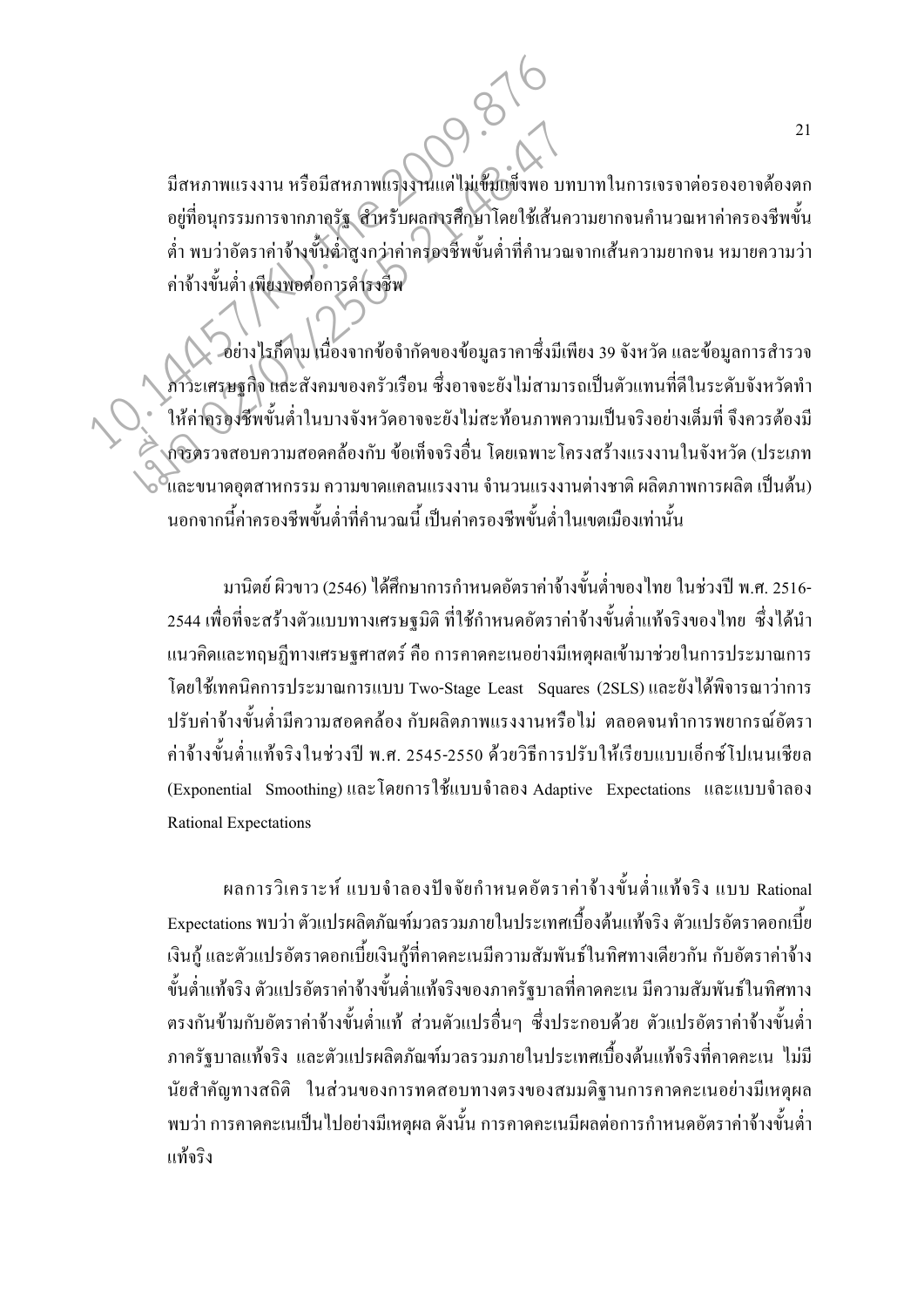มีสหภาพแรงงาน หรือมีสหภาพแรงงานแต่ไม่เข้มแข็งพอ บทบาทในการเจรจาต่อรองอาจต้องตกอยู่ที่อนุกรรมการจากภาครัฐ สำหรับผลการศึกษาโดยใช้เส้นความยากจนคำนวณหาค่าครองชีพขั้นต่ำ พบว่าอัตราค่าจ้างขั้นต่ำสูงกว่าค่าครองชีพขั้นต่ำที่คำนวณจากเส้นความยากจน หมายความว่าค่าจ้างขั้นต่ำ เพียงพอต่อการดำรงชีพ

อย่างไรก็ตาม เนื่องจากข้อจำกัดของข้อมูลราคาซึ่งมีเพียง 39 จังหวัด และข้อมูลการสำรวจภาวะเศรษฐกิจ และสังคมของครัวเรือน ซึ่งอาจจะยังไม่สามารถเป็นตัวแทนที่ดีในระดับจังหวัดทำให้ค่าครองชีพขั้นต่ำในบางจังหวัดอาจจะยังไม่สะท้อนภาพความเป็นจริงอย่างเต็มที่ จึงควรต้องมีการตรวจสอบความสอดคล้องกับ ข้อเท็จจริงอื่น โดยเฉพาะโครงสร้างแรงงานในจังหวัด (ประเภทและขนาดอุตสาหกรรม ความขาดแคลนแรงงาน จำนวนแรงงานต่างชาติ ผลิตภาพการผลิต เป็นต้น) นอกจากนี้ค่าครองชีพขั้นต่ำที่คำนวณนี้ เป็นค่าครองชีพขั้นต่ำในเขตเมืองเท่านั้น

มานิตย์ ผิวขาว (2546) ได้ศึกษาการกำหนดอัตราค่าจ้างขั้นต่ำของไทย ในช่วงปี พ.ศ. 2516-2544 เพื่อที่จะสร้างตัวแบบทางเศรษฐมิติ ที่ใช้กำหนดอัตราค่าจ้างขั้นต่ำแท้จริงของไทย ซึ่งได้นำแนวคิดและทฤษฎีทางเศรษฐศาสตร์ คือ การคาดคะเนอย่างมีเหตุผลเข้ามาช่วยในการประมาณการ โดยใช้เทคนิคการประมาณการแบบ Two-Stage Least Squares (2SLS) และยังได้พิจารณาว่าการปรับค่าจ้างขั้นต่ำมีความสอดคล้อง กับผลิตภาพแรงงานหรือไม่ ตลอดจนทำการพยากรณ์อัตราค่าจ้างขั้นต่ำแท้จริงในช่วงปี พ.ศ. 2545-2550 ด้วยวิธีการปรับให้เรียบแบบเอ็กซ์โปเนนเชียล (Exponential Smoothing) และโดยการใช้แบบจำลอง Adaptive Expectations และแบบจำลอง Rational Expectations

ผลการวิเคราะห์ แบบจำลองปัจจัยกำหนดอัตราค่าจ้างขั้นต่ำแท้จริง แบบ Rational Expectations พบว่า ตัวแปรผลิตภัณฑ์มวลรวมภายในประเทศเบื้องต้นแท้จริง ตัวแปรอัตราดอกเบี้ยเงินกู้ และตัวแปรอัตราดอกเบี้ยเงินกู้ที่คาดคะเนมีความสัมพันธ์ในทิศทางเดียวกัน กับอัตราค่าจ้างขั้นต่ำแท้จริง ตัวแปรอัตราค่าจ้างขั้นต่ำแท้จริงของภาครัฐบาลที่คาดคะเน มีความสัมพันธ์ในทิศทางตรงกันข้ามกับอัตราค่าจ้างขั้นต่ำแท้ ส่วนตัวแปรอื่นๆ ซึ่งประกอบด้วย ตัวแปรอัตราค่าจ้างขั้นต่ำภาครัฐบาลแท้จริง และตัวแปรผลิตภัณฑ์มวลรวมภายในประเทศเบื้องต้นแท้จริงที่คาดคะเน ไม่มีนัยสำคัญทางสถิติ ในส่วนของการทดสอบทางตรงของสมมติฐานการคาดคะเนอย่างมีเหตุผล พบว่า การคาดคะเนเป็นไปอย่างมีเหตุผล ดังนั้น การคาดคะเนมีผลต่อการกำหนดอัตราค่าจ้างขั้นต่ำแท้จริง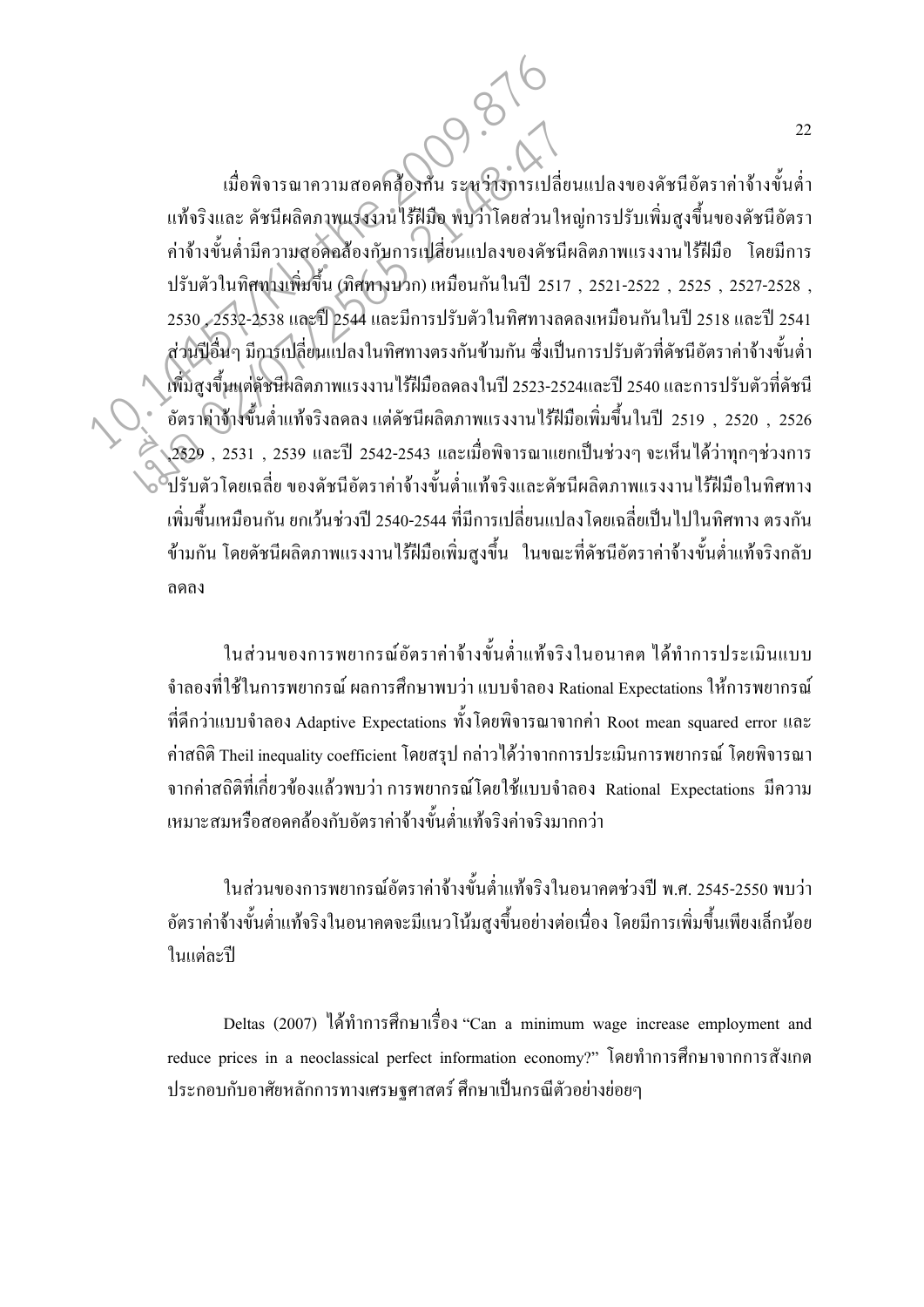เมื่อพิจารณาความสอดคล้องกัน ระหว่างการเปลี่ยนแปลงของดัชนีอัตราค่าจ้างขั้นต่ำแท้จริงและ ดัชนีผลิตภาพแรงงานไร้ฝีมือ พบว่าโดยส่วนใหญ่การปรับเพิ่มสูงขึ้นของดัชนีอัตราค่าจ้างขั้นต่ำมีความสอดคล้องกับการเปลี่ยนแปลงของดัชนีผลิตภาพแรงงานไร้ฝีมือ โดยมีการปรับตัวในทิศทางเพิ่มขึ้น (ทิศทางบวก) เหมือนกันในปี 2517 , 2521-2522 , 2525 , 2527-2528 , 2530 , 2532-2538 และปี 2544 และมีการปรับตัวในทิศทางลดลงเหมือนกันในปี 2518 และปี 2541 ส่วนปีอื่นๆ มีการเปลี่ยนแปลงในทิศทางตรงกันข้ามกัน ซึ่งเป็นการปรับตัวที่ดัชนีอัตราค่าจ้างขั้นต่ำเพิ่มสูงขึ้นแต่ดัชนีผลิตภาพแรงงานไร้ฝีมือลดลงในปี 2523-2524และปี 2540 และการปรับตัวที่ดัชนีอัตราค่าจ้างขั้นต่ำแท้จริงลดลง แต่ดัชนีผลิตภาพแรงงานไร้ฝีมือเพิ่มขึ้นในปี 2519 , 2520 , 2526 ,2529 , 2531 , 2539 และปี 2542-2543 และเมื่อพิจารณาแยกเป็นช่วงๆ จะเห็นได้ว่าทุกๆช่วงการปรับตัวโดยเฉลี่ย ของดัชนีอัตราค่าจ้างขั้นต่ำแท้จริงและดัชนีผลิตภาพแรงงานไร้ฝีมือในทิศทางเพิ่มขึ้นเหมือนกัน ยกเว้นช่วงปี 2540-2544 ที่มีการเปลี่ยนแปลงโดยเฉลี่ยเป็นไปในทิศทาง ตรงกันข้ามกัน โดยดัชนีผลิตภาพแรงงานไร้ฝีมือเพิ่มสูงขึ้น ในขณะที่ดัชนีอัตราค่าจ้างขั้นต่ำแท้จริงกลับลดลง

ในส่วนของการพยากรณ์อัตราค่าจ้างขั้นต่ำแท้จริงในอนาคต ได้ทำการประเมินแบบจำลองที่ใช้ในการพยากรณ์ ผลการศึกษาพบว่า แบบจำลอง Rational Expectations ให้การพยากรณ์ที่ดีกว่าแบบจำลอง Adaptive Expectations ทั้งโดยพิจารณาจากค่า Root mean squared error และค่าสถิติ Theil inequality coefficient โดยสรุป กล่าวได้ว่าจากการประเมินการพยากรณ์ โดยพิจารณาจากค่าสถิติที่เกี่ยวข้องแล้วพบว่า การพยากรณ์โดยใช้แบบจำลอง Rational Expectations มีความเหมาะสมหรือสอดคล้องกับอัตราค่าจ้างขั้นต่ำแท้จริงค่าจริงมากกว่า

ในส่วนของการพยากรณ์อัตราค่าจ้างขั้นต่ำแท้จริงในอนาคตช่วงปี พ.ศ. 2545-2550 พบว่าอัตราค่าจ้างขั้นต่ำแท้จริงในอนาคตจะมีแนวโน้มสูงขึ้นอย่างต่อเนื่อง โดยมีการเพิ่มขึ้นเพียงเล็กน้อยในแต่ละปี

Deltas (2007) ได้ทำการศึกษาเรื่อง “Can a minimum wage increase employment and reduce prices in a neoclassical perfect information economy?” โดยทำการศึกษาจากการสังเกตประกอบกับอาศัยหลักการทางเศรษฐศาสตร์ ศึกษาเป็นกรณีตัวอย่างย่อยๆ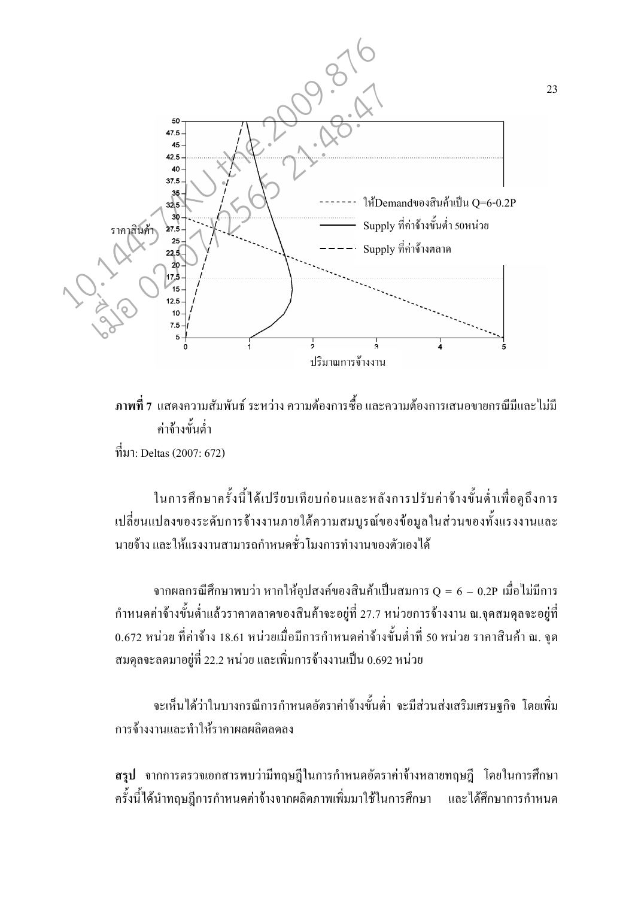**ภาพที่ 7** แสดงความสัมพันธ์ ระหว่าง ความต้องการซื้อ และความต้องการเสนอขายกรณีมีและไม่มีค่าจ้างขั้นต่ำ

ที่มา: Deltas (2007: 672)

ในการศึกษาครั้งนี้ได้เปรียบเทียบก่อนและหลังการปรับค่าจ้างขั้นต่ำเพื่อดูถึงการเปลี่ยนแปลงของระดับการจ้างงานภายใต้ความสมบูรณ์ของข้อมูลในส่วนของทั้งแรงงานและนายจ้าง และให้แรงงานสามารถกำหนดชั่วโมงการทำงานของตัวเองได้

จากผลกรณีศึกษาพบว่า หากให้อุปสงค์ของสินค้าเป็นสมการ $Q = 6 - 0.2P$ เมื่อไม่มีการกำหนดค่าจ้างขั้นต่ำแล้วราคาตลาดของสินค้าจะอยู่ที่ 27.7 หน่วยการจ้างงาน ณ.จุดสมดุลจะอยู่ที่ 0.672 หน่วย ที่ค่าจ้าง 18.61 หน่วยเมื่อมีการกำหนดค่าจ้างขั้นต่ำที่ 50 หน่วย ราคาสินค้า ณ. จุดสมดุลจะลดมาอยู่ที่ 22.2 หน่วย และเพิ่มการจ้างงานเป็น 0.692 หน่วย

จะเห็นได้ว่าในบางกรณีการกำหนดอัตราค่าจ้างขั้นต่ำ จะมีส่วนส่งเสริมเศรษฐกิจ โดยเพิ่มการจ้างงานและทำให้ราคาผลผลิตลดลง

**สรุป** จากการตรวจเอกสารพบว่ามีทฤษฎีในการกำหนดอัตราค่าจ้างหลายทฤษฎี โดยในการศึกษาครั้งนี้ได้นำทฤษฎีการกำหนดค่าจ้างจากผลิตภาพเพิ่มมาใช้ในการศึกษา และได้ศึกษาการกำหนด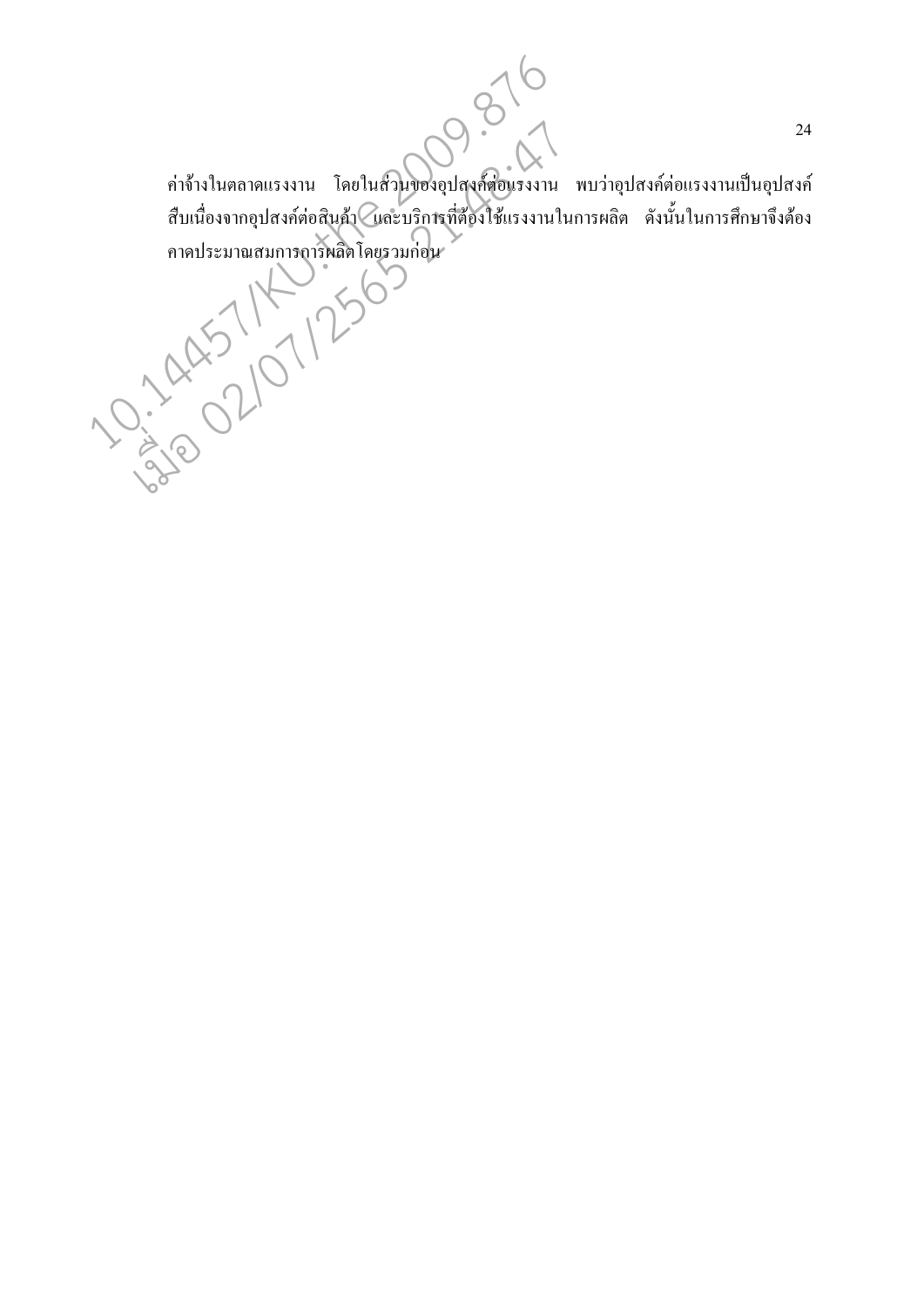ค่าจ้างในตลาดแรงงาน โดยในส่วนของอุปสงค์ต่อแรงงาน พบว่าอุปสงค์ต่อแรงงานเป็นอุปสงค์สืบเนื่องจากอุปสงค์ต่อสินค้า และบริการที่ต้องใช้แรงงานในการผลิต ดังนั้นในการศึกษาจึงต้องคาดประมาณสมการการผลิตโดยรวมก่อน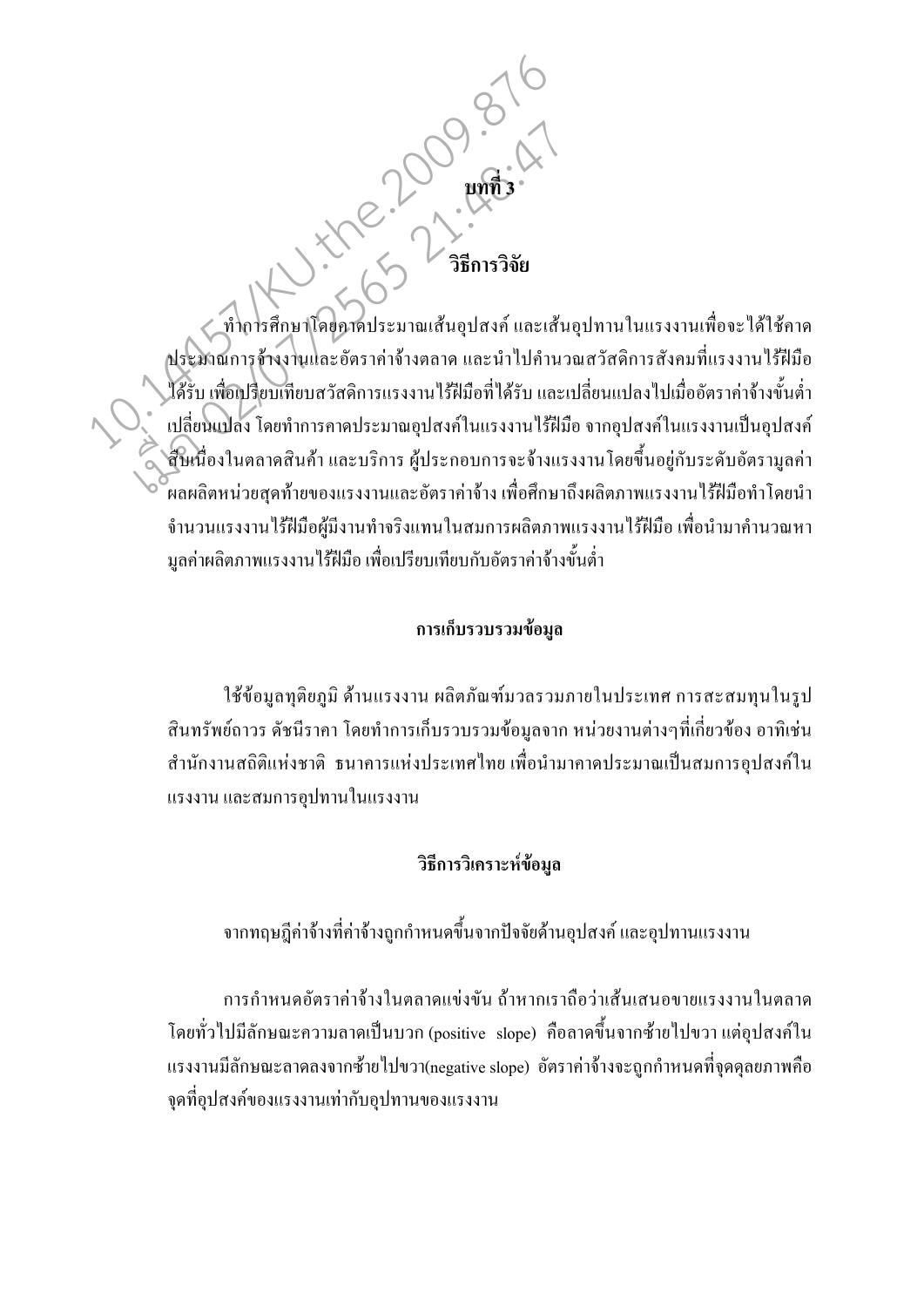# บทที่ 3

## วิธีการวิจัย

ทำการศึกษาโดยคาดประมาณเส้นอุปสงค์ และเส้นอุปทานในแรงงานเพื่อจะได้ใช้คาดประมาณการจ้างงานและอัตราค่าจ้างตลาด และนำไปคำนวณสวัสดิการสังคมที่แรงงานไร้ฝีมือได้รับ เพื่อเปรียบเทียบสวัสดิการแรงงานไร้ฝีมือที่ได้รับ และเปลี่ยนแปลงไปเมื่ออัตราค่าจ้างขั้นต่ำเปลี่ยนแปลง โดยทำการคาดประมาณอุปสงค์ในแรงงานไร้ฝีมือ จากอุปสงค์ในแรงงานเป็นอุปสงค์สืบเนื่องในตลาดสินค้า และบริการ ผู้ประกอบการจะจ้างแรงงานโดยขึ้นอยู่กับระดับอัตรามูลค่าผลผลิตหน่วยสุดท้ายของแรงงานและอัตราค่าจ้าง เพื่อศึกษาถึงผลิตภาพแรงงานไร้ฝีมือทำโดยนำจำนวนแรงงานไร้ฝีมือผู้มีงานทำจริงแทนในสมการผลิตภาพแรงงานไร้ฝีมือ เพื่อนำมาคำนวณหามูลค่าผลิตภาพแรงงานไร้ฝีมือ เพื่อเปรียบเทียบกับอัตราค่าจ้างขั้นต่ำ

### การเก็บรวบรวมข้อมูล

ใช้ข้อมูลทุติยภูมิ ด้านแรงงาน ผลิตภัณฑ์มวลรวมภายในประเทศ การสะสมทุนในรูปสินทรัพย์ถาวร ดัชนีราคา โดยทำการเก็บรวบรวมข้อมูลจาก หน่วยงานต่างๆที่เกี่ยวข้อง อาทิเช่น สำนักงานสถิติแห่งชาติ ธนาคารแห่งประเทศไทย เพื่อนำมาคาดประมาณเป็นสมการอุปสงค์ในแรงงาน และสมการอุปทานในแรงงาน

### วิธีการวิเคราะห์ข้อมูล

จากทฤษฎีค่าจ้างที่ค่าจ้างถูกกำหนดขึ้นจากปัจจัยด้านอุปสงค์ และอุปทานแรงงาน

การกำหนดอัตราค่าจ้างในตลาดแข่งขัน ถ้าหากเราถือว่าเส้นเสนอขายแรงงานในตลาดโดยทั่วไปมีลักษณะความลาดเป็นบวก (positive slope) คือลาดขึ้นจากซ้ายไปขวา แต่อุปสงค์ในแรงงานมีลักษณะลาดลงจากซ้ายไปขวา(negative slope) อัตราค่าจ้างจะถูกกำหนดที่จุดดุลยภาพคือจุดที่อุปสงค์ของแรงงานเท่ากับอุปทานของแรงงาน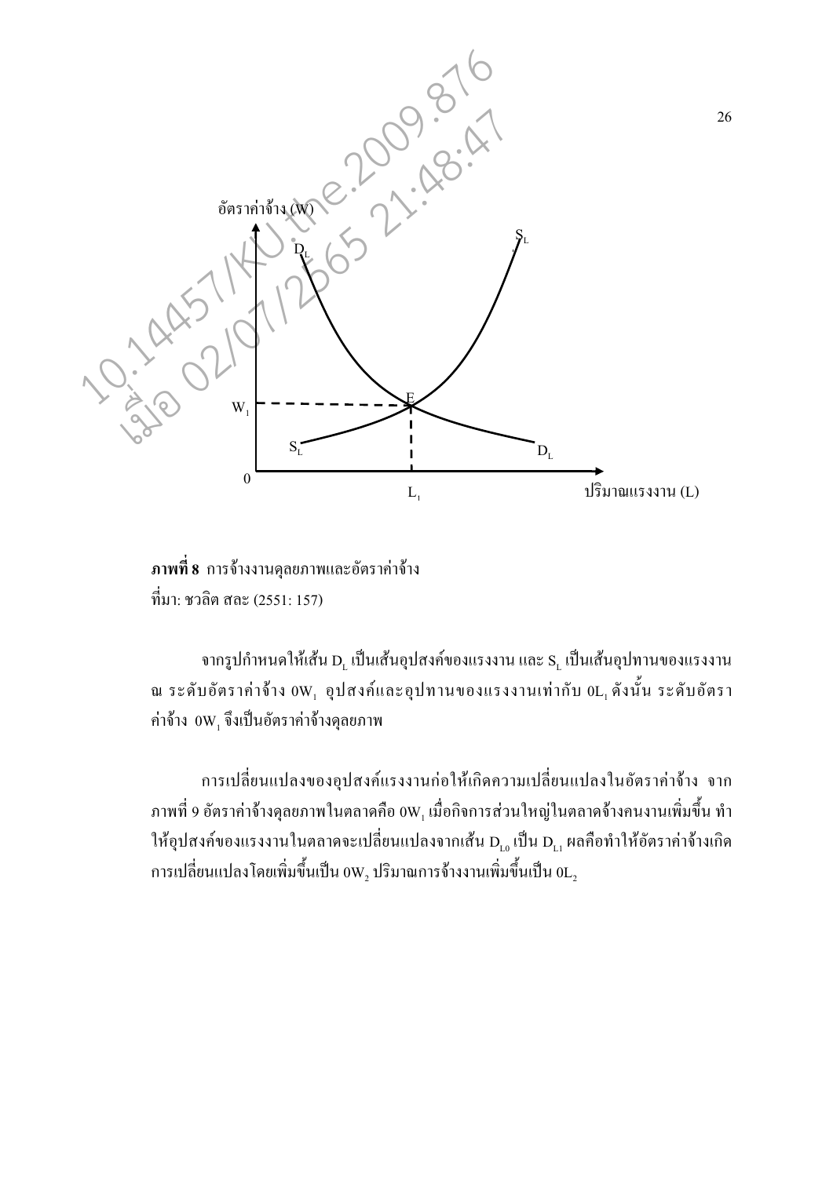**ภาพที่ 8** การจ้างงานดุลยภาพและอัตราค่าจ้าง
ที่มา: ชวลิต สละ (2551: 157)

จากรูปกำหนดให้เส้น $D_L$ เป็นเส้นอุปสงค์ของแรงงาน และ $S_L$ เป็นเส้นอุปทานของแรงงาน ณ ระดับอัตราค่าจ้าง $0W_1$ อุปสงค์และอุปทานของแรงงานเท่ากับ $0L_1$ ดังนั้น ระดับอัตราค่าจ้าง $0W_1$ จึงเป็นอัตราค่าจ้างดุลยภาพ

การเปลี่ยนแปลงของอุปสงค์แรงงานก่อให้เกิดความเปลี่ยนแปลงในอัตราค่าจ้าง จากภาพที่ 9 อัตราค่าจ้างดุลยภาพในตลาดคือ $0W_1$ เมื่อกิจการส่วนใหญ่ในตลาดจ้างคนงานเพิ่มขึ้น ทำให้อุปสงค์ของแรงงานในตลาดจะเปลี่ยนแปลงจากเส้น $D_{L0}$ เป็น $D_{L1}$ ผลคือทำให้อัตราค่าจ้างเกิดการเปลี่ยนแปลงโดยเพิ่มขึ้นเป็น $0W_2$ ปริมาณการจ้างงานเพิ่มขึ้นเป็น $0L_2$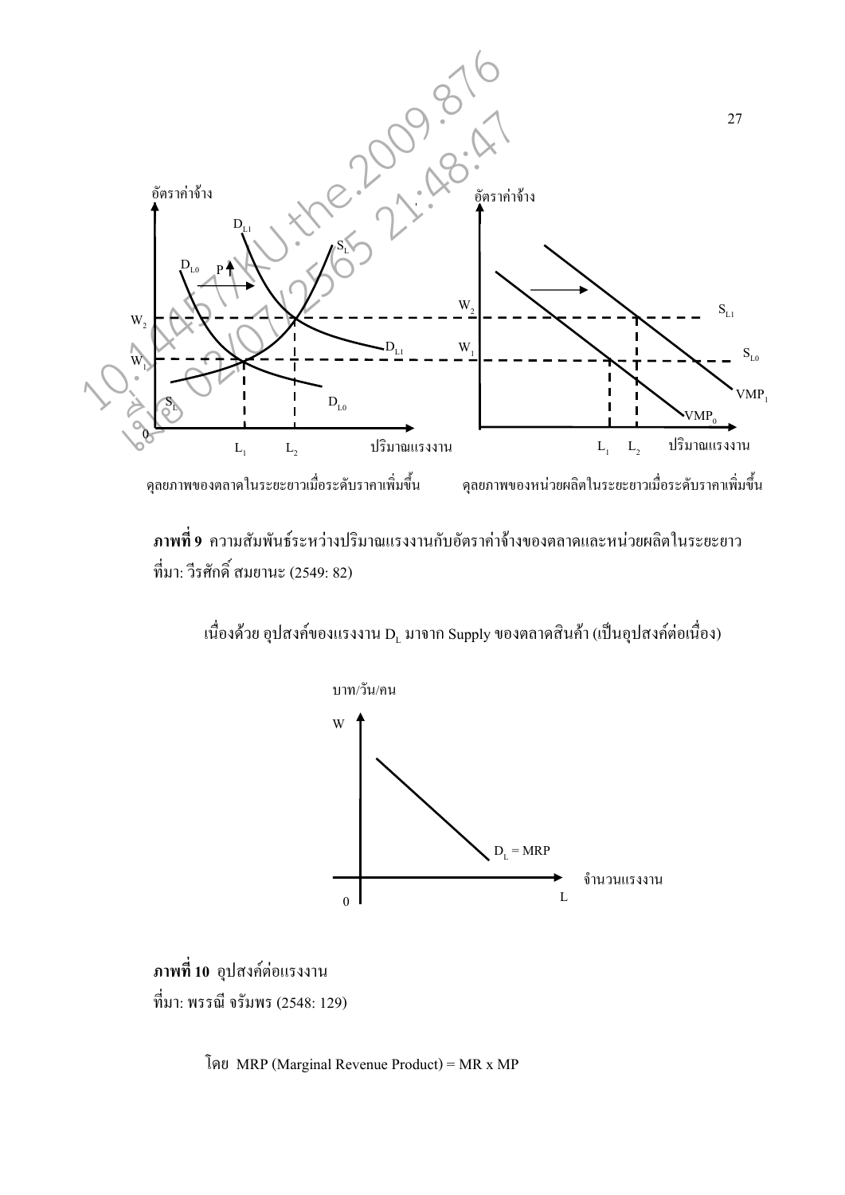ดุลยภาพของตลาดในระยะยาวเมื่อระดับราคาเพิ่มขึ้น ดุลยภาพของหน่วยผลิตในระยะยาวเมื่อระดับราคาเพิ่มขึ้น

**ภาพที่ 9** ความสัมพันธ์ระหว่างปริมาณแรงงานกับอัตราค่าจ้างของตลาดและหน่วยผลิตในระยะยาว
ที่มา: วีรศักดิ์ สมยานะ (2549: 82)

เนื่องด้วย อุปสงค์ของแรงงาน $D_L$ มาจาก Supply ของตลาดสินค้า (เป็นอุปสงค์ต่อเนื่อง)

**ภาพที่ 10** อุปสงค์ต่อแรงงาน
ที่มา: พรรณี จรัมพร (2548: 129)

โดย MRP (Marginal Revenue Product) = MR x MP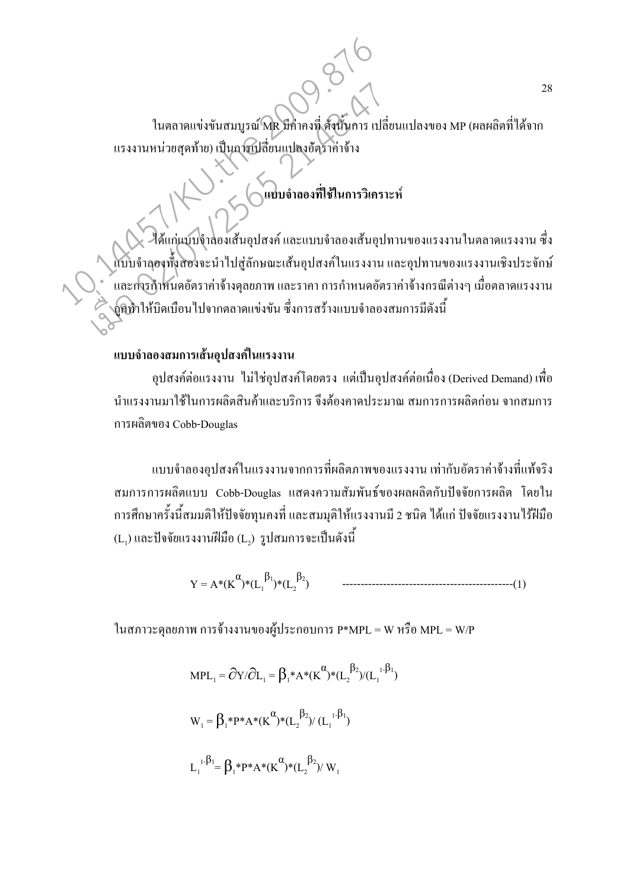ในตลาดแข่งขันสมบูรณ์ MR มีค่าคงที่ ดังนั้นการ เปลี่ยนแปลงของ MP (ผลผลิตที่ได้จากแรงงานหน่วยสุดท้าย) เป็นการเปลี่ยนแปลงอัตราค่าจ้าง

## แบบจำลองที่ใช้ในการวิเคราะห์

ได้แก่แบบจำลองเส้นอุปสงค์ และแบบจำลองเส้นอุปทานของแรงงานในตลาดแรงงาน ซึ่งแบบจำลองทั้งสองจะนำไปสู่ลักษณะเส้นอุปสงค์ในแรงงาน และอุปทานของแรงงานเชิงประจักษ์ และการกำหนดอัตราค่าจ้างดุลยภาพ และราคา การกำหนดอัตราค่าจ้างกรณีต่างๆ เมื่อตลาดแรงงานถูกทำให้บิดเบือนไปจากตลาดแข่งขัน ซึ่งการสร้างแบบจำลองสมการมีดังนี้

### แบบจำลองสมการเส้นอุปสงค์ในแรงงาน

อุปสงค์ต่อแรงงาน ไม่ใช่อุปสงค์โดยตรง แต่เป็นอุปสงค์ต่อเนื่อง (Derived Demand) เพื่อนำแรงงานมาใช้ในการผลิตสินค้าและบริการ จึงต้องคาดประมาณ สมการการผลิตก่อน จากสมการการผลิตของ Cobb-Douglas

แบบจำลองอุปสงค์ในแรงงานจากการที่ผลิตภาพของแรงงาน เท่ากับอัตราค่าจ้างที่แท้จริง สมการการผลิตแบบ Cobb-Douglas แสดงความสัมพันธ์ของผลผลิตกับปัจจัยการผลิต โดยในการศึกษาครั้งนี้สมมติให้ปัจจัยทุนคงที่ และสมมุติให้แรงงานมี 2 ชนิด ได้แก่ ปัจจัยแรงงานไร้ฝีมือ ($L_1$) และปัจจัยแรงงานฝีมือ ($L_2$) รูปสมการจะเป็นดังนี้

$$Y = A*(K^{\alpha})*(L_1^{\beta_1})*(L_2^{\beta_2}) \quad \text{------------------------------------------------(1)}$$

ในสภาวะดุลยภาพ การจ้างงานของผู้ประกอบการ P*MPL = W หรือ MPL = W/P

$$MPL_1 = \partial Y/\partial L_1 = \beta_1*A*(K^{\alpha})*(L_2^{\beta_2})/(L_1^{1-\beta_1})$$

$$W_1 = \beta_1*P*A*(K^{\alpha})*(L_2^{\beta_2})/ (L_1^{1-\beta_1})$$

$$L_1^{1-\beta_1} = \beta_1*P*A*(K^{\alpha})*(L_2^{\beta_2})/ W_1$$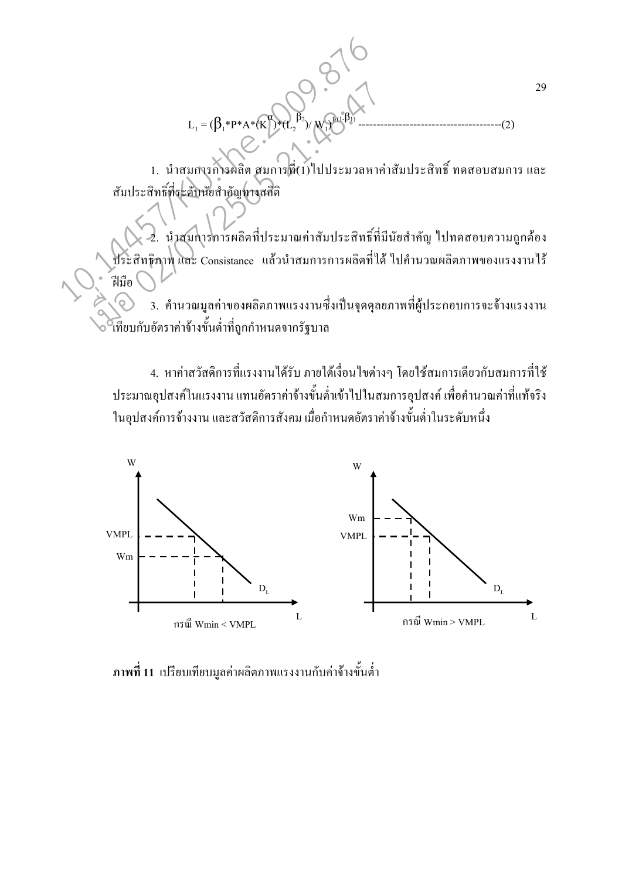$$L_1 = (\beta_1 * P * A * (K^{\alpha}) * (L_2^{\beta_2}) / W_1)^{1/(1-\beta_1)} \quad \text{---------------------------------------(2)}$$

1. นำสมการการผลิต สมการที่(1)ไปประมวลหาค่าสัมประสิทธิ์ ทดสอบสมการ และสัมประสิทธิ์ที่ระดับนัยสำคัญทางสถิติ

2. นำสมการการผลิตที่ประมาณค่าสัมประสิทธิ์ที่มีนัยสำคัญ ไปทดสอบความถูกต้อง ประสิทธิภาพ และ Consistance แล้วนำสมการการผลิตที่ได้ ไปคำนวณผลิตภาพของแรงงานไร้ฝีมือ

3. คำนวณมูลค่าของผลิตภาพแรงงานซึ่งเป็นจุดดุลยภาพที่ผู้ประกอบการจะจ้างแรงงานเทียบกับอัตราค่าจ้างขั้นต่ำที่ถูกกำหนดจากรัฐบาล

4. หาค่าสวัสดิการที่แรงงานได้รับ ภายใต้เงื่อนไขต่างๆ โดยใช้สมการเดียวกับสมการที่ใช้ประมาณอุปสงค์ในแรงงาน แทนอัตราค่าจ้างขั้นต่ำเข้าไปในสมการอุปสงค์ เพื่อคำนวณค่าที่แท้จริงในอุปสงค์การจ้างงาน และสวัสดิการสังคม เมื่อกำหนดอัตราค่าจ้างขั้นต่ำในระดับหนึ่ง

กรณี Wmin < VMPL

กรณี Wmin > VMPL

**ภาพที่ 11** เปรียบเทียบมูลค่าผลิตภาพแรงงานกับค่าจ้างขั้นต่ำ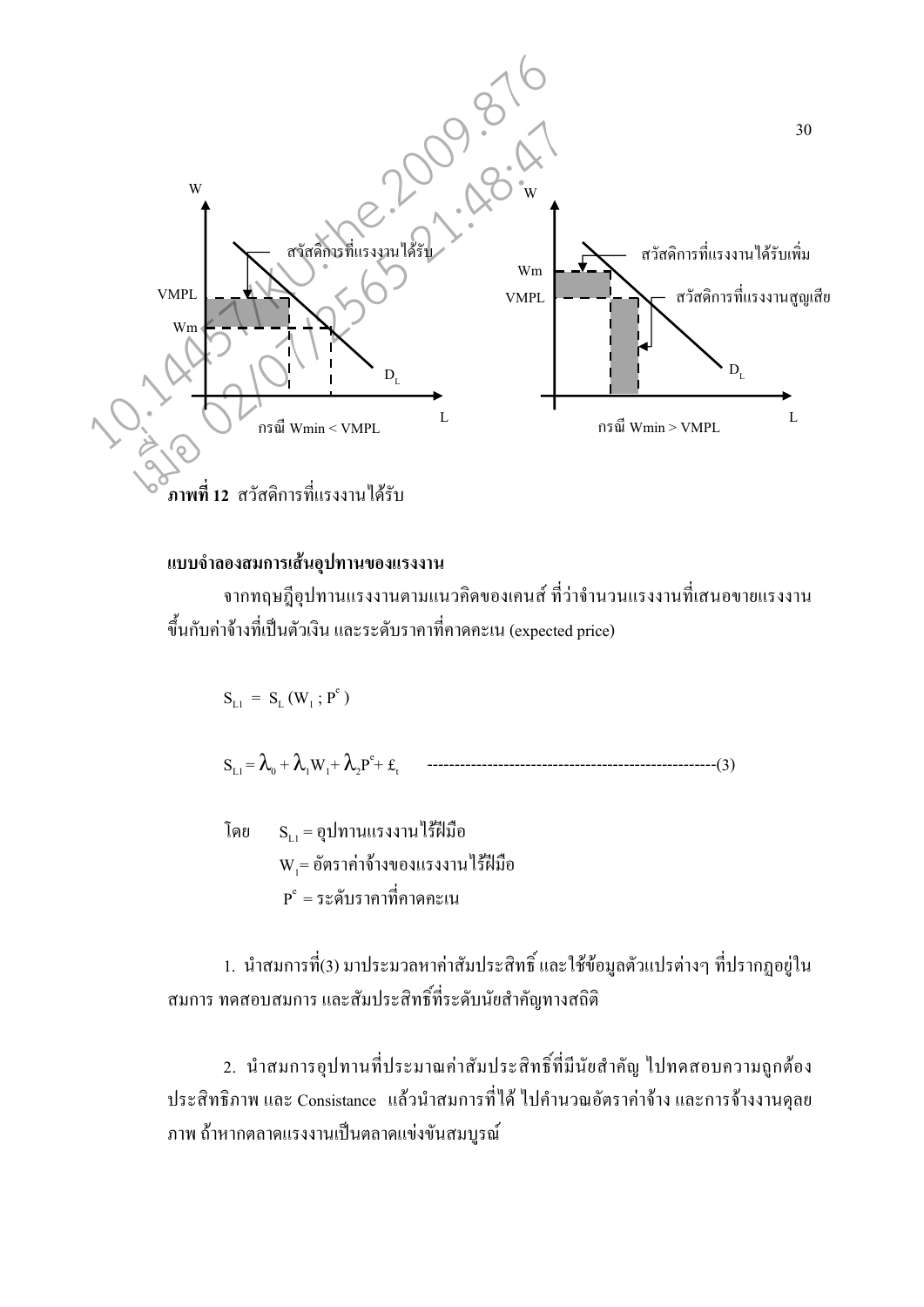ภาพที่ 12 สวัสดิการที่แรงงานได้รับ

**แบบจำลองสมการเส้นอุปทานของแรงงาน**

จากทฤษฎีอุปทานแรงงานตามแนวคิดของเคนส์ ที่ว่าจำนวนแรงงานที่เสนอขายแรงงาน ขึ้นกับค่าจ้างที่เป็นตัวเงิน และระดับราคาที่คาดคะเน (expected price)

$$S_{L1} = S_L (W_1 ; P^e)$$

$$S_{L1} = \lambda_0 + \lambda_1 W_1 + \lambda_2 P^e + \pounds_t \quad \text{------------------------------------------------------(3)}$$

โดย $S_{L1}$ = อุปทานแรงงานไร้ฝีมือ

$W_1$ = อัตราค่าจ้างของแรงงานไร้ฝีมือ

$P^e$ = ระดับราคาที่คาดคะเน

1. นำสมการที่(3) มาประมวลหาค่าสัมประสิทธิ์ และใช้ข้อมูลตัวแปรต่างๆ ที่ปรากฏอยู่ในสมการ ทดสอบสมการ และสัมประสิทธิ์ที่ระดับนัยสำคัญทางสถิติ

2. นำสมการอุปทานที่ประมาณค่าสัมประสิทธิ์ที่มีนัยสำคัญ ไปทดสอบความถูกต้อง ประสิทธิภาพ และ Consistance แล้วนำสมการที่ได้ ไปคำนวณอัตราค่าจ้าง และการจ้างงานดุลยภาพ ถ้าหากตลาดแรงงานเป็นตลาดแข่งขันสมบูรณ์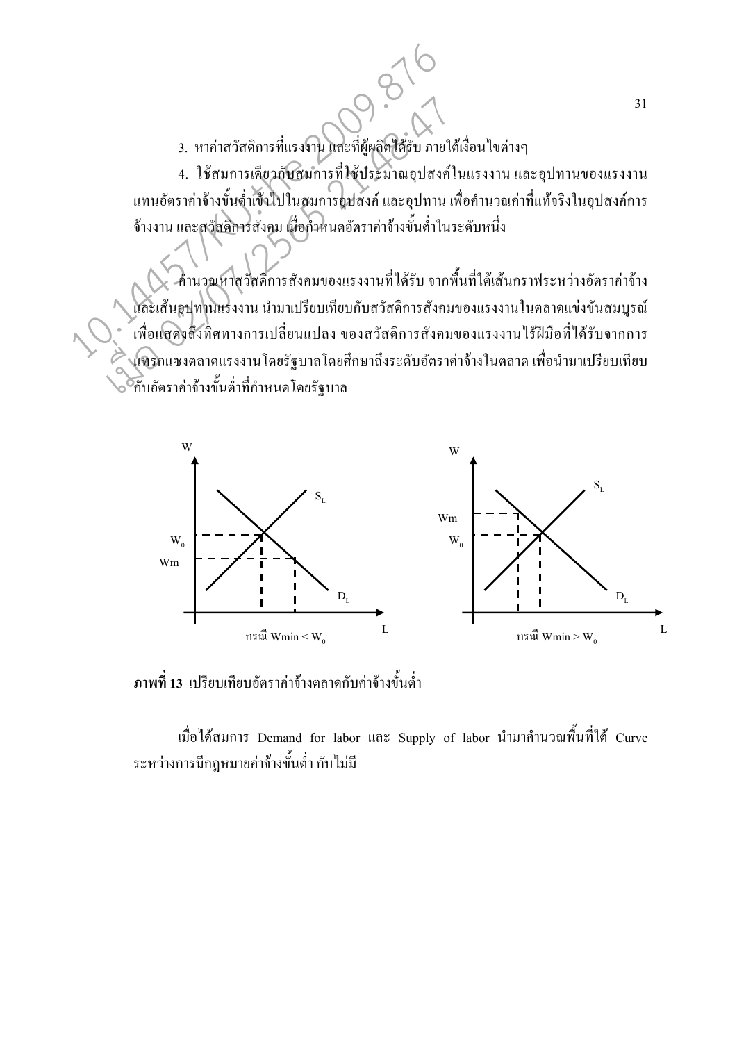3. หาค่าสวัสดิการที่แรงงาน และที่ผู้ผลิตได้รับ ภายใต้เงื่อนไขต่างๆ

4. ใช้สมการเดียวกับสมการที่ใช้ประมาณอุปสงค์ในแรงงาน และอุปทานของแรงงาน แทนอัตราค่าจ้างขั้นต่ำเข้าไปในสมการอุปสงค์ และอุปทาน เพื่อคำนวณค่าที่แท้จริงในอุปสงค์การจ้างงาน และสวัสดิการสังคม เมื่อกำหนดอัตราค่าจ้างขั้นต่ำในระดับหนึ่ง

คำนวณหาสวัสดิการสังคมของแรงงานที่ได้รับ จากพื้นที่ใต้เส้นกราฟระหว่างอัตราค่าจ้าง และเส้นอุปทานแรงงาน นำมาเปรียบเทียบกับสวัสดิการสังคมของแรงงานในตลาดแข่งขันสมบูรณ์ เพื่อแสดงถึงทิศทางการเปลี่ยนแปลง ของสวัสดิการสังคมของแรงงานไร้ฝีมือที่ได้รับจากการแทรกแซงตลาดแรงงานโดยรัฐบาลโดยศึกษาถึงระดับอัตราค่าจ้างในตลาด เพื่อนำมาเปรียบเทียบกับอัตราค่าจ้างขั้นต่ำที่กำหนดโดยรัฐบาล

กรณี Wmin < $W_0$ | กรณี Wmin > $W_0$

**ภาพที่ 13** เปรียบเทียบอัตราค่าจ้างตลาดกับค่าจ้างขั้นต่ำ

เมื่อได้สมการ Demand for labor และ Supply of labor นำมาคำนวณพื้นที่ใต้ Curve ระหว่างการมีกฎหมายค่าจ้างขั้นต่ำ กับไม่มี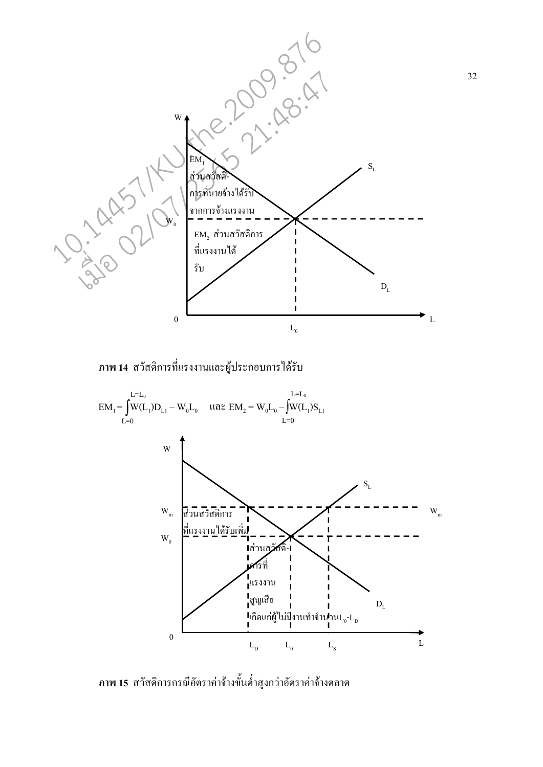ภาพ 14 สวัสดิการที่แรงงานและผู้ประกอบการได้รับ

$$EM_1 = \int_{L=0}^{L=L_0} W(L_1)D_{L1} - W_0L_0 \quad \text{และ } EM_2 = W_0L_0 - \int_{L=0}^{L=L_0} W(L_1)S_{L1}$$

ภาพ 15 สวัสดิการกรณีอัตราค่าจ้างขั้นต่ำสูงกว่าอัตราค่าจ้างตลาด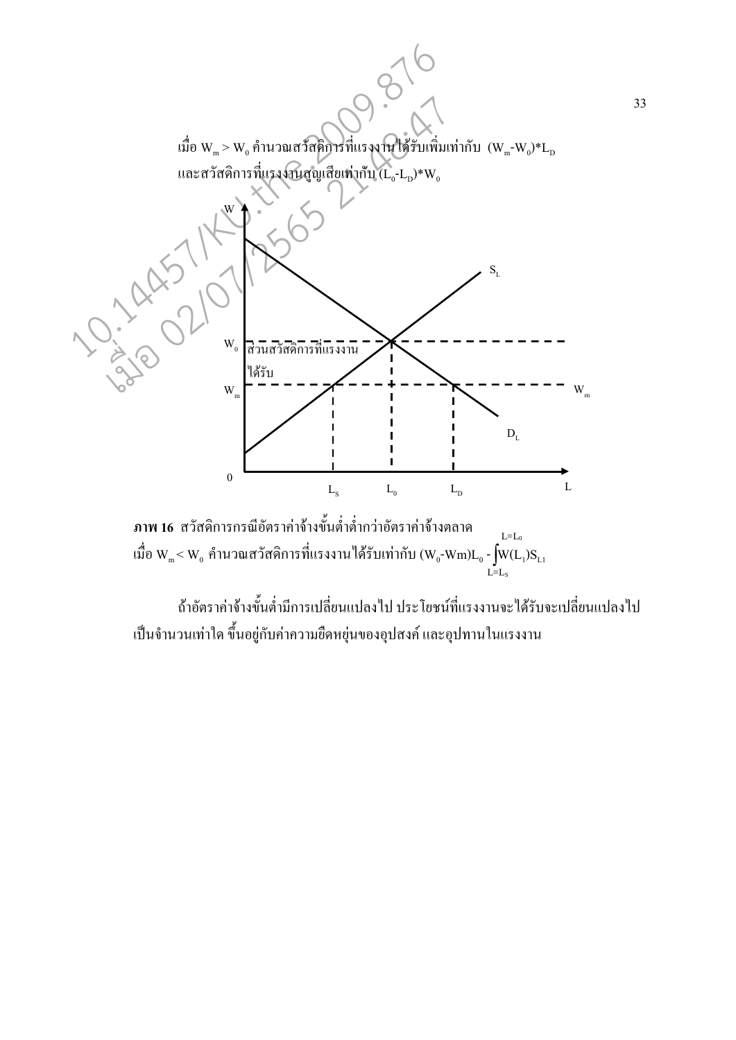เมื่อ $W_m > W_0$ คำนวณสวัสดิการที่แรงงานได้รับเพิ่มเท่ากับ $(W_m - W_0) * L_D$

และสวัสดิการที่แรงงานสูญเสียเท่ากับ $(L_0 - L_D) * W_0$

**ภาพ 16** สวัสดิการกรณีอัตราค่าจ้างขั้นต่ำต่ำกว่าอัตราค่าจ้างตลาด

เมื่อ $W_m < W_0$ คำนวณสวัสดิการที่แรงงานได้รับเท่ากับ $(W_0 - Wm)L_0 - \int_{L=L_S}^{L=L_0} W(L_1)S_{L1}$

ถ้าอัตราค่าจ้างขั้นต่ำมีการเปลี่ยนแปลงไป ประโยชน์ที่แรงงานจะได้รับจะเปลี่ยนแปลงไปเป็นจำนวนเท่าใด ขึ้นอยู่กับค่าความยืดหยุ่นของอุปสงค์ และอุปทานในแรงงาน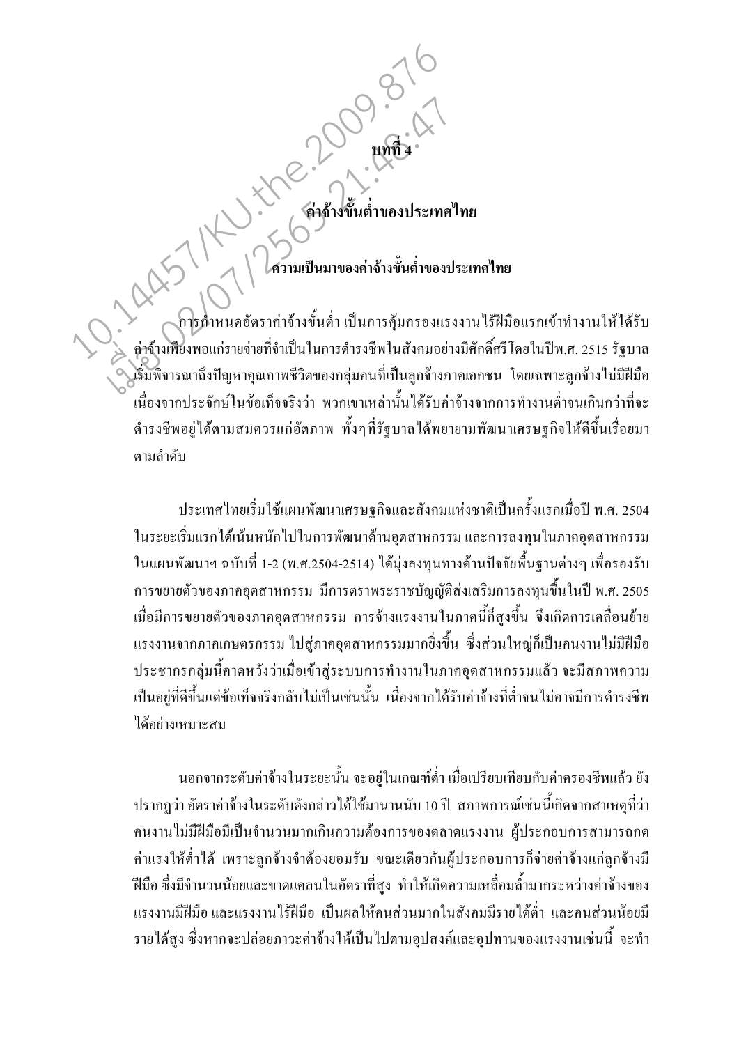# บทที่ 4

# ค่าจ้างขั้นต่ำของประเทศไทย

## ความเป็นมาของค่าจ้างขั้นต่ำของประเทศไทย

การกำหนดอัตราค่าจ้างขั้นต่ำ เป็นการคุ้มครองแรงงานไร้ฝีมือแรกเข้าทำงานให้ได้รับค่าจ้างเพียงพอแก่รายจ่ายที่จำเป็นในการดำรงชีพในสังคมอย่างมีศักดิ์ศรี โดยในปีพ.ศ. 2515 รัฐบาลเริ่มพิจารณาถึงปัญหาคุณภาพชีวิตของกลุ่มคนที่เป็นลูกจ้างภาคเอกชน โดยเฉพาะลูกจ้างไม่มีฝีมือ เนื่องจากประจักษ์ในข้อเท็จจริงว่า พวกเขาเหล่านั้นได้รับค่าจ้างจากการทำงานต่ำจนเกินกว่าที่จะดำรงชีพอยู่ได้ตามสมควรแก่อัตภาพ ทั้งๆที่รัฐบาลได้พยายามพัฒนาเศรษฐกิจให้ดีขึ้นเรื่อยมาตามลำดับ

ประเทศไทยเริ่มใช้แผนพัฒนาเศรษฐกิจและสังคมแห่งชาติเป็นครั้งแรกเมื่อปี พ.ศ. 2504 ในระยะเริ่มแรกได้เน้นหนักไปในการพัฒนาด้านอุตสาหกรรม และการลงทุนในภาคอุตสาหกรรม ในแผนพัฒนาฯ ฉบับที่ 1-2 (พ.ศ.2504-2514) ได้มุ่งลงทุนทางด้านปัจจัยพื้นฐานต่างๆ เพื่อรองรับการขยายตัวของภาคอุตสาหกรรม มีการตราพระราชบัญญัติส่งเสริมการลงทุนขึ้นในปี พ.ศ. 2505 เมื่อมีการขยายตัวของภาคอุตสาหกรรม การจ้างแรงงานในภาคนี้ก็สูงขึ้น จึงเกิดการเคลื่อนย้ายแรงงานจากภาคเกษตรกรรม ไปสู่ภาคอุตสาหกรรมมากยิ่งขึ้น ซึ่งส่วนใหญ่ก็เป็นคนงานไม่มีฝีมือ ประชากรกลุ่มนี้คาดหวังว่าเมื่อเข้าสู่ระบบการทำงานในภาคอุตสาหกรรมแล้ว จะมีสภาพความเป็นอยู่ที่ดีขึ้นแต่ข้อเท็จจริงกลับไม่เป็นเช่นนั้น เนื่องจากได้รับค่าจ้างที่ต่ำจนไม่อาจมีการดำรงชีพได้อย่างเหมาะสม

นอกจากระดับค่าจ้างในระยะนั้น จะอยู่ในเกณฑ์ต่ำ เมื่อเปรียบเทียบกับค่าครองชีพแล้ว ยังปรากฏว่า อัตราค่าจ้างในระดับดังกล่าวได้ใช้มานานนับ 10 ปี สภาพการณ์เช่นนี้เกิดจากสาเหตุที่ว่า คนงานไม่มีฝีมือมีเป็นจำนวนมากเกินความต้องการของตลาดแรงงาน ผู้ประกอบการสามารถกดค่าแรงให้ต่ำได้ เพราะลูกจ้างจำต้องยอมรับ ขณะเดียวกันผู้ประกอบการก็จ่ายค่าจ้างแก่ลูกจ้างมีฝีมือ ซึ่งมีจำนวนน้อยและขาดแคลนในอัตราที่สูง ทำให้เกิดความเหลื่อมล้ำมากระหว่างค่าจ้างของแรงงานมีฝีมือ และแรงงานไร้ฝีมือ เป็นผลให้คนส่วนมากในสังคมมีรายได้ต่ำ และคนส่วนน้อยมีรายได้สูง ซึ่งหากจะปล่อยภาวะค่าจ้างให้เป็นไปตามอุปสงค์และอุปทานของแรงงานเช่นนี้ จะทำ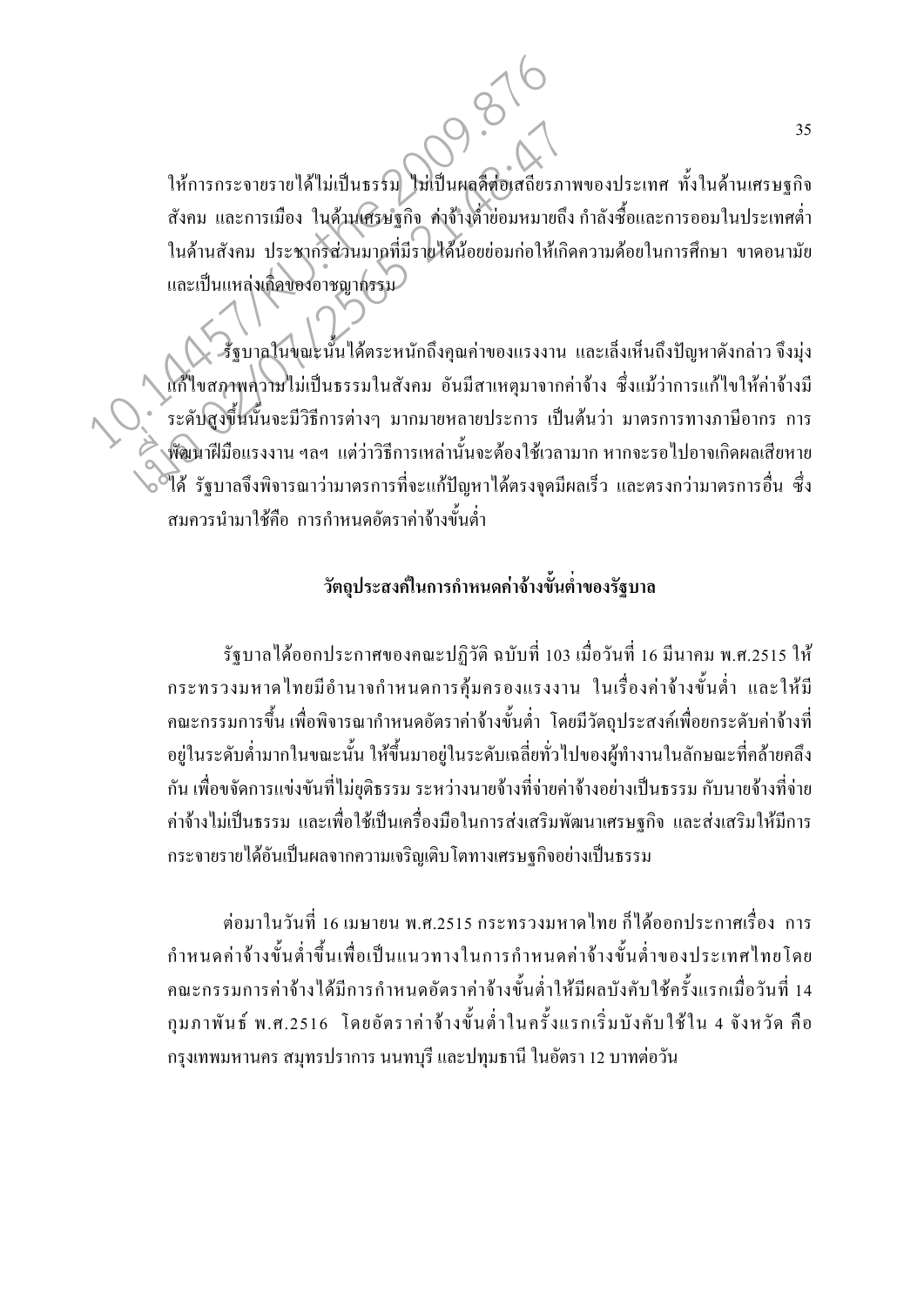ให้การกระจายรายได้ไม่เป็นธรรม ไม่เป็นผลดีต่อเสถียรภาพของประเทศ ทั้งในด้านเศรษฐกิจ สังคม และการเมือง ในด้านเศรษฐกิจ ค่าจ้างต่ำย่อมหมายถึง กำลังซื้อและการออมในประเทศต่ำ ในด้านสังคม ประชากรส่วนมากที่มีรายได้น้อยย่อมก่อให้เกิดความด้อยในการศึกษา ขาดอนามัย และเป็นแหล่งเกิดของอาชญากรรม

รัฐบาลในขณะนั้นได้ตระหนักถึงคุณค่าของแรงงาน และเล็งเห็นถึงปัญหาดังกล่าว จึงมุ่งแก้ไขสภาพความไม่เป็นธรรมในสังคม อันมีสาเหตุมาจากค่าจ้าง ซึ่งแม้ว่าการแก้ไขให้ค่าจ้างมีระดับสูงขึ้นนั้นจะมีวิธีการต่างๆ มากมายหลายประการ เป็นต้นว่า มาตรการทางภาษีอากร การพัฒนาฝีมือแรงงาน ฯลฯ แต่ว่าวิธีการเหล่านั้นจะต้องใช้เวลามาก หากจะรอไปอาจเกิดผลเสียหายได้ รัฐบาลจึงพิจารณาว่ามาตรการที่จะแก้ปัญหาได้ตรงจุดมีผลเร็ว และตรงกว่ามาตรการอื่น ซึ่งสมควรนำมาใช้คือ การกำหนดอัตราค่าจ้างขั้นต่ำ

## วัตถุประสงค์ในการกำหนดค่าจ้างขั้นต่ำของรัฐบาล

รัฐบาลได้ออกประกาศของคณะปฏิวัติ ฉบับที่ 103 เมื่อวันที่ 16 มีนาคม พ.ศ.2515 ให้กระทรวงมหาดไทยมีอำนาจกำหนดการคุ้มครองแรงงาน ในเรื่องค่าจ้างขั้นต่ำ และให้มีคณะกรรมการขึ้น เพื่อพิจารณากำหนดอัตราค่าจ้างขั้นต่ำ โดยมีวัตถุประสงค์เพื่อยกระดับค่าจ้างที่อยู่ในระดับต่ำมากในขณะนั้น ให้ขึ้นมาอยู่ในระดับเฉลี่ยทั่วไปของผู้ทำงานในลักษณะที่คล้ายคลึงกัน เพื่อขจัดการแข่งขันที่ไม่ยุติธรรม ระหว่างนายจ้างที่จ่ายค่าจ้างอย่างเป็นธรรม กับนายจ้างที่จ่ายค่าจ้างไม่เป็นธรรม และเพื่อใช้เป็นเครื่องมือในการส่งเสริมพัฒนาเศรษฐกิจ และส่งเสริมให้มีการกระจายรายได้อันเป็นผลจากความเจริญเติบโตทางเศรษฐกิจอย่างเป็นธรรม

ต่อมาในวันที่ 16 เมษายน พ.ศ.2515 กระทรวงมหาดไทย ก็ได้ออกประกาศเรื่อง การกำหนดค่าจ้างขั้นต่ำขึ้นเพื่อเป็นแนวทางในการกำหนดค่าจ้างขั้นต่ำของประเทศไทยโดยคณะกรรมการค่าจ้างได้มีการกำหนดอัตราค่าจ้างขั้นต่ำให้มีผลบังคับใช้ครั้งแรกเมื่อวันที่ 14 กุมภาพันธ์ พ.ศ.2516 โดยอัตราค่าจ้างขั้นต่ำในครั้งแรกเริ่มบังคับใช้ใน 4 จังหวัด คือ กรุงเทพมหานคร สมุทรปราการ นนทบุรี และปทุมธานี ในอัตรา 12 บาทต่อวัน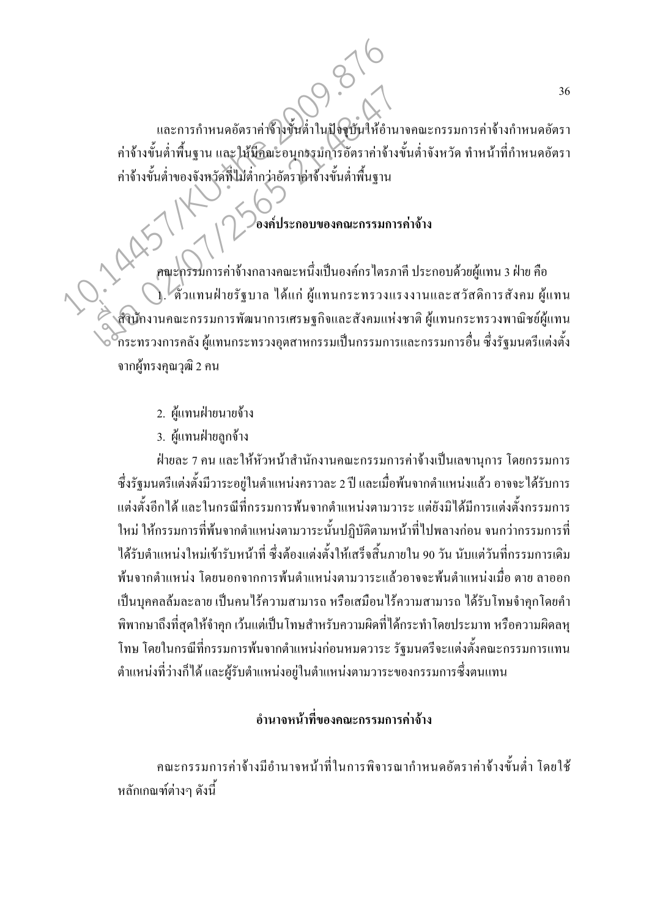และการกำหนดอัตราค่าจ้างขั้นต่ำในปัจจุบันให้อำนาจคณะกรรมการค่าจ้างกำหนดอัตราค่าจ้างขั้นต่ำพื้นฐาน และให้มีคณะอนุกรรมการอัตราค่าจ้างขั้นต่ำจังหวัด ทำหน้าที่กำหนดอัตราค่าจ้างขั้นต่ำของจังหวัดที่ไม่ต่ำกว่าอัตราค่าจ้างขั้นต่ำพื้นฐาน

## องค์ประกอบของคณะกรรมการค่าจ้าง

คณะกรรมการค่าจ้างกลางคณะหนึ่งเป็นองค์กรไตรภาคี ประกอบด้วยผู้แทน 3 ฝ่าย คือ

1. ตัวแทนฝ่ายรัฐบาล ได้แก่ ผู้แทนกระทรวงแรงงานและสวัสดิการสังคม ผู้แทนสำนักงานคณะกรรมการพัฒนาการเศรษฐกิจและสังคมแห่งชาติ ผู้แทนกระทรวงพาณิชย์ผู้แทนกระทรวงการคลัง ผู้แทนกระทรวงอุตสาหกรรมเป็นกรรมการและกรรมการอื่น ซึ่งรัฐมนตรีแต่งตั้งจากผู้ทรงคุณวุฒิ 2 คน
2. ผู้แทนฝ่ายนายจ้าง
3. ผู้แทนฝ่ายลูกจ้าง

ฝ่ายละ 7 คน และให้หัวหน้าสำนักงานคณะกรรมการค่าจ้างเป็นเลขานุการ โดยกรรมการซึ่งรัฐมนตรีแต่งตั้งมีวาระอยู่ในตำแหน่งคราวละ 2 ปี และเมื่อพ้นจากตำแหน่งแล้ว อาจจะได้รับการแต่งตั้งอีกได้ และในกรณีที่กรรมการพ้นจากตำแหน่งตามวาระ แต่ยังมิได้มีการแต่งตั้งกรรมการใหม่ ให้กรรมการที่พ้นจากตำแหน่งตามวาระนั้นปฏิบัติตามหน้าที่ไปพลางก่อน จนกว่ากรรมการที่ได้รับตำแหน่งใหม่เข้ารับหน้าที่ ซึ่งต้องแต่งตั้งให้เสร็จสิ้นภายใน 90 วัน นับแต่วันที่กรรมการเดิมพ้นจากตำแหน่ง โดยนอกจากการพ้นตำแหน่งตามวาระแล้วอาจจะพ้นตำแหน่งเมื่อ ตาย ลาออก เป็นบุคคลล้มละลาย เป็นคนไร้ความสามารถ หรือเสมือนไร้ความสามารถ ได้รับโทษจำคุกโดยคำพิพากษาถึงที่สุดให้จำคุก เว้นแต่เป็นโทษสำหรับความผิดที่ได้กระทำโดยประมาท หรือความผิดลหุโทษ โดยในกรณีที่กรรมการพ้นจากตำแหน่งก่อนหมดวาระ รัฐมนตรีจะแต่งตั้งคณะกรรมการแทนตำแหน่งที่ว่างก็ได้ และผู้รับตำแหน่งอยู่ในตำแหน่งตามวาระของกรรมการซึ่งตนแทน

## อำนาจหน้าที่ของคณะกรรมการค่าจ้าง

คณะกรรมการค่าจ้างมีอำนาจหน้าที่ในการพิจารณากำหนดอัตราค่าจ้างขั้นต่ำ โดยใช้หลักเกณฑ์ต่างๆ ดังนี้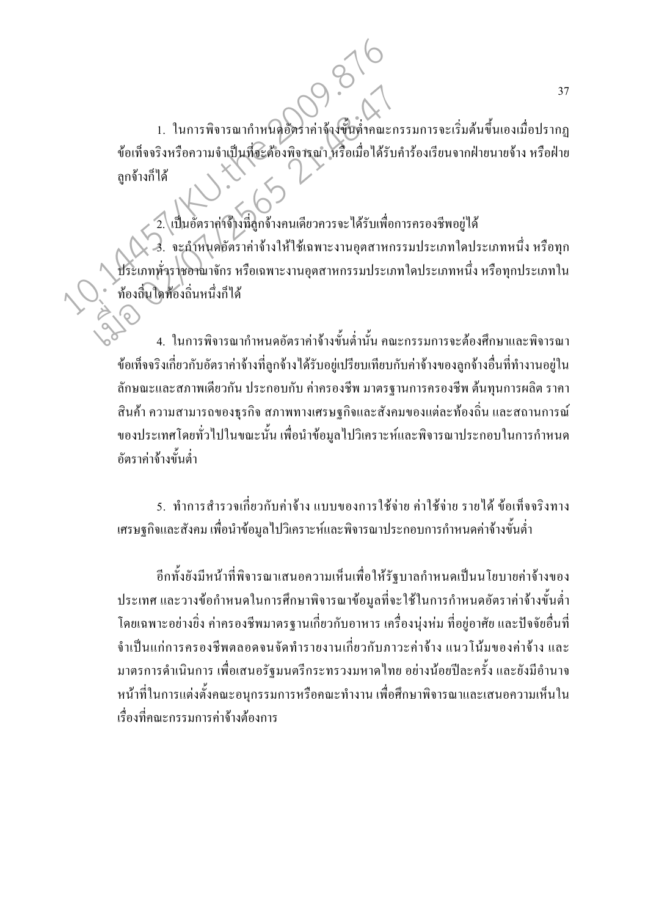1. ในการพิจารณากำหนดอัตราค่าจ้างขั้นต่ำคณะกรรมการจะเริ่มต้นขึ้นเองเมื่อปรากฏข้อเท็จจริงหรือความจำเป็นที่จะต้องพิจารณา หรือเมื่อได้รับคำร้องเรียนจากฝ่ายนายจ้าง หรือฝ่ายลูกจ้างก็ได้

2. เป็นอัตราค่าจ้างที่ลูกจ้างคนเดียวควรจะได้รับเพื่อการครองชีพอยู่ได้

3. จะกำหนดอัตราค่าจ้างให้ใช้เฉพาะงานอุตสาหกรรมประเภทใดประเภทหนึ่ง หรือทุกประเภททั่วราชอาณาจักร หรือเฉพาะงานอุตสาหกรรมประเภทใดประเภทหนึ่ง หรือทุกประเภทในท้องถิ่นใดท้องถิ่นหนึ่งก็ได้

4. ในการพิจารณากำหนดอัตราค่าจ้างขั้นต่ำนั้น คณะกรรมการจะต้องศึกษาและพิจารณาข้อเท็จจริงเกี่ยวกับอัตราค่าจ้างที่ลูกจ้างได้รับอยู่เปรียบเทียบกับค่าจ้างของลูกจ้างอื่นที่ทำงานอยู่ในลักษณะและสภาพเดียวกัน ประกอบกับ ค่าครองชีพ มาตรฐานการครองชีพ ต้นทุนการผลิต ราคาสินค้า ความสามารถของธุรกิจ สภาพทางเศรษฐกิจและสังคมของแต่ละท้องถิ่น และสถานการณ์ของประเทศโดยทั่วไปในขณะนั้น เพื่อนำข้อมูลไปวิเคราะห์และพิจารณาประกอบในการกำหนดอัตราค่าจ้างขั้นต่ำ

5. ทำการสำรวจเกี่ยวกับค่าจ้าง แบบของการใช้จ่าย ค่าใช้จ่าย รายได้ ข้อเท็จจริงทางเศรษฐกิจและสังคม เพื่อนำข้อมูลไปวิเคราะห์และพิจารณาประกอบการกำหนดค่าจ้างขั้นต่ำ

อีกทั้งยังมีหน้าที่พิจารณาเสนอความเห็นเพื่อให้รัฐบาลกำหนดเป็นนโยบายค่าจ้างของประเทศ และวางข้อกำหนดในการศึกษาพิจารณาข้อมูลที่จะใช้ในการกำหนดอัตราค่าจ้างขั้นต่ำโดยเฉพาะอย่างยิ่ง ค่าครองชีพมาตรฐานเกี่ยวกับอาหาร เครื่องนุ่งห่ม ที่อยู่อาศัย และปัจจัยอื่นที่จำเป็นแก่การครองชีพตลอดจนจัดทำรายงานเกี่ยวกับภาวะค่าจ้าง แนวโน้มของค่าจ้าง และมาตรการดำเนินการ เพื่อเสนอรัฐมนตรีกระทรวงมหาดไทย อย่างน้อยปีละครั้ง และยังมีอำนาจหน้าที่ในการแต่งตั้งคณะอนุกรรมการหรือคณะทำงาน เพื่อศึกษาพิจารณาและเสนอความเห็นในเรื่องที่คณะกรรมการค่าจ้างต้องการ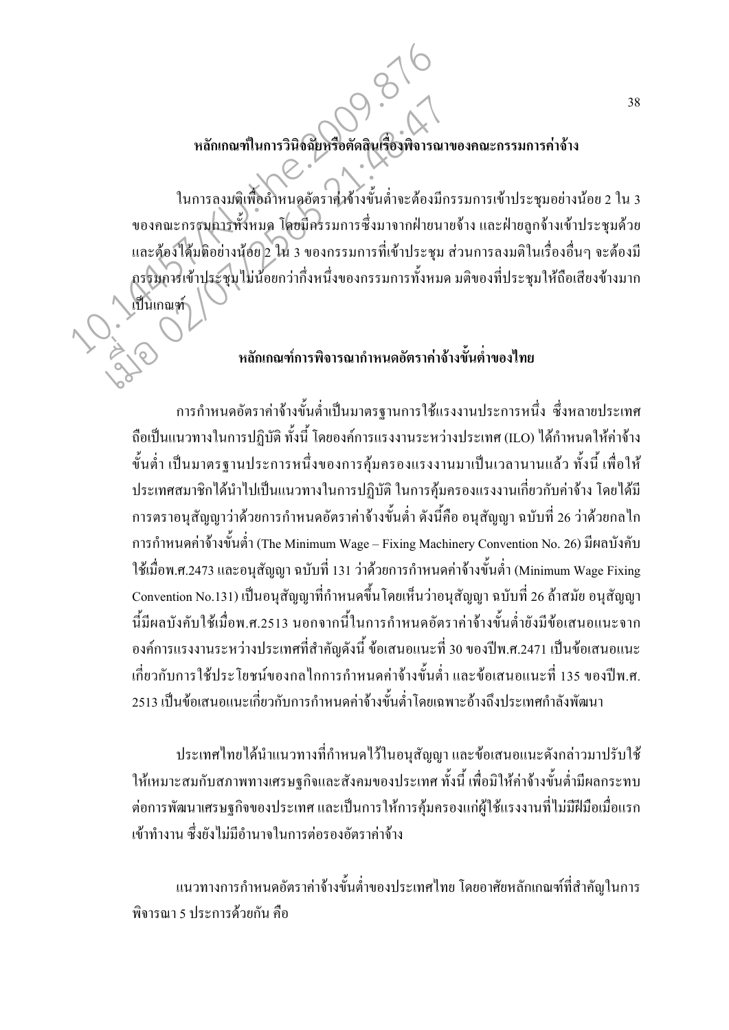### หลักเกณฑ์ในการวินิจฉัยหรือตัดสินเรื่องพิจารณาของคณะกรรมการค่าจ้าง

ในการลงมติเพื่อกำหนดอัตราค่าจ้างขั้นต่ำจะต้องมีกรรมการเข้าประชุมอย่างน้อย 2 ใน 3 ของคณะกรรมการทั้งหมด โดยมีกรรมการซึ่งมาจากฝ่ายนายจ้าง และฝ่ายลูกจ้างเข้าประชุมด้วย และต้องได้มติอย่างน้อย 2 ใน 3 ของกรรมการที่เข้าประชุม ส่วนการลงมติในเรื่องอื่นๆ จะต้องมีกรรมการเข้าประชุมไม่น้อยกว่ากึ่งหนึ่งของกรรมการทั้งหมด มติของที่ประชุมให้ถือเสียงข้างมากเป็นเกณฑ์

### หลักเกณฑ์การพิจารณากำหนดอัตราค่าจ้างขั้นต่ำของไทย

การกำหนดอัตราค่าจ้างขั้นต่ำเป็นมาตรฐานการใช้แรงงานประการหนึ่ง ซึ่งหลายประเทศถือเป็นแนวทางในการปฏิบัติ ทั้งนี้ โดยองค์การแรงงานระหว่างประเทศ (ILO) ได้กำหนดให้ค่าจ้างขั้นต่ำ เป็นมาตรฐานประการหนึ่งของการคุ้มครองแรงงานมาเป็นเวลานานแล้ว ทั้งนี้ เพื่อให้ประเทศสมาชิกได้นำไปเป็นแนวทางในการปฏิบัติ ในการคุ้มครองแรงงานเกี่ยวกับค่าจ้าง โดยได้มีการตราอนุสัญญาว่าด้วยการกำหนดอัตราค่าจ้างขั้นต่ำ ดังนี้คือ อนุสัญญา ฉบับที่ 26 ว่าด้วยกลไกการกำหนดค่าจ้างขั้นต่ำ (The Minimum Wage – Fixing Machinery Convention No. 26) มีผลบังคับใช้เมื่อพ.ศ.2473 และอนุสัญญา ฉบับที่ 131 ว่าด้วยการกำหนดค่าจ้างขั้นต่ำ (Minimum Wage Fixing Convention No.131) เป็นอนุสัญญาที่กำหนดขึ้นโดยเห็นว่าอนุสัญญา ฉบับที่ 26 ล้าสมัย อนุสัญญานี้มีผลบังคับใช้เมื่อพ.ศ.2513 นอกจากนี้ในการกำหนดอัตราค่าจ้างขั้นต่ำยังมีข้อเสนอแนะจากองค์การแรงงานระหว่างประเทศที่สำคัญดังนี้ ข้อเสนอแนะที่ 30 ของปีพ.ศ.2471 เป็นข้อเสนอแนะเกี่ยวกับการใช้ประโยชน์ของกลไกการกำหนดค่าจ้างขั้นต่ำ และข้อเสนอแนะที่ 135 ของปีพ.ศ. 2513 เป็นข้อเสนอแนะเกี่ยวกับการกำหนดค่าจ้างขั้นต่ำโดยเฉพาะอ้างถึงประเทศกำลังพัฒนา

ประเทศไทยได้นำแนวทางที่กำหนดไว้ในอนุสัญญา และข้อเสนอแนะดังกล่าวมาปรับใช้ให้เหมาะสมกับสภาพทางเศรษฐกิจและสังคมของประเทศ ทั้งนี้ เพื่อมิให้ค่าจ้างขั้นต่ำมีผลกระทบต่อการพัฒนาเศรษฐกิจของประเทศ และเป็นการให้การคุ้มครองแก่ผู้ใช้แรงงานที่ไม่มีฝีมือเมื่อแรกเข้าทำงาน ซึ่งยังไม่มีอำนาจในการต่อรองอัตราค่าจ้าง

แนวทางการกำหนดอัตราค่าจ้างขั้นต่ำของประเทศไทย โดยอาศัยหลักเกณฑ์ที่สำคัญในการพิจารณา 5 ประการด้วยกัน คือ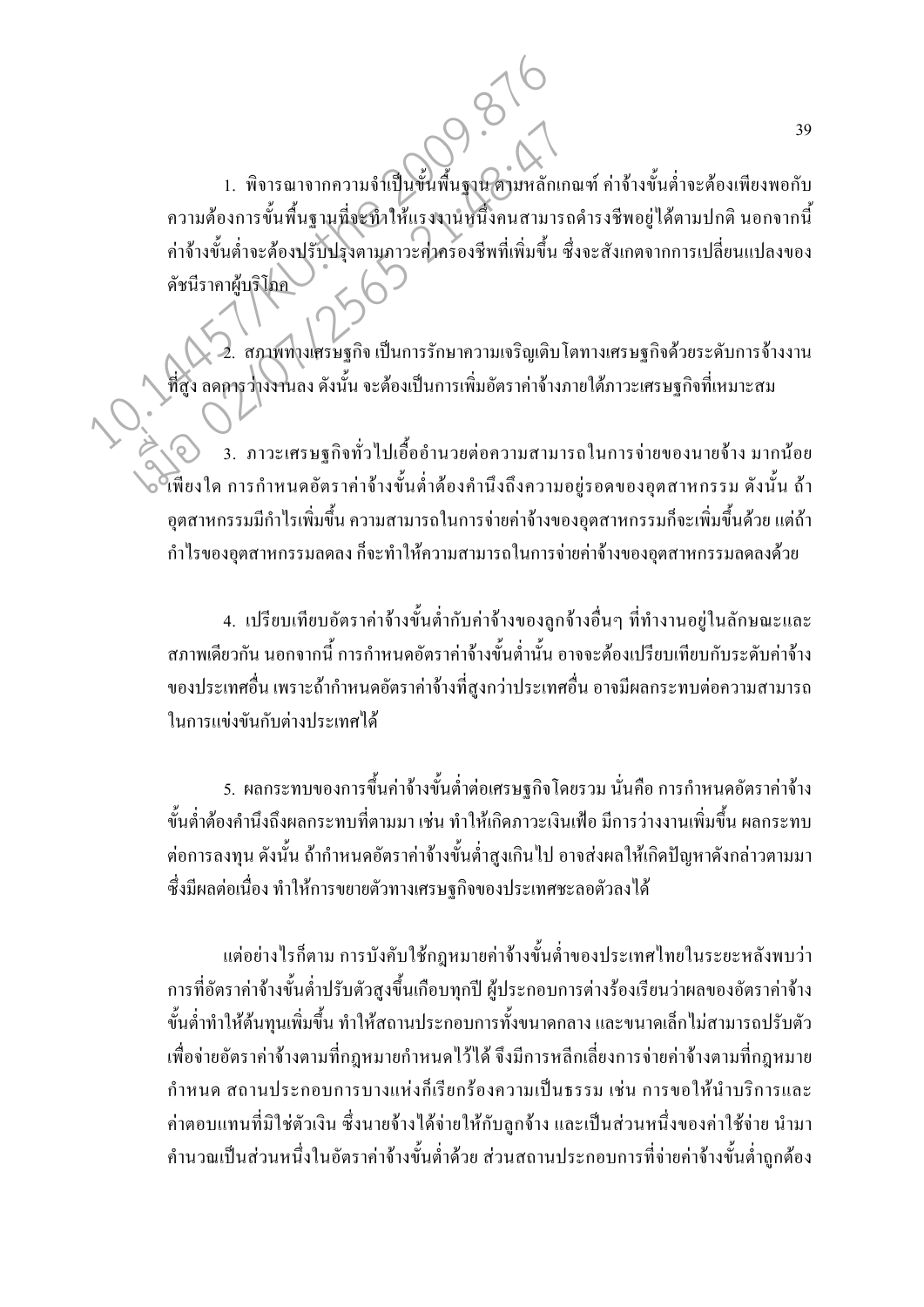1. พิจารณาจากความจำเป็นขั้นพื้นฐาน ตามหลักเกณฑ์ ค่าจ้างขั้นต่ำจะต้องเพียงพอกับความต้องการขั้นพื้นฐานที่จะทำให้แรงงานหนึ่งคนสามารถดำรงชีพอยู่ได้ตามปกติ นอกจากนี้ค่าจ้างขั้นต่ำจะต้องปรับปรุงตามภาวะค่าครองชีพที่เพิ่มขึ้น ซึ่งจะสังเกตจากการเปลี่ยนแปลงของดัชนีราคาผู้บริโภค

2. สภาพทางเศรษฐกิจ เป็นการรักษาความเจริญเติบโตทางเศรษฐกิจด้วยระดับการจ้างงานที่สูง ลดการว่างงานลง ดังนั้น จะต้องเป็นการเพิ่มอัตราค่าจ้างภายใต้ภาวะเศรษฐกิจที่เหมาะสม

3. ภาวะเศรษฐกิจทั่วไปเอื้ออำนวยต่อความสามารถในการจ่ายของนายจ้าง มากน้อยเพียงใด การกำหนดอัตราค่าจ้างขั้นต่ำต้องคำนึงถึงความอยู่รอดของอุตสาหกรรม ดังนั้น ถ้าอุตสาหกรรมมีกำไรเพิ่มขึ้น ความสามารถในการจ่ายค่าจ้างของอุตสาหกรรมก็จะเพิ่มขึ้นด้วย แต่ถ้ากำไรของอุตสาหกรรมลดลง ก็จะทำให้ความสามารถในการจ่ายค่าจ้างของอุตสาหกรรมลดลงด้วย

4. เปรียบเทียบอัตราค่าจ้างขั้นต่ำกับค่าจ้างของลูกจ้างอื่นๆ ที่ทำงานอยู่ในลักษณะและสภาพเดียวกัน นอกจากนี้ การกำหนดอัตราค่าจ้างขั้นต่ำนั้น อาจจะต้องเปรียบเทียบกับระดับค่าจ้างของประเทศอื่น เพราะถ้ากำหนดอัตราค่าจ้างที่สูงกว่าประเทศอื่น อาจมีผลกระทบต่อความสามารถในการแข่งขันกับต่างประเทศได้

5. ผลกระทบของการขึ้นค่าจ้างขั้นต่ำต่อเศรษฐกิจโดยรวม นั่นคือ การกำหนดอัตราค่าจ้างขั้นต่ำต้องคำนึงถึงผลกระทบที่ตามมา เช่น ทำให้เกิดภาวะเงินเฟ้อ มีการว่างงานเพิ่มขึ้น ผลกระทบต่อการลงทุน ดังนั้น ถ้ากำหนดอัตราค่าจ้างขั้นต่ำสูงเกินไป อาจส่งผลให้เกิดปัญหาดังกล่าวตามมา ซึ่งมีผลต่อเนื่อง ทำให้การขยายตัวทางเศรษฐกิจของประเทศชะลอตัวลงได้

แต่อย่างไรก็ตาม การบังคับใช้กฎหมายค่าจ้างขั้นต่ำของประเทศไทยในระยะหลังพบว่า การที่อัตราค่าจ้างขั้นต่ำปรับตัวสูงขึ้นเกือบทุกปี ผู้ประกอบการต่างร้องเรียนว่าผลของอัตราค่าจ้างขั้นต่ำทำให้ต้นทุนเพิ่มขึ้น ทำให้สถานประกอบการทั้งขนาดกลาง และขนาดเล็กไม่สามารถปรับตัวเพื่อจ่ายอัตราค่าจ้างตามที่กฎหมายกำหนดไว้ได้ จึงมีการหลีกเลี่ยงการจ่ายค่าจ้างตามที่กฎหมายกำหนด สถานประกอบการบางแห่งก็เรียกร้องความเป็นธรรม เช่น การขอให้นำบริการและค่าตอบแทนที่มิใช่ตัวเงิน ซึ่งนายจ้างได้จ่ายให้กับลูกจ้าง และเป็นส่วนหนึ่งของค่าใช้จ่าย นำมาคำนวณเป็นส่วนหนึ่งในอัตราค่าจ้างขั้นต่ำด้วย ส่วนสถานประกอบการที่จ่ายค่าจ้างขั้นต่ำถูกต้อง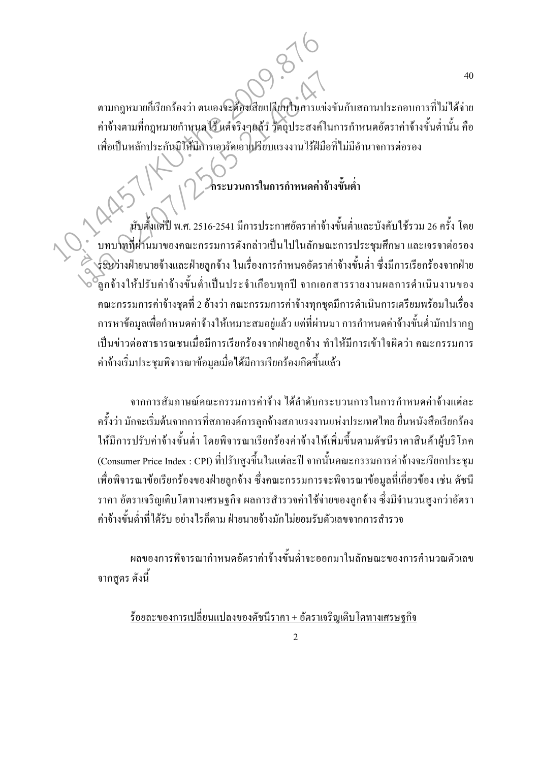ตามกฎหมายก็เรียกร้องว่า ตนเองจะต้องเสียเปรียบในการแข่งขันกับสถานประกอบการที่ไม่ได้จ่ายค่าจ้างตามที่กฎหมายกำหนดไว้ แต่จริงๆแล้ว วัตถุประสงค์ในการกำหนดอัตราค่าจ้างขั้นต่ำนั้น คือ เพื่อเป็นหลักประกันมิให้มีการเอารัดเอาเปรียบแรงงานไร้ฝีมือที่ไม่มีอำนาจการต่อรอง

## กระบวนการในการกำหนดค่าจ้างขั้นต่ำ

นับตั้งแต่ปี พ.ศ. 2516-2541 มีการประกาศอัตราค่าจ้างขั้นต่ำและบังคับใช้รวม 26 ครั้ง โดยบทบาทที่ผ่านมาของคณะกรรมการดังกล่าวเป็นไปในลักษณะการประชุมศึกษา และเจรจาต่อรองระหว่างฝ่ายนายจ้างและฝ่ายลูกจ้าง ในเรื่องการกำหนดอัตราค่าจ้างขั้นต่ำ ซึ่งมีการเรียกร้องจากฝ่ายลูกจ้างให้ปรับค่าจ้างขั้นต่ำเป็นประจำเกือบทุกปี จากเอกสารรายงานผลการดำเนินงานของคณะกรรมการค่าจ้างชุดที่ 2 อ้างว่า คณะกรรมการค่าจ้างทุกชุดมีการดำเนินการเตรียมพร้อมในเรื่องการหาข้อมูลเพื่อกำหนดค่าจ้างให้เหมาะสมอยู่แล้ว แต่ที่ผ่านมา การกำหนดค่าจ้างขั้นต่ำมักปรากฏเป็นข่าวต่อสาธารณชนเมื่อมีการเรียกร้องจากฝ่ายลูกจ้าง ทำให้มีการเข้าใจผิดว่า คณะกรรมการค่าจ้างเริ่มประชุมพิจารณาข้อมูลเมื่อได้มีการเรียกร้องเกิดขึ้นแล้ว

จากการสัมภาษณ์คณะกรรมการค่าจ้าง ได้ลำดับกระบวนการในการกำหนดค่าจ้างแต่ละครั้งว่า มักจะเริ่มต้นจากการที่สภาองค์การลูกจ้างสภาแรงงานแห่งประเทศไทย ยื่นหนังสือเรียกร้องให้มีการปรับค่าจ้างขั้นต่ำ โดยพิจารณาเรียกร้องค่าจ้างให้เพิ่มขึ้นตามดัชนีราคาสินค้าผู้บริโภค (Consumer Price Index : CPI) ที่ปรับสูงขึ้นในแต่ละปี จากนั้นคณะกรรมการค่าจ้างจะเรียกประชุมเพื่อพิจารณาข้อเรียกร้องของฝ่ายลูกจ้าง ซึ่งคณะกรรมการจะพิจารณาข้อมูลที่เกี่ยวข้อง เช่น ดัชนีราคา อัตราเจริญเติบโตทางเศรษฐกิจ ผลการสำรวจค่าใช้จ่ายของลูกจ้าง ซึ่งมีจำนวนสูงกว่าอัตราค่าจ้างขั้นต่ำที่ได้รับ อย่างไรก็ตาม ฝ่ายนายจ้างมักไม่ยอมรับตัวเลขจากการสำรวจ

ผลของการพิจารณากำหนดอัตราค่าจ้างขั้นต่ำจะออกมาในลักษณะของการคำนวณตัวเลขจากสูตร ดังนี้

$$\frac{\text{ร้อยละของการเปลี่ยนแปลงของดัชนีราคา} + \text{อัตราเจริญเติบโตทางเศรษฐกิจ}}{2}$$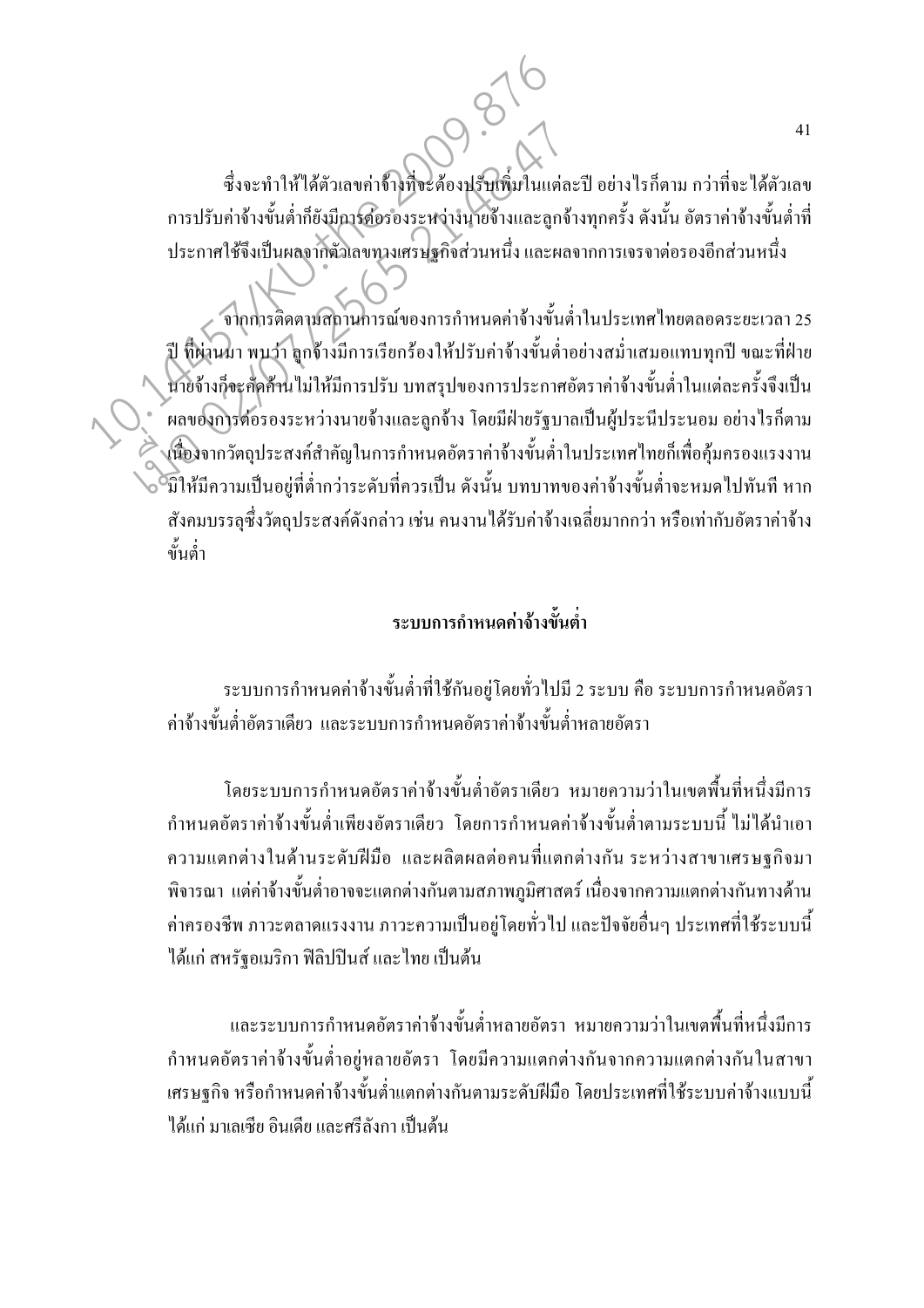ซึ่งจะทำให้ได้ตัวเลขค่าจ้างที่จะต้องปรับเพิ่มในแต่ละปี อย่างไรก็ตาม กว่าที่จะได้ตัวเลขการปรับค่าจ้างขั้นต่ำก็ยังมีการต่อรองระหว่างนายจ้างและลูกจ้างทุกครั้ง ดังนั้น อัตราค่าจ้างขั้นต่ำที่ประกาศใช้จึงเป็นผลจากตัวเลขทางเศรษฐกิจส่วนหนึ่ง และผลจากการเจรจาต่อรองอีกส่วนหนึ่ง

จากการติดตามสถานการณ์ของการกำหนดค่าจ้างขั้นต่ำในประเทศไทยตลอดระยะเวลา 25 ปี ที่ผ่านมา พบว่า ลูกจ้างมีการเรียกร้องให้ปรับค่าจ้างขั้นต่ำอย่างสม่ำเสมอแทบทุกปี ขณะที่ฝ่ายนายจ้างก็จะคัดค้านไม่ให้มีการปรับ บทสรุปของการประกาศอัตราค่าจ้างขั้นต่ำในแต่ละครั้งจึงเป็นผลของการต่อรองระหว่างนายจ้างและลูกจ้าง โดยมีฝ่ายรัฐบาลเป็นผู้ประนีประนอม อย่างไรก็ตาม เนื่องจากวัตถุประสงค์สำคัญในการกำหนดอัตราค่าจ้างขั้นต่ำในประเทศไทยก็เพื่อคุ้มครองแรงงานมิให้มีความเป็นอยู่ที่ต่ำกว่าระดับที่ควรเป็น ดังนั้น บทบาทของค่าจ้างขั้นต่ำจะหมดไปทันที หากสังคมบรรลุซึ่งวัตถุประสงค์ดังกล่าว เช่น คนงานได้รับค่าจ้างเฉลี่ยมากกว่า หรือเท่ากับอัตราค่าจ้างขั้นต่ำ

## ระบบการกำหนดค่าจ้างขั้นต่ำ

ระบบการกำหนดค่าจ้างขั้นต่ำที่ใช้กันอยู่โดยทั่วไปมี 2 ระบบ คือ ระบบการกำหนดอัตราค่าจ้างขั้นต่ำอัตราเดียว และระบบการกำหนดอัตราค่าจ้างขั้นต่ำหลายอัตรา

โดยระบบการกำหนดอัตราค่าจ้างขั้นต่ำอัตราเดียว หมายความว่าในเขตพื้นที่หนึ่งมีการกำหนดอัตราค่าจ้างขั้นต่ำเพียงอัตราเดียว โดยการกำหนดค่าจ้างขั้นต่ำตามระบบนี้ ไม่ได้นำเอาความแตกต่างในด้านระดับฝีมือ และผลิตผลต่อคนที่แตกต่างกัน ระหว่างสาขาเศรษฐกิจมาพิจารณา แต่ค่าจ้างขั้นต่ำอาจจะแตกต่างกันตามสภาพภูมิศาสตร์ เนื่องจากความแตกต่างกันทางด้านค่าครองชีพ ภาวะตลาดแรงงาน ภาวะความเป็นอยู่โดยทั่วไป และปัจจัยอื่นๆ ประเทศที่ใช้ระบบนี้ ได้แก่ สหรัฐอเมริกา ฟิลิปปินส์ และไทย เป็นต้น

และระบบการกำหนดอัตราค่าจ้างขั้นต่ำหลายอัตรา หมายความว่าในเขตพื้นที่หนึ่งมีการกำหนดอัตราค่าจ้างขั้นต่ำอยู่หลายอัตรา โดยมีความแตกต่างกันจากความแตกต่างกันในสาขาเศรษฐกิจ หรือกำหนดค่าจ้างขั้นต่ำแตกต่างกันตามระดับฝีมือ โดยประเทศที่ใช้ระบบค่าจ้างแบบนี้ ได้แก่ มาเลเซีย อินเดีย และศรีลังกา เป็นต้น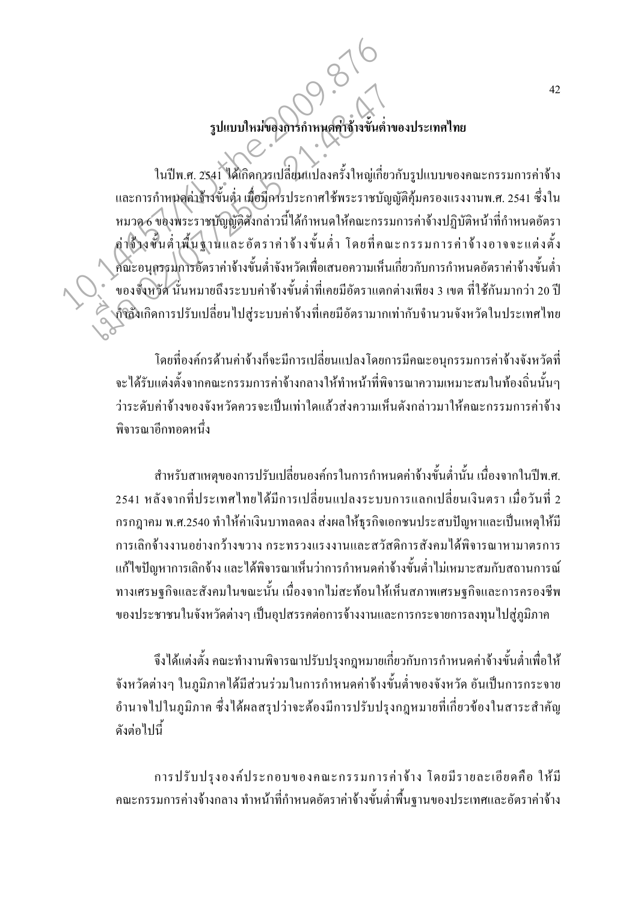## รูปแบบใหม่ของการกำหนดค่าจ้างขั้นต่ำของประเทศไทย

ในปีพ.ศ. 2541 ได้เกิดการเปลี่ยนแปลงครั้งใหญ่เกี่ยวกับรูปแบบของคณะกรรมการค่าจ้างและการกำหนดค่าจ้างขั้นต่ำ เมื่อมีการประกาศใช้พระราชบัญญัติคุ้มครองแรงงานพ.ศ. 2541 ซึ่งในหมวด 6 ของพระราชบัญญัติดังกล่าวนี้ได้กำหนดให้คณะกรรมการค่าจ้างปฏิบัติหน้าที่กำหนดอัตราค่าจ้างขั้นต่ำพื้นฐานและอัตราค่าจ้างขั้นต่ำ โดยที่คณะกรรมการค่าจ้างอาจจะแต่งตั้งคณะอนุกรรมการอัตราค่าจ้างขั้นต่ำจังหวัดเพื่อเสนอความเห็นเกี่ยวกับการกำหนดอัตราค่าจ้างขั้นต่ำของจังหวัด นั่นหมายถึงระบบค่าจ้างขั้นต่ำที่เคยมีอัตราแตกต่างเพียง 3 เขต ที่ใช้กันมากว่า 20 ปี กำลังเกิดการปรับเปลี่ยนไปสู่ระบบค่าจ้างที่เคยมีอัตรามากเท่ากับจำนวนจังหวัดในประเทศไทย

โดยที่องค์กรด้านค่าจ้างก็จะมีการเปลี่ยนแปลงโดยการมีคณะอนุกรรมการค่าจ้างจังหวัดที่จะได้รับแต่งตั้งจากคณะกรรมการค่าจ้างกลางให้ทำหน้าที่พิจารณาความเหมาะสมในท้องถิ่นนั้นๆ ว่าระดับค่าจ้างของจังหวัดควรจะเป็นเท่าใดแล้วส่งความเห็นดังกล่าวมาให้คณะกรรมการค่าจ้างพิจารณาอีกทอดหนึ่ง

สำหรับสาเหตุของการปรับเปลี่ยนองค์กรในการกำหนดค่าจ้างขั้นต่ำนั้น เนื่องจากในปีพ.ศ. 2541 หลังจากที่ประเทศไทยได้มีการเปลี่ยนแปลงระบบการแลกเปลี่ยนเงินตรา เมื่อวันที่ 2 กรกฎาคม พ.ศ.2540 ทำให้ค่าเงินบาทลดลง ส่งผลให้ธุรกิจเอกชนประสบปัญหาและเป็นเหตุให้มีการเลิกจ้างงานอย่างกว้างขวาง กระทรวงแรงงานและสวัสดิการสังคมได้พิจารณาหามาตรการแก้ไขปัญหาการเลิกจ้าง และได้พิจารณาเห็นว่าการกำหนดค่าจ้างขั้นต่ำไม่เหมาะสมกับสถานการณ์ทางเศรษฐกิจและสังคมในขณะนั้น เนื่องจากไม่สะท้อนให้เห็นสภาพเศรษฐกิจและการครองชีพของประชาชนในจังหวัดต่างๆ เป็นอุปสรรคต่อการจ้างงานและการกระจายการลงทุนไปสู่ภูมิภาค

จึงได้แต่งตั้ง คณะทำงานพิจารณาปรับปรุงกฎหมายเกี่ยวกับการกำหนดค่าจ้างขั้นต่ำเพื่อให้จังหวัดต่างๆ ในภูมิภาคได้มีส่วนร่วมในการกำหนดค่าจ้างขั้นต่ำของจังหวัด อันเป็นการกระจายอำนาจไปในภูมิภาค ซึ่งได้ผลสรุปว่าจะต้องมีการปรับปรุงกฎหมายที่เกี่ยวข้องในสาระสำคัญดังต่อไปนี้

การปรับปรุงองค์ประกอบของคณะกรรมการค่าจ้าง โดยมีรายละเอียดคือ ให้มีคณะกรรมการค่างจ้างกลาง ทำหน้าที่กำหนดอัตราค่าจ้างขั้นต่ำพื้นฐานของประเทศและอัตราค่าจ้าง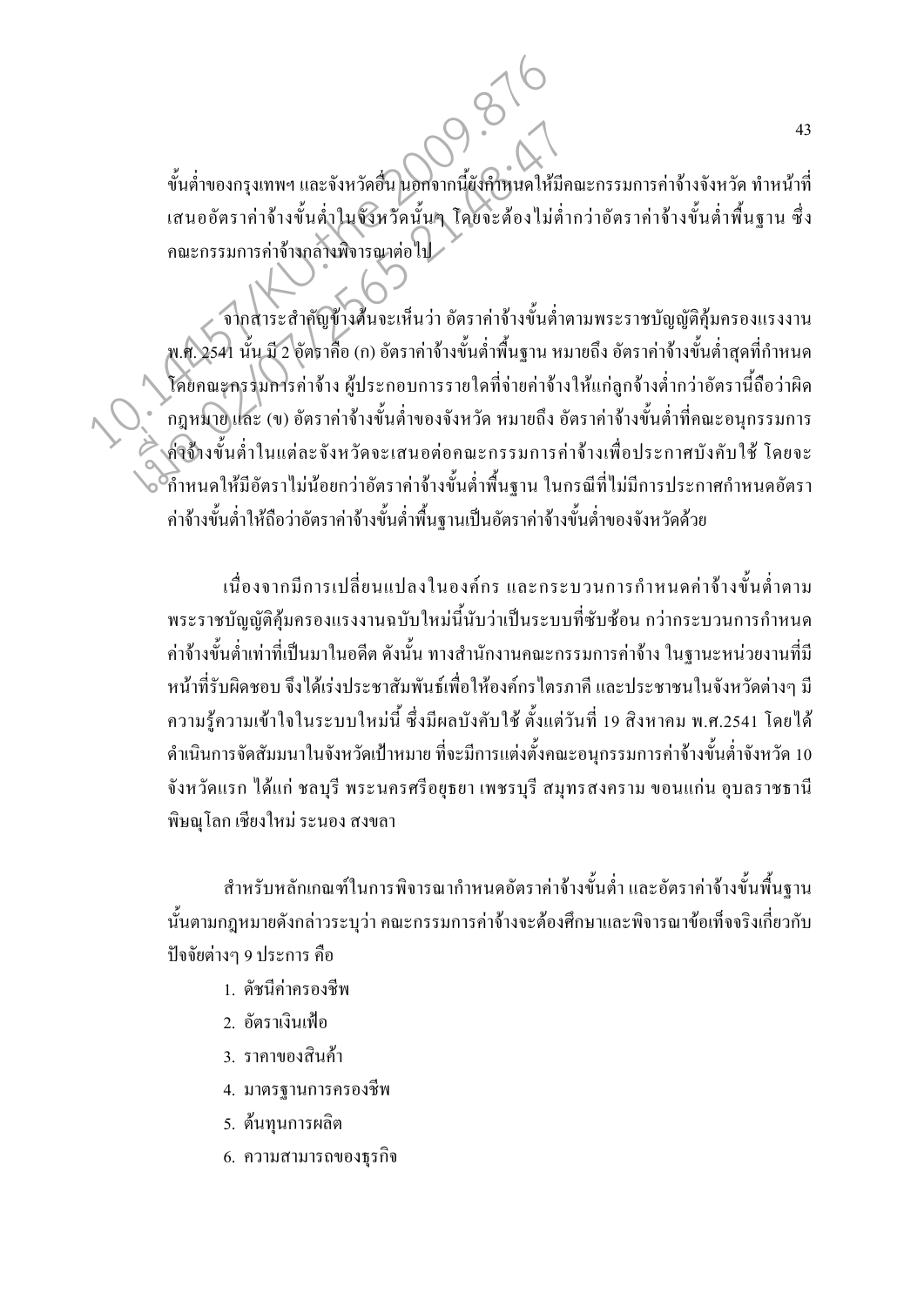ขั้นต่ำของกรุงเทพฯ และจังหวัดอื่น นอกจากนี้ยังกำหนดให้มีคณะกรรมการค่าจ้างจังหวัด ทำหน้าที่เสนออัตราค่าจ้างขั้นต่ำในจังหวัดนั้นๆ โดยจะต้องไม่ต่ำกว่าอัตราค่าจ้างขั้นต่ำพื้นฐาน ซึ่งคณะกรรมการค่าจ้างกลางพิจารณาต่อไป

จากสาระสำคัญข้างต้นจะเห็นว่า อัตราค่าจ้างขั้นต่ำตามพระราชบัญญัติคุ้มครองแรงงาน พ.ศ. 2541 นั้น มี 2 อัตราคือ (ก) อัตราค่าจ้างขั้นต่ำพื้นฐาน หมายถึง อัตราค่าจ้างขั้นต่ำสุดที่กำหนดโดยคณะกรรมการค่าจ้าง ผู้ประกอบการรายใดที่จ่ายค่าจ้างให้แก่ลูกจ้างต่ำกว่าอัตรานี้ถือว่าผิดกฎหมาย และ (ข) อัตราค่าจ้างขั้นต่ำของจังหวัด หมายถึง อัตราค่าจ้างขั้นต่ำที่คณะอนุกรรมการค่าจ้างขั้นต่ำในแต่ละจังหวัดจะเสนอต่อคณะกรรมการค่าจ้างเพื่อประกาศบังคับใช้ โดยจะกำหนดให้มีอัตราไม่น้อยกว่าอัตราค่าจ้างขั้นต่ำพื้นฐาน ในกรณีที่ไม่มีการประกาศกำหนดอัตราค่าจ้างขั้นต่ำให้ถือว่าอัตราค่าจ้างขั้นต่ำพื้นฐานเป็นอัตราค่าจ้างขั้นต่ำของจังหวัดด้วย

เนื่องจากมีการเปลี่ยนแปลงในองค์กร และกระบวนการกำหนดค่าจ้างขั้นต่ำตามพระราชบัญญัติคุ้มครองแรงงานฉบับใหม่นี้นับว่าเป็นระบบที่ซับซ้อน กว่ากระบวนการกำหนดค่าจ้างขั้นต่ำเท่าที่เป็นมาในอดีต ดังนั้น ทางสำนักงานคณะกรรมการค่าจ้าง ในฐานะหน่วยงานที่มีหน้าที่รับผิดชอบ จึงได้เร่งประชาสัมพันธ์เพื่อให้องค์กรไตรภาคี และประชาชนในจังหวัดต่างๆ มีความรู้ความเข้าใจในระบบใหม่นี้ ซึ่งมีผลบังคับใช้ ตั้งแต่วันที่ 19 สิงหาคม พ.ศ.2541 โดยได้ดำเนินการจัดสัมมนาในจังหวัดเป้าหมาย ที่จะมีการแต่งตั้งคณะอนุกรรมการค่าจ้างขั้นต่ำจังหวัด 10 จังหวัดแรก ได้แก่ ชลบุรี พระนครศรีอยุธยา เพชรบุรี สมุทรสงคราม ขอนแก่น อุบลราชธานี พิษณุโลก เชียงใหม่ ระนอง สงขลา

สำหรับหลักเกณฑ์ในการพิจารณากำหนดอัตราค่าจ้างขั้นต่ำ และอัตราค่าจ้างขั้นพื้นฐานนั้นตามกฎหมายดังกล่าวระบุว่า คณะกรรมการค่าจ้างจะต้องศึกษาและพิจารณาข้อเท็จจริงเกี่ยวกับปัจจัยต่างๆ 9 ประการ คือ

1. ดัชนีค่าครองชีพ
2. อัตราเงินเฟ้อ
3. ราคาของสินค้า
4. มาตรฐานการครองชีพ
5. ต้นทุนการผลิต
6. ความสามารถของธุรกิจ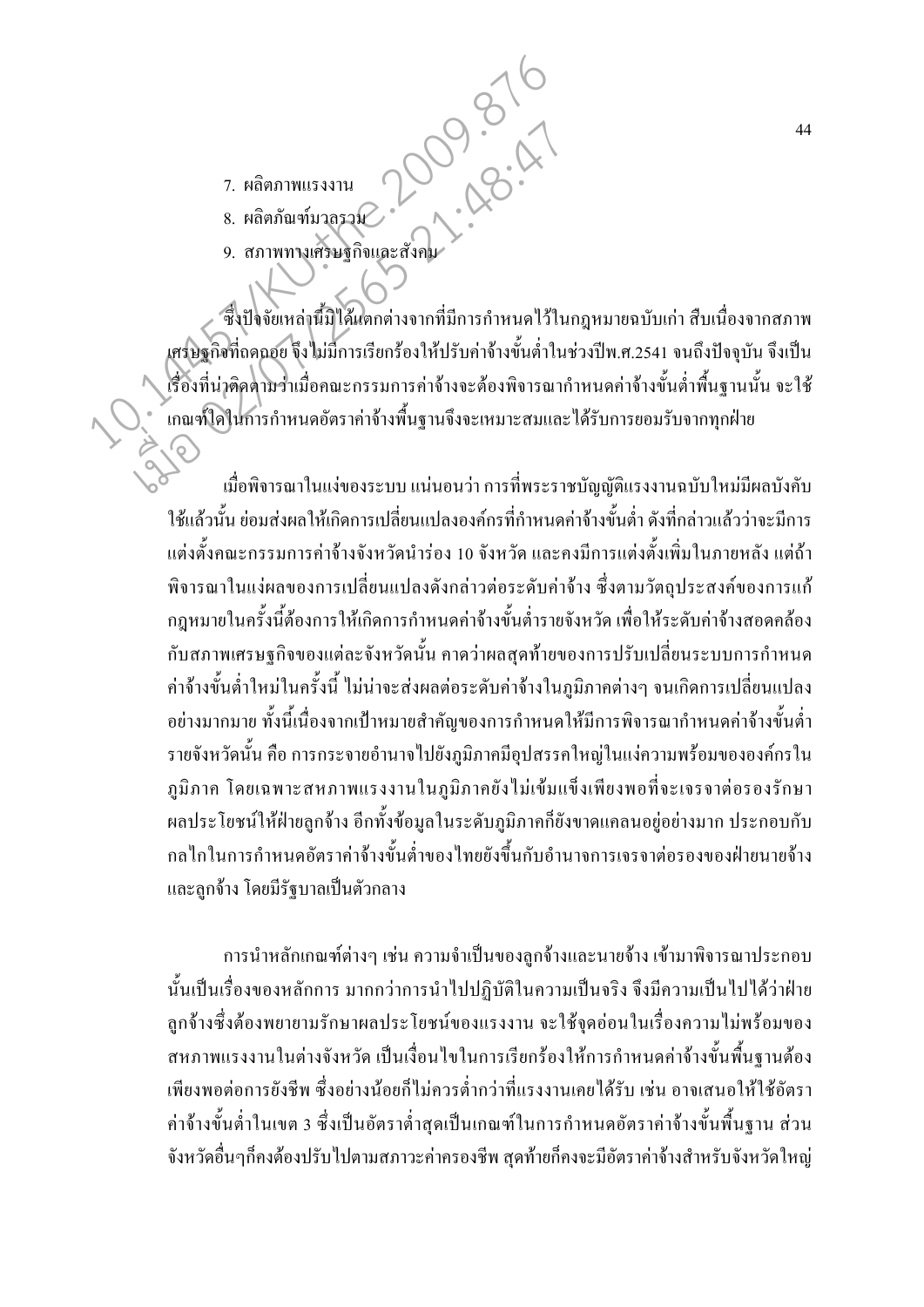7. ผลิตภาพแรงงาน
8. ผลิตภัณฑ์มวลรวม
9. สภาพทางเศรษฐกิจและสังคม

ซึ่งปัจจัยเหล่านี้มิได้แตกต่างจากที่มีการกำหนดไว้ในกฎหมายฉบับเก่า สืบเนื่องจากสภาพเศรษฐกิจที่ถดถอย จึงไม่มีการเรียกร้องให้ปรับค่าจ้างขั้นต่ำในช่วงปีพ.ศ.2541 จนถึงปัจจุบัน จึงเป็นเรื่องที่น่าติดตามว่าเมื่อคณะกรรมการค่าจ้างจะต้องพิจารณากำหนดค่าจ้างขั้นต่ำพื้นฐานนั้น จะใช้เกณฑ์ใดในการกำหนดอัตราค่าจ้างพื้นฐานจึงจะเหมาะสมและได้รับการยอมรับจากทุกฝ่าย

เมื่อพิจารณาในแง่ของระบบ แน่นอนว่า การที่พระราชบัญญัติแรงงานฉบับใหม่มีผลบังคับใช้แล้วนั้น ย่อมส่งผลให้เกิดการเปลี่ยนแปลงองค์กรที่กำหนดค่าจ้างขั้นต่ำ ดังที่กล่าวแล้วว่าจะมีการแต่งตั้งคณะกรรมการค่าจ้างจังหวัดนำร่อง 10 จังหวัด และคงมีการแต่งตั้งเพิ่มในภายหลัง แต่ถ้าพิจารณาในแง่ผลของการเปลี่ยนแปลงดังกล่าวต่อระดับค่าจ้าง ซึ่งตามวัตถุประสงค์ของการแก้กฎหมายในครั้งนี้ต้องการให้เกิดการกำหนดค่าจ้างขั้นต่ำรายจังหวัด เพื่อให้ระดับค่าจ้างสอดคล้องกับสภาพเศรษฐกิจของแต่ละจังหวัดนั้น คาดว่าผลสุดท้ายของการปรับเปลี่ยนระบบการกำหนดค่าจ้างขั้นต่ำใหม่ในครั้งนี้ ไม่น่าจะส่งผลต่อระดับค่าจ้างในภูมิภาคต่างๆ จนเกิดการเปลี่ยนแปลงอย่างมากมาย ทั้งนี้เนื่องจากเป้าหมายสำคัญของการกำหนดให้มีการพิจารณากำหนดค่าจ้างขั้นต่ำรายจังหวัดนั้น คือ การกระจายอำนาจไปยังภูมิภาคมีอุปสรรคใหญ่ในแง่ความพร้อมขององค์กรในภูมิภาค โดยเฉพาะสหภาพแรงงานในภูมิภาคยังไม่เข้มแข็งเพียงพอที่จะเจรจาต่อรองรักษาผลประโยชน์ให้ฝ่ายลูกจ้าง อีกทั้งข้อมูลในระดับภูมิภาคก็ยังขาดแคลนอยู่อย่างมาก ประกอบกับกลไกในการกำหนดอัตราค่าจ้างขั้นต่ำของไทยยังขึ้นกับอำนาจการเจรจาต่อรองของฝ่ายนายจ้างและลูกจ้าง โดยมีรัฐบาลเป็นตัวกลาง

การนำหลักเกณฑ์ต่างๆ เช่น ความจำเป็นของลูกจ้างและนายจ้าง เข้ามาพิจารณาประกอบนั้นเป็นเรื่องของหลักการ มากกว่าการนำไปปฏิบัติในความเป็นจริง จึงมีความเป็นไปได้ว่าฝ่ายลูกจ้างซึ่งต้องพยายามรักษาผลประโยชน์ของแรงงาน จะใช้จุดอ่อนในเรื่องความไม่พร้อมของสหภาพแรงงานในต่างจังหวัด เป็นเงื่อนไขในการเรียกร้องให้การกำหนดค่าจ้างขั้นพื้นฐานต้องเพียงพอต่อการยังชีพ ซึ่งอย่างน้อยก็ไม่ควรต่ำกว่าที่แรงงานเคยได้รับ เช่น อาจเสนอให้ใช้อัตราค่าจ้างขั้นต่ำในเขต 3 ซึ่งเป็นอัตราต่ำสุดเป็นเกณฑ์ในการกำหนดอัตราค่าจ้างขั้นพื้นฐาน ส่วนจังหวัดอื่นๆก็คงต้องปรับไปตามสภาวะค่าครองชีพ สุดท้ายก็คงจะมีอัตราค่าจ้างสำหรับจังหวัดใหญ่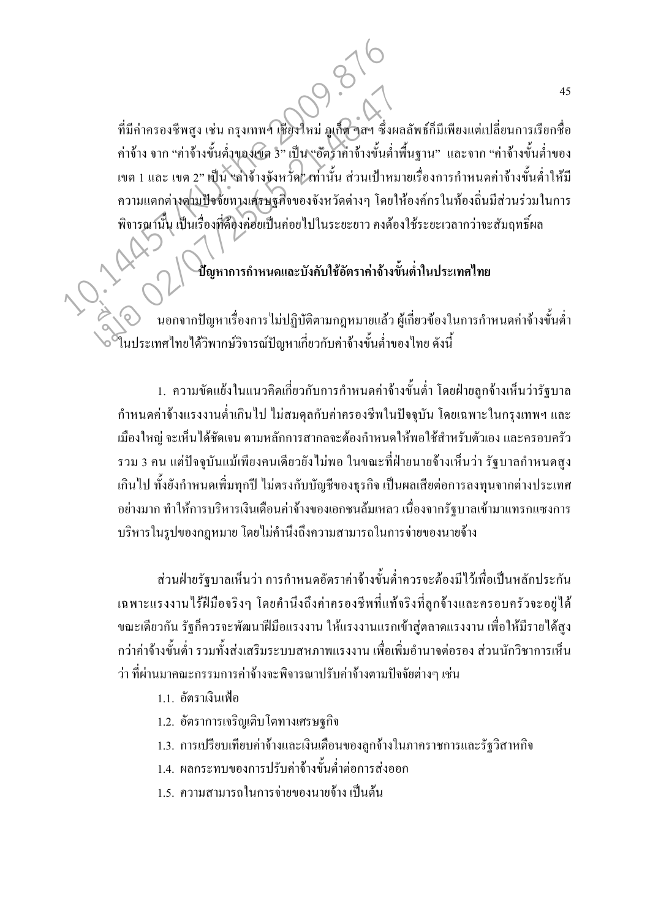ที่มีค่าครองชีพสูง เช่น กรุงเทพฯ เชียงใหม่ ภูเก็ต ฯลฯ ซึ่งผลลัพธ์ก็มีเพียงแต่เปลี่ยนการเรียกชื่อค่าจ้าง จาก "ค่าจ้างขั้นต่ำของเขต 3" เป็น "อัตราค่าจ้างขั้นต่ำพื้นฐาน" และจาก "ค่าจ้างขั้นต่ำของเขต 1 และ เขต 2" เป็น "ค่าจ้างจังหวัด" เท่านั้น ส่วนเป้าหมายเรื่องการกำหนดค่าจ้างขั้นต่ำให้มีความแตกต่างตามปัจจัยทางเศรษฐกิจของจังหวัดต่างๆ โดยให้องค์กรในท้องถิ่นมีส่วนร่วมในการพิจารณานั้น เป็นเรื่องที่ต้องค่อยเป็นค่อยไปในระยะยาว คงต้องใช้ระยะเวลากว่าจะสัมฤทธิ์ผล

## ปัญหาการกำหนดและบังคับใช้อัตราค่าจ้างขั้นต่ำในประเทศไทย

นอกจากปัญหาเรื่องการไม่ปฏิบัติตามกฎหมายแล้ว ผู้เกี่ยวข้องในการกำหนดค่าจ้างขั้นต่ำในประเทศไทยได้วิพากษ์วิจารณ์ปัญหาเกี่ยวกับค่าจ้างขั้นต่ำของไทย ดังนี้

1. ความขัดแย้งในแนวคิดเกี่ยวกับการกำหนดค่าจ้างขั้นต่ำ โดยฝ่ายลูกจ้างเห็นว่ารัฐบาลกำหนดค่าจ้างแรงงานต่ำเกินไป ไม่สมดุลกับค่าครองชีพในปัจจุบัน โดยเฉพาะในกรุงเทพฯ และเมืองใหญ่ จะเห็นได้ชัดเจน ตามหลักการสากลจะต้องกำหนดให้พอใช้สำหรับตัวเอง และครอบครัวรวม 3 คน แต่ปัจจุบันแม้เพียงคนเดียวยังไม่พอ ในขณะที่ฝ่ายนายจ้างเห็นว่า รัฐบาลกำหนดสูงเกินไป ทั้งยังกำหนดเพิ่มทุกปี ไม่ตรงกับบัญชีของธุรกิจ เป็นผลเสียต่อการลงทุนจากต่างประเทศอย่างมาก ทำให้การบริหารเงินเดือนค่าจ้างของเอกชนล้มเหลว เนื่องจากรัฐบาลเข้ามาแทรกแซงการบริหารในรูปของกฎหมาย โดยไม่คำนึงถึงความสามารถในการจ่ายของนายจ้าง

ส่วนฝ่ายรัฐบาลเห็นว่า การกำหนดอัตราค่าจ้างขั้นต่ำควรจะต้องมีไว้เพื่อเป็นหลักประกันเฉพาะแรงงานไร้ฝีมือจริงๆ โดยคำนึงถึงค่าครองชีพที่แท้จริงที่ลูกจ้างและครอบครัวจะอยู่ได้ ขณะเดียวกัน รัฐก็ควรจะพัฒนาฝีมือแรงงาน ให้แรงงานแรกเข้าสู่ตลาดแรงงาน เพื่อให้มีรายได้สูงกว่าค่าจ้างขั้นต่ำ รวมทั้งส่งเสริมระบบสหภาพแรงงาน เพื่อเพิ่มอำนาจต่อรอง ส่วนนักวิชาการเห็นว่า ที่ผ่านมาคณะกรรมการค่าจ้างจะพิจารณาปรับค่าจ้างตามปัจจัยต่างๆ เช่น

1.1. อัตราเงินเฟ้อ
1.2. อัตราการเจริญเติบโตทางเศรษฐกิจ
1.3. การเปรียบเทียบค่าจ้างและเงินเดือนของลูกจ้างในภาคราชการและรัฐวิสาหกิจ
1.4. ผลกระทบของการปรับค่าจ้างขั้นต่ำต่อการส่งออก
1.5. ความสามารถในการจ่ายของนายจ้าง เป็นต้น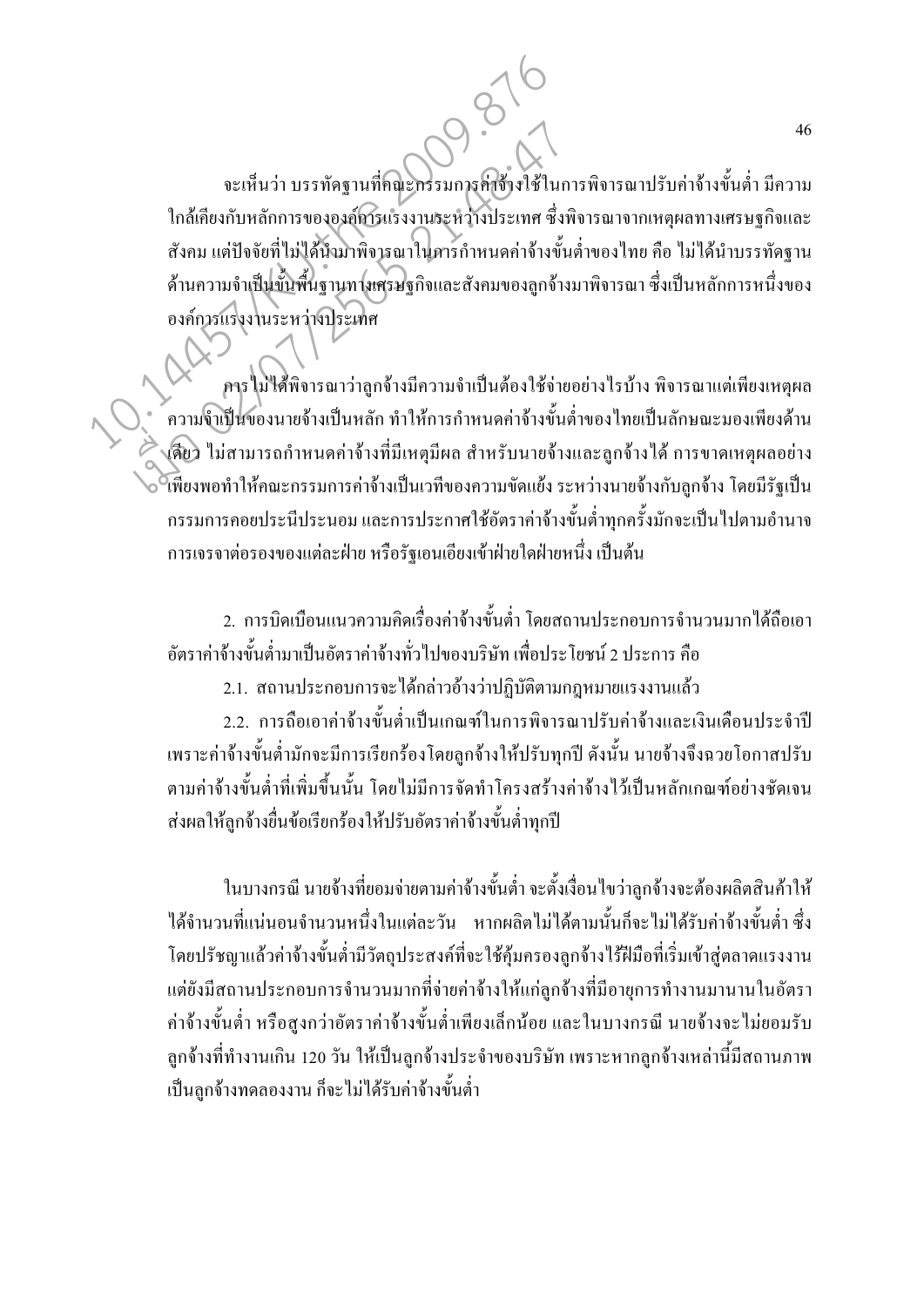จะเห็นว่า บรรทัดฐานที่คณะกรรมการค่าจ้างใช้ในการพิจารณาปรับค่าจ้างขั้นต่ำ มีความใกล้เคียงกับหลักการขององค์การแรงงานระหว่างประเทศ ซึ่งพิจารณาจากเหตุผลทางเศรษฐกิจและสังคม แต่ปัจจัยที่ไม่ได้นำมาพิจารณาในการกำหนดค่าจ้างขั้นต่ำของไทย คือ ไม่ได้นำบรรทัดฐานด้านความจำเป็นขั้นพื้นฐานทางเศรษฐกิจและสังคมของลูกจ้างมาพิจารณา ซึ่งเป็นหลักการหนึ่งขององค์การแรงงานระหว่างประเทศ

การไม่ได้พิจารณาว่าลูกจ้างมีความจำเป็นต้องใช้จ่ายอย่างไรบ้าง พิจารณาแต่เพียงเหตุผลความจำเป็นของนายจ้างเป็นหลัก ทำให้การกำหนดค่าจ้างขั้นต่ำของไทยเป็นลักษณะมองเพียงด้านเดียว ไม่สามารถกำหนดค่าจ้างที่มีเหตุมีผล สำหรับนายจ้างและลูกจ้างได้ การขาดเหตุผลอย่างเพียงพอทำให้คณะกรรมการค่าจ้างเป็นเวทีของความขัดแย้ง ระหว่างนายจ้างกับลูกจ้าง โดยมีรัฐเป็นกรรมการคอยประนีประนอม และการประกาศใช้อัตราค่าจ้างขั้นต่ำทุกครั้งมักจะเป็นไปตามอำนาจการเจรจาต่อรองของแต่ละฝ่าย หรือรัฐเอนเอียงเข้าฝ่ายใดฝ่ายหนึ่ง เป็นต้น

2. การบิดเบือนแนวความคิดเรื่องค่าจ้างขั้นต่ำ โดยสถานประกอบการจำนวนมากได้ถือเอาอัตราค่าจ้างขั้นต่ำมาเป็นอัตราค่าจ้างทั่วไปของบริษัท เพื่อประโยชน์ 2 ประการ คือ

2.1. สถานประกอบการจะได้กล่าวอ้างว่าปฏิบัติตามกฎหมายแรงงานแล้ว

2.2. การถือเอาค่าจ้างขั้นต่ำเป็นเกณฑ์ในการพิจารณาปรับค่าจ้างและเงินเดือนประจำปี เพราะค่าจ้างขั้นต่ำมักจะมีการเรียกร้องโดยลูกจ้างให้ปรับทุกปี ดังนั้น นายจ้างจึงฉวยโอกาสปรับตามค่าจ้างขั้นต่ำที่เพิ่มขึ้นนั้น โดยไม่มีการจัดทำโครงสร้างค่าจ้างไว้เป็นหลักเกณฑ์อย่างชัดเจน ส่งผลให้ลูกจ้างยื่นข้อเรียกร้องให้ปรับอัตราค่าจ้างขั้นต่ำทุกปี

ในบางกรณี นายจ้างที่ยอมจ่ายตามค่าจ้างขั้นต่ำ จะตั้งเงื่อนไขว่าลูกจ้างจะต้องผลิตสินค้าให้ได้จำนวนที่แน่นอนจำนวนหนึ่งในแต่ละวัน หากผลิตไม่ได้ตามนั้นก็จะไม่ได้รับค่าจ้างขั้นต่ำ ซึ่งโดยปรัชญาแล้วค่าจ้างขั้นต่ำมีวัตถุประสงค์ที่จะใช้คุ้มครองลูกจ้างไร้ฝีมือที่เริ่มเข้าสู่ตลาดแรงงาน แต่ยังมีสถานประกอบการจำนวนมากที่จ่ายค่าจ้างให้แก่ลูกจ้างที่มีอายุการทำงานมานานในอัตราค่าจ้างขั้นต่ำ หรือสูงกว่าอัตราค่าจ้างขั้นต่ำเพียงเล็กน้อย และในบางกรณี นายจ้างจะไม่ยอมรับลูกจ้างที่ทำงานเกิน 120 วัน ให้เป็นลูกจ้างประจำของบริษัท เพราะหากลูกจ้างเหล่านี้มีสถานภาพเป็นลูกจ้างทดลองงาน ก็จะไม่ได้รับค่าจ้างขั้นต่ำ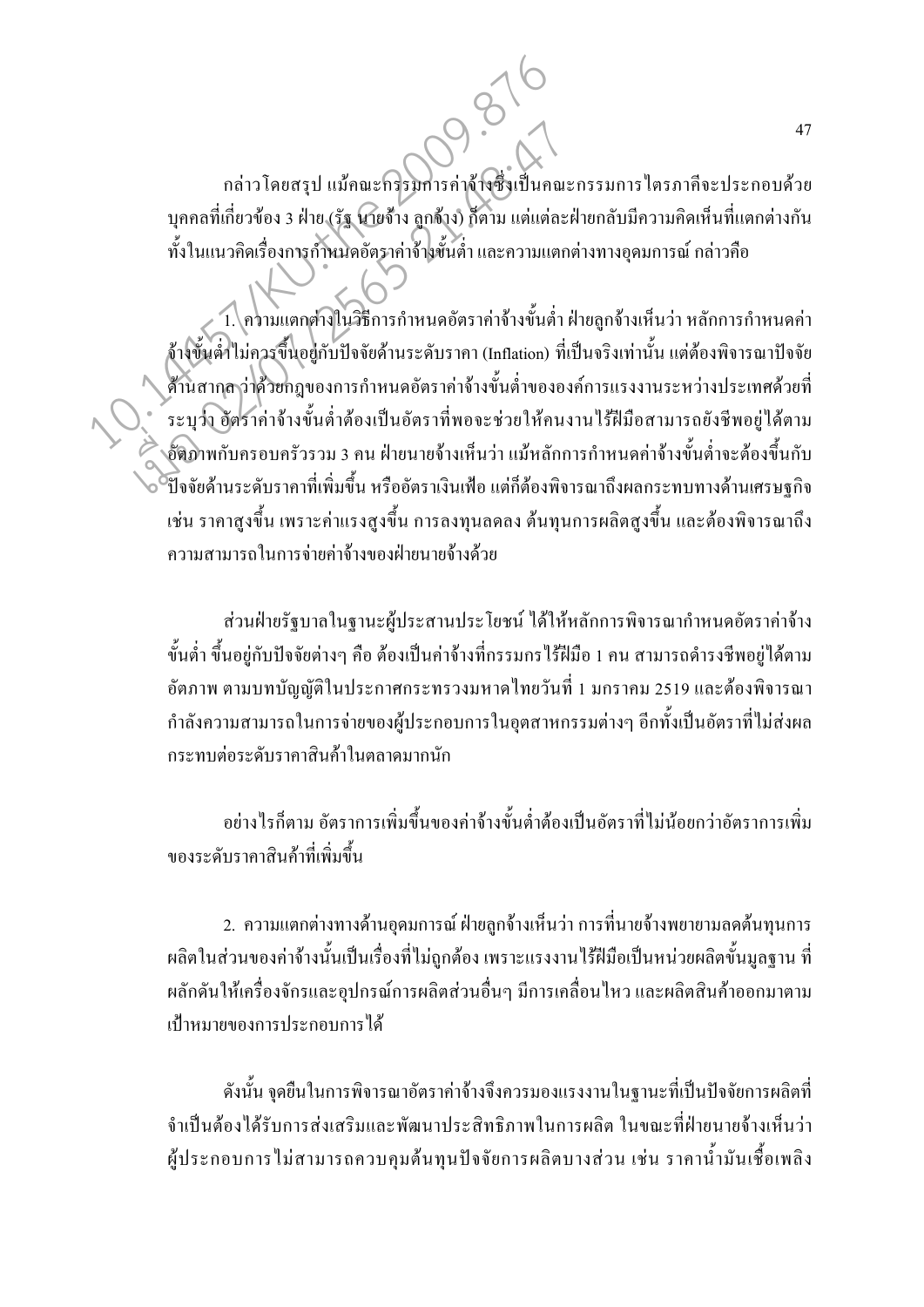กล่าวโดยสรุป แม้คณะกรรมการค่าจ้างซึ่งเป็นคณะกรรมการไตรภาคีจะประกอบด้วยบุคคลที่เกี่ยวข้อง 3 ฝ่าย (รัฐ นายจ้าง ลูกจ้าง) ก็ตาม แต่แต่ละฝ่ายกลับมีความคิดเห็นที่แตกต่างกัน ทั้งในแนวคิดเรื่องการกำหนดอัตราค่าจ้างขั้นต่ำ และความแตกต่างทางอุดมการณ์ กล่าวคือ

1. ความแตกต่างในวิธีการกำหนดอัตราค่าจ้างขั้นต่ำ ฝ่ายลูกจ้างเห็นว่า หลักการกำหนดค่าจ้างขั้นต่ำไม่ควรขึ้นอยู่กับปัจจัยด้านระดับราคา (Inflation) ที่เป็นจริงเท่านั้น แต่ต้องพิจารณาปัจจัยด้านสากล ว่าด้วยกฎของการกำหนดอัตราค่าจ้างขั้นต่ำขององค์การแรงงานระหว่างประเทศด้วยที่ระบุว่า อัตราค่าจ้างขั้นต่ำต้องเป็นอัตราที่พอจะช่วยให้คนงานไร้ฝีมือสามารถยังชีพอยู่ได้ตามอัตภาพกับครอบครัวรวม 3 คน ฝ่ายนายจ้างเห็นว่า แม้หลักการกำหนดค่าจ้างขั้นต่ำจะต้องขึ้นกับปัจจัยด้านระดับราคาที่เพิ่มขึ้น หรืออัตราเงินเฟ้อ แต่ก็ต้องพิจารณาถึงผลกระทบทางด้านเศรษฐกิจ เช่น ราคาสูงขึ้น เพราะค่าแรงสูงขึ้น การลงทุนลดลง ต้นทุนการผลิตสูงขึ้น และต้องพิจารณาถึงความสามารถในการจ่ายค่าจ้างของฝ่ายนายจ้างด้วย

ส่วนฝ่ายรัฐบาลในฐานะผู้ประสานประโยชน์ ได้ให้หลักการพิจารณากำหนดอัตราค่าจ้างขั้นต่ำ ขึ้นอยู่กับปัจจัยต่างๆ คือ ต้องเป็นค่าจ้างที่กรรมกรไร้ฝีมือ 1 คน สามารถดำรงชีพอยู่ได้ตามอัตภาพ ตามบทบัญญัติในประกาศกระทรวงมหาดไทยวันที่ 1 มกราคม 2519 และต้องพิจารณากำลังความสามารถในการจ่ายของผู้ประกอบการในอุตสาหกรรมต่างๆ อีกทั้งเป็นอัตราที่ไม่ส่งผลกระทบต่อระดับราคาสินค้าในตลาดมากนัก

อย่างไรก็ตาม อัตราการเพิ่มขึ้นของค่าจ้างขั้นต่ำต้องเป็นอัตราที่ไม่น้อยกว่าอัตราการเพิ่มของระดับราคาสินค้าที่เพิ่มขึ้น

2. ความแตกต่างทางด้านอุดมการณ์ ฝ่ายลูกจ้างเห็นว่า การที่นายจ้างพยายามลดต้นทุนการผลิตในส่วนของค่าจ้างนั้นเป็นเรื่องที่ไม่ถูกต้อง เพราะแรงงานไร้ฝีมือเป็นหน่วยผลิตขั้นมูลฐาน ที่ผลักดันให้เครื่องจักรและอุปกรณ์การผลิตส่วนอื่นๆ มีการเคลื่อนไหว และผลิตสินค้าออกมาตามเป้าหมายของการประกอบการได้

ดังนั้น จุดยืนในการพิจารณาอัตราค่าจ้างจึงควรมองแรงงานในฐานะที่เป็นปัจจัยการผลิตที่จำเป็นต้องได้รับการส่งเสริมและพัฒนาประสิทธิภาพในการผลิต ในขณะที่ฝ่ายนายจ้างเห็นว่าผู้ประกอบการไม่สามารถควบคุมต้นทุนปัจจัยการผลิตบางส่วน เช่น ราคาน้ำมันเชื้อเพลิง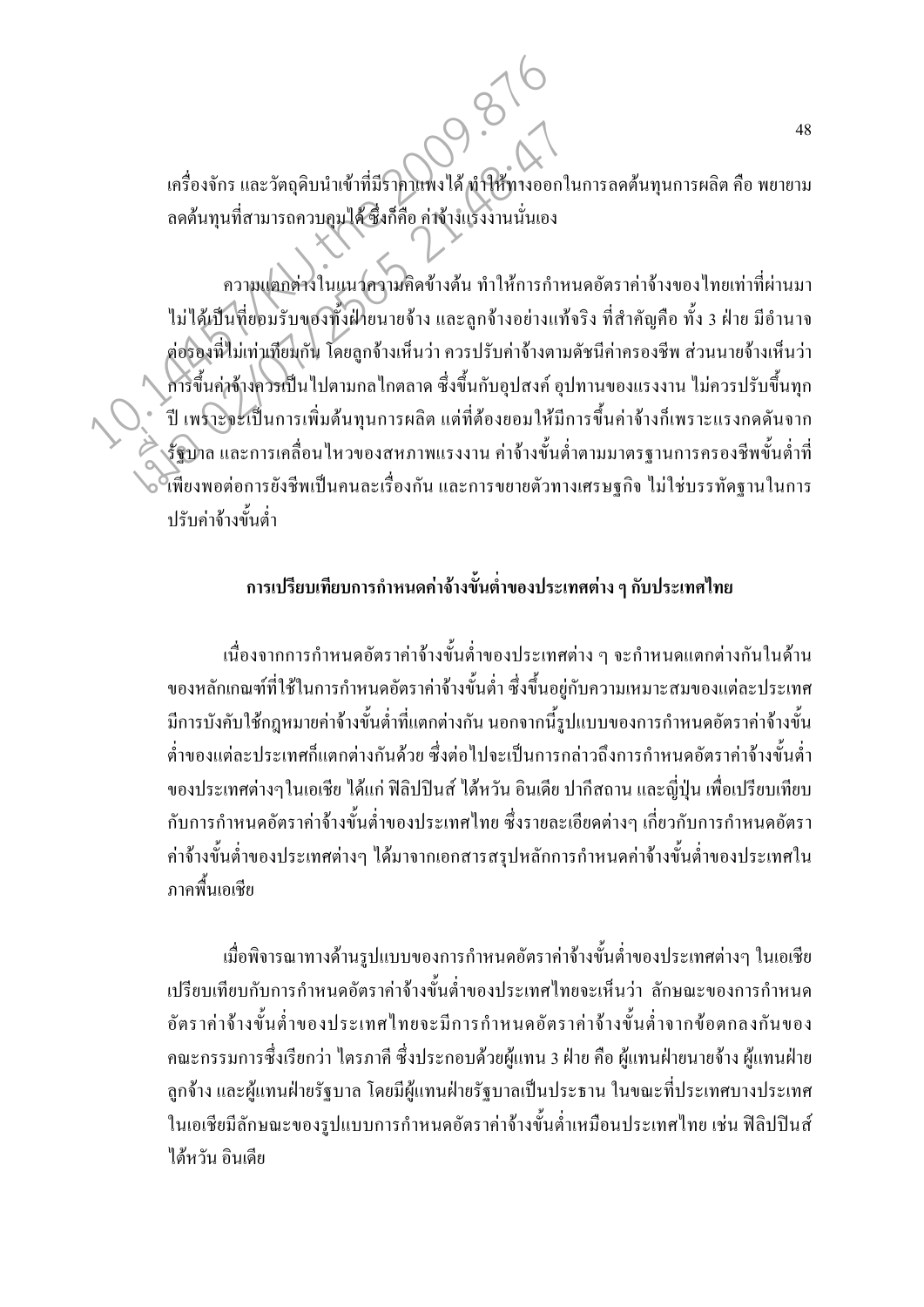เครื่องจักร และวัตถุดิบนำเข้าที่มีราคาแพงได้ ทำให้ทางออกในการลดต้นทุนการผลิต คือ พยายามลดต้นทุนที่สามารถควบคุมได้ ซึ่งก็คือ ค่าจ้างแรงงานนั่นเอง

ความแตกต่างในแนวความคิดข้างต้น ทำให้การกำหนดอัตราค่าจ้างของไทยเท่าที่ผ่านมาไม่ได้เป็นที่ยอมรับของทั้งฝ่ายนายจ้าง และลูกจ้างอย่างแท้จริง ที่สำคัญคือ ทั้ง 3 ฝ่าย มีอำนาจต่อรองที่ไม่เท่าเทียมกัน โดยลูกจ้างเห็นว่า ควรปรับค่าจ้างตามดัชนีค่าครองชีพ ส่วนนายจ้างเห็นว่าการขึ้นค่าจ้างควรเป็นไปตามกลไกตลาด ซึ่งขึ้นกับอุปสงค์ อุปทานของแรงงาน ไม่ควรปรับขึ้นทุกปี เพราะจะเป็นการเพิ่มต้นทุนการผลิต แต่ที่ต้องยอมให้มีการขึ้นค่าจ้างก็เพราะแรงกดดันจากรัฐบาล และการเคลื่อนไหวของสหภาพแรงงาน ค่าจ้างขั้นต่ำตามมาตรฐานการครองชีพขั้นต่ำที่เพียงพอต่อการยังชีพเป็นคนละเรื่องกัน และการขยายตัวทางเศรษฐกิจ ไม่ใช่บรรทัดฐานในการปรับค่าจ้างขั้นต่ำ

## การเปรียบเทียบการกำหนดค่าจ้างขั้นต่ำของประเทศต่าง ๆ กับประเทศไทย

เนื่องจากการกำหนดอัตราค่าจ้างขั้นต่ำของประเทศต่าง ๆ จะกำหนดแตกต่างกันในด้านของหลักเกณฑ์ที่ใช้ในการกำหนดอัตราค่าจ้างขั้นต่ำ ซึ่งขึ้นอยู่กับความเหมาะสมของแต่ละประเทศ มีการบังคับใช้กฎหมายค่าจ้างขั้นต่ำที่แตกต่างกัน นอกจากนี้รูปแบบของการกำหนดอัตราค่าจ้างขั้นต่ำของแต่ละประเทศก็แตกต่างกันด้วย ซึ่งต่อไปจะเป็นการกล่าวถึงการกำหนดอัตราค่าจ้างขั้นต่ำของประเทศต่างๆในเอเชีย ได้แก่ ฟิลิปปินส์ ไต้หวัน อินเดีย ปากีสถาน และญี่ปุ่น เพื่อเปรียบเทียบกับการกำหนดอัตราค่าจ้างขั้นต่ำของประเทศไทย ซึ่งรายละเอียดต่างๆ เกี่ยวกับการกำหนดอัตราค่าจ้างขั้นต่ำของประเทศต่างๆ ได้มาจากเอกสารสรุปหลักการกำหนดค่าจ้างขั้นต่ำของประเทศในภาคพื้นเอเชีย

เมื่อพิจารณาทางด้านรูปแบบของการกำหนดอัตราค่าจ้างขั้นต่ำของประเทศต่างๆ ในเอเชียเปรียบเทียบกับการกำหนดอัตราค่าจ้างขั้นต่ำของประเทศไทยจะเห็นว่า ลักษณะของการกำหนดอัตราค่าจ้างขั้นต่ำของประเทศไทยจะมีการกำหนดอัตราค่าจ้างขั้นต่ำจากข้อตกลงกันของคณะกรรมการซึ่งเรียกว่า ไตรภาคี ซึ่งประกอบด้วยผู้แทน 3 ฝ่าย คือ ผู้แทนฝ่ายนายจ้าง ผู้แทนฝ่ายลูกจ้าง และผู้แทนฝ่ายรัฐบาล โดยมีผู้แทนฝ่ายรัฐบาลเป็นประธาน ในขณะที่ประเทศบางประเทศในเอเชียมีลักษณะของรูปแบบการกำหนดอัตราค่าจ้างขั้นต่ำเหมือนประเทศไทย เช่น ฟิลิปปินส์ ไต้หวัน อินเดีย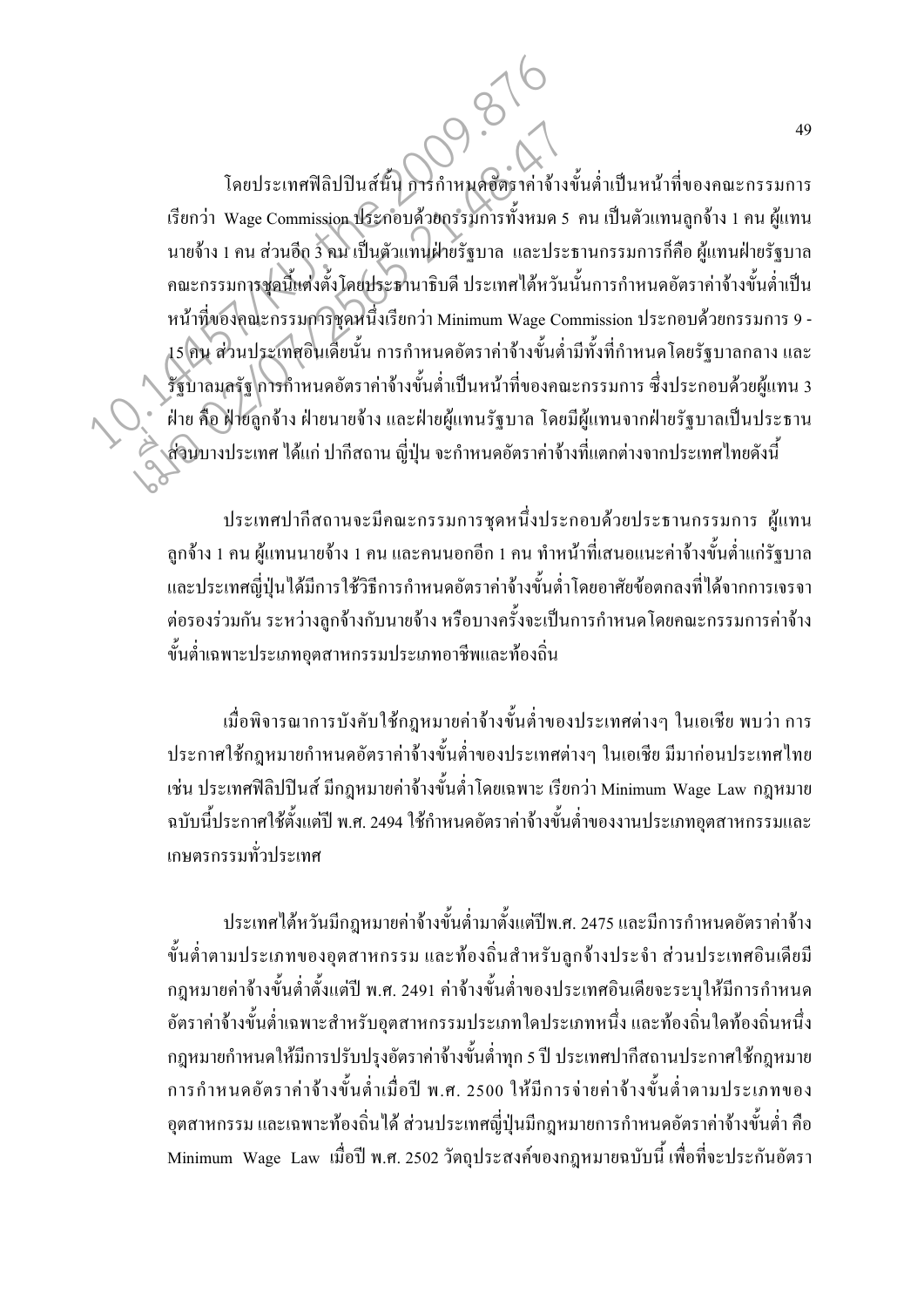โดยประเทศฟิลิปปินส์นั้น การกำหนดอัตราค่าจ้างขั้นต่ำเป็นหน้าที่ของคณะกรรมการ เรียกว่า Wage Commission ประกอบด้วยกรรมการทั้งหมด 5 คน เป็นตัวแทนลูกจ้าง 1 คน ผู้แทนนายจ้าง 1 คน ส่วนอีก 3 คน เป็นตัวแทนฝ่ายรัฐบาล และประธานกรรมการก็คือ ผู้แทนฝ่ายรัฐบาล คณะกรรมการชุดนี้แต่งตั้งโดยประธานาธิบดี ประเทศไต้หวันนั้นการกำหนดอัตราค่าจ้างขั้นต่ำเป็นหน้าที่ของคณะกรรมการชุดหนึ่งเรียกว่า Minimum Wage Commission ประกอบด้วยกรรมการ 9 - 15 คน ส่วนประเทศอินเดียนั้น การกำหนดอัตราค่าจ้างขั้นต่ำมีทั้งที่กำหนดโดยรัฐบาลกลาง และรัฐบาลมลรัฐ การกำหนดอัตราค่าจ้างขั้นต่ำเป็นหน้าที่ของคณะกรรมการ ซึ่งประกอบด้วยผู้แทน 3 ฝ่าย คือ ฝ่ายลูกจ้าง ฝ่ายนายจ้าง และฝ่ายผู้แทนรัฐบาล โดยมีผู้แทนจากฝ่ายรัฐบาลเป็นประธาน ส่วนบางประเทศ ได้แก่ ปากีสถาน ญี่ปุ่น จะกำหนดอัตราค่าจ้างที่แตกต่างจากประเทศไทยดังนี้

ประเทศปากีสถานจะมีคณะกรรมการชุดหนึ่งประกอบด้วยประธานกรรมการ ผู้แทนลูกจ้าง 1 คน ผู้แทนนายจ้าง 1 คน และคนนอกอีก 1 คน ทำหน้าที่เสนอแนะค่าจ้างขั้นต่ำแก่รัฐบาล และประเทศญี่ปุ่นได้มีการใช้วิธีการกำหนดอัตราค่าจ้างขั้นต่ำโดยอาศัยข้อตกลงที่ได้จากการเจรจาต่อรองร่วมกัน ระหว่างลูกจ้างกับนายจ้าง หรือบางครั้งจะเป็นการกำหนดโดยคณะกรรมการค่าจ้างขั้นต่ำเฉพาะประเภทอุตสาหกรรมประเภทอาชีพและท้องถิ่น

เมื่อพิจารณาการบังคับใช้กฎหมายค่าจ้างขั้นต่ำของประเทศต่างๆ ในเอเชีย พบว่า การประกาศใช้กฎหมายกำหนดอัตราค่าจ้างขั้นต่ำของประเทศต่างๆ ในเอเชีย มีมาก่อนประเทศไทย เช่น ประเทศฟิลิปปินส์ มีกฎหมายค่าจ้างขั้นต่ำโดยเฉพาะ เรียกว่า Minimum Wage Law กฎหมายฉบับนี้ประกาศใช้ตั้งแต่ปี พ.ศ. 2494 ใช้กำหนดอัตราค่าจ้างขั้นต่ำของงานประเภทอุตสาหกรรมและเกษตรกรรมทั่วประเทศ

ประเทศไต้หวันมีกฎหมายค่าจ้างขั้นต่ำมาตั้งแต่ปีพ.ศ. 2475 และมีการกำหนดอัตราค่าจ้างขั้นต่ำตามประเภทของอุตสาหกรรม และท้องถิ่นสำหรับลูกจ้างประจำ ส่วนประเทศอินเดียมีกฎหมายค่าจ้างขั้นต่ำตั้งแต่ปี พ.ศ. 2491 ค่าจ้างขั้นต่ำของประเทศอินเดียจะระบุให้มีการกำหนดอัตราค่าจ้างขั้นต่ำเฉพาะสำหรับอุตสาหกรรมประเภทใดประเภทหนึ่ง และท้องถิ่นใดท้องถิ่นหนึ่ง กฎหมายกำหนดให้มีการปรับปรุงอัตราค่าจ้างขั้นต่ำทุก 5 ปี ประเทศปากีสถานประกาศใช้กฎหมายการกำหนดอัตราค่าจ้างขั้นต่ำเมื่อปี พ.ศ. 2500 ให้มีการจ่ายค่าจ้างขั้นต่ำตามประเภทของอุตสาหกรรม และเฉพาะท้องถิ่นได้ ส่วนประเทศญี่ปุ่นมีกฎหมายการกำหนดอัตราค่าจ้างขั้นต่ำ คือ Minimum Wage Law เมื่อปี พ.ศ. 2502 วัตถุประสงค์ของกฎหมายฉบับนี้ เพื่อที่จะประกันอัตรา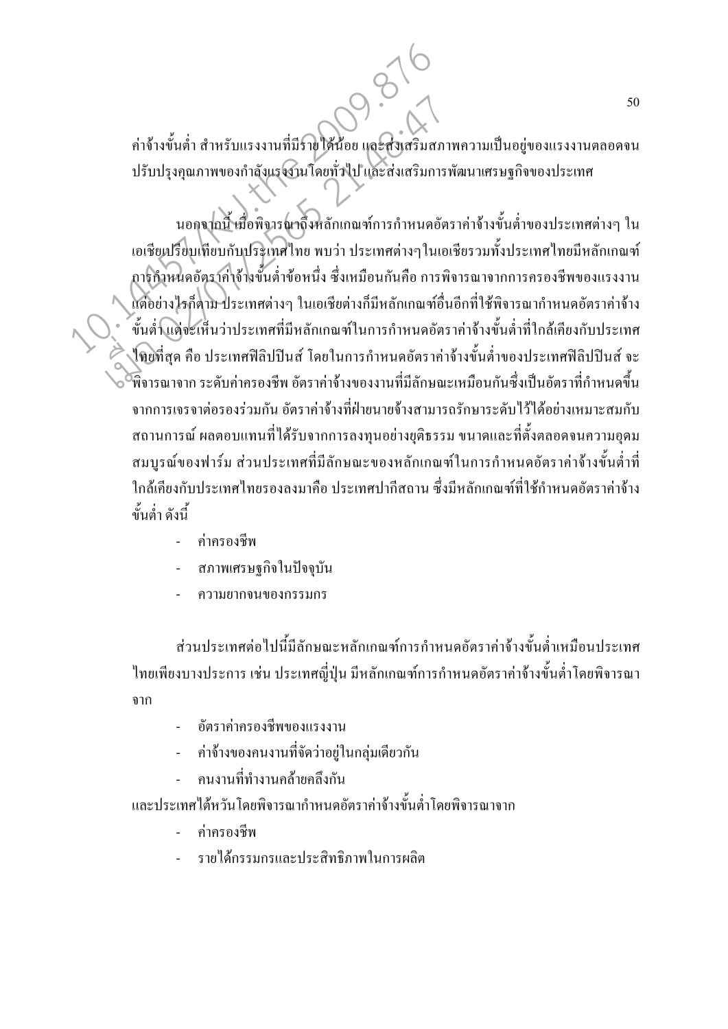ค่าจ้างขั้นต่ำ สำหรับแรงงานที่มีรายได้น้อย และส่งเสริมสภาพความเป็นอยู่ของแรงงานตลอดจนปรับปรุงคุณภาพของกำลังแรงงานโดยทั่วไป และส่งเสริมการพัฒนาเศรษฐกิจของประเทศ

นอกจากนี้ เมื่อพิจารณาถึงหลักเกณฑ์การกำหนดอัตราค่าจ้างขั้นต่ำของประเทศต่างๆ ในเอเชียเปรียบเทียบกับประเทศไทย พบว่า ประเทศต่างๆในเอเชียรวมทั้งประเทศไทยมีหลักเกณฑ์การกำหนดอัตราค่าจ้างขั้นต่ำข้อหนึ่ง ซึ่งเหมือนกันคือ การพิจารณาจากการครองชีพของแรงงาน แต่อย่างไรก็ตาม ประเทศต่างๆ ในเอเชียต่างก็มีหลักเกณฑ์อื่นอีกที่ใช้พิจารณากำหนดอัตราค่าจ้างขั้นต่ำ แต่จะเห็นว่าประเทศที่มีหลักเกณฑ์ในการกำหนดอัตราค่าจ้างขั้นต่ำที่ใกล้เคียงกับประเทศไทยที่สุด คือ ประเทศฟิลิปปินส์ โดยในการกำหนดอัตราค่าจ้างขั้นต่ำของประเทศฟิลิปปินส์ จะพิจารณาจาก ระดับค่าครองชีพ อัตราค่าจ้างของงานที่มีลักษณะเหมือนกันซึ่งเป็นอัตราที่กำหนดขึ้นจากการเจรจาต่อรองร่วมกัน อัตราค่าจ้างที่ฝ่ายนายจ้างสามารถรักษาระดับไว้ได้อย่างเหมาะสมกับสถานการณ์ ผลตอบแทนที่ได้รับจากการลงทุนอย่างยุติธรรม ขนาดและที่ตั้งตลอดจนความอุดมสมบูรณ์ของฟาร์ม ส่วนประเทศที่มีลักษณะของหลักเกณฑ์ในการกำหนดอัตราค่าจ้างขั้นต่ำที่ใกล้เคียงกับประเทศไทยรองลงมาคือ ประเทศปากีสถาน ซึ่งมีหลักเกณฑ์ที่ใช้กำหนดอัตราค่าจ้างขั้นต่ำ ดังนี้

- ค่าครองชีพ
- สภาพเศรษฐกิจในปัจจุบัน
- ความยากจนของกรรมกร

ส่วนประเทศต่อไปนี้มีลักษณะหลักเกณฑ์การกำหนดอัตราค่าจ้างขั้นต่ำเหมือนประเทศไทยเพียงบางประการ เช่น ประเทศญี่ปุ่น มีหลักเกณฑ์การกำหนดอัตราค่าจ้างขั้นต่ำโดยพิจารณาจาก

- อัตราค่าครองชีพของแรงงาน
- ค่าจ้างของคนงานที่จัดว่าอยู่ในกลุ่มเดียวกัน
- คนงานที่ทำงานคล้ายคลึงกัน

และประเทศไต้หวันโดยพิจารณากำหนดอัตราค่าจ้างขั้นต่ำโดยพิจารณาจาก

- ค่าครองชีพ
- รายได้กรรมกรและประสิทธิภาพในการผลิต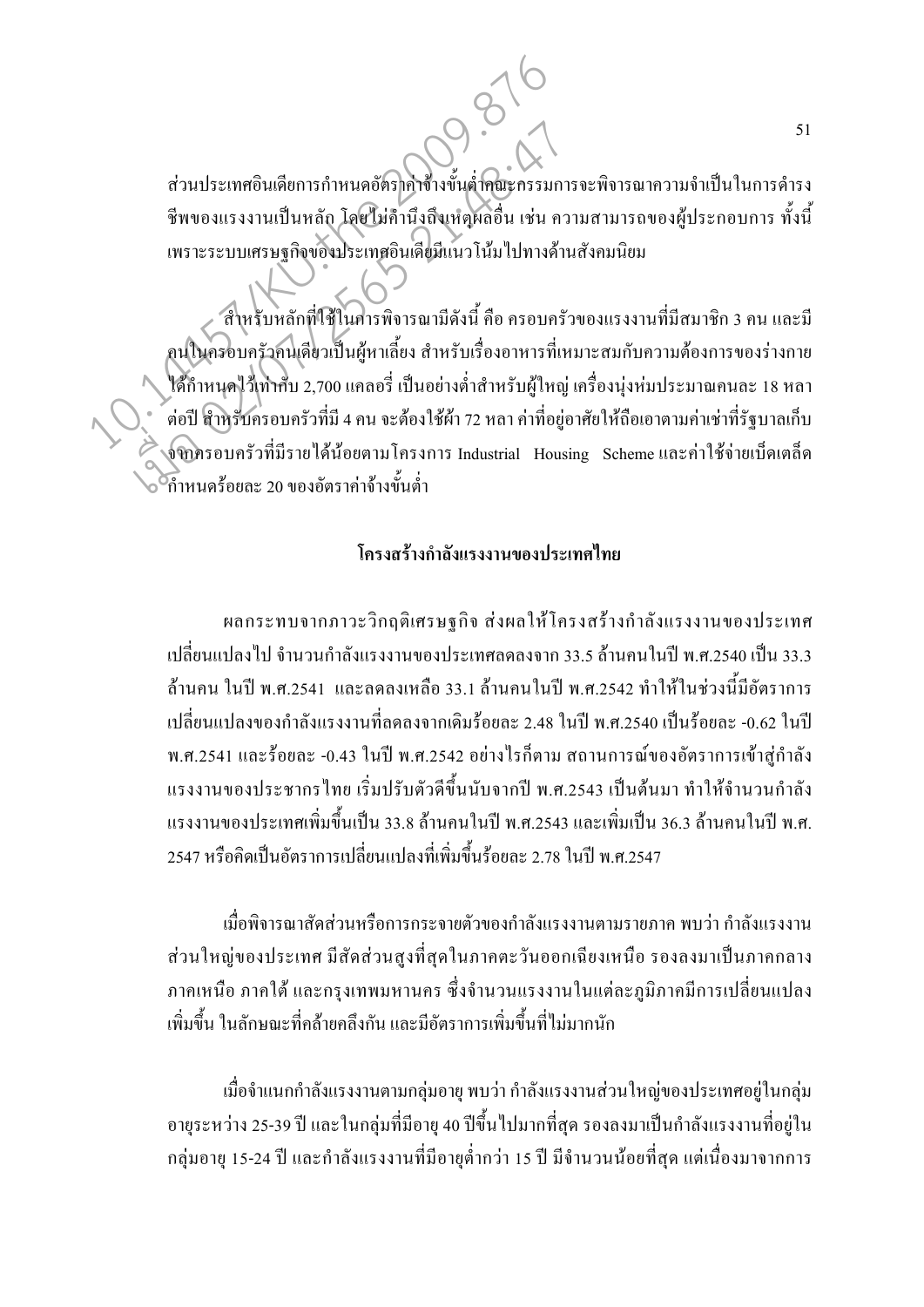ส่วนประเทศอินเดียการกำหนดอัตราค่าจ้างขั้นต่ำคณะกรรมการจะพิจารณาความจำเป็นในการดำรงชีพของแรงงานเป็นหลัก โดยไม่คำนึงถึงเหตุผลอื่น เช่น ความสามารถของผู้ประกอบการ ทั้งนี้เพราะระบบเศรษฐกิจของประเทศอินเดียมีแนวโน้มไปทางด้านสังคมนิยม

สำหรับหลักที่ใช้ในการพิจารณามีดังนี้ คือ ครอบครัวของแรงงานที่มีสมาชิก 3 คน และมีคนในครอบครัวคนเดียวเป็นผู้หาเลี้ยง สำหรับเรื่องอาหารที่เหมาะสมกับความต้องการของร่างกายได้กำหนดไว้เท่ากับ 2,700 แคลอรี่ เป็นอย่างต่ำสำหรับผู้ใหญ่ เครื่องนุ่งห่มประมาณคนละ 18 หลาต่อปี สำหรับครอบครัวที่มี 4 คน จะต้องใช้ผ้า 72 หลา ค่าที่อยู่อาศัยให้ถือเอาตามค่าเช่าที่รัฐบาลเก็บจากครอบครัวที่มีรายได้น้อยตามโครงการ Industrial Housing Scheme และค่าใช้จ่ายเบ็ดเตล็ดกำหนดร้อยละ 20 ของอัตราค่าจ้างขั้นต่ำ

## โครงสร้างกำลังแรงงานของประเทศไทย

ผลกระทบจากภาวะวิกฤติเศรษฐกิจ ส่งผลให้โครงสร้างกำลังแรงงานของประเทศเปลี่ยนแปลงไป จำนวนกำลังแรงงานของประเทศลดลงจาก 33.5 ล้านคนในปี พ.ศ.2540 เป็น 33.3 ล้านคน ในปี พ.ศ.2541 และลดลงเหลือ 33.1 ล้านคนในปี พ.ศ.2542 ทำให้ในช่วงนี้มีอัตราการเปลี่ยนแปลงของกำลังแรงงานที่ลดลงจากเดิมร้อยละ 2.48 ในปี พ.ศ.2540 เป็นร้อยละ -0.62 ในปี พ.ศ.2541 และร้อยละ -0.43 ในปี พ.ศ.2542 อย่างไรก็ตาม สถานการณ์ของอัตราการเข้าสู่กำลังแรงงานของประชากรไทย เริ่มปรับตัวดีขึ้นนับจากปี พ.ศ.2543 เป็นต้นมา ทำให้จำนวนกำลังแรงงานของประเทศเพิ่มขึ้นเป็น 33.8 ล้านคนในปี พ.ศ.2543 และเพิ่มเป็น 36.3 ล้านคนในปี พ.ศ. 2547 หรือคิดเป็นอัตราการเปลี่ยนแปลงที่เพิ่มขึ้นร้อยละ 2.78 ในปี พ.ศ.2547

เมื่อพิจารณาสัดส่วนหรือการกระจายตัวของกำลังแรงงานตามรายภาค พบว่า กำลังแรงงานส่วนใหญ่ของประเทศ มีสัดส่วนสูงที่สุดในภาคตะวันออกเฉียงเหนือ รองลงมาเป็นภาคกลาง ภาคเหนือ ภาคใต้ และกรุงเทพมหานคร ซึ่งจำนวนแรงงานในแต่ละภูมิภาคมีการเปลี่ยนแปลงเพิ่มขึ้น ในลักษณะที่คล้ายคลึงกัน และมีอัตราการเพิ่มขึ้นที่ไม่มากนัก

เมื่อจำแนกกำลังแรงงานตามกลุ่มอายุ พบว่า กำลังแรงงานส่วนใหญ่ของประเทศอยู่ในกลุ่มอายุระหว่าง 25-39 ปี และในกลุ่มที่มีอายุ 40 ปีขึ้นไปมากที่สุด รองลงมาเป็นกำลังแรงงานที่อยู่ในกลุ่มอายุ 15-24 ปี และกำลังแรงงานที่มีอายุต่ำกว่า 15 ปี มีจำนวนน้อยที่สุด แต่เนื่องมาจากการ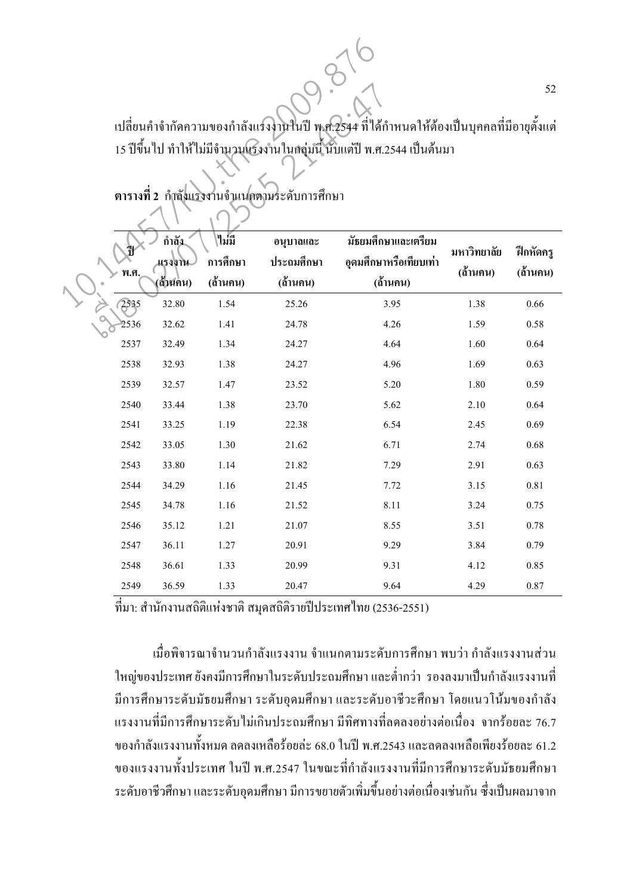เปลี่ยนคำจำกัดความของกำลังแรงงานในปี พ.ศ.2544 ที่ได้กำหนดให้ต้องเป็นบุคคลที่มีอายุตั้งแต่ 15 ปีขึ้นไป ทำให้ไม่มีจำนวนแรงงานในกลุ่มนี้ นับแต่ปี พ.ศ.2544 เป็นต้นมา

**ตารางที่ 2** กำลังแรงงานจำแนกตามระดับการศึกษา

| ปี พ.ศ. | กำลังแรงงาน (ล้านคน) | ไม่มีการศึกษา (ล้านคน) | อนุบาลและประถมศึกษา (ล้านคน) | มัธยมศึกษาและเตรียมอุดมศึกษาหรือเทียบเท่า (ล้านคน) | มหาวิทยาลัย (ล้านคน) | ฝึกหัดครู (ล้านคน) |
|---|---|---|---|---|---|---|
| 2535 | 32.80 | 1.54 | 25.26 | 3.95 | 1.38 | 0.66 |
| 2536 | 32.62 | 1.41 | 24.78 | 4.26 | 1.59 | 0.58 |
| 2537 | 32.49 | 1.34 | 24.27 | 4.64 | 1.60 | 0.64 |
| 2538 | 32.93 | 1.38 | 24.27 | 4.96 | 1.69 | 0.63 |
| 2539 | 32.57 | 1.47 | 23.52 | 5.20 | 1.80 | 0.59 |
| 2540 | 33.44 | 1.38 | 23.70 | 5.62 | 2.10 | 0.64 |
| 2541 | 33.25 | 1.19 | 22.38 | 6.54 | 2.45 | 0.69 |
| 2542 | 33.05 | 1.30 | 21.62 | 6.71 | 2.74 | 0.68 |
| 2543 | 33.80 | 1.14 | 21.82 | 7.29 | 2.91 | 0.63 |
| 2544 | 34.29 | 1.16 | 21.45 | 7.72 | 3.15 | 0.81 |
| 2545 | 34.78 | 1.16 | 21.52 | 8.11 | 3.24 | 0.75 |
| 2546 | 35.12 | 1.21 | 21.07 | 8.55 | 3.51 | 0.78 |
| 2547 | 36.11 | 1.27 | 20.91 | 9.29 | 3.84 | 0.79 |
| 2548 | 36.61 | 1.33 | 20.99 | 9.31 | 4.12 | 0.85 |
| 2549 | 36.59 | 1.33 | 20.47 | 9.64 | 4.29 | 0.87 |

ที่มา: สำนักงานสถิติแห่งชาติ สมุดสถิติรายปีประเทศไทย (2536-2551)

เมื่อพิจารณาจำนวนกำลังแรงงาน จำแนกตามระดับการศึกษา พบว่า กำลังแรงงานส่วนใหญ่ของประเทศ ยังคงมีการศึกษาในระดับประถมศึกษา และต่ำกว่า รองลงมาเป็นกำลังแรงงานที่มีการศึกษาระดับมัธยมศึกษา ระดับอุดมศึกษา และระดับอาชีวะศึกษา โดยแนวโน้มของกำลังแรงงานที่มีการศึกษาระดับไม่เกินประถมศึกษา มีทิศทางที่ลดลงอย่างต่อเนื่อง จากร้อยละ 76.7 ของกำลังแรงงานทั้งหมด ลดลงเหลือร้อยล่ะ 68.0 ในปี พ.ศ.2543 และลดลงเหลือเพียงร้อยละ 61.2 ของแรงงานทั้งประเทศ ในปี พ.ศ.2547 ในขณะที่กำลังแรงงานที่มีการศึกษาระดับมัธยมศึกษา ระดับอาชีวศึกษา และระดับอุดมศึกษา มีการขยายตัวเพิ่มขึ้นอย่างต่อเนื่องเช่นกัน ซึ่งเป็นผลมาจาก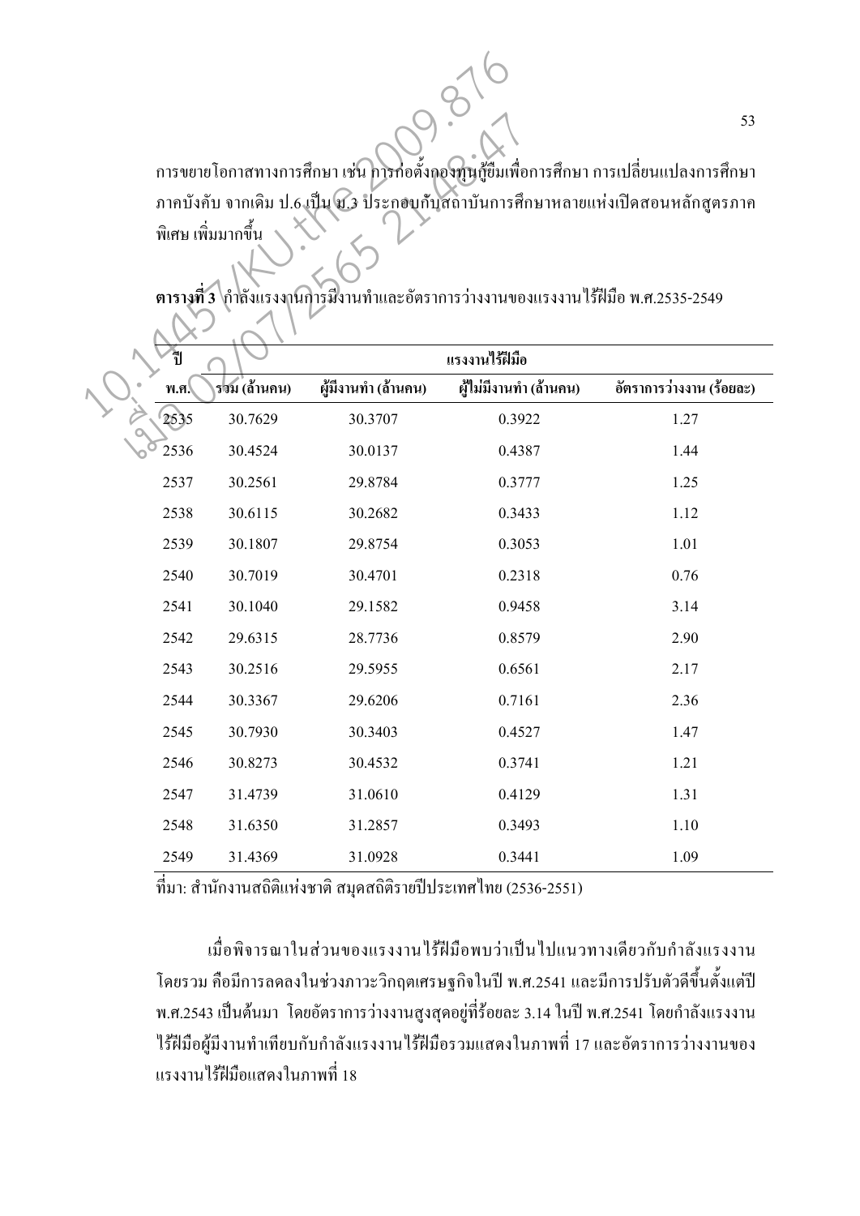การขยายโอกาสทางการศึกษา เช่น การก่อตั้งกองทุนกู้ยืมเพื่อการศึกษา การเปลี่ยนแปลงการศึกษาภาคบังคับ จากเดิม ป.6 เป็น ม.3 ประกอบกับสถาบันการศึกษาหลายแห่งเปิดสอนหลักสูตรภาคพิเศษ เพิ่มมากขึ้น

**ตารางที่ 3** กำลังแรงงานการมีงานทำและอัตราการว่างงานของแรงงานไร้ฝีมือ พ.ศ.2535-2549

| ปี | แรงงานไร้ฝีมือ | | | |
|---|---|---|---|---|
| พ.ศ. | รวม (ล้านคน) | ผู้มีงานทำ (ล้านคน) | ผู้ไม่มีงานทำ (ล้านคน) | อัตราการว่างงาน (ร้อยละ) |
| 2535 | 30.7629 | 30.3707 | 0.3922 | 1.27 |
| 2536 | 30.4524 | 30.0137 | 0.4387 | 1.44 |
| 2537 | 30.2561 | 29.8784 | 0.3777 | 1.25 |
| 2538 | 30.6115 | 30.2682 | 0.3433 | 1.12 |
| 2539 | 30.1807 | 29.8754 | 0.3053 | 1.01 |
| 2540 | 30.7019 | 30.4701 | 0.2318 | 0.76 |
| 2541 | 30.1040 | 29.1582 | 0.9458 | 3.14 |
| 2542 | 29.6315 | 28.7736 | 0.8579 | 2.90 |
| 2543 | 30.2516 | 29.5955 | 0.6561 | 2.17 |
| 2544 | 30.3367 | 29.6206 | 0.7161 | 2.36 |
| 2545 | 30.7930 | 30.3403 | 0.4527 | 1.47 |
| 2546 | 30.8273 | 30.4532 | 0.3741 | 1.21 |
| 2547 | 31.4739 | 31.0610 | 0.4129 | 1.31 |
| 2548 | 31.6350 | 31.2857 | 0.3493 | 1.10 |
| 2549 | 31.4369 | 31.0928 | 0.3441 | 1.09 |

ที่มา: สำนักงานสถิติแห่งชาติ สมุดสถิติรายปีประเทศไทย (2536-2551)

เมื่อพิจารณาในส่วนของแรงงานไร้ฝีมือพบว่าเป็นไปแนวทางเดียวกับกำลังแรงงานโดยรวม คือมีการลดลงในช่วงภาวะวิกฤตเศรษฐกิจในปี พ.ศ.2541 และมีการปรับตัวดีขึ้นตั้งแต่ปี พ.ศ.2543 เป็นต้นมา โดยอัตราการว่างงานสูงสุดอยู่ที่ร้อยละ 3.14 ในปี พ.ศ.2541 โดยกำลังแรงงานไร้ฝีมือผู้มีงานทำเทียบกับกำลังแรงงานไร้ฝีมือรวมแสดงในภาพที่ 17 และอัตราการว่างงานของแรงงานไร้ฝีมือแสดงในภาพที่ 18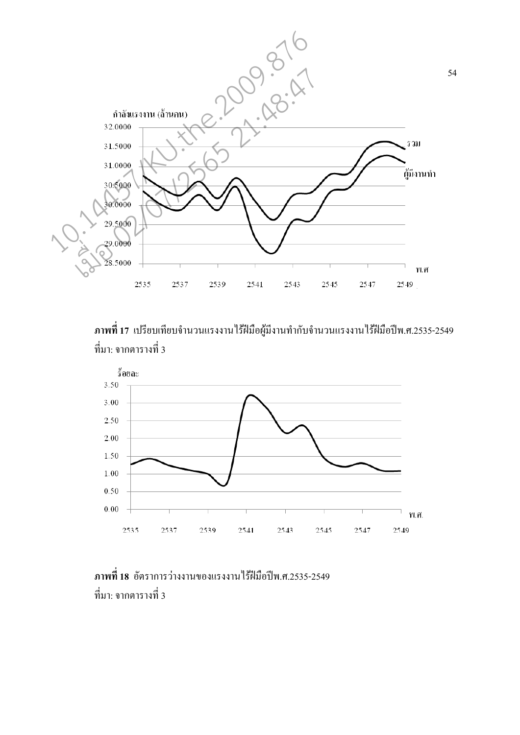กำลังแรงงาน (ล้านคน)

32.0000
31.5000
31.0000
30.5000
30.0000
29.5000
29.0000
28.5000

2535 2537 2539 2541 2543 2545 2547 2549 พ.ศ

รวม

ผู้มีงานทำ

**ภาพที่ 17** เปรียบเทียบจำนวนแรงงานไร้ฝีมือผู้มีงานทำกับจำนวนแรงงานไร้ฝีมือปีพ.ศ.2535-2549
ที่มา: จากตารางที่ 3

ร้อยละ

3.50
3.00
2.50
2.00
1.50
1.00
0.50
0.00

2535 2537 2539 2541 2543 2545 2547 2549 พ.ศ.

**ภาพที่ 18** อัตราการว่างงานของแรงงานไร้ฝีมือปีพ.ศ.2535-2549
ที่มา: จากตารางที่ 3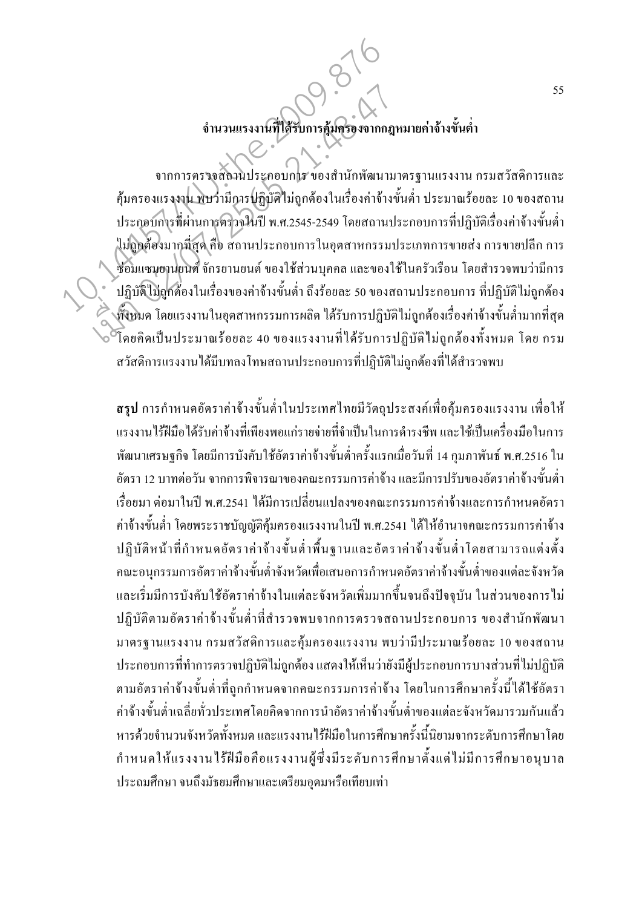### จำนวนแรงงานที่ได้รับการคุ้มครองจากกฎหมายค่าจ้างขั้นต่ำ

จากการตรวจสถานประกอบการ ของสำนักพัฒนามาตรฐานแรงงาน กรมสวัสดิการและคุ้มครองแรงงาน พบว่ามีการปฏิบัติไม่ถูกต้องในเรื่องค่าจ้างขั้นต่ำ ประมาณร้อยละ 10 ของสถานประกอบการที่ผ่านการตรวจในปี พ.ศ.2545-2549 โดยสถานประกอบการที่ปฏิบัติเรื่องค่าจ้างขั้นต่ำไม่ถูกต้องมากที่สุด คือ สถานประกอบการในอุตสาหกรรมประเภทการขายส่ง การขายปลีก การซ่อมแซมยานยนต์ จักรยานยนต์ ของใช้ส่วนบุคคล และของใช้ในครัวเรือน โดยสำรวจพบว่ามีการปฏิบัติไม่ถูกต้องในเรื่องของค่าจ้างขั้นต่ำ ถึงร้อยละ 50 ของสถานประกอบการ ที่ปฏิบัติไม่ถูกต้องทั้งหมด โดยแรงงานในอุตสาหกรรมการผลิต ได้รับการปฏิบัติไม่ถูกต้องเรื่องค่าจ้างขั้นต่ำมากที่สุด โดยคิดเป็นประมาณร้อยละ 40 ของแรงงานที่ได้รับการปฏิบัติไม่ถูกต้องทั้งหมด โดย กรมสวัสดิการแรงงานได้มีบทลงโทษสถานประกอบการที่ปฏิบัติไม่ถูกต้องที่ได้สำรวจพบ

**สรุป** การกำหนดอัตราค่าจ้างขั้นต่ำในประเทศไทยมีวัตถุประสงค์เพื่อคุ้มครองแรงงาน เพื่อให้แรงงานไร้ฝีมือได้รับค่าจ้างที่เพียงพอแก่รายจ่ายที่จำเป็นในการดำรงชีพ และใช้เป็นเครื่องมือในการพัฒนาเศรษฐกิจ โดยมีการบังคับใช้อัตราค่าจ้างขั้นต่ำครั้งแรกเมื่อวันที่ 14 กุมภาพันธ์ พ.ศ.2516 ในอัตรา 12 บาทต่อวัน จากการพิจารณาของคณะกรรมการค่าจ้าง และมีการปรับของอัตราค่าจ้างขั้นต่ำเรื่อยมา ต่อมาในปี พ.ศ.2541 ได้มีการเปลี่ยนแปลงของคณะกรรมการค่าจ้างและการกำหนดอัตราค่าจ้างขั้นต่ำ โดยพระราชบัญญัติคุ้มครองแรงงานในปี พ.ศ.2541 ได้ให้อำนาจคณะกรรมการค่าจ้างปฏิบัติหน้าที่กำหนดอัตราค่าจ้างขั้นต่ำพื้นฐานและอัตราค่าจ้างขั้นต่ำโดยสามารถแต่งตั้งคณะอนุกรรมการอัตราค่าจ้างขั้นต่ำจังหวัดเพื่อเสนอการกำหนดอัตราค่าจ้างขั้นต่ำของแต่ละจังหวัด และเริ่มมีการบังคับใช้อัตราค่าจ้างในแต่ละจังหวัดเพิ่มมากขึ้นจนถึงปัจจุบัน ในส่วนของการไม่ปฏิบัติตามอัตราค่าจ้างขั้นต่ำที่สำรวจพบจากการตรวจสถานประกอบการ ของสำนักพัฒนามาตรฐานแรงงาน กรมสวัสดิการและคุ้มครองแรงงาน พบว่ามีประมาณร้อยละ 10 ของสถานประกอบการที่ทำการตรวจปฏิบัติไม่ถูกต้อง แสดงให้เห็นว่ายังมีผู้ประกอบการบางส่วนที่ไม่ปฏิบัติตามอัตราค่าจ้างขั้นต่ำที่ถูกกำหนดจากคณะกรรมการค่าจ้าง โดยในการศึกษาครั้งนี้ได้ใช้อัตราค่าจ้างขั้นต่ำเฉลี่ยทั่วประเทศโดยคิดจากการนำอัตราค่าจ้างขั้นต่ำของแต่ละจังหวัดมารวมกันแล้วหารด้วยจำนวนจังหวัดทั้งหมด และแรงงานไร้ฝีมือในการศึกษาครั้งนี้นิยามจากระดับการศึกษาโดยกำหนดให้แรงงานไร้ฝีมือคือแรงงานผู้ซึ่งมีระดับการศึกษาตั้งแต่ไม่มีการศึกษาอนุบาล ประถมศึกษา จนถึงมัธยมศึกษาและเตรียมอุดมหรือเทียบเท่า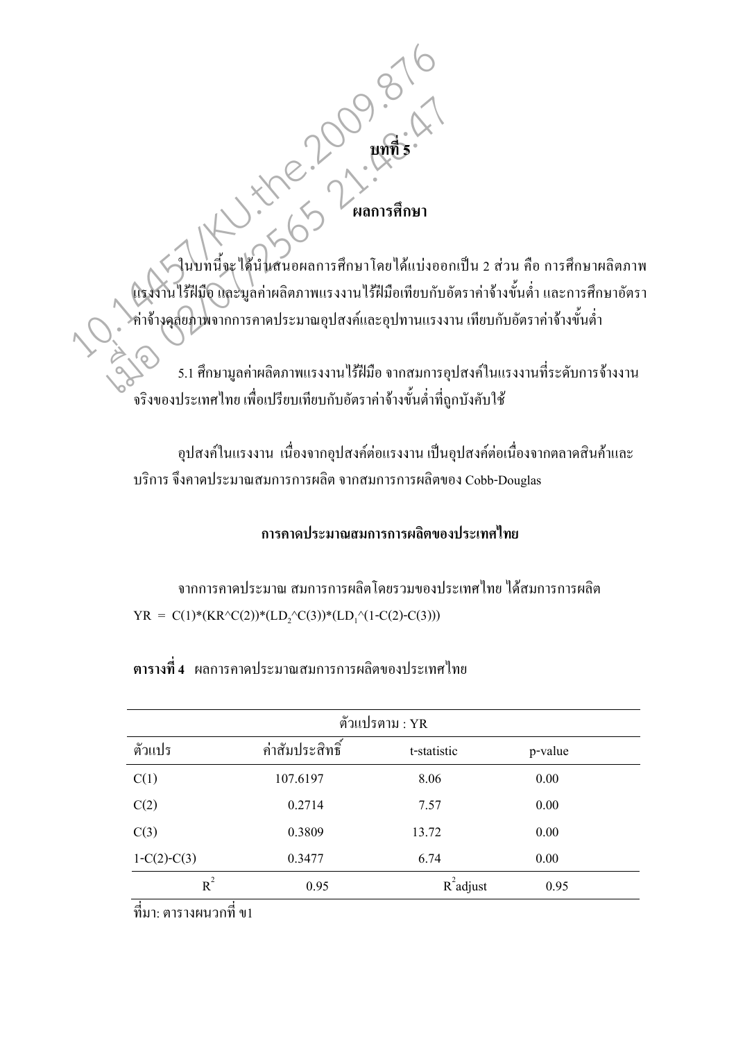# บทที่ 5

## ผลการศึกษา

ในบทนี้จะได้นำเสนอผลการศึกษาโดยได้แบ่งออกเป็น 2 ส่วน คือ การศึกษาผลิตภาพแรงงานไร้ฝีมือ และมูลค่าผลิตภาพแรงงานไร้ฝีมือเทียบกับอัตราค่าจ้างขั้นต่ำ และการศึกษาอัตราค่าจ้างดุลยภาพจากการคาดประมาณอุปสงค์และอุปทานแรงงาน เทียบกับอัตราค่าจ้างขั้นต่ำ

5.1 ศึกษามูลค่าผลิตภาพแรงงานไร้ฝีมือ จากสมการอุปสงค์ในแรงงานที่ระดับการจ้างงานจริงของประเทศไทย เพื่อเปรียบเทียบกับอัตราค่าจ้างขั้นต่ำที่ถูกบังคับใช้

อุปสงค์ในแรงงาน เนื่องจากอุปสงค์ต่อแรงงาน เป็นอุปสงค์ต่อเนื่องจากตลาดสินค้าและบริการ จึงคาดประมาณสมการการผลิต จากสมการการผลิตของ Cobb-Douglas

**การคาดประมาณสมการการผลิตของประเทศไทย**

จากการคาดประมาณ สมการการผลิตโดยรวมของประเทศไทย ได้สมการการผลิต

$YR = C(1)*(KR\text{^}C(2))*(LD_2\text{^}C(3))*(LD_1\text{^}(1-C(2)-C(3)))$

**ตารางที่ 4** ผลการคาดประมาณสมการการผลิตของประเทศไทย

| ตัวแปรตาม : YR | | | |
|---|---|---|---|
| ตัวแปร | ค่าสัมประสิทธิ์ | t-statistic | p-value |
| C(1) | 107.6197 | 8.06 | 0.00 |
| C(2) | 0.2714 | 7.57 | 0.00 |
| C(3) | 0.3809 | 13.72 | 0.00 |
| 1-C(2)-C(3) | 0.3477 | 6.74 | 0.00 |
| $R^2$ | 0.95 | $R^2$adjust | 0.95 |

ที่มา: ตารางผนวกที่ ข1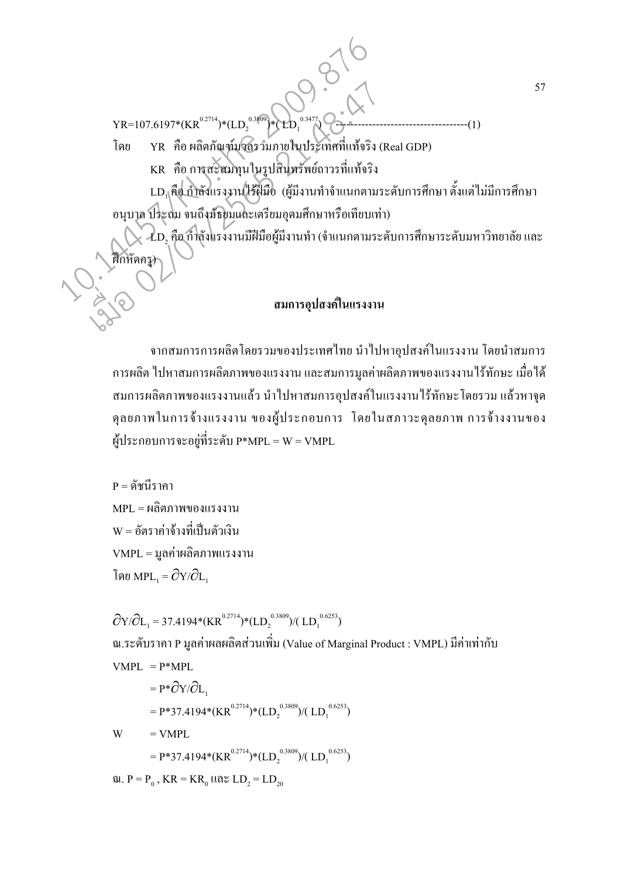$$YR=107.6197*(KR^{0.2714})*(LD_2^{0.3809})*(LD_1^{0.3477}) \text{ -----------------------------------(1)}$$

โดย YR คือ ผลิตภัณฑ์มวลรวมภายในประเทศที่แท้จริง (Real GDP)

KR คือ การสะสมทุนในรูปสินทรัพย์ถาวรที่แท้จริง

$LD_1$ คือ กำลังแรงงานไร้ฝีมือ (ผู้มีงานทำจำแนกตามระดับการศึกษา ตั้งแต่ไม่มีการศึกษา อนุบาล ประถม จนถึงมัธยมและเตรียมอุดมศึกษาหรือเทียบเท่า)

$LD_2$ คือ กำลังแรงงานมีฝีมือผู้มีงานทำ (จำแนกตามระดับการศึกษาระดับมหาวิทยาลัย และฝึกหัดครู)

## สมการอุปสงค์ในแรงงาน

จากสมการการผลิตโดยรวมของประเทศไทย นำไปหาอุปสงค์ในแรงงาน โดยนำสมการการผลิต ไปหาสมการผลิตภาพของแรงงาน และสมการมูลค่าผลิตภาพของแรงงานไร้ทักษะ เมื่อได้สมการผลิตภาพของแรงงานแล้ว นำไปหาสมการอุปสงค์ในแรงงานไร้ทักษะโดยรวม แล้วหาจุดดุลยภาพในการจ้างแรงงาน ของผู้ประกอบการ โดยในสภาวะดุลยภาพ การจ้างงานของผู้ประกอบการจะอยู่ที่ระดับ $P*MPL = W = VMPL$

P = ดัชนีราคา

MPL = ผลิตภาพของแรงงาน

W = อัตราค่าจ้างที่เป็นตัวเงิน

VMPL = มูลค่าผลิตภาพแรงงาน

โดย $MPL_1 = \partial Y/\partial L_1$

$$\partial Y/\partial L_1 = 37.4194*(KR^{0.2714})*(LD_2^{0.3809})/(LD_1^{0.6253})$$

ณ.ระดับราคา P มูลค่าผลผลิตส่วนเพิ่ม (Value of Marginal Product : VMPL) มีค่าเท่ากับ

$$\begin{aligned}
VMPL &= P*MPL \\
&= P*\partial Y/\partial L_1 \\
&= P*37.4194*(KR^{0.2714})*(LD_2^{0.3809})/(LD_1^{0.6253}) \\
W &= VMPL \\
&= P*37.4194*(KR^{0.2714})*(LD_2^{0.3809})/(LD_1^{0.6253})
\end{aligned}$$

ณ. $P = P_0$ , $KR = KR_0$ และ $LD_2 = LD_{20}$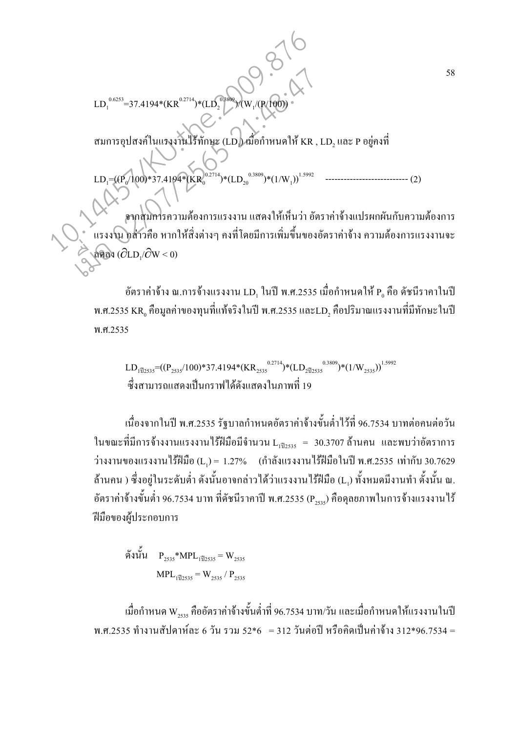$$LD_1^{0.6253}=37.4194*(KR^{0.2714})*(LD_2^{0.3809})/(W_1/(P/100))$$

สมการอุปสงค์ในแรงงานไร้ทักษะ ($LD_1$) เมื่อกำหนดให้ KR , $LD_2$ และ P อยู่คงที่

$$LD_1=((P_0/100)*37.4194*(KR_0^{0.2714})*(LD_{20}^{0.3809})*(1/W_1))^{1.5992} \quad \text{---------------------------- (2)}$$

จากสมการความต้องการแรงงาน แสดงให้เห็นว่า อัตราค่าจ้างแปรผกผันกับความต้องการแรงงาน กล่าวคือ หากให้สิ่งต่างๆ คงที่โดยมีการเพิ่มขึ้นของอัตราค่าจ้าง ความต้องการแรงงานจะลดลง ($\partial LD_1/\partial W < 0$)

อัตราค่าจ้าง ณ.การจ้างแรงงาน $LD_1$ ในปี พ.ศ.2535 เมื่อกำหนดให้ $P_0$ คือ ดัชนีราคาในปี พ.ศ.2535 $KR_0$ คือมูลค่าของทุนที่แท้จริงในปี พ.ศ.2535 และ$LD_2$ คือปริมาณแรงงานที่มีทักษะในปี พ.ศ.2535

$$LD_{1ปี2535}=((P_{2535}/100)*37.4194*(KR_{2535}^{0.2714})*(LD_{2ปี2535}^{0.3809})*(1/W_{2535}))^{1.5992}$$

ซึ่งสามารถแสดงเป็นกราฟได้ดังแสดงในภาพที่ 19

เนื่องจากในปี พ.ศ.2535 รัฐบาลกำหนดอัตราค่าจ้างขั้นต่ำไว้ที่ 96.7534 บาทต่อคนต่อวัน ในขณะที่มีการจ้างงานแรงงานไร้ฝีมือมีจำนวน $L_{1ปี2535}$ = 30.3707 ล้านคน และพบว่าอัตราการว่างงานของแรงงานไร้ฝีมือ ($L_1$) = 1.27% (กำลังแรงงานไร้ฝีมือในปี พ.ศ.2535 เท่ากับ 30.7629 ล้านคน ) ซึ่งอยู่ในระดับต่ำ ดังนั้นอาจกล่าวได้ว่าแรงงานไร้ฝีมือ ($L_1$) ทั้งหมดมีงานทำ ดังนั้น ณ. อัตราค่าจ้างขั้นต่ำ 96.7534 บาท ที่ดัชนีราคาปี พ.ศ.2535 ($P_{2535}$) คือดุลยภาพในการจ้างแรงงานไร้ฝีมือของผู้ประกอบการ

ดังนั้น $P_{2535}*MPL_{1ปี2535} = W_{2535}$

$$MPL_{1ปี2535} = W_{2535} / P_{2535}$$

เมื่อกำหนด $W_{2535}$ คืออัตราค่าจ้างขั้นต่ำที่ 96.7534 บาท/วัน และเมื่อกำหนดให้แรงงานในปี พ.ศ.2535 ทำงานสัปดาห์ละ 6 วัน รวม 52*6 = 312 วันต่อปี หรือคิดเป็นค่าจ้าง 312*96.7534 =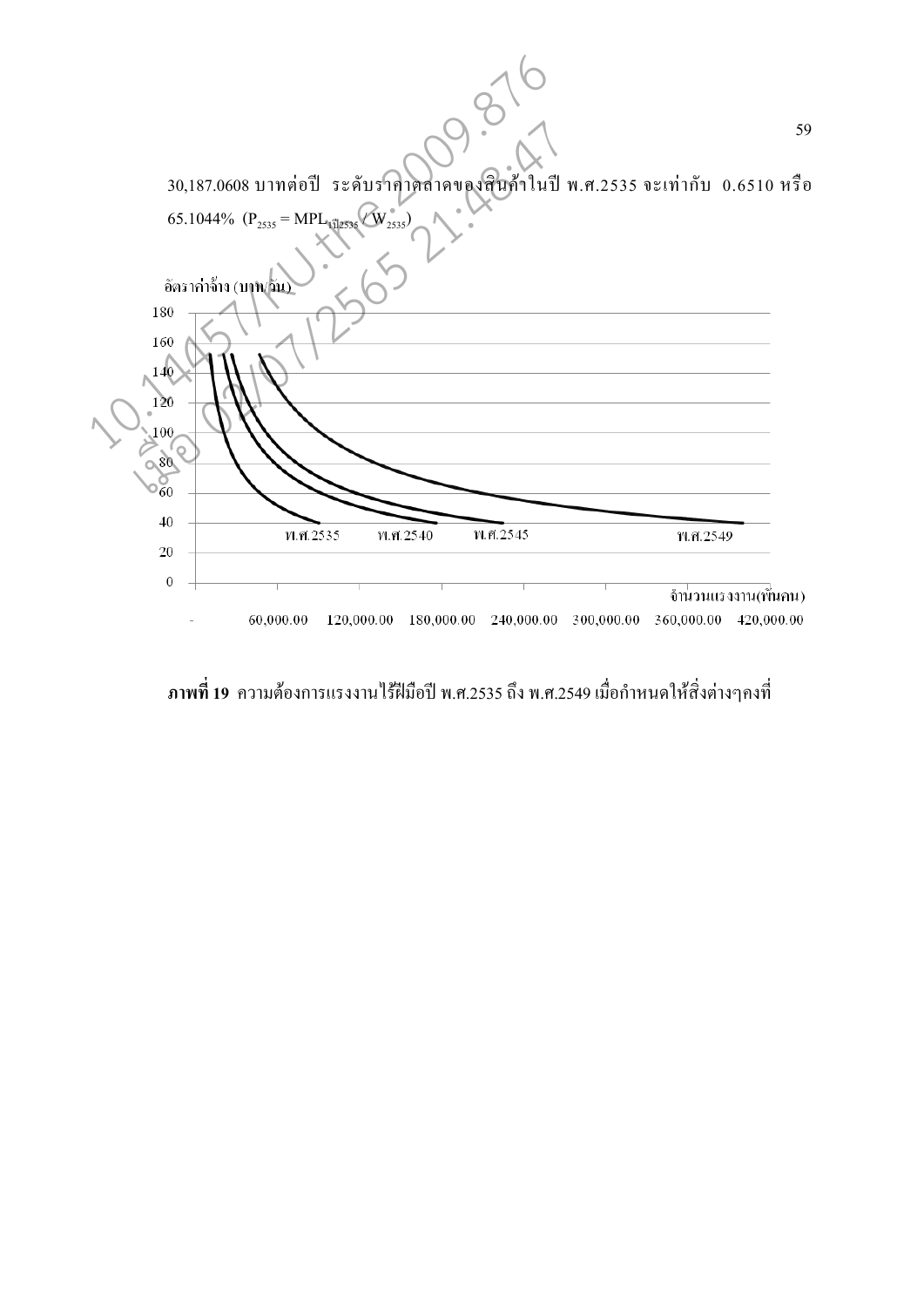30,187.0608 บาทต่อปี ระดับราคาตลาดของสินค้าในปี พ.ศ.2535 จะเท่ากับ 0.6510 หรือ 65.1044% ($P_{2535} = MPL_{ปี2535} / W_{2535}$)

ภาพที่ 19 ความต้องการแรงงานไร้ฝีมือปี พ.ศ.2535 ถึง พ.ศ.2549 เมื่อกำหนดให้สิ่งต่างๆคงที่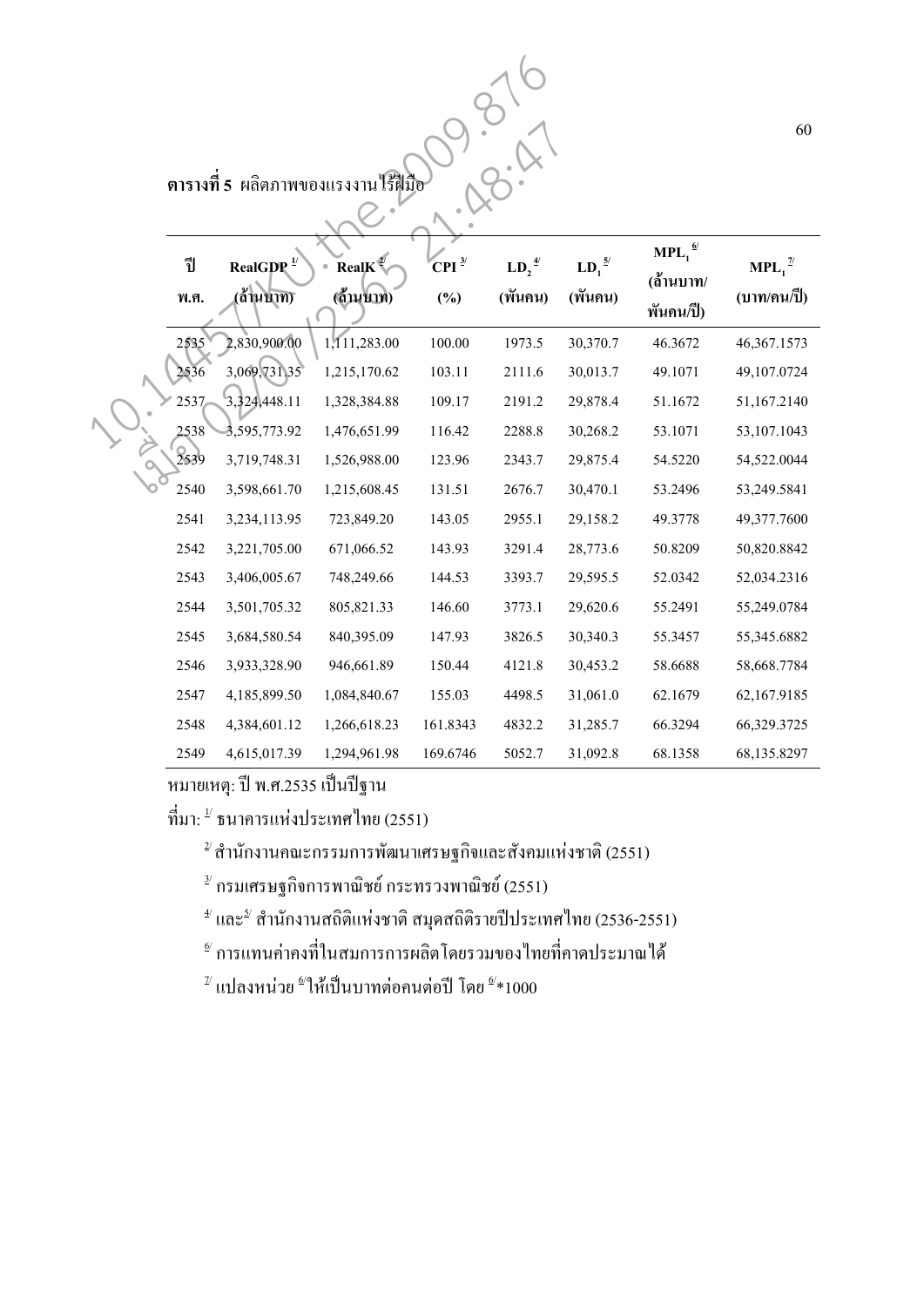**ตารางที่ 5** ผลิตภาพของแรงงานไร้ฝีมือ

| ปี พ.ศ. | RealGDP [1] (ล้านบาท) | RealK [2] (ล้านบาท) | CPI [3] (%) | $LD_2$ [4] (พันคน) | $LD_1$ [5] (พันคน) | $MPL_1$ [6] (ล้านบาท/พันคน/ปี) | $MPL_1$ [7] (บาท/คน/ปี) |
|---|---|---|---|---|---|---|---|
| 2535 | 2,830,900.00 | 1,111,283.00 | 100.00 | 1973.5 | 30,370.7 | 46.3672 | 46,367.1573 |
| 2536 | 3,069,731.35 | 1,215,170.62 | 103.11 | 2111.6 | 30,013.7 | 49.1071 | 49,107.0724 |
| 2537 | 3,324,448.11 | 1,328,384.88 | 109.17 | 2191.2 | 29,878.4 | 51.1672 | 51,167.2140 |
| 2538 | 3,595,773.92 | 1,476,651.99 | 116.42 | 2288.8 | 30,268.2 | 53.1071 | 53,107.1043 |
| 2539 | 3,719,748.31 | 1,526,988.00 | 123.96 | 2343.7 | 29,875.4 | 54.5220 | 54,522.0044 |
| 2540 | 3,598,661.70 | 1,215,608.45 | 131.51 | 2676.7 | 30,470.1 | 53.2496 | 53,249.5841 |
| 2541 | 3,234,113.95 | 723,849.20 | 143.05 | 2955.1 | 29,158.2 | 49.3778 | 49,377.7600 |
| 2542 | 3,221,705.00 | 671,066.52 | 143.93 | 3291.4 | 28,773.6 | 50.8209 | 50,820.8842 |
| 2543 | 3,406,005.67 | 748,249.66 | 144.53 | 3393.7 | 29,595.5 | 52.0342 | 52,034.2316 |
| 2544 | 3,501,705.32 | 805,821.33 | 146.60 | 3773.1 | 29,620.6 | 55.2491 | 55,249.0784 |
| 2545 | 3,684,580.54 | 840,395.09 | 147.93 | 3826.5 | 30,340.3 | 55.3457 | 55,345.6882 |
| 2546 | 3,933,328.90 | 946,661.89 | 150.44 | 4121.8 | 30,453.2 | 58.6688 | 58,668.7784 |
| 2547 | 4,185,899.50 | 1,084,840.67 | 155.03 | 4498.5 | 31,061.0 | 62.1679 | 62,167.9185 |
| 2548 | 4,384,601.12 | 1,266,618.23 | 161.8343 | 4832.2 | 31,285.7 | 66.3294 | 66,329.3725 |
| 2549 | 4,615,017.39 | 1,294,961.98 | 169.6746 | 5052.7 | 31,092.8 | 68.1358 | 68,135.8297 |

หมายเหตุ: ปี พ.ศ.2535 เป็นปีฐาน

ที่มา: [1] ธนาคารแห่งประเทศไทย (2551)

[2] สำนักงานคณะกรรมการพัฒนาเศรษฐกิจและสังคมแห่งชาติ (2551)

[3] กรมเศรษฐกิจการพาณิชย์ กระทรวงพาณิชย์ (2551)

[4] และ[5] สำนักงานสถิติแห่งชาติ สมุดสถิติรายปีประเทศไทย (2536-2551)

[6] การแทนค่าคงที่ในสมการการผลิตโดยรวมของไทยที่คาดประมาณได้

[7] แปลงหน่วย [6] ให้เป็นบาทต่อคนต่อปี โดย [6]*1000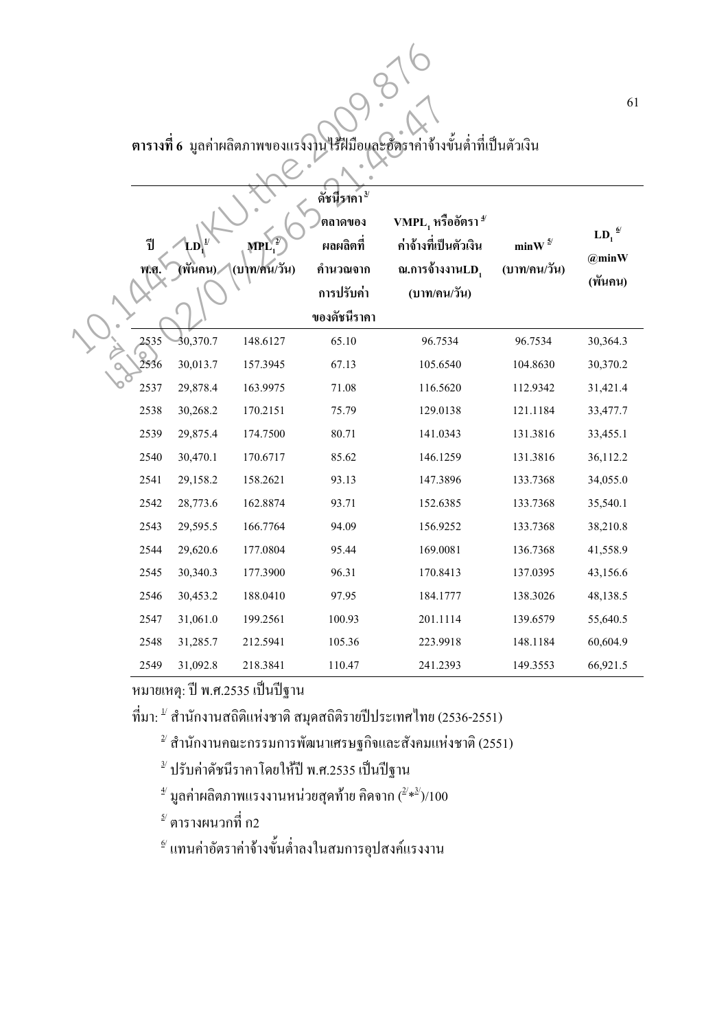**ตารางที่ 6** มูลค่าผลิตภาพของแรงงานไร้ฝีมือและอัตราค่าจ้างขั้นต่ำที่เป็นตัวเงิน

| ปี พ.ศ. | $LD_1$ [1/] (พันคน) | $MPL_1$ [2/] (บาท/คน/วัน) | ดัชนีราคา [3/] ตลาดของผลผลิตที่คำนวณจากการปรับค่าของดัชนีราคา | $VMPL_1$ หรืออัตรา [4/] ค่าจ้างที่เป็นตัวเงิน ณ.การจ้างงาน $LD_1$ (บาท/คน/วัน) | minW [5/] (บาท/คน/วัน) | $LD_1$ [6/] @minW (พันคน) |
|---|---|---|---|---|---|---|
| 2535 | 30,370.7 | 148.6127 | 65.10 | 96.7534 | 96.7534 | 30,364.3 |
| 2536 | 30,013.7 | 157.3945 | 67.13 | 105.6540 | 104.8630 | 30,370.2 |
| 2537 | 29,878.4 | 163.9975 | 71.08 | 116.5620 | 112.9342 | 31,421.4 |
| 2538 | 30,268.2 | 170.2151 | 75.79 | 129.0138 | 121.1184 | 33,477.7 |
| 2539 | 29,875.4 | 174.7500 | 80.71 | 141.0343 | 131.3816 | 33,455.1 |
| 2540 | 30,470.1 | 170.6717 | 85.62 | 146.1259 | 131.3816 | 36,112.2 |
| 2541 | 29,158.2 | 158.2621 | 93.13 | 147.3896 | 133.7368 | 34,055.0 |
| 2542 | 28,773.6 | 162.8874 | 93.71 | 152.6385 | 133.7368 | 35,540.1 |
| 2543 | 29,595.5 | 166.7764 | 94.09 | 156.9252 | 133.7368 | 38,210.8 |
| 2544 | 29,620.6 | 177.0804 | 95.44 | 169.0081 | 136.7368 | 41,558.9 |
| 2545 | 30,340.3 | 177.3900 | 96.31 | 170.8413 | 137.0395 | 43,156.6 |
| 2546 | 30,453.2 | 188.0410 | 97.95 | 184.1777 | 138.3026 | 48,138.5 |
| 2547 | 31,061.0 | 199.2561 | 100.93 | 201.1114 | 139.6579 | 55,640.5 |
| 2548 | 31,285.7 | 212.5941 | 105.36 | 223.9918 | 148.1184 | 60,604.9 |
| 2549 | 31,092.8 | 218.3841 | 110.47 | 241.2393 | 149.3553 | 66,921.5 |

หมายเหตุ: ปี พ.ศ.2535 เป็นปีฐาน

ที่มา: [1/] สำนักงานสถิติแห่งชาติ สมุดสถิติรายปีประเทศไทย (2536-2551)

[2/] สำนักงานคณะกรรมการพัฒนาเศรษฐกิจและสังคมแห่งชาติ (2551)

[3/] ปรับค่าดัชนีราคาโดยให้ปี พ.ศ.2535 เป็นปีฐาน

[4/] มูลค่าผลิตภาพแรงงานหน่วยสุดท้าย คิดจาก ([2/]*[3/])/100

[5/] ตารางผนวกที่ ก2

[6/] แทนค่าอัตราค่าจ้างขั้นต่ำลงในสมการอุปสงค์แรงงาน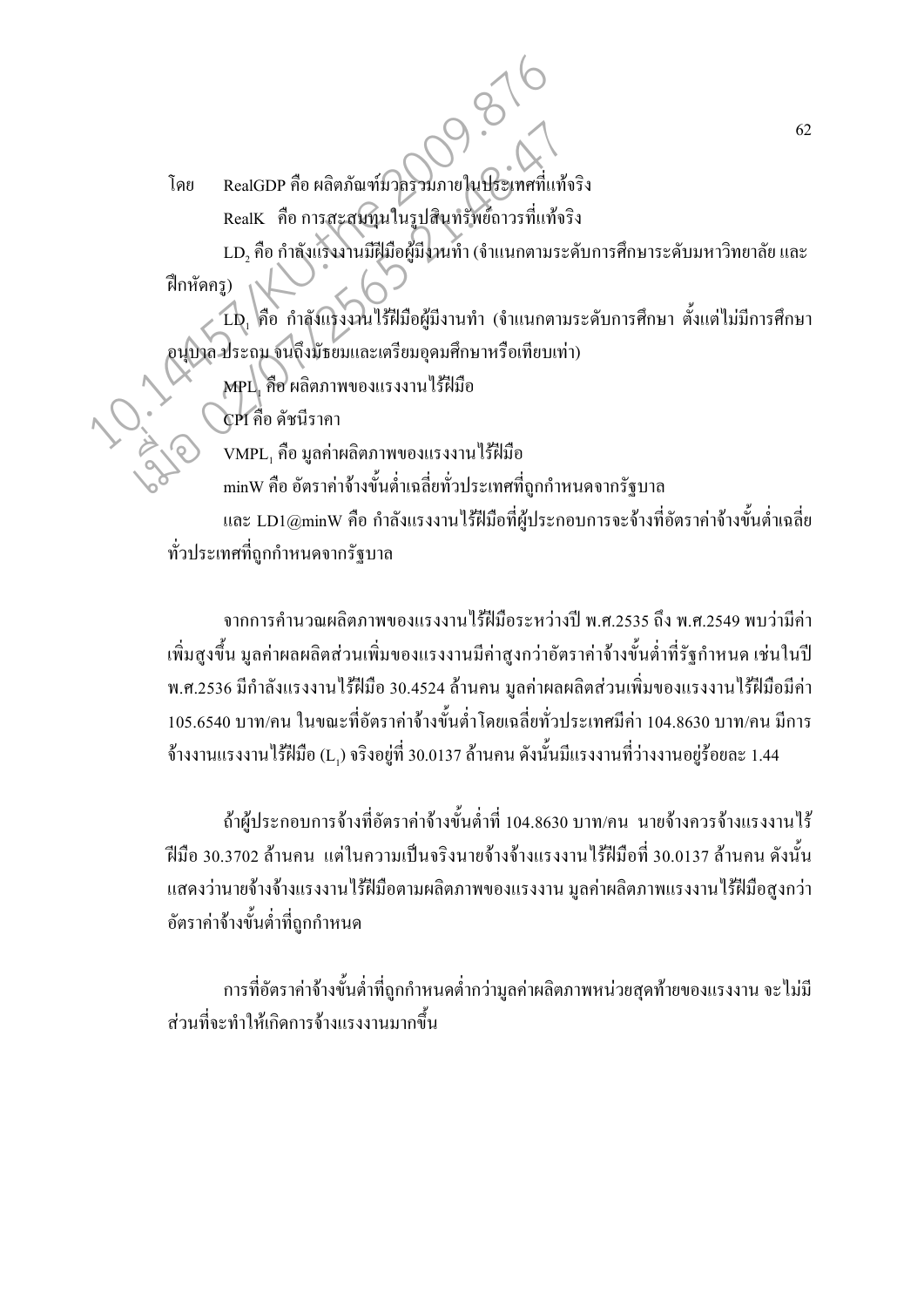โดย RealGDP คือ ผลิตภัณฑ์มวลรวมภายในประเทศที่แท้จริง

RealK คือ การสะสมทุนในรูปสินทรัพย์ถาวรที่แท้จริง

$LD_2$ คือ กำลังแรงงานมีฝีมือผู้มีงานทำ (จำแนกตามระดับการศึกษาระดับมหาวิทยาลัย และฝึกหัดครู)

$LD_1$ คือ กำลังแรงงานไร้ฝีมือผู้มีงานทำ (จำแนกตามระดับการศึกษา ตั้งแต่ไม่มีการศึกษา อนุบาล ประถม จนถึงมัธยมและเตรียมอุดมศึกษาหรือเทียบเท่า)

$MPL_1$ คือ ผลิตภาพของแรงงานไร้ฝีมือ

CPI คือ ดัชนีราคา

$VMPL_1$ คือ มูลค่าผลิตภาพของแรงงานไร้ฝีมือ

minW คือ อัตราค่าจ้างขั้นต่ำเฉลี่ยทั่วประเทศที่ถูกกำหนดจากรัฐบาล

และ LD1@minW คือ กำลังแรงงานไร้ฝีมือที่ผู้ประกอบการจะจ้างที่อัตราค่าจ้างขั้นต่ำเฉลี่ยทั่วประเทศที่ถูกกำหนดจากรัฐบาล

จากการคำนวณผลิตภาพของแรงงานไร้ฝีมือระหว่างปี พ.ศ.2535 ถึง พ.ศ.2549 พบว่ามีค่าเพิ่มสูงขึ้น มูลค่าผลผลิตส่วนเพิ่มของแรงงานมีค่าสูงกว่าอัตราค่าจ้างขั้นต่ำที่รัฐกำหนด เช่นในปี พ.ศ.2536 มีกำลังแรงงานไร้ฝีมือ 30.4524 ล้านคน มูลค่าผลผลิตส่วนเพิ่มของแรงงานไร้ฝีมือมีค่า 105.6540 บาท/คน ในขณะที่อัตราค่าจ้างขั้นต่ำโดยเฉลี่ยทั่วประเทศมีค่า 104.8630 บาท/คน มีการจ้างงานแรงงานไร้ฝีมือ ($L_1$) จริงอยู่ที่ 30.0137 ล้านคน ดังนั้นมีแรงงานที่ว่างงานอยู่ร้อยละ 1.44

ถ้าผู้ประกอบการจ้างที่อัตราค่าจ้างขั้นต่ำที่ 104.8630 บาท/คน นายจ้างควรจ้างแรงงานไร้ฝีมือ 30.3702 ล้านคน แต่ในความเป็นจริงนายจ้างจ้างแรงงานไร้ฝีมือที่ 30.0137 ล้านคน ดังนั้นแสดงว่านายจ้างจ้างแรงงานไร้ฝีมือตามผลิตภาพของแรงงาน มูลค่าผลิตภาพแรงงานไร้ฝีมือสูงกว่าอัตราค่าจ้างขั้นต่ำที่ถูกกำหนด

การที่อัตราค่าจ้างขั้นต่ำที่ถูกกำหนดต่ำกว่ามูลค่าผลิตภาพหน่วยสุดท้ายของแรงงาน จะไม่มีส่วนที่จะทำให้เกิดการจ้างแรงงานมากขึ้น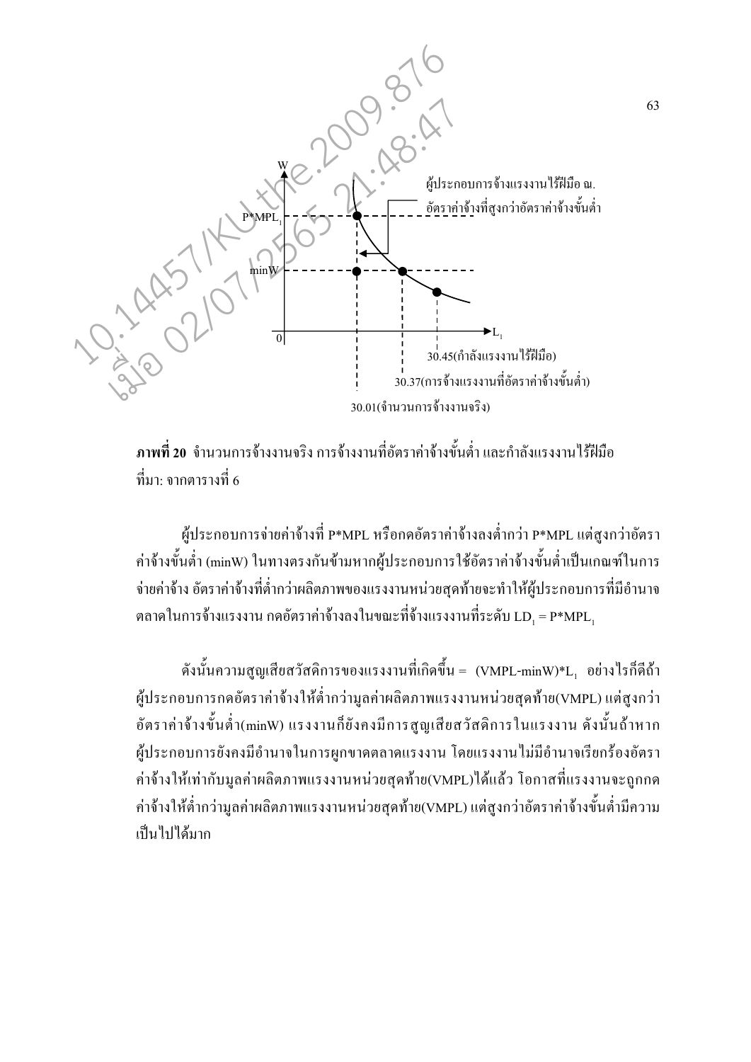**ภาพที่ 20** จำนวนการจ้างงานจริง การจ้างงานที่อัตราค่าจ้างขั้นต่ำ และกำลังแรงงานไร้ฝีมือ
ที่มา: จากตารางที่ 6

ผู้ประกอบการจ่ายค่าจ้างที่ P*MPL หรือกดอัตราค่าจ้างลงต่ำกว่า P*MPL แต่สูงกว่าอัตราค่าจ้างขั้นต่ำ (minW) ในทางตรงกันข้ามหากผู้ประกอบการใช้อัตราค่าจ้างขั้นต่ำเป็นเกณฑ์ในการจ่ายค่าจ้าง อัตราค่าจ้างที่ต่ำกว่าผลิตภาพของแรงงานหน่วยสุดท้ายจะทำให้ผู้ประกอบการที่มีอำนาจตลาดในการจ้างแรงงาน กดอัตราค่าจ้างลงในขณะที่จ้างแรงงานที่ระดับ $LD_1 = P{*}MPL_1$

ดังนั้นความสูญเสียสวัสดิการของแรงงานที่เกิดขึ้น = $(VMPL - minW){*}L_1$ อย่างไรก็ดีถ้าผู้ประกอบการกดอัตราค่าจ้างให้ต่ำกว่ามูลค่าผลิตภาพแรงงานหน่วยสุดท้าย(VMPL) แต่สูงกว่าอัตราค่าจ้างขั้นต่ำ(minW) แรงงานก็ยังคงมีการสูญเสียสวัสดิการในแรงงาน ดังนั้นถ้าหากผู้ประกอบการยังคงมีอำนาจในการผูกขาดตลาดแรงงาน โดยแรงงานไม่มีอำนาจเรียกร้องอัตราค่าจ้างให้เท่ากับมูลค่าผลิตภาพแรงงานหน่วยสุดท้าย(VMPL)ได้แล้ว โอกาสที่แรงงานจะถูกกดค่าจ้างให้ต่ำกว่ามูลค่าผลิตภาพแรงงานหน่วยสุดท้าย(VMPL) แต่สูงกว่าอัตราค่าจ้างขั้นต่ำมีความเป็นไปได้มาก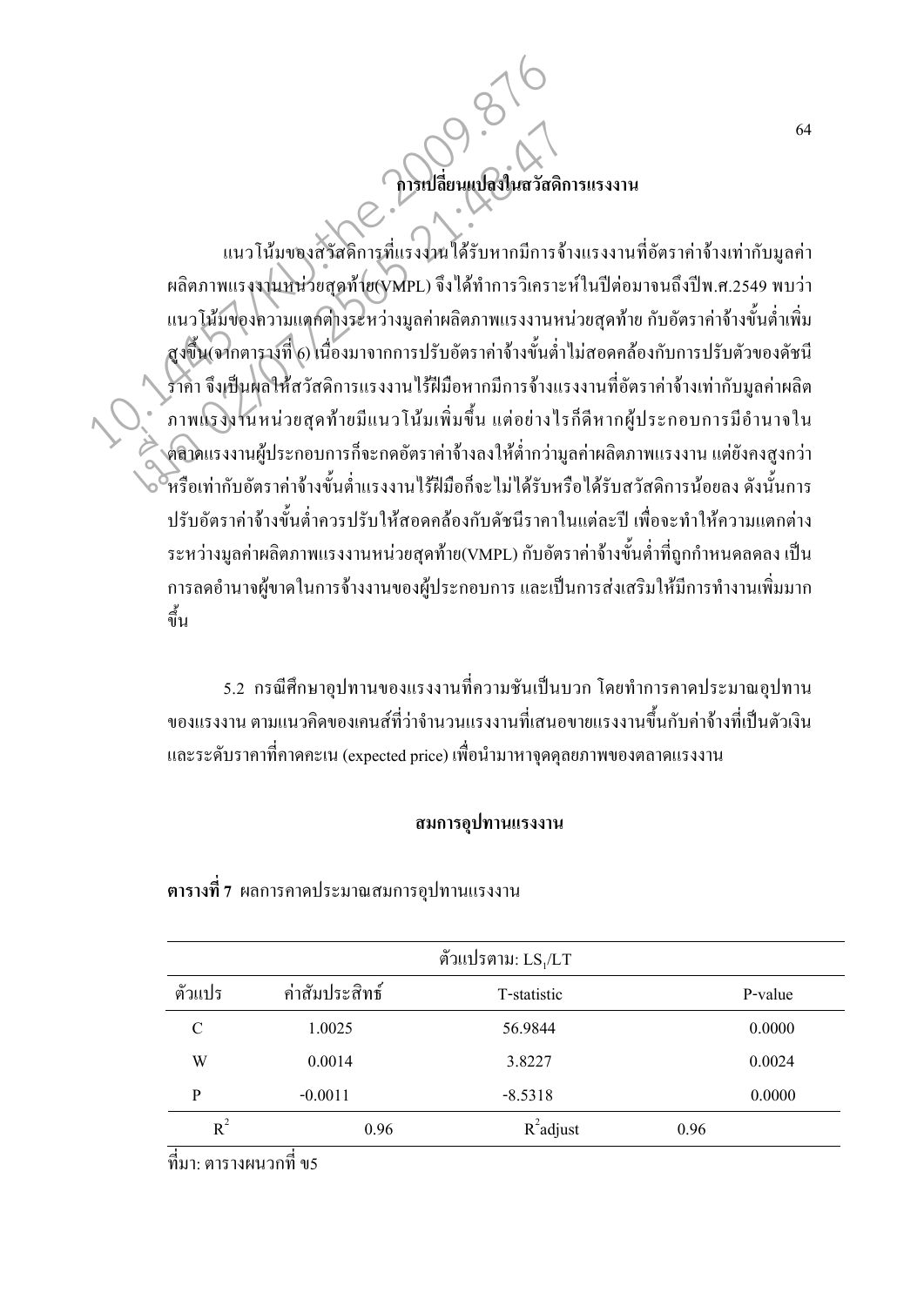## การเปลี่ยนแปลงในสวัสดิการแรงงาน

แนวโน้มของสวัสดิการที่แรงงานได้รับหากมีการจ้างแรงงานที่อัตราค่าจ้างเท่ากับมูลค่าผลิตภาพแรงงานหน่วยสุดท้าย(VMPL) จึงได้ทำการวิเคราะห์ในปีต่อมาจนถึงปีพ.ศ.2549 พบว่าแนวโน้มของความแตกต่างระหว่างมูลค่าผลิตภาพแรงงานหน่วยสุดท้าย กับอัตราค่าจ้างขั้นต่ำเพิ่มสูงขึ้น(จากตารางที่ 6) เนื่องมาจากการปรับอัตราค่าจ้างขั้นต่ำไม่สอดคล้องกับการปรับตัวของดัชนีราคา จึงเป็นผลให้สวัสดิการแรงงานไร้ฝีมือหากมีการจ้างแรงงานที่อัตราค่าจ้างเท่ากับมูลค่าผลิตภาพแรงงานหน่วยสุดท้ายมีแนวโน้มเพิ่มขึ้น แต่อย่างไรก็ดีหากผู้ประกอบการมีอำนาจในตลาดแรงงานผู้ประกอบการก็จะกดอัตราค่าจ้างลงให้ต่ำกว่ามูลค่าผลิตภาพแรงงาน แต่ยังคงสูงกว่าหรือเท่ากับอัตราค่าจ้างขั้นต่ำแรงงานไร้ฝีมือก็จะไม่ได้รับหรือได้รับสวัสดิการน้อยลง ดังนั้นการปรับอัตราค่าจ้างขั้นต่ำควรปรับให้สอดคล้องกับดัชนีราคาในแต่ละปี เพื่อจะทำให้ความแตกต่างระหว่างมูลค่าผลิตภาพแรงงานหน่วยสุดท้าย(VMPL) กับอัตราค่าจ้างขั้นต่ำที่ถูกกำหนดลดลง เป็นการลดอำนาจผู้ขาดในการจ้างงานของผู้ประกอบการ และเป็นการส่งเสริมให้มีการทำงานเพิ่มมากขึ้น

5.2 กรณีศึกษาอุปทานของแรงงานที่ความชันเป็นบวก โดยทำการคาดประมาณอุปทานของแรงงาน ตามแนวคิดของเคนส์ที่ว่าจำนวนแรงงานที่เสนอขายแรงงานขึ้นกับค่าจ้างที่เป็นตัวเงินและระดับราคาที่คาดคะเน (expected price) เพื่อนำมาหาจุดดุลยภาพของตลาดแรงงาน

### สมการอุปทานแรงงาน

**ตารางที่ 7** ผลการคาดประมาณสมการอุปทานแรงงาน

| ตัวแปรตาม: $LS_1/LT$ | | | |
|---|---|---|---|
| ตัวแปร | ค่าสัมประสิทธิ์ | T-statistic | P-value |
| C | 1.0025 | 56.9844 | 0.0000 |
| W | 0.0014 | 3.8227 | 0.0024 |
| P | -0.0011 | -8.5318 | 0.0000 |
| $R^2$ | 0.96 | $R^2$adjust | 0.96 |

ที่มา: ตารางผนวกที่ ข5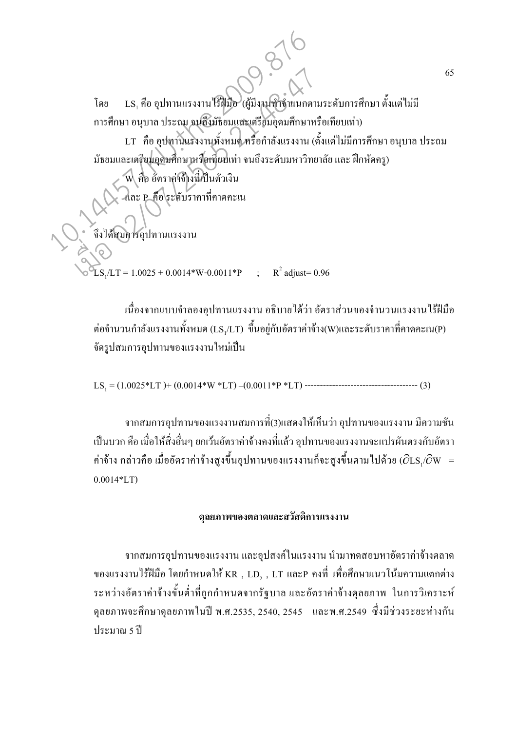โดย $LS_1$ คือ อุปทานแรงงานไร้ฝีมือ (ผู้มีงานทำจำแนกตามระดับการศึกษา ตั้งแต่ไม่มีการศึกษา อนุบาล ประถม จนถึงมัธยมและเตรียมอุดมศึกษาหรือเทียบเท่า)

LT คือ อุปทานแรงงานทั้งหมด หรือกำลังแรงงาน (ตั้งแต่ไม่มีการศึกษา อนุบาล ประถม มัธยมและเตรียมอุดมศึกษาหรือเทียบเท่า จนถึงระดับมหาวิทยาลัย และ ฝึกหัดครู)

W คือ อัตราค่าจ้างที่เป็นตัวเงิน

และ P คือ ระดับราคาที่คาดคะเน

จึงได้สมการอุปทานแรงงาน

$$LS_1/LT = 1.0025 + 0.0014*W - 0.0011*P \quad ; \quad R^2 \text{ adjust} = 0.96$$

เนื่องจากแบบจำลองอุปทานแรงงาน อธิบายได้ว่า อัตราส่วนของจำนวนแรงงานไร้ฝีมือต่อจำนวนกำลังแรงงานทั้งหมด ($LS_1/LT$) ขึ้นอยู่กับอัตราค่าจ้าง(W)และระดับราคาที่คาดคะเน(P) จัดรูปสมการอุปทานของแรงงานใหม่เป็น

$$LS_1 = (1.0025*LT) + (0.0014*W*LT) - (0.0011*P*LT) \text{ ------------------------------------- } (3)$$

จากสมการอุปทานของแรงงานสมการที่(3)แสดงให้เห็นว่า อุปทานของแรงงาน มีความชันเป็นบวก คือ เมื่อให้สิ่งอื่นๆ ยกเว้นอัตราค่าจ้างคงที่แล้ว อุปทานของแรงงานจะแปรผันตรงกับอัตราค่าจ้าง กล่าวคือ เมื่ออัตราค่าจ้างสูงขึ้นอุปทานของแรงงานก็จะสูงขึ้นตามไปด้วย ($\partial LS_1/\partial W = 0.0014*LT$)

## ดุลยภาพของตลาดและสวัสดิการแรงงาน

จากสมการอุปทานของแรงงาน และอุปสงค์ในแรงงาน นำมาทดสอบหาอัตราค่าจ้างตลาดของแรงงานไร้ฝีมือ โดยกำหนดให้ KR , $LD_2$ , LT และP คงที่ เพื่อศึกษาแนวโน้มความแตกต่างระหว่างอัตราค่าจ้างขั้นต่ำที่ถูกกำหนดจากรัฐบาล และอัตราค่าจ้างดุลยภาพ ในการวิเคราะห์ดุลยภาพจะศึกษาดุลยภาพในปี พ.ศ.2535, 2540, 2545 และพ.ศ.2549 ซึ่งมีช่วงระยะห่างกันประมาณ 5 ปี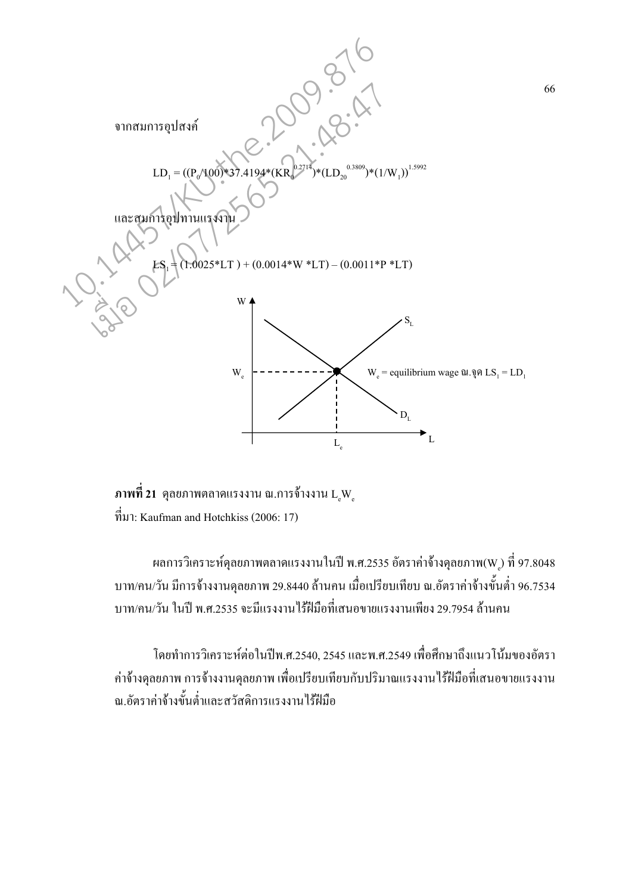จากสมการอุปสงค์

$$LD_1 = ((P_0/100)*37.4194*(KR_0^{0.2714})*(LD_{20}^{0.3809})*(1/W_1))^{1.5992}$$

และสมการอุปทานแรงงาน

$$LS_1 = (1.0025*LT) + (0.0014*W*LT) - (0.0011*P*LT)$$

**ภาพที่ 21** ดุลยภาพตลาดแรงงาน ณ.การจ้างงาน $L_eW_e$

ที่มา: Kaufman and Hotchkiss (2006: 17)

ผลการวิเคราะห์ดุลยภาพตลาดแรงงานในปี พ.ศ.2535 อัตราค่าจ้างดุลยภาพ($W_e$) ที่ 97.8048 บาท/คน/วัน มีการจ้างงานดุลยภาพ 29.8440 ล้านคน เมื่อเปรียบเทียบ ณ.อัตราค่าจ้างขั้นต่ำ 96.7534 บาท/คน/วัน ในปี พ.ศ.2535 จะมีแรงงานไร้ฝีมือที่เสนอขายแรงงานเพียง 29.7954 ล้านคน

โดยทำการวิเคราะห์ต่อในปีพ.ศ.2540, 2545 และพ.ศ.2549 เพื่อศึกษาถึงแนวโน้มของอัตราค่าจ้างดุลยภาพ การจ้างงานดุลยภาพ เพื่อเปรียบเทียบกับปริมาณแรงงานไร้ฝีมือที่เสนอขายแรงงาน ณ.อัตราค่าจ้างขั้นต่ำและสวัสดิการแรงงานไร้ฝีมือ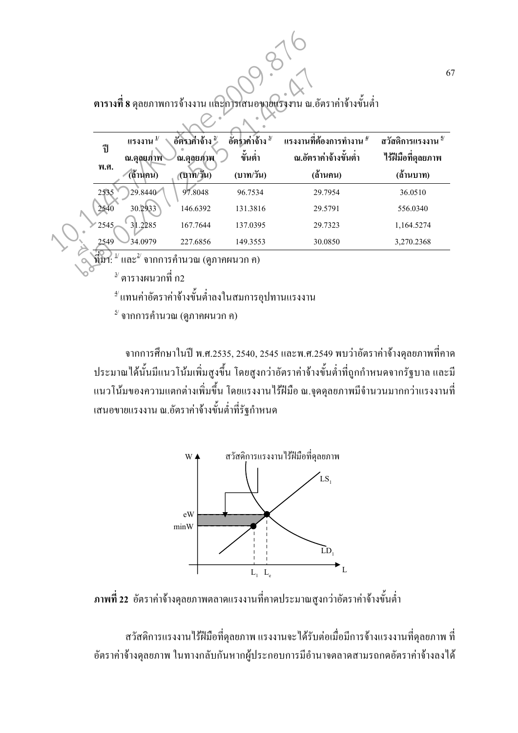**ตารางที่ 8** ดุลยภาพการจ้างงาน และการเสนอขายแรงงาน ณ.อัตราค่าจ้างขั้นต่ำ

| ปี พ.ศ. | แรงงาน [1/] ณ.ดุลยภาพ (ล้านคน) | อัตราค่าจ้าง [2/] ณ.ดุลยภาพ (บาท/วัน) | อัตราค่าจ้าง [3/] ขั้นต่ำ (บาท/วัน) | แรงงานที่ต้องการทำงาน [4/] ณ.อัตราค่าจ้างขั้นต่ำ (ล้านคน) | สวัสดิการแรงงาน [5/] ไร้ฝีมือที่ดุลยภาพ (ล้านบาท) |
|---|---|---|---|---|---|
| 2535 | 29.8440 | 97.8048 | 96.7534 | 29.7954 | 36.0510 |
| 2540 | 30.2933 | 146.6392 | 131.3816 | 29.5791 | 556.0340 |
| 2545 | 31.2285 | 167.7644 | 137.0395 | 29.7323 | 1,164.5274 |
| 2549 | 34.0979 | 227.6856 | 149.3553 | 30.0850 | 3,270.2368 |

ที่มา: [1/] และ [2/] จากการคำนวณ (ดูภาคผนวก ค)

[3/] ตารางผนวกที่ ก2

[4/] แทนค่าอัตราค่าจ้างขั้นต่ำลงในสมการอุปทานแรงงาน

[5/] จากการคำนวณ (ดูภาคผนวก ค)

จากการศึกษาในปี พ.ศ.2535, 2540, 2545 และพ.ศ.2549 พบว่าอัตราค่าจ้างดุลยภาพที่คาดประมาณได้นั้นมีแนวโน้มเพิ่มสูงขึ้น โดยสูงกว่าอัตราค่าจ้างขั้นต่ำที่ถูกกำหนดจากรัฐบาล และมีแนวโน้มของความแตกต่างเพิ่มขึ้น โดยแรงงานไร้ฝีมือ ณ.จุดดุลยภาพมีจำนวนมากกว่าแรงงานที่เสนอขายแรงงาน ณ.อัตราค่าจ้างขั้นต่ำที่รัฐกำหนด

**ภาพที่ 22** อัตราค่าจ้างดุลยภาพตลาดแรงงานที่คาดประมาณสูงกว่าอัตราค่าจ้างขั้นต่ำ

สวัสดิการแรงงานไร้ฝีมือที่ดุลยภาพ แรงงานจะได้รับต่อเมื่อมีการจ้างแรงงานที่ดุลยภาพ ที่อัตราค่าจ้างดุลยภาพ ในทางกลับกันหากผู้ประกอบการมีอำนาจตลาดสามรถกดอัตราค่าจ้างลงได้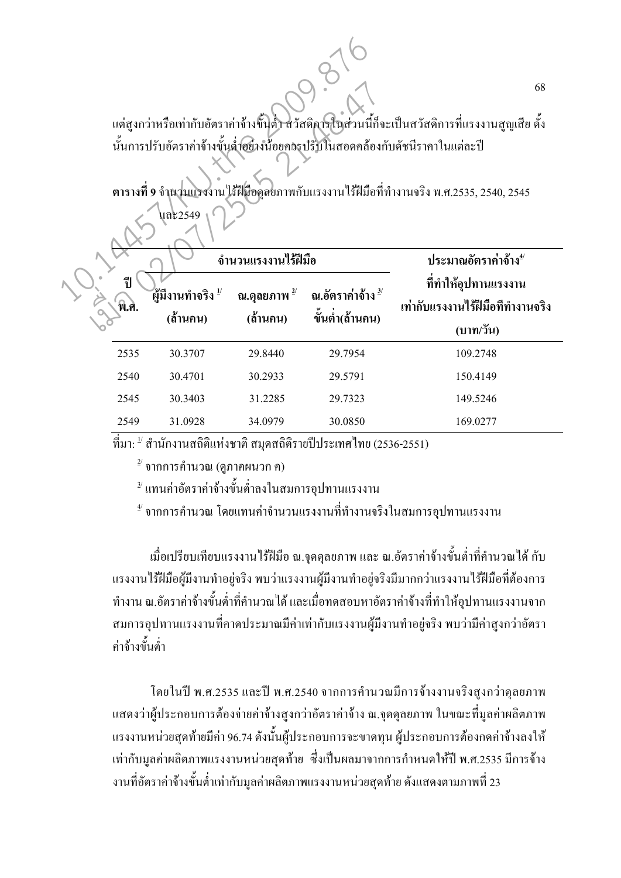แต่สูงกว่าหรือเท่ากับอัตราค่าจ้างขั้นต่ำ สวัสดิการในส่วนนี้ก็จะเป็นสวัสดิการที่แรงงานสูญเสีย ดังนั้นการปรับอัตราค่าจ้างขั้นต่ำอย่างน้อยควรปรับในสอดคล้องกับดัชนีราคาในแต่ละปี

**ตารางที่ 9** จำนวนแรงงานไร้ฝีมือดุลยภาพกับแรงงานไร้ฝีมือที่ทำงานจริง พ.ศ.2535, 2540, 2545 และ2549

| ปี พ.ศ. | จำนวนแรงงานไร้ฝีมือ | | | ประมาณอัตราค่าจ้าง[4/] ที่ทำให้อุปทานแรงงานเท่ากับแรงงานไร้ฝีมือที่ทำงานจริง (บาท/วัน) |
|---|---|---|---|---|
| | ผู้มีงานทำจริง [1/] (ล้านคน) | ณ.ดุลยภาพ [2/] (ล้านคน) | ณ.อัตราค่าจ้าง [3/] ขั้นต่ำ(ล้านคน) | |
| 2535 | 30.3707 | 29.8440 | 29.7954 | 109.2748 |
| 2540 | 30.4701 | 30.2933 | 29.5791 | 150.4149 |
| 2545 | 30.3403 | 31.2285 | 29.7323 | 149.5246 |
| 2549 | 31.0928 | 34.0979 | 30.0850 | 169.0277 |

ที่มา: [1/] สำนักงานสถิติแห่งชาติ สมุดสถิติรายปีประเทศไทย (2536-2551)

[2/] จากการคำนวณ (ดูภาคผนวก ค)

[3/] แทนค่าอัตราค่าจ้างขั้นต่ำลงในสมการอุปทานแรงงาน

[4/] จากการคำนวณ โดยแทนค่าจำนวนแรงงานที่ทำงานจริงในสมการอุปทานแรงงาน

เมื่อเปรียบเทียบแรงงานไร้ฝีมือ ณ.จุดดุลยภาพ และ ณ.อัตราค่าจ้างขั้นต่ำที่คำนวณได้ กับแรงงานไร้ฝีมือผู้มีงานทำอยู่จริง พบว่าแรงงานผู้มีงานทำอยู่จริงมีมากกว่าแรงงานไร้ฝีมือที่ต้องการทำงาน ณ.อัตราค่าจ้างขั้นต่ำที่คำนวณได้ และเมื่อทดสอบหาอัตราค่าจ้างที่ทำให้อุปทานแรงงานจากสมการอุปทานแรงงานที่คาดประมาณมีค่าเท่ากับแรงงานผู้มีงานทำอยู่จริง พบว่ามีค่าสูงกว่าอัตราค่าจ้างขั้นต่ำ

โดยในปี พ.ศ.2535 และปี พ.ศ.2540 จากการคำนวณมีการจ้างงานจริงสูงกว่าดุลยภาพ แสดงว่าผู้ประกอบการต้องจ่ายค่าจ้างสูงกว่าอัตราค่าจ้าง ณ.จุดดุลยภาพ ในขณะที่มูลค่าผลิตภาพแรงงานหน่วยสุดท้ายมีค่า 96.74 ดังนั้นผู้ประกอบการจะขาดทุน ผู้ประกอบการต้องกดค่าจ้างลงให้เท่ากับมูลค่าผลิตภาพแรงงานหน่วยสุดท้าย ซึ่งเป็นผลมาจากการกำหนดให้ปี พ.ศ.2535 มีการจ้างงานที่อัตราค่าจ้างขั้นต่ำเท่ากับมูลค่าผลิตภาพแรงงานหน่วยสุดท้าย ดังแสดงตามภาพที่ 23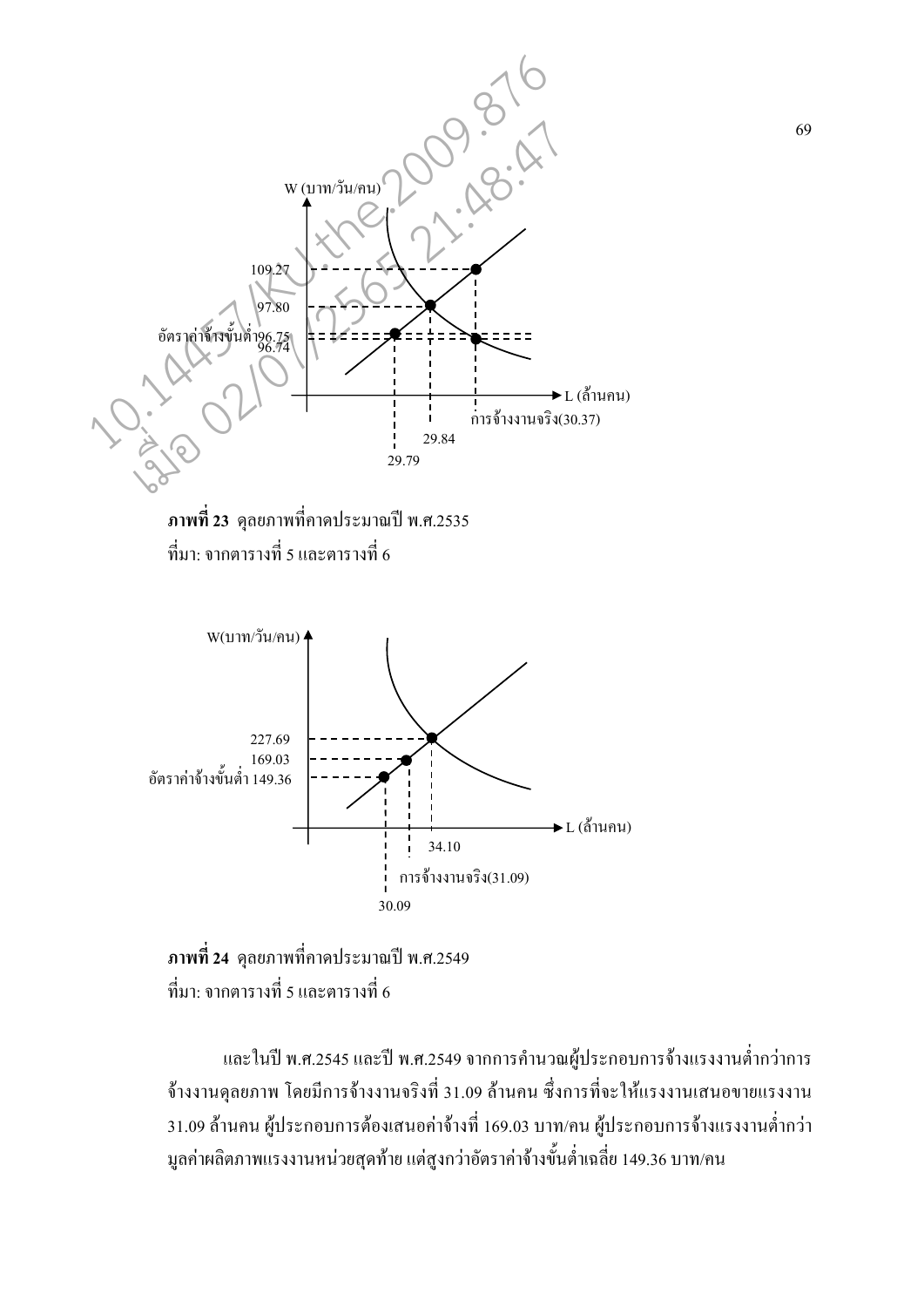**ภาพที่ 23** ดุลยภาพที่คาดประมาณปี พ.ศ.2535

ที่มา: จากตารางที่ 5 และตารางที่ 6

**ภาพที่ 24** ดุลยภาพที่คาดประมาณปี พ.ศ.2549

ที่มา: จากตารางที่ 5 และตารางที่ 6

และในปี พ.ศ.2545 และปี พ.ศ.2549 จากการคำนวณผู้ประกอบการจ้างแรงงานต่ำกว่าการจ้างงานดุลยภาพ โดยมีการจ้างงานจริงที่ 31.09 ล้านคน ซึ่งการที่จะให้แรงงานเสนอขายแรงงาน 31.09 ล้านคน ผู้ประกอบการต้องเสนอค่าจ้างที่ 169.03 บาท/คน ผู้ประกอบการจ้างแรงงานต่ำกว่ามูลค่าผลิตภาพแรงงานหน่วยสุดท้าย แต่สูงกว่าอัตราค่าจ้างขั้นต่ำเฉลี่ย 149.36 บาท/คน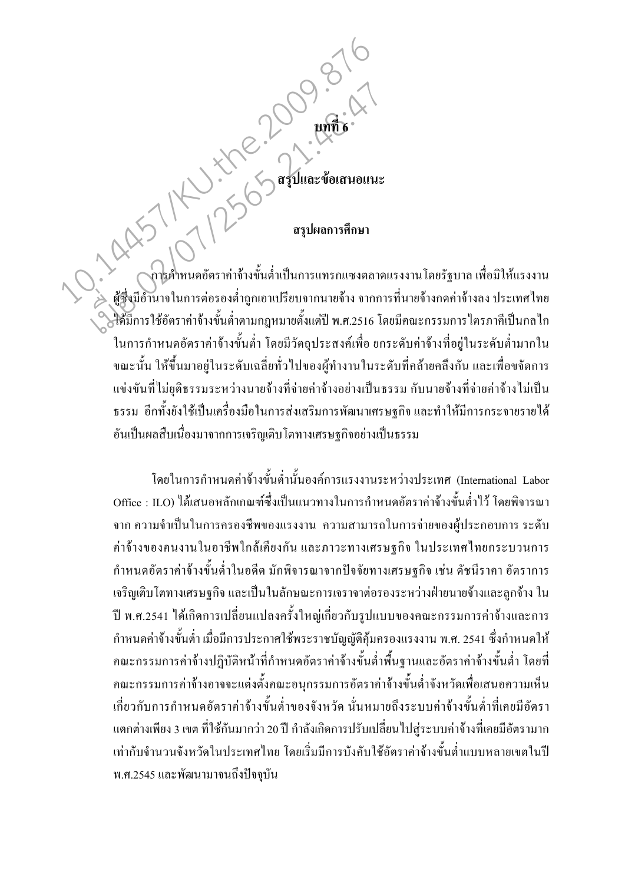# บทที่ 6

# สรุปและข้อเสนอแนะ

## สรุปผลการศึกษา

การกำหนดอัตราค่าจ้างขั้นต่ำเป็นการแทรกแซงตลาดแรงงานโดยรัฐบาล เพื่อมิให้แรงงานผู้ซึ่งมีอำนาจในการต่อรองต่ำถูกเอาเปรียบจากนายจ้าง จากการที่นายจ้างกดค่าจ้างลง ประเทศไทยได้มีการใช้อัตราค่าจ้างขั้นต่ำตามกฎหมายตั้งแต่ปี พ.ศ.2516 โดยมีคณะกรรมการไตรภาคีเป็นกลไกในการกำหนดอัตราค่าจ้างขั้นต่ำ โดยมีวัตถุประสงค์เพื่อ ยกระดับค่าจ้างที่อยู่ในระดับต่ำมากในขณะนั้น ให้ขึ้นมาอยู่ในระดับเฉลี่ยทั่วไปของผู้ทำงานในระดับที่คล้ายคลึงกัน และเพื่อขจัดการแข่งขันที่ไม่ยุติธรรมระหว่างนายจ้างที่จ่ายค่าจ้างอย่างเป็นธรรม กับนายจ้างที่จ่ายค่าจ้างไม่เป็นธรรม อีกทั้งยังใช้เป็นเครื่องมือในการส่งเสริมการพัฒนาเศรษฐกิจ และทำให้มีการกระจายรายได้อันเป็นผลสืบเนื่องมาจากการเจริญเติบโตทางเศรษฐกิจอย่างเป็นธรรม

โดยในการกำหนดค่าจ้างขั้นต่ำนั้นองค์การแรงงานระหว่างประเทศ (International Labor Office : ILO) ได้เสนอหลักเกณฑ์ซึ่งเป็นแนวทางในการกำหนดอัตราค่าจ้างขั้นต่ำไว้ โดยพิจารณาจาก ความจำเป็นในการครองชีพของแรงงาน ความสามารถในการจ่ายของผู้ประกอบการ ระดับค่าจ้างของคนงานในอาชีพใกล้เคียงกัน และภาวะทางเศรษฐกิจ ในประเทศไทยกระบวนการกำหนดอัตราค่าจ้างขั้นต่ำในอดีต มักพิจารณาจากปัจจัยทางเศรษฐกิจ เช่น ดัชนีราคา อัตราการเจริญเติบโตทางเศรษฐกิจ และเป็นในลักษณะการเจรจาต่อรองระหว่างฝ่ายนายจ้างและลูกจ้าง ในปี พ.ศ.2541 ได้เกิดการเปลี่ยนแปลงครั้งใหญ่เกี่ยวกับรูปแบบของคณะกรรมการค่าจ้างและการกำหนดค่าจ้างขั้นต่ำ เมื่อมีการประกาศใช้พระราชบัญญัติคุ้มครองแรงงาน พ.ศ. 2541 ซึ่งกำหนดให้คณะกรรมการค่าจ้างปฏิบัติหน้าที่กำหนดอัตราค่าจ้างขั้นต่ำพื้นฐานและอัตราค่าจ้างขั้นต่ำ โดยที่คณะกรรมการค่าจ้างอาจจะแต่งตั้งคณะอนุกรรมการอัตราค่าจ้างขั้นต่ำจังหวัดเพื่อเสนอความเห็นเกี่ยวกับการกำหนดอัตราค่าจ้างขั้นต่ำของจังหวัด นั่นหมายถึงระบบค่าจ้างขั้นต่ำที่เคยมีอัตราแตกต่างเพียง 3 เขต ที่ใช้กันมากว่า 20 ปี กำลังเกิดการปรับเปลี่ยนไปสู่ระบบค่าจ้างที่เคยมีอัตรามากเท่ากับจำนวนจังหวัดในประเทศไทย โดยเริ่มมีการบังคับใช้อัตราค่าจ้างขั้นต่ำแบบหลายเขตในปี พ.ศ.2545 และพัฒนามาจนถึงปัจจุบัน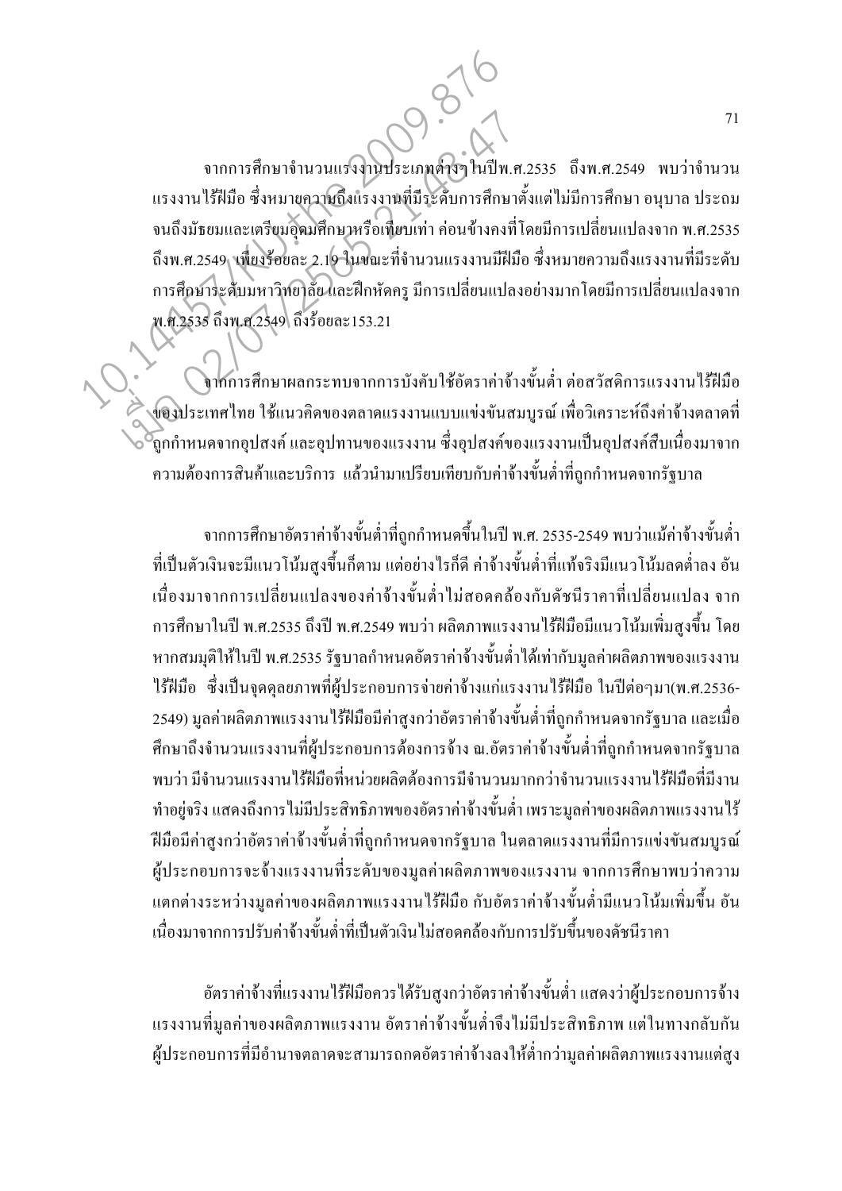จากการศึกษาจำนวนแรงงานประเภทต่างๆ ในปีพ.ศ.2535 ถึงพ.ศ.2549 พบว่าจำนวนแรงงานไร้ฝีมือ ซึ่งหมายความถึงแรงงานที่มีระดับการศึกษาตั้งแต่ไม่มีการศึกษา อนุบาล ประถม จนถึงมัธยมและเตรียมอุดมศึกษาหรือเทียบเท่า ค่อนข้างคงที่โดยมีการเปลี่ยนแปลงจาก พ.ศ.2535 ถึงพ.ศ.2549 เพียงร้อยละ 2.19 ในขณะที่จำนวนแรงงานมีฝีมือ ซึ่งหมายความถึงแรงงานที่มีระดับการศึกษาระดับมหาวิทยาลัย และฝึกหัดครู มีการเปลี่ยนแปลงอย่างมากโดยมีการเปลี่ยนแปลงจาก พ.ศ.2535 ถึงพ.ศ.2549 ถึงร้อยละ153.21

จากการศึกษาผลกระทบจากการบังคับใช้อัตราค่าจ้างขั้นต่ำ ต่อสวัสดิการแรงงานไร้ฝีมือของประเทศไทย ใช้แนวคิดของตลาดแรงงานแบบแข่งขันสมบูรณ์ เพื่อวิเคราะห์ถึงค่าจ้างตลาดที่ถูกกำหนดจากอุปสงค์ และอุปทานของแรงงาน ซึ่งอุปสงค์ของแรงงานเป็นอุปสงค์สืบเนื่องมาจากความต้องการสินค้าและบริการ แล้วนำมาเปรียบเทียบกับค่าจ้างขั้นต่ำที่ถูกกำหนดจากรัฐบาล

จากการศึกษาอัตราค่าจ้างขั้นต่ำที่ถูกกำหนดขึ้นในปี พ.ศ. 2535-2549 พบว่าแม้ค่าจ้างขั้นต่ำที่เป็นตัวเงินจะมีแนวโน้มสูงขึ้นก็ตาม แต่อย่างไรก็ดี ค่าจ้างขั้นต่ำที่แท้จริงมีแนวโน้มลดต่ำลง อันเนื่องมาจากการเปลี่ยนแปลงของค่าจ้างขั้นต่ำไม่สอดคล้องกับดัชนีราคาที่เปลี่ยนแปลง จากการศึกษาในปี พ.ศ.2535 ถึงปี พ.ศ.2549 พบว่า ผลิตภาพแรงงานไร้ฝีมือมีแนวโน้มเพิ่มสูงขึ้น โดยหากสมมุติให้ในปี พ.ศ.2535 รัฐบาลกำหนดอัตราค่าจ้างขั้นต่ำได้เท่ากับมูลค่าผลิตภาพของแรงงานไร้ฝีมือ ซึ่งเป็นจุดดุลยภาพที่ผู้ประกอบการจ่ายค่าจ้างแก่แรงงานไร้ฝีมือ ในปีต่อๆมา(พ.ศ.2536-2549) มูลค่าผลิตภาพแรงงานไร้ฝีมือมีค่าสูงกว่าอัตราค่าจ้างขั้นต่ำที่ถูกกำหนดจากรัฐบาล และเมื่อศึกษาถึงจำนวนแรงงานที่ผู้ประกอบการต้องการจ้าง ณ.อัตราค่าจ้างขั้นต่ำที่ถูกกำหนดจากรัฐบาล พบว่า มีจำนวนแรงงานไร้ฝีมือที่หน่วยผลิตต้องการมีจำนวนมากกว่าจำนวนแรงงานไร้ฝีมือที่มีงานทำอยู่จริง แสดงถึงการไม่มีประสิทธิภาพของอัตราค่าจ้างขั้นต่ำ เพราะมูลค่าของผลิตภาพแรงงานไร้ฝีมือมีค่าสูงกว่าอัตราค่าจ้างขั้นต่ำที่ถูกกำหนดจากรัฐบาล ในตลาดแรงงานที่มีการแข่งขันสมบูรณ์ ผู้ประกอบการจะจ้างแรงงานที่ระดับของมูลค่าผลิตภาพของแรงงาน จากการศึกษาพบว่าความแตกต่างระหว่างมูลค่าของผลิตภาพแรงงานไร้ฝีมือ กับอัตราค่าจ้างขั้นต่ำมีแนวโน้มเพิ่มขึ้น อันเนื่องมาจากการปรับค่าจ้างขั้นต่ำที่เป็นตัวเงินไม่สอดคล้องกับการปรับขึ้นของดัชนีราคา

อัตราค่าจ้างที่แรงงานไร้ฝีมือควรได้รับสูงกว่าอัตราค่าจ้างขั้นต่ำ แสดงว่าผู้ประกอบการจ้างแรงงานที่มูลค่าของผลิตภาพแรงงาน อัตราค่าจ้างขั้นต่ำจึงไม่มีประสิทธิภาพ แต่ในทางกลับกัน ผู้ประกอบการที่มีอำนาจตลาดจะสามารถกดอัตราค่าจ้างลงให้ต่ำกว่ามูลค่าผลิตภาพแรงงานแต่สูง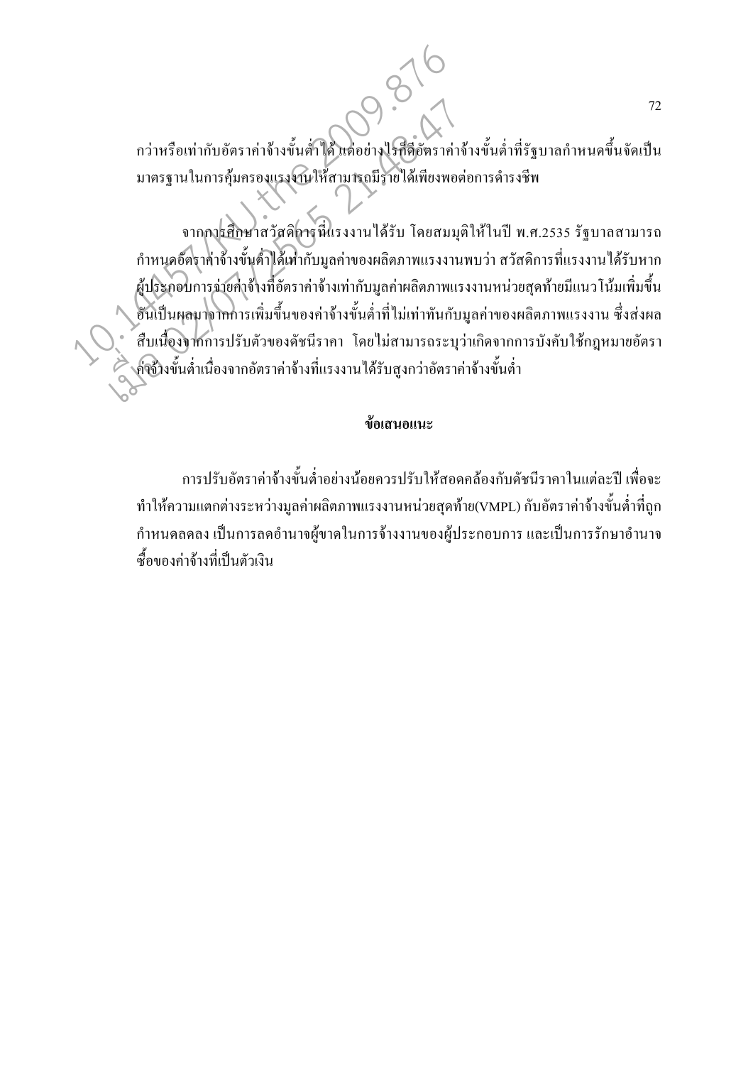กว่าหรือเท่ากับอัตราค่าจ้างขั้นต่ำได้ แต่อย่างไรก็ดีอัตราค่าจ้างขั้นต่ำที่รัฐบาลกำหนดขึ้นจัดเป็นมาตรฐานในการคุ้มครองแรงงานให้สามารถมีรายได้เพียงพอต่อการดำรงชีพ

จากการศึกษาสวัสดิการที่แรงงานได้รับ โดยสมมุติให้ในปี พ.ศ.2535 รัฐบาลสามารถกำหนดอัตราค่าจ้างขั้นต่ำได้เท่ากับมูลค่าของผลิตภาพแรงงานพบว่า สวัสดิการที่แรงงานได้รับหากผู้ประกอบการจ่ายค่าจ้างที่อัตราค่าจ้างเท่ากับมูลค่าผลิตภาพแรงงานหน่วยสุดท้ายมีแนวโน้มเพิ่มขึ้น อันเป็นผลมาจากการเพิ่มขึ้นของค่าจ้างขั้นต่ำที่ไม่เท่าทันกับมูลค่าของผลิตภาพแรงงาน ซึ่งส่งผลสืบเนื่องจากการปรับตัวของดัชนีราคา โดยไม่สามารถระบุว่าเกิดจากการบังคับใช้กฎหมายอัตราค่าจ้างขั้นต่ำเนื่องจากอัตราค่าจ้างที่แรงงานได้รับสูงกว่าอัตราค่าจ้างขั้นต่ำ

## ข้อเสนอแนะ

การปรับอัตราค่าจ้างขั้นต่ำอย่างน้อยควรปรับให้สอดคล้องกับดัชนีราคาในแต่ละปี เพื่อจะทำให้ความแตกต่างระหว่างมูลค่าผลิตภาพแรงงานหน่วยสุดท้าย(VMPL) กับอัตราค่าจ้างขั้นต่ำที่ถูกกำหนดลดลง เป็นการลดอำนาจผู้ขาดในการจ้างงานของผู้ประกอบการ และเป็นการรักษาอำนาจซื้อของค่าจ้างที่เป็นตัวเงิน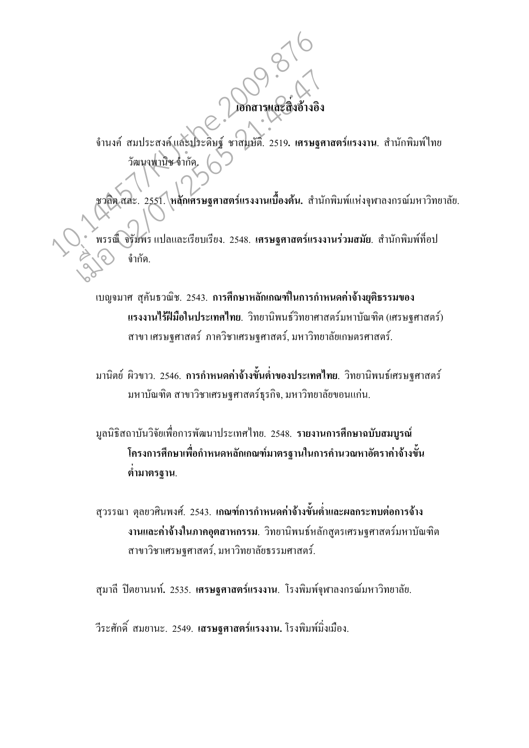# เอกสารและสิ่งอ้างอิง

จำนงค์ สมประสงค์ และประดิษฐ์ ชาสมบัติ. 2519. **เศรษฐศาสตร์แรงงาน**. สำนักพิมพ์ไทยวัฒนาพานิช จำกัด.

ชวลิต สละ. 2551. **หลักเศรษฐศาสตร์แรงงานเบื้องต้น.** สำนักพิมพ์แห่งจุฬาลงกรณ์มหาวิทยาลัย.

พรรณี จรัมพร แปลและเรียบเรียง. 2548. **เศรษฐศาสตร์แรงงานร่วมสมัย**. สำนักพิมพ์ท็อป จำกัด.

เบญจมาศ สุคันธวณิช. 2543. **การศึกษาหลักเกณฑ์ในการกำหนดค่าจ้างยุติธรรมของแรงงานไร้ฝีมือในประเทศไทย**. วิทยานิพนธ์วิทยาศาสตร์มหาบัณฑิต (เศรษฐศาสตร์) สาขา เศรษฐศาสตร์ ภาควิชาเศรษฐศาสตร์, มหาวิทยาลัยเกษตรศาสตร์.

มานิตย์ ผิวขาว. 2546. **การกำหนดค่าจ้างขั้นต่ำของประเทศไทย**. วิทยานิพนธ์เศรษฐศาสตร์มหาบัณฑิต สาขาวิชาเศรษฐศาสตร์ธุรกิจ, มหาวิทยาลัยขอนแก่น.

มูลนิธิสถาบันวิจัยเพื่อการพัฒนาประเทศไทย. 2548. **รายงานการศึกษาฉบับสมบูรณ์ โครงการศึกษาเพื่อกำหนดหลักเกณฑ์มาตรฐานในการคำนวณหาอัตราค่าจ้างขั้นต่ำมาตรฐาน**.

สุวรรณา ตุลยวศินพงศ์. 2543. **เกณฑ์การกำหนดค่าจ้างขั้นต่ำและผลกระทบต่อการจ้างงานและค่าจ้างในภาคอุตสาหกรรม**. วิทยานิพนธ์หลักสูตรเศรษฐศาสตร์มหาบัณฑิต สาขาวิชาเศรษฐศาสตร์, มหาวิทยาลัยธรรมศาสตร์.

สุมาลี ปิตยานนท์. 2535. **เศรษฐศาสตร์แรงงาน**. โรงพิมพ์จุฬาลงกรณ์มหาวิทยาลัย.

วีระศักดิ์ สมยานะ. 2549. **เศรษฐศาสตร์แรงงาน.** โรงพิมพ์มิ่งเมือง.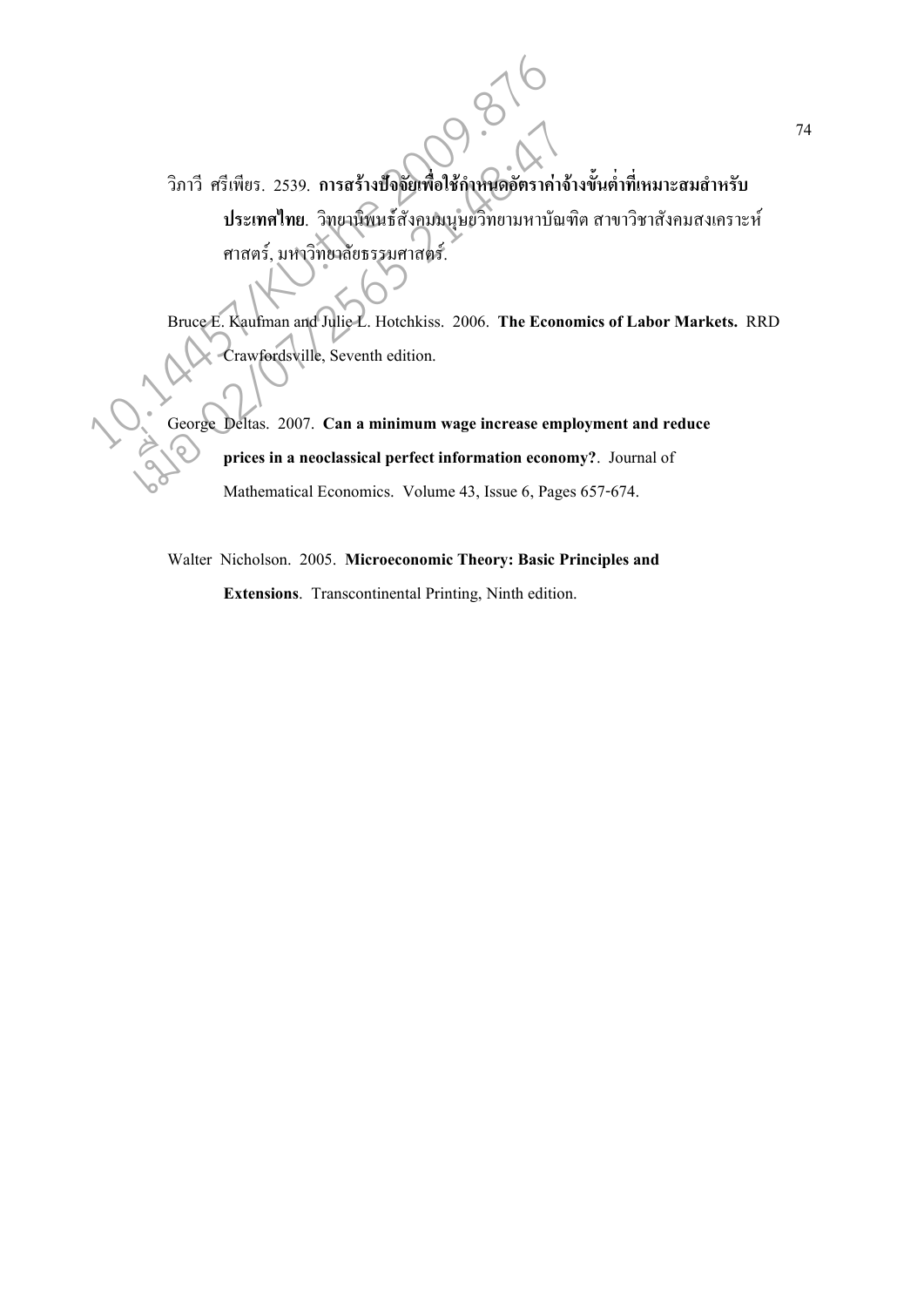วิภาวี ศรีเพียร. 2539. **การสร้างปัจจัยเพื่อใช้กำหนดอัตราค่าจ้างขั้นต่ำที่เหมาะสมสำหรับประเทศไทย**. วิทยานิพนธ์สังคมมนุษยวิทยามหาบัณฑิต สาขาวิชาสังคมสงเคราะห์ศาสตร์, มหาวิทยาลัยธรรมศาสตร์.

Bruce E. Kaufman and Julie L. Hotchkiss. 2006. **The Economics of Labor Markets.** RRD Crawfordsville, Seventh edition.

George Deltas. 2007. **Can a minimum wage increase employment and reduce prices in a neoclassical perfect information economy?**. Journal of Mathematical Economics. Volume 43, Issue 6, Pages 657-674.

Walter Nicholson. 2005. **Microeconomic Theory: Basic Principles and Extensions**. Transcontinental Printing, Ninth edition.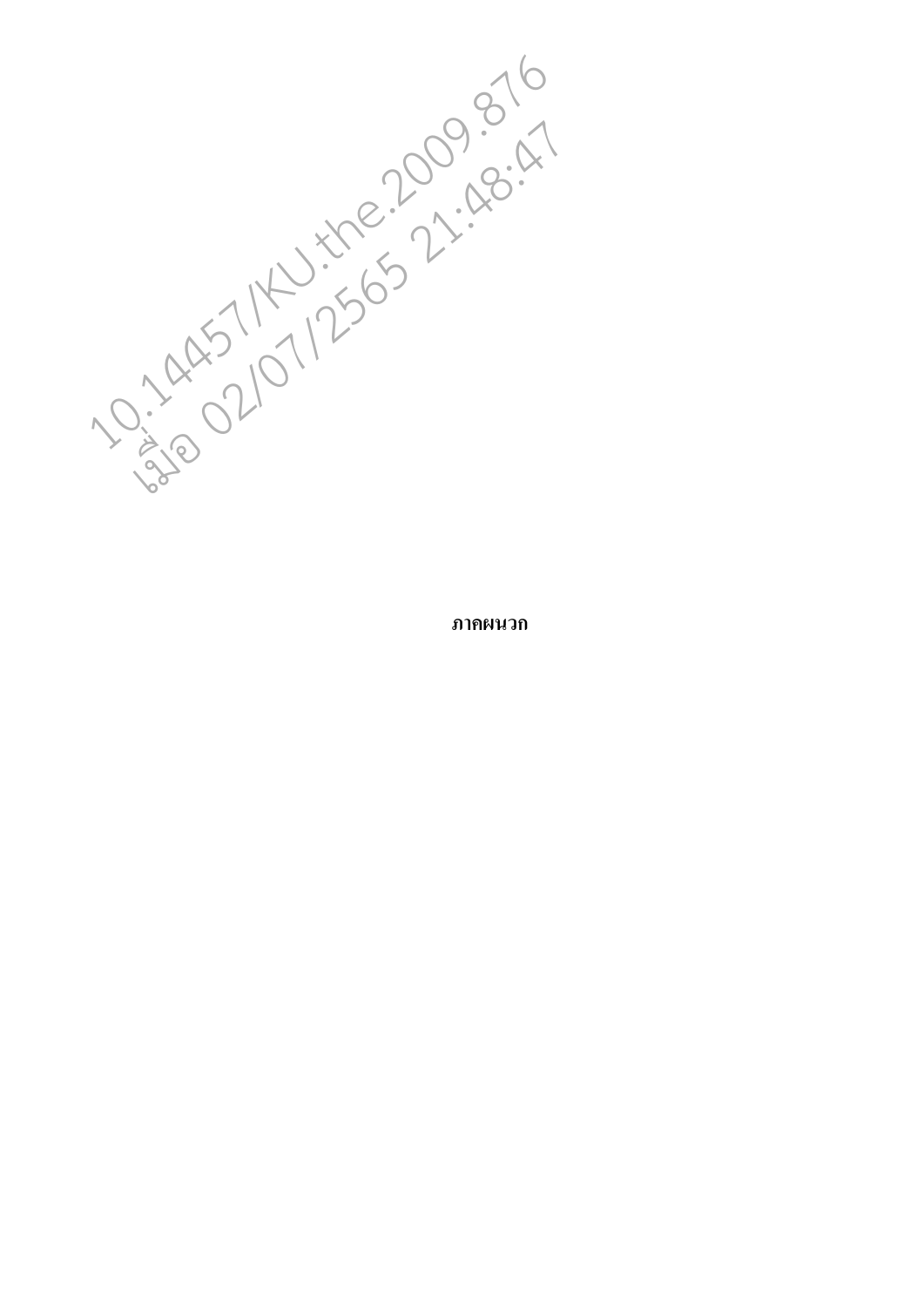# ภาคผนวก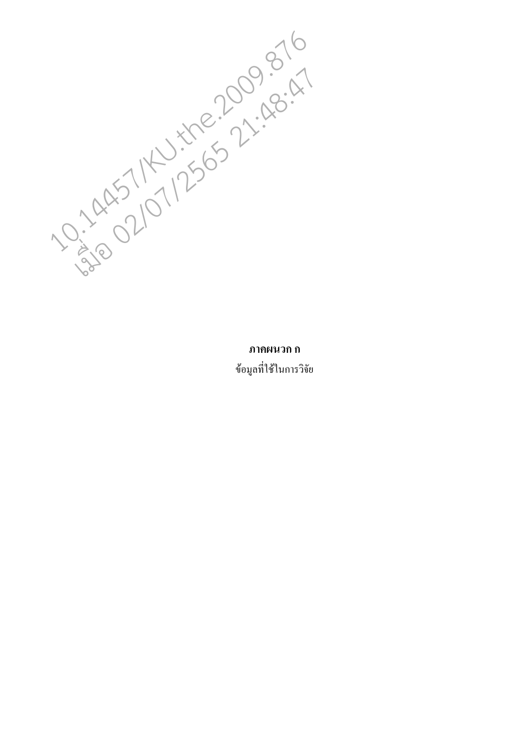**ภาคผนวก ก**

ข้อมูลที่ใช้ในการวิจัย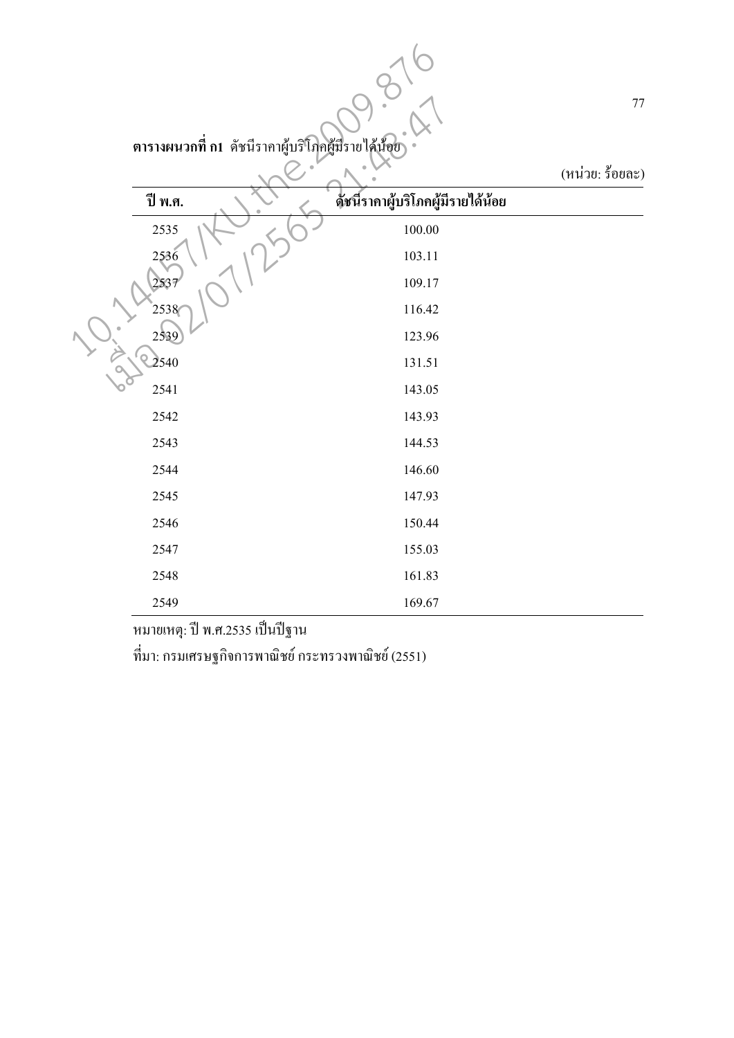**ตารางผนวกที่ ก1** ดัชนีราคาผู้บริโภคผู้มีรายได้น้อย

(หน่วย: ร้อยละ)

| ปี พ.ศ. | ดัชนีราคาผู้บริโภคผู้มีรายได้น้อย |
|---|---|
| 2535 | 100.00 |
| 2536 | 103.11 |
| 2537 | 109.17 |
| 2538 | 116.42 |
| 2539 | 123.96 |
| 2540 | 131.51 |
| 2541 | 143.05 |
| 2542 | 143.93 |
| 2543 | 144.53 |
| 2544 | 146.60 |
| 2545 | 147.93 |
| 2546 | 150.44 |
| 2547 | 155.03 |
| 2548 | 161.83 |
| 2549 | 169.67 |

หมายเหตุ: ปี พ.ศ.2535 เป็นปีฐาน

ที่มา: กรมเศรษฐกิจการพาณิชย์ กระทรวงพาณิชย์ (2551)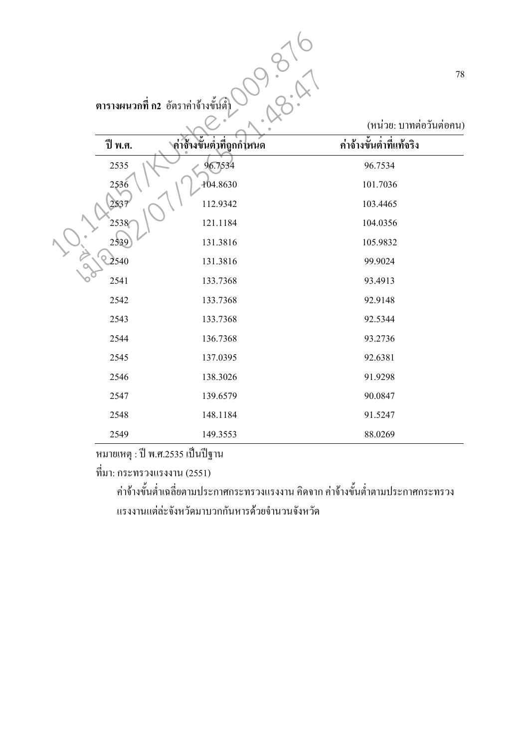**ตารางผนวกที่ ก2** อัตราค่าจ้างขั้นต่ำ

(หน่วย: บาทต่อวันต่อคน)

| ปี พ.ศ. | ค่าจ้างขั้นต่ำที่ถูกกำหนด | ค่าจ้างขั้นต่ำที่แท้จริง |
|---|---|---|
| 2535 | 96.7534 | 96.7534 |
| 2536 | 104.8630 | 101.7036 |
| 2537 | 112.9342 | 103.4465 |
| 2538 | 121.1184 | 104.0356 |
| 2539 | 131.3816 | 105.9832 |
| 2540 | 131.3816 | 99.9024 |
| 2541 | 133.7368 | 93.4913 |
| 2542 | 133.7368 | 92.9148 |
| 2543 | 133.7368 | 92.5344 |
| 2544 | 136.7368 | 93.2736 |
| 2545 | 137.0395 | 92.6381 |
| 2546 | 138.3026 | 91.9298 |
| 2547 | 139.6579 | 90.0847 |
| 2548 | 148.1184 | 91.5247 |
| 2549 | 149.3553 | 88.0269 |

หมายเหตุ : ปี พ.ศ.2535 เป็นปีฐาน

ที่มา: กระทรวงแรงงาน (2551)

ค่าจ้างขั้นต่ำเฉลี่ยตามประกาศกระทรวงแรงงาน คิดจาก ค่าจ้างขั้นต่ำตามประกาศกระทรวงแรงงานแต่ละจังหวัดมาบวกกันหารด้วยจำนวนจังหวัด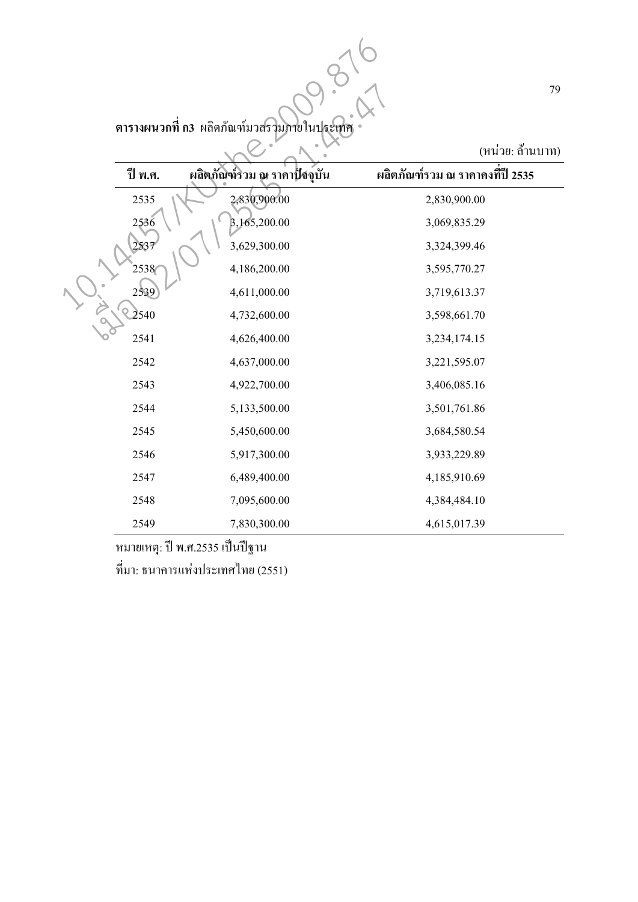**ตารางผนวกที่ ก3** ผลิตภัณฑ์มวลรวมภายในประเทศ

(หน่วย: ล้านบาท)

| ปี พ.ศ. | ผลิตภัณฑ์รวม ณ ราคาปัจจุบัน | ผลิตภัณฑ์รวม ณ ราคาคงที่ปี 2535 |
|---|---|---|
| 2535 | 2,830,900.00 | 2,830,900.00 |
| 2536 | 3,165,200.00 | 3,069,835.29 |
| 2537 | 3,629,300.00 | 3,324,399.46 |
| 2538 | 4,186,200.00 | 3,595,770.27 |
| 2539 | 4,611,000.00 | 3,719,613.37 |
| 2540 | 4,732,600.00 | 3,598,661.70 |
| 2541 | 4,626,400.00 | 3,234,174.15 |
| 2542 | 4,637,000.00 | 3,221,595.07 |
| 2543 | 4,922,700.00 | 3,406,085.16 |
| 2544 | 5,133,500.00 | 3,501,761.86 |
| 2545 | 5,450,600.00 | 3,684,580.54 |
| 2546 | 5,917,300.00 | 3,933,229.89 |
| 2547 | 6,489,400.00 | 4,185,910.69 |
| 2548 | 7,095,600.00 | 4,384,484.10 |
| 2549 | 7,830,300.00 | 4,615,017.39 |

หมายเหตุ: ปี พ.ศ.2535 เป็นปีฐาน

ที่มา: ธนาคารแห่งประเทศไทย (2551)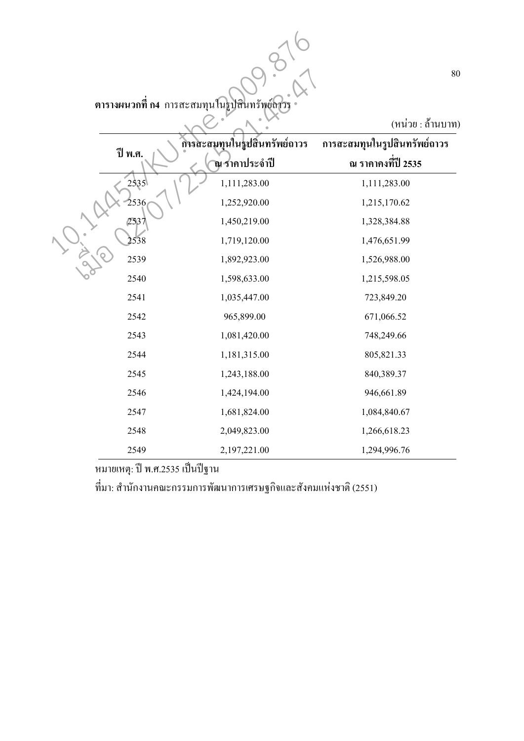**ตารางผนวกที่ ก4** การสะสมทุนในรูปสินทรัพย์ถาวร

(หน่วย : ล้านบาท)

| ปี พ.ศ. | การสะสมทุนในรูปสินทรัพย์ถาวร ณ ราคาประจำปี | การสะสมทุนในรูปสินทรัพย์ถาวร ณ ราคาคงที่ปี 2535 |
|---|---|---|
| 2535 | 1,111,283.00 | 1,111,283.00 |
| 2536 | 1,252,920.00 | 1,215,170.62 |
| 2537 | 1,450,219.00 | 1,328,384.88 |
| 2538 | 1,719,120.00 | 1,476,651.99 |
| 2539 | 1,892,923.00 | 1,526,988.00 |
| 2540 | 1,598,633.00 | 1,215,598.05 |
| 2541 | 1,035,447.00 | 723,849.20 |
| 2542 | 965,899.00 | 671,066.52 |
| 2543 | 1,081,420.00 | 748,249.66 |
| 2544 | 1,181,315.00 | 805,821.33 |
| 2545 | 1,243,188.00 | 840,389.37 |
| 2546 | 1,424,194.00 | 946,661.89 |
| 2547 | 1,681,824.00 | 1,084,840.67 |
| 2548 | 2,049,823.00 | 1,266,618.23 |
| 2549 | 2,197,221.00 | 1,294,996.76 |

หมายเหตุ: ปี พ.ศ.2535 เป็นปีฐาน

ที่มา: สำนักงานคณะกรรมการพัฒนาการเศรษฐกิจและสังคมแห่งชาติ (2551)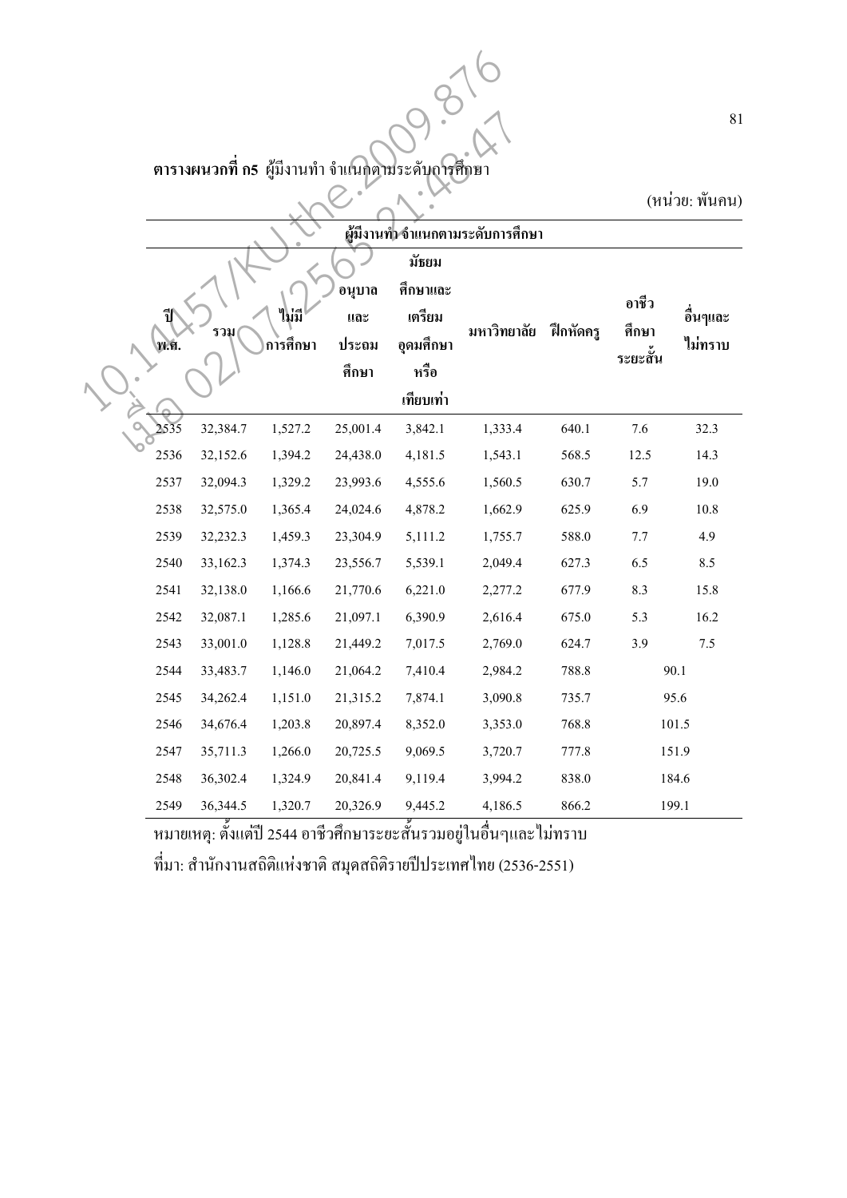**ตารางผนวกที่ ก5** ผู้มีงานทำ จำแนกตามระดับการศึกษา

(หน่วย: พันคน)

| ปี พ.ศ. | รวม | ผู้มีงานทำ จำแนกตามระดับการศึกษา | | | | | | |
|---|---|---|---|---|---|---|---|---|
| | | ไม่มีการศึกษา | อนุบาลและประถมศึกษา | มัธยมศึกษาและเตรียมอุดมศึกษาหรือเทียบเท่า | มหาวิทยาลัย | ฝึกหัดครู | อาชีวศึกษาระยะสั้น | อื่นๆและไม่ทราบ |
| 2535 | 32,384.7 | 1,527.2 | 25,001.4 | 3,842.1 | 1,333.4 | 640.1 | 7.6 | 32.3 |
| 2536 | 32,152.6 | 1,394.2 | 24,438.0 | 4,181.5 | 1,543.1 | 568.5 | 12.5 | 14.3 |
| 2537 | 32,094.3 | 1,329.2 | 23,993.6 | 4,555.6 | 1,560.5 | 630.7 | 5.7 | 19.0 |
| 2538 | 32,575.0 | 1,365.4 | 24,024.6 | 4,878.2 | 1,662.9 | 625.9 | 6.9 | 10.8 |
| 2539 | 32,232.3 | 1,459.3 | 23,304.9 | 5,111.2 | 1,755.7 | 588.0 | 7.7 | 4.9 |
| 2540 | 33,162.3 | 1,374.3 | 23,556.7 | 5,539.1 | 2,049.4 | 627.3 | 6.5 | 8.5 |
| 2541 | 32,138.0 | 1,166.6 | 21,770.6 | 6,221.0 | 2,277.2 | 677.9 | 8.3 | 15.8 |
| 2542 | 32,087.1 | 1,285.6 | 21,097.1 | 6,390.9 | 2,616.4 | 675.0 | 5.3 | 16.2 |
| 2543 | 33,001.0 | 1,128.8 | 21,449.2 | 7,017.5 | 2,769.0 | 624.7 | 3.9 | 7.5 |
| 2544 | 33,483.7 | 1,146.0 | 21,064.2 | 7,410.4 | 2,984.2 | 788.8 | 90.1 | |
| 2545 | 34,262.4 | 1,151.0 | 21,315.2 | 7,874.1 | 3,090.8 | 735.7 | 95.6 | |
| 2546 | 34,676.4 | 1,203.8 | 20,897.4 | 8,352.0 | 3,353.0 | 768.8 | 101.5 | |
| 2547 | 35,711.3 | 1,266.0 | 20,725.5 | 9,069.5 | 3,720.7 | 777.8 | 151.9 | |
| 2548 | 36,302.4 | 1,324.9 | 20,841.4 | 9,119.4 | 3,994.2 | 838.0 | 184.6 | |
| 2549 | 36,344.5 | 1,320.7 | 20,326.9 | 9,445.2 | 4,186.5 | 866.2 | 199.1 | |

หมายเหตุ: ตั้งแต่ปี 2544 อาชีวศึกษาระยะสั้นรวมอยู่ในอื่นๆและไม่ทราบ

ที่มา: สำนักงานสถิติแห่งชาติ สมุดสถิติรายปีประเทศไทย (2536-2551)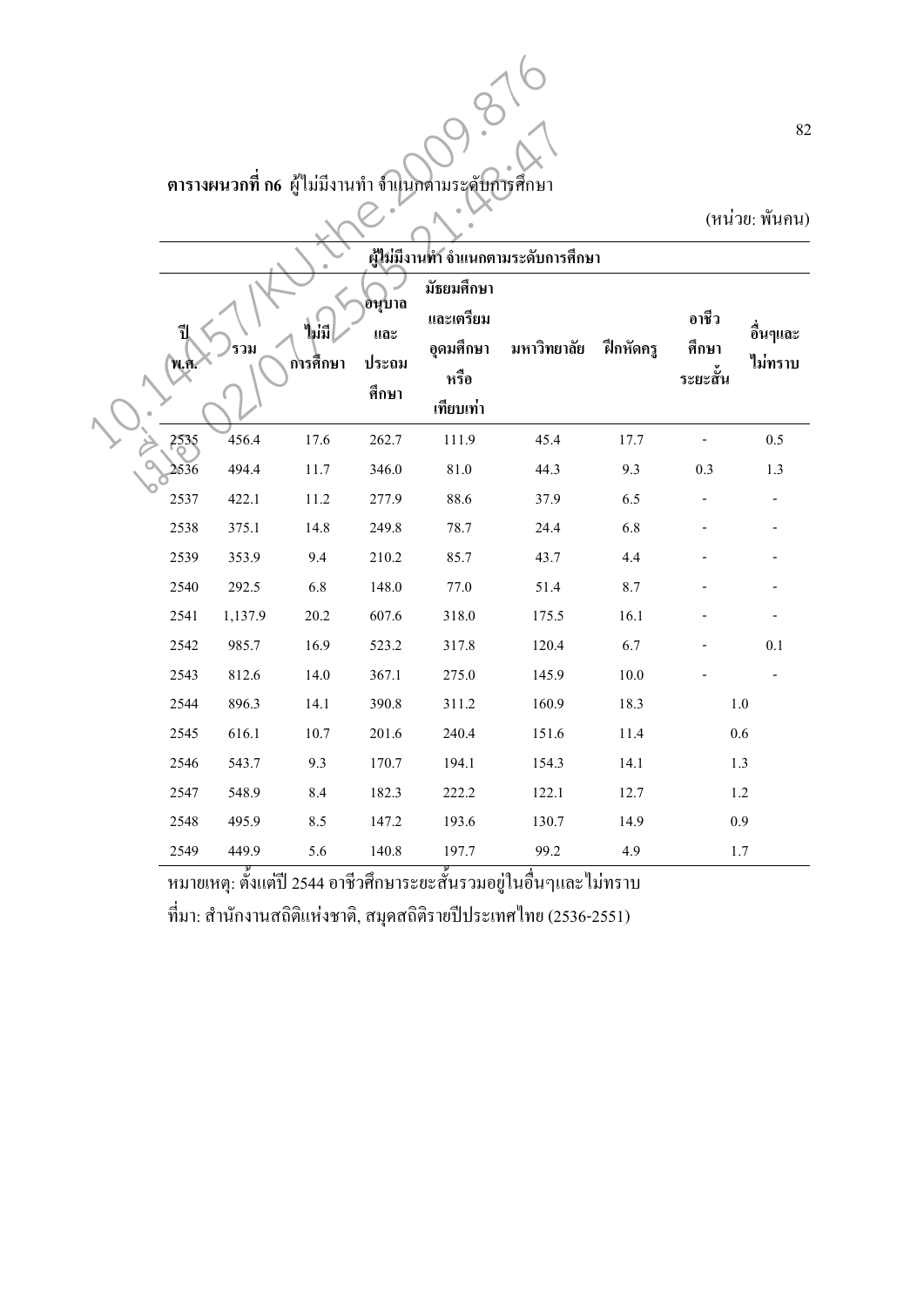**ตารางผนวกที่ ก6** ผู้ไม่มีงานทำ จำแนกตามระดับการศึกษา

(หน่วย: พันคน)

| ปี พ.ศ. | ผู้ไม่มีงานทำ จำแนกตามระดับการศึกษา | | | | | | | |
|---|---|---|---|---|---|---|---|---|
| | รวม | ไม่มีการศึกษา | อนุบาลและประถมศึกษา | มัธยมศึกษาและเตรียมอุดมศึกษาหรือเทียบเท่า | มหาวิทยาลัย | ฝึกหัดครู | อาชีวศึกษาระยะสั้น | อื่นๆและไม่ทราบ |
| 2535 | 456.4 | 17.6 | 262.7 | 111.9 | 45.4 | 17.7 | - | 0.5 |
| 2536 | 494.4 | 11.7 | 346.0 | 81.0 | 44.3 | 9.3 | 0.3 | 1.3 |
| 2537 | 422.1 | 11.2 | 277.9 | 88.6 | 37.9 | 6.5 | - | - |
| 2538 | 375.1 | 14.8 | 249.8 | 78.7 | 24.4 | 6.8 | - | - |
| 2539 | 353.9 | 9.4 | 210.2 | 85.7 | 43.7 | 4.4 | - | - |
| 2540 | 292.5 | 6.8 | 148.0 | 77.0 | 51.4 | 8.7 | - | - |
| 2541 | 1,137.9 | 20.2 | 607.6 | 318.0 | 175.5 | 16.1 | - | - |
| 2542 | 985.7 | 16.9 | 523.2 | 317.8 | 120.4 | 6.7 | - | 0.1 |
| 2543 | 812.6 | 14.0 | 367.1 | 275.0 | 145.9 | 10.0 | - | - |
| 2544 | 896.3 | 14.1 | 390.8 | 311.2 | 160.9 | 18.3 | 1.0 | |
| 2545 | 616.1 | 10.7 | 201.6 | 240.4 | 151.6 | 11.4 | 0.6 | |
| 2546 | 543.7 | 9.3 | 170.7 | 194.1 | 154.3 | 14.1 | 1.3 | |
| 2547 | 548.9 | 8.4 | 182.3 | 222.2 | 122.1 | 12.7 | 1.2 | |
| 2548 | 495.9 | 8.5 | 147.2 | 193.6 | 130.7 | 14.9 | 0.9 | |
| 2549 | 449.9 | 5.6 | 140.8 | 197.7 | 99.2 | 4.9 | 1.7 | |

หมายเหตุ: ตั้งแต่ปี 2544 อาชีวศึกษาระยะสั้นรวมอยู่ในอื่นๆและไม่ทราบ

ที่มา: สำนักงานสถิติแห่งชาติ, สมุดสถิติรายปีประเทศไทย (2536-2551)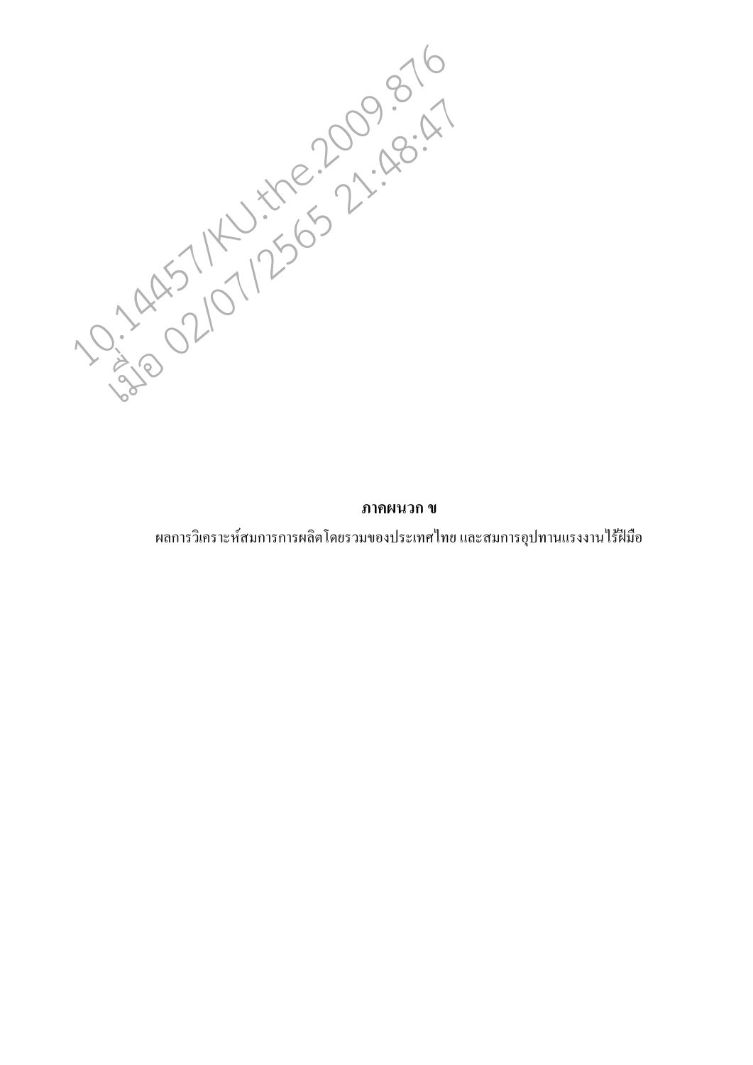# ภาคผนวก ข

ผลการวิเคราะห์สมการการผลิตโดยรวมของประเทศไทย และสมการอุปทานแรงงานไร้ฝีมือ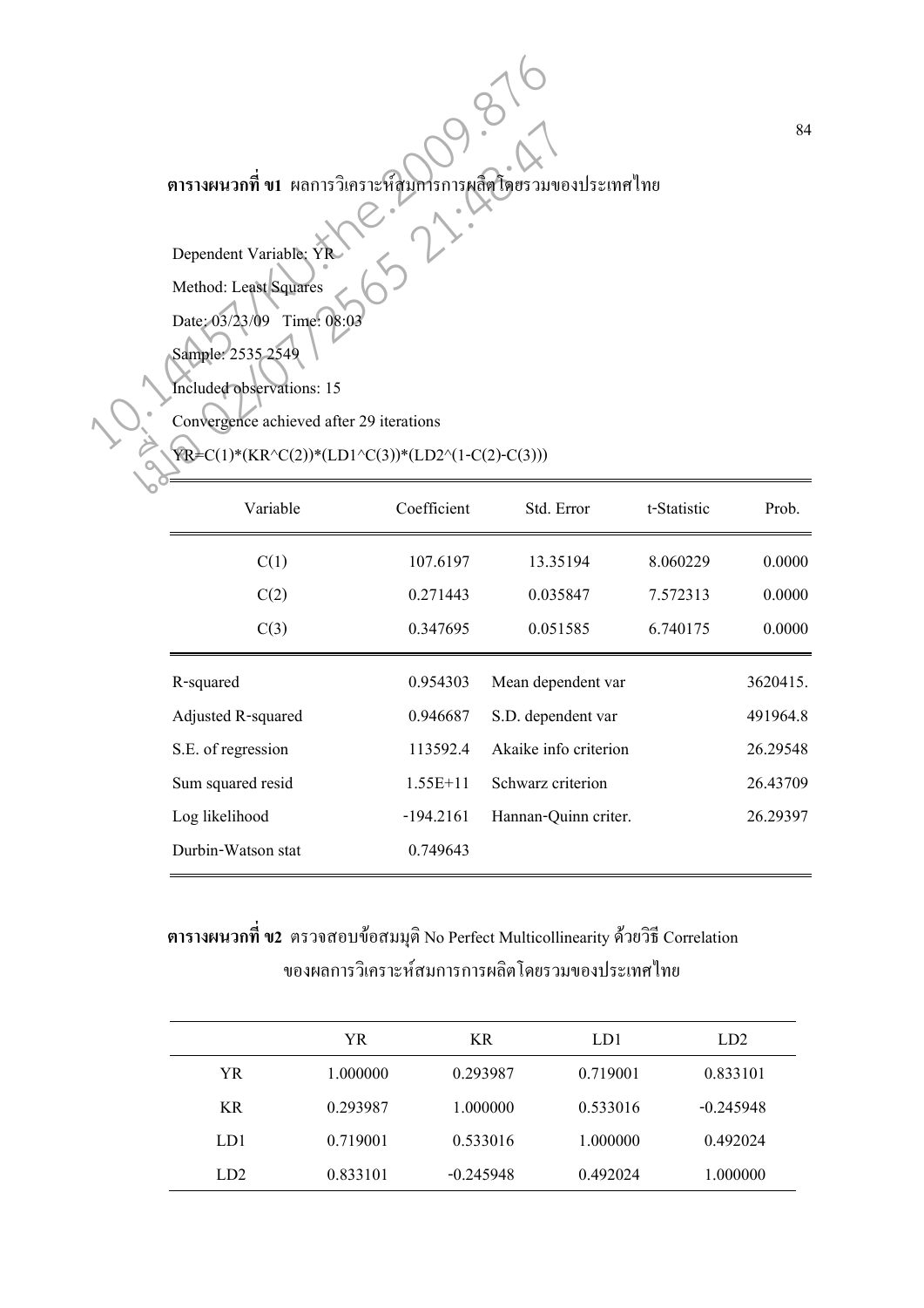**ตารางผนวกที่ ข1** ผลการวิเคราะห์สมการการผลิตโดยรวมของประเทศไทย

Dependent Variable: YR

Method: Least Squares

Date: 03/23/09 Time: 08:03

Sample: 2535 2549

Included observations: 15

Convergence achieved after 29 iterations

YR=C(1)*(KR^C(2))*(LD1^C(3))*(LD2^(1-C(2)-C(3)))

| Variable | Coefficient | Std. Error | t-Statistic | Prob. |
|---|---|---|---|---|
| C(1) | 107.6197 | 13.35194 | 8.060229 | 0.0000 |
| C(2) | 0.271443 | 0.035847 | 7.572313 | 0.0000 |
| C(3) | 0.347695 | 0.051585 | 6.740175 | 0.0000 |

| | | | |
|---|---|---|---|
| R-squared | 0.954303 | Mean dependent var | 3620415. |
| Adjusted R-squared | 0.946687 | S.D. dependent var | 491964.8 |
| S.E. of regression | 113592.4 | Akaike info criterion | 26.29548 |
| Sum squared resid | 1.55E+11 | Schwarz criterion | 26.43709 |
| Log likelihood | -194.2161 | Hannan-Quinn criter. | 26.29397 |
| Durbin-Watson stat | 0.749643 | | |

**ตารางผนวกที่ ข2** ตรวจสอบข้อสมมุติ No Perfect Multicollinearity ด้วยวิธี Correlation ของผลการวิเคราะห์สมการการผลิตโดยรวมของประเทศไทย

| | YR | KR | LD1 | LD2 |
|---|---|---|---|---|
| YR | 1.000000 | 0.293987 | 0.719001 | 0.833101 |
| KR | 0.293987 | 1.000000 | 0.533016 | -0.245948 |
| LD1 | 0.719001 | 0.533016 | 1.000000 | 0.492024 |
| LD2 | 0.833101 | -0.245948 | 0.492024 | 1.000000 |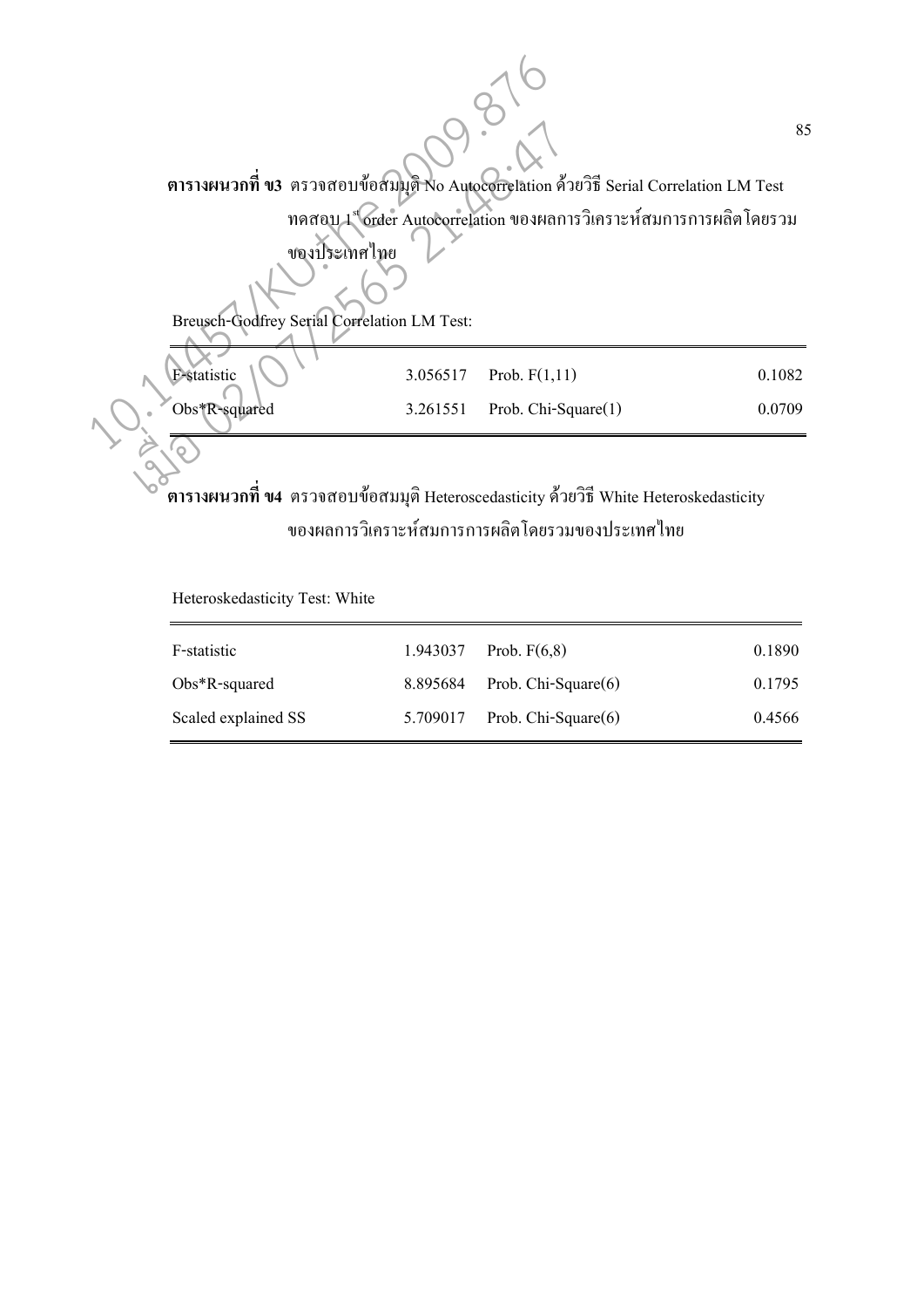**ตารางผนวกที่ ข3** ตรวจสอบข้อสมมุติ No Autocorrelation ด้วยวิธี Serial Correlation LM Test ทดสอบ 1[st] order Autocorrelation ของผลการวิเคราะห์สมการการผลิตโดยรวมของประเทศไทย

Breusch-Godfrey Serial Correlation LM Test:

| | | | |
|---|---|---|---|
| F-statistic | 3.056517 | Prob. F(1,11) | 0.1082 |
| Obs*R-squared | 3.261551 | Prob. Chi-Square(1) | 0.0709 |

**ตารางผนวกที่ ข4** ตรวจสอบข้อสมมุติ Heteroscedasticity ด้วยวิธี White Heteroskedasticity ของผลการวิเคราะห์สมการการผลิตโดยรวมของประเทศไทย

Heteroskedasticity Test: White

| | | | |
|---|---|---|---|
| F-statistic | 1.943037 | Prob. F(6,8) | 0.1890 |
| Obs*R-squared | 8.895684 | Prob. Chi-Square(6) | 0.1795 |
| Scaled explained SS | 5.709017 | Prob. Chi-Square(6) | 0.4566 |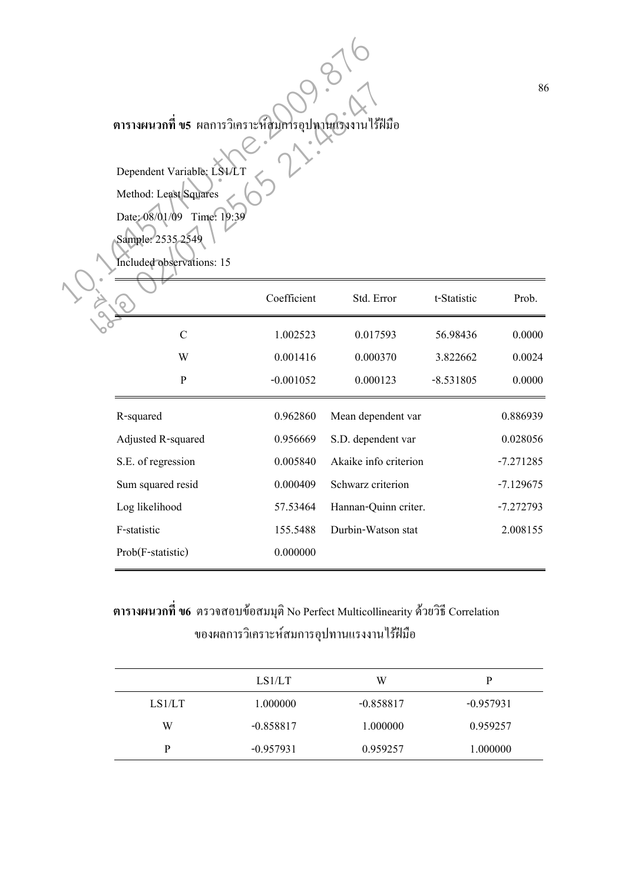**ตารางผนวกที่ ข5** ผลการวิเคราะห์สมการอุปทานแรงงานไร้ฝีมือ

Dependent Variable: LS1/LT

Method: Least Squares

Date: 08/01/09 Time: 19:39

Sample: 2535 2549

Included observations: 15

| | Coefficient | Std. Error | t-Statistic | Prob. |
|---|---|---|---|---|
| C | 1.002523 | 0.017593 | 56.98436 | 0.0000 |
| W | 0.001416 | 0.000370 | 3.822662 | 0.0024 |
| P | -0.001052 | 0.000123 | -8.531805 | 0.0000 |

| | | | |
|---|---|---|---|
| R-squared | 0.962860 | Mean dependent var | 0.886939 |
| Adjusted R-squared | 0.956669 | S.D. dependent var | 0.028056 |
| S.E. of regression | 0.005840 | Akaike info criterion | -7.271285 |
| Sum squared resid | 0.000409 | Schwarz criterion | -7.129675 |
| Log likelihood | 57.53464 | Hannan-Quinn criter. | -7.272793 |
| F-statistic | 155.5488 | Durbin-Watson stat | 2.008155 |
| Prob(F-statistic) | 0.000000 | | |

**ตารางผนวกที่ ข6** ตรวจสอบข้อสมมุติ No Perfect Multicollinearity ด้วยวิธี Correlation ของผลการวิเคราะห์สมการอุปทานแรงงานไร้ฝีมือ

| | LS1/LT | W | P |
|---|---|---|---|
| LS1/LT | 1.000000 | -0.858817 | -0.957931 |
| W | -0.858817 | 1.000000 | 0.959257 |
| P | -0.957931 | 0.959257 | 1.000000 |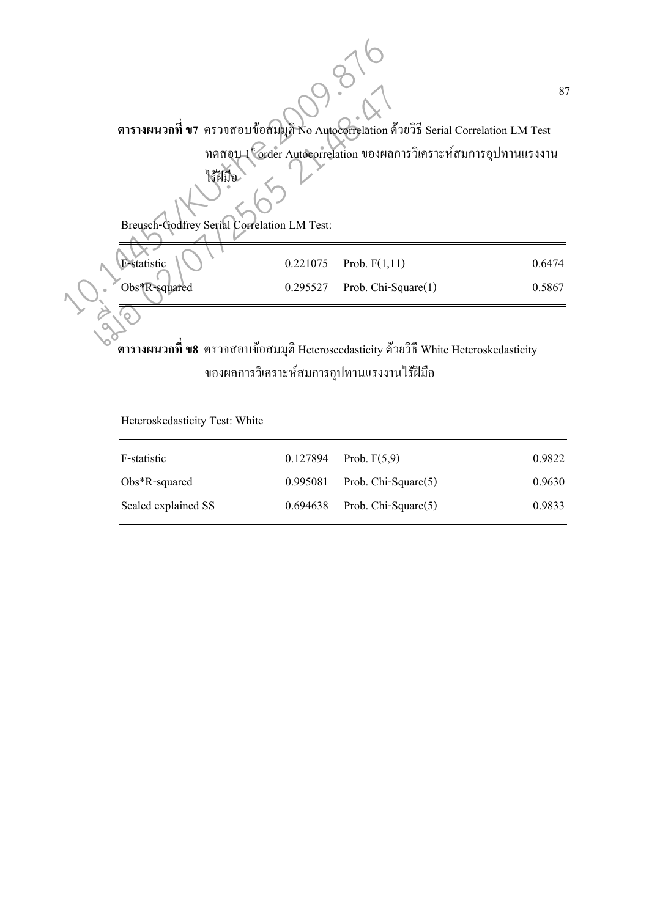**ตารางผนวกที่ ข7** ตรวจสอบข้อสมมุติ No Autocorrelation ด้วยวิธี Serial Correlation LM Test ทดสอบ 1[st] order Autocorrelation ของผลการวิเคราะห์สมการอุปทานแรงงานไร้ฝีมือ

Breusch-Godfrey Serial Correlation LM Test:

| | | | |
|---|---|---|---|
| F-statistic | 0.221075 | Prob. F(1,11) | 0.6474 |
| Obs*R-squared | 0.295527 | Prob. Chi-Square(1) | 0.5867 |

**ตารางผนวกที่ ข8** ตรวจสอบข้อสมมุติ Heteroscedasticity ด้วยวิธี White Heteroskedasticity ของผลการวิเคราะห์สมการอุปทานแรงงานไร้ฝีมือ

Heteroskedasticity Test: White

| | | | |
|---|---|---|---|
| F-statistic | 0.127894 | Prob. F(5,9) | 0.9822 |
| Obs*R-squared | 0.995081 | Prob. Chi-Square(5) | 0.9630 |
| Scaled explained SS | 0.694638 | Prob. Chi-Square(5) | 0.9833 |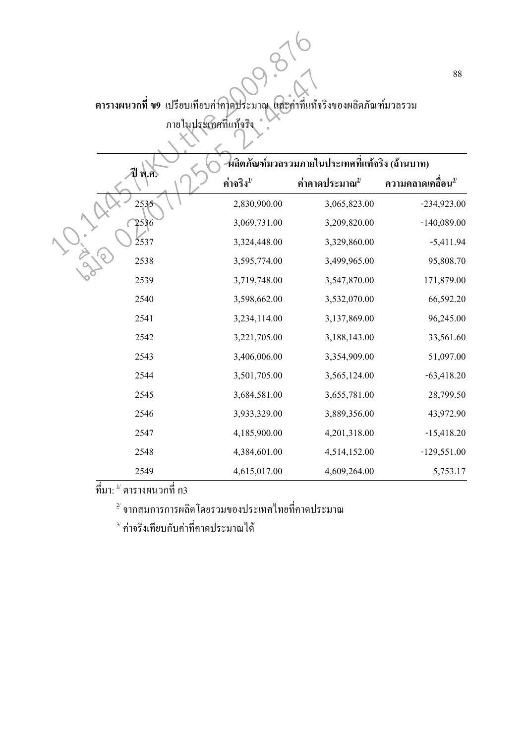**ตารางผนวกที่ ข9** เปรียบเทียบค่าคาดประมาณ และค่าที่แท้จริงของผลิตภัณฑ์มวลรวมภายในประเทศที่แท้จริง

| ปี พ.ศ. | ผลิตภัณฑ์มวลรวมภายในประเทศที่แท้จริง (ล้านบาท) | | |
|---|---|---|---|
| | ค่าจริง[1/] | ค่าคาดประมาณ[2/] | ความคลาดเคลื่อน[3/] |
| 2535 | 2,830,900.00 | 3,065,823.00 | -234,923.00 |
| 2536 | 3,069,731.00 | 3,209,820.00 | -140,089.00 |
| 2537 | 3,324,448.00 | 3,329,860.00 | -5,411.94 |
| 2538 | 3,595,774.00 | 3,499,965.00 | 95,808.70 |
| 2539 | 3,719,748.00 | 3,547,870.00 | 171,879.00 |
| 2540 | 3,598,662.00 | 3,532,070.00 | 66,592.20 |
| 2541 | 3,234,114.00 | 3,137,869.00 | 96,245.00 |
| 2542 | 3,221,705.00 | 3,188,143.00 | 33,561.60 |
| 2543 | 3,406,006.00 | 3,354,909.00 | 51,097.00 |
| 2544 | 3,501,705.00 | 3,565,124.00 | -63,418.20 |
| 2545 | 3,684,581.00 | 3,655,781.00 | 28,799.50 |
| 2546 | 3,933,329.00 | 3,889,356.00 | 43,972.90 |
| 2547 | 4,185,900.00 | 4,201,318.00 | -15,418.20 |
| 2548 | 4,384,601.00 | 4,514,152.00 | -129,551.00 |
| 2549 | 4,615,017.00 | 4,609,264.00 | 5,753.17 |

ที่มา: [1/] ตารางผนวกที่ ก3

[2/] จากสมการการผลิตโดยรวมของประเทศไทยที่คาดประมาณ

[3/] ค่าจริงเทียบกับค่าที่คาดประมาณได้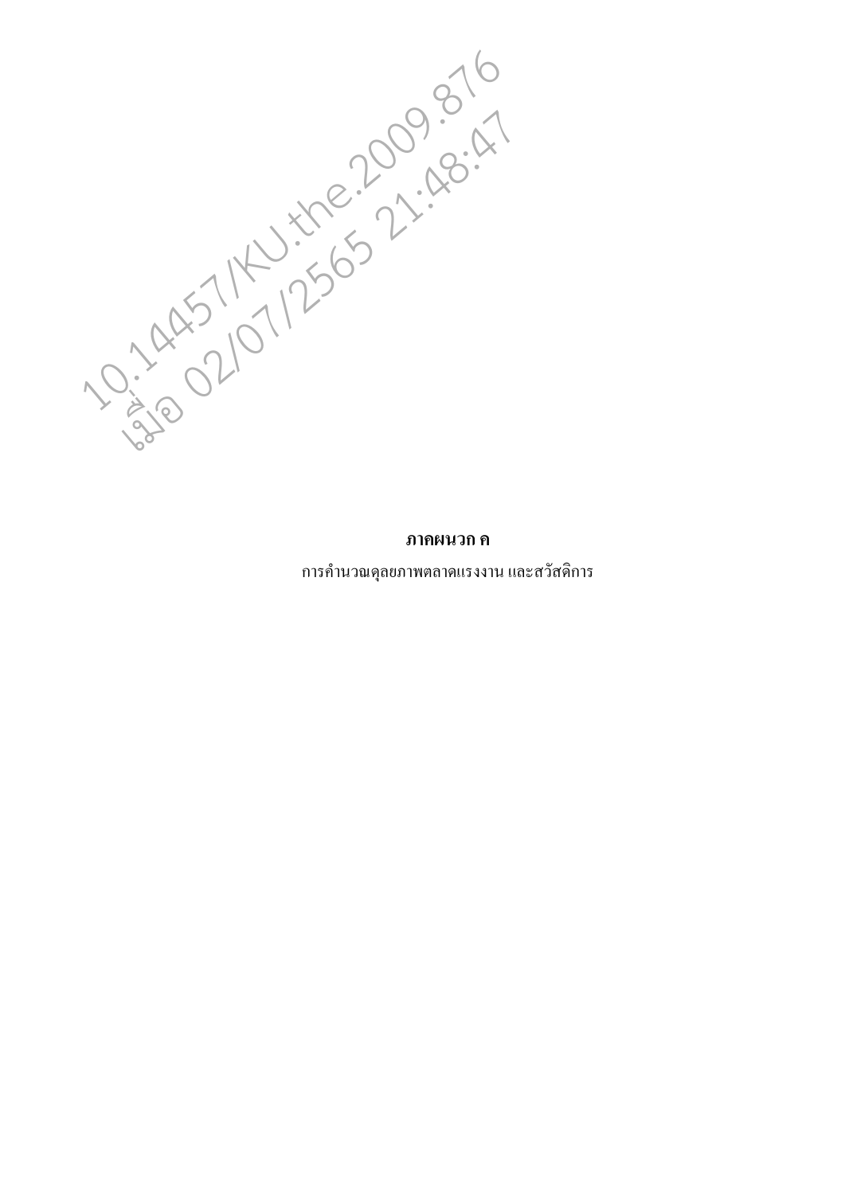**ภาคผนวก ค**

การคำนวณดุลยภาพตลาดแรงงาน และสวัสดิการ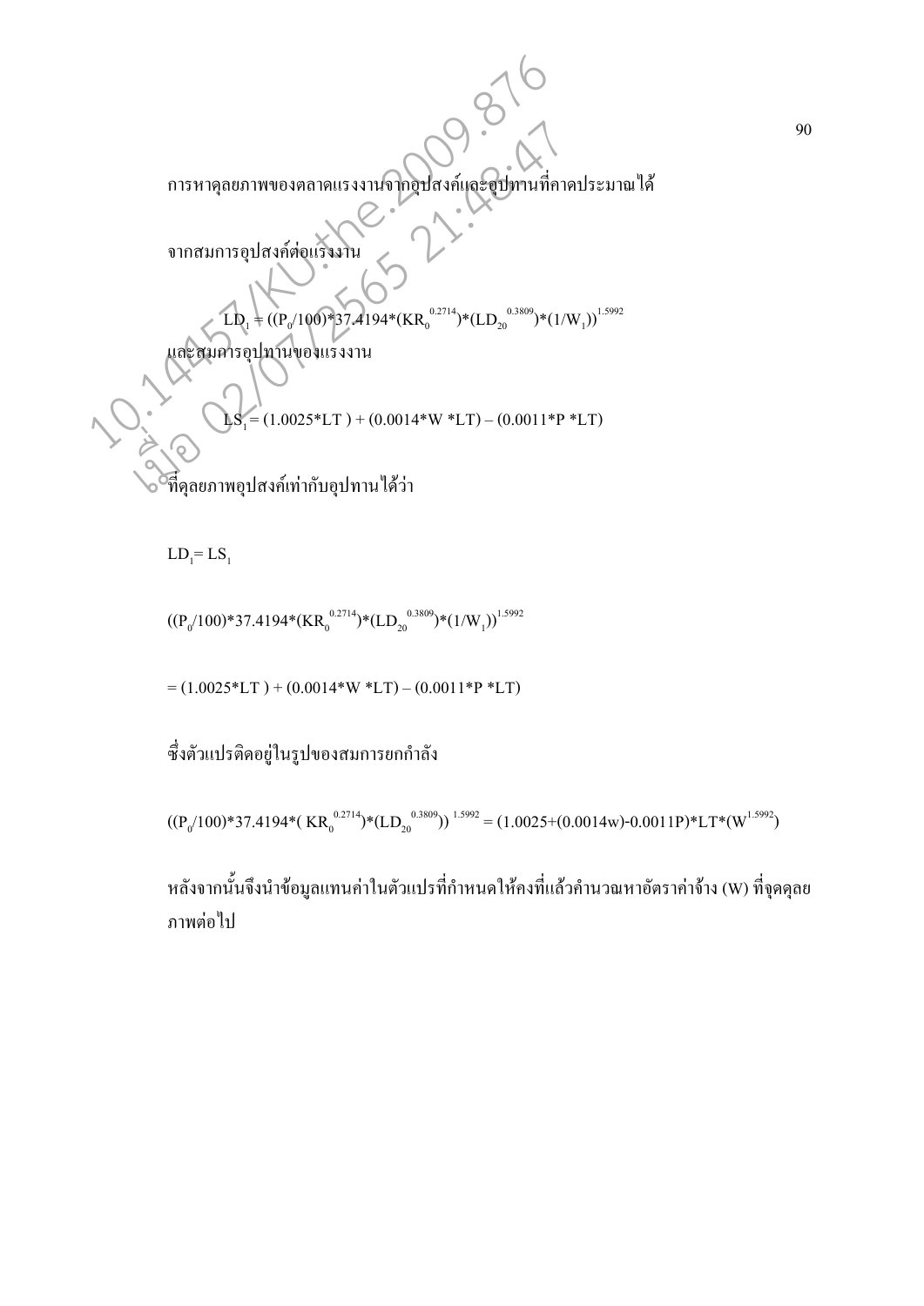การหาดุลยภาพของตลาดแรงงานจากอุปสงค์และอุปทานที่คาดประมาณได้

จากสมการอุปสงค์ต่อแรงงาน

$$LD_1 = ((P_0/100)*37.4194*(KR_0^{0.2714})*(LD_{20}^{0.3809})*(1/W_1))^{1.5992}$$

และสมการอุปทานของแรงงาน

$$LS_1 = (1.0025*LT) + (0.0014*W*LT) - (0.0011*P*LT)$$

ที่ดุลยภาพอุปสงค์เท่ากับอุปทานได้ว่า

$$LD_1 = LS_1$$

$$((P_0/100)*37.4194*(KR_0^{0.2714})*(LD_{20}^{0.3809})*(1/W_1))^{1.5992}$$

$$= (1.0025*LT) + (0.0014*W*LT) - (0.0011*P*LT)$$

ซึ่งตัวแปรติดอยู่ในรูปของสมการยกกำลัง

$$((P_0/100)*37.4194*(KR_0^{0.2714})*(LD_{20}^{0.3809}))^{1.5992} = (1.0025+(0.0014w)-0.0011P)*LT*(W^{1.5992})$$

หลังจากนั้นจึงนำข้อมูลแทนค่าในตัวแปรที่กำหนดให้คงที่แล้วคำนวณหาอัตราค่าจ้าง (W) ที่จุดดุลยภาพต่อไป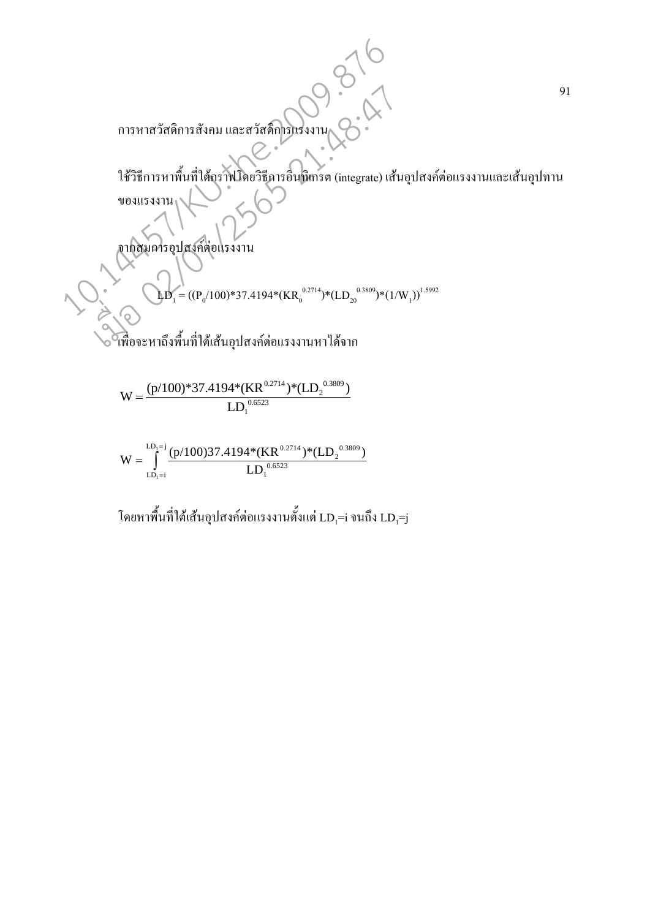การหาสวัสดิการสังคม และสวัสดิการแรงงาน

ใช้วิธีการหาพื้นที่ใต้กราฟโดยวิธีการอินทิเกรต (integrate) เส้นอุปสงค์ต่อแรงงานและเส้นอุปทานของแรงงาน

จากสมการอุปสงค์ต่อแรงงาน

$$LD_1 = ((P_0/100)*37.4194*(KR_0^{0.2714})*(LD_{20}^{0.3809})*(1/W_1))^{1.5992}$$

เพื่อจะหาถึงพื้นที่ใต้เส้นอุปสงค์ต่อแรงงานหาได้จาก

$$W = \frac{(p/100)*37.4194*(KR^{0.2714})*(LD_2^{0.3809})}{LD_1^{0.6523}}$$

$$W = \int_{LD_1=i}^{LD_1=j} \frac{(p/100)37.4194*(KR^{0.2714})*(LD_2^{0.3809})}{LD_1^{0.6523}}$$

โดยหาพื้นที่ใต้เส้นอุปสงค์ต่อแรงงานตั้งแต่ $LD_1$=i จนถึง $LD_1$=j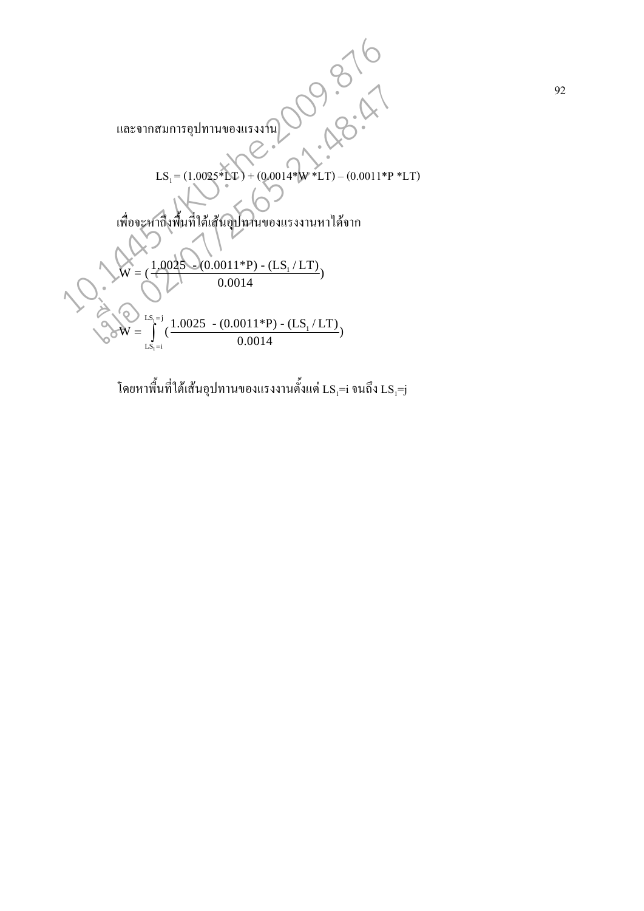และจากสมการอุปทานของแรงงาน

$$LS_1 = (1.0025*LT) + (0.0014*W*LT) - (0.0011*P*LT)$$

เพื่อจะหาถึงพื้นที่ใต้เส้นอุปทานของแรงงานหาได้จาก

$$W = \left(\frac{1.0025 - (0.0011*P) - (LS_1 / LT)}{0.0014}\right)$$

$$W = \int_{LS_1=i}^{LS_1=j} \left(\frac{1.0025 - (0.0011*P) - (LS_1 / LT)}{0.0014}\right)$$

โดยหาพื้นที่ใต้เส้นอุปทานของแรงงานตั้งแต่ $LS_1=i$ จนถึง $LS_1=j$